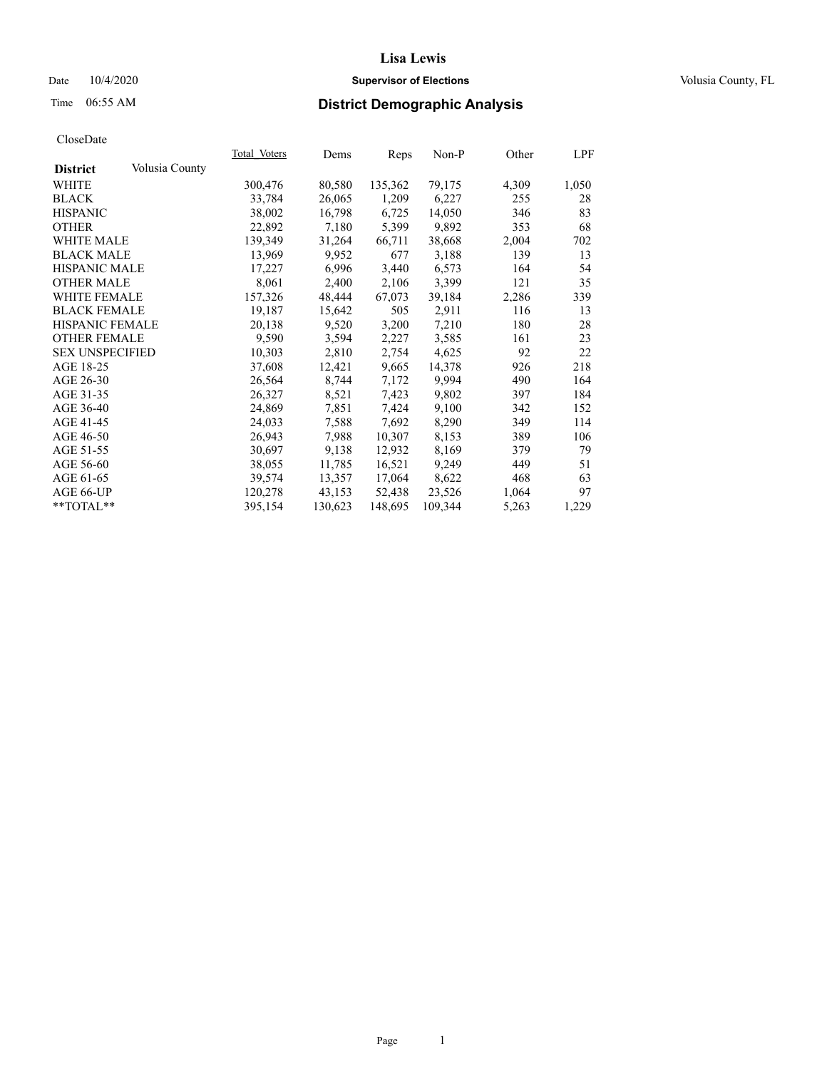# Lisa Lewis

Date 10/4/2020 **Supervisor of Elections** Volusia County, FL

Time 06:55 AM

## District Demographic Analysis

CloseDate

| District | Volusia County | Total_Voters | Dems | Reps | Non-P | Other | LPF |
|---|---|---|---|---|---|---|---|
| WHITE | | 300,476 | 80,580 | 135,362 | 79,175 | 4,309 | 1,050 |
| BLACK | | 33,784 | 26,065 | 1,209 | 6,227 | 255 | 28 |
| HISPANIC | | 38,002 | 16,798 | 6,725 | 14,050 | 346 | 83 |
| OTHER | | 22,892 | 7,180 | 5,399 | 9,892 | 353 | 68 |
| WHITE MALE | | 139,349 | 31,264 | 66,711 | 38,668 | 2,004 | 702 |
| BLACK MALE | | 13,969 | 9,952 | 677 | 3,188 | 139 | 13 |
| HISPANIC MALE | | 17,227 | 6,996 | 3,440 | 6,573 | 164 | 54 |
| OTHER MALE | | 8,061 | 2,400 | 2,106 | 3,399 | 121 | 35 |
| WHITE FEMALE | | 157,326 | 48,444 | 67,073 | 39,184 | 2,286 | 339 |
| BLACK FEMALE | | 19,187 | 15,642 | 505 | 2,911 | 116 | 13 |
| HISPANIC FEMALE | | 20,138 | 9,520 | 3,200 | 7,210 | 180 | 28 |
| OTHER FEMALE | | 9,590 | 3,594 | 2,227 | 3,585 | 161 | 23 |
| SEX UNSPECIFIED | | 10,303 | 2,810 | 2,754 | 4,625 | 92 | 22 |
| AGE 18-25 | | 37,608 | 12,421 | 9,665 | 14,378 | 926 | 218 |
| AGE 26-30 | | 26,564 | 8,744 | 7,172 | 9,994 | 490 | 164 |
| AGE 31-35 | | 26,327 | 8,521 | 7,423 | 9,802 | 397 | 184 |
| AGE 36-40 | | 24,869 | 7,851 | 7,424 | 9,100 | 342 | 152 |
| AGE 41-45 | | 24,033 | 7,588 | 7,692 | 8,290 | 349 | 114 |
| AGE 46-50 | | 26,943 | 7,988 | 10,307 | 8,153 | 389 | 106 |
| AGE 51-55 | | 30,697 | 9,138 | 12,932 | 8,169 | 379 | 79 |
| AGE 56-60 | | 38,055 | 11,785 | 16,521 | 9,249 | 449 | 51 |
| AGE 61-65 | | 39,574 | 13,357 | 17,064 | 8,622 | 468 | 63 |
| AGE 66-UP | | 120,278 | 43,153 | 52,438 | 23,526 | 1,064 | 97 |
| **TOTAL** | | 395,154 | 130,623 | 148,695 | 109,344 | 5,263 | 1,229 |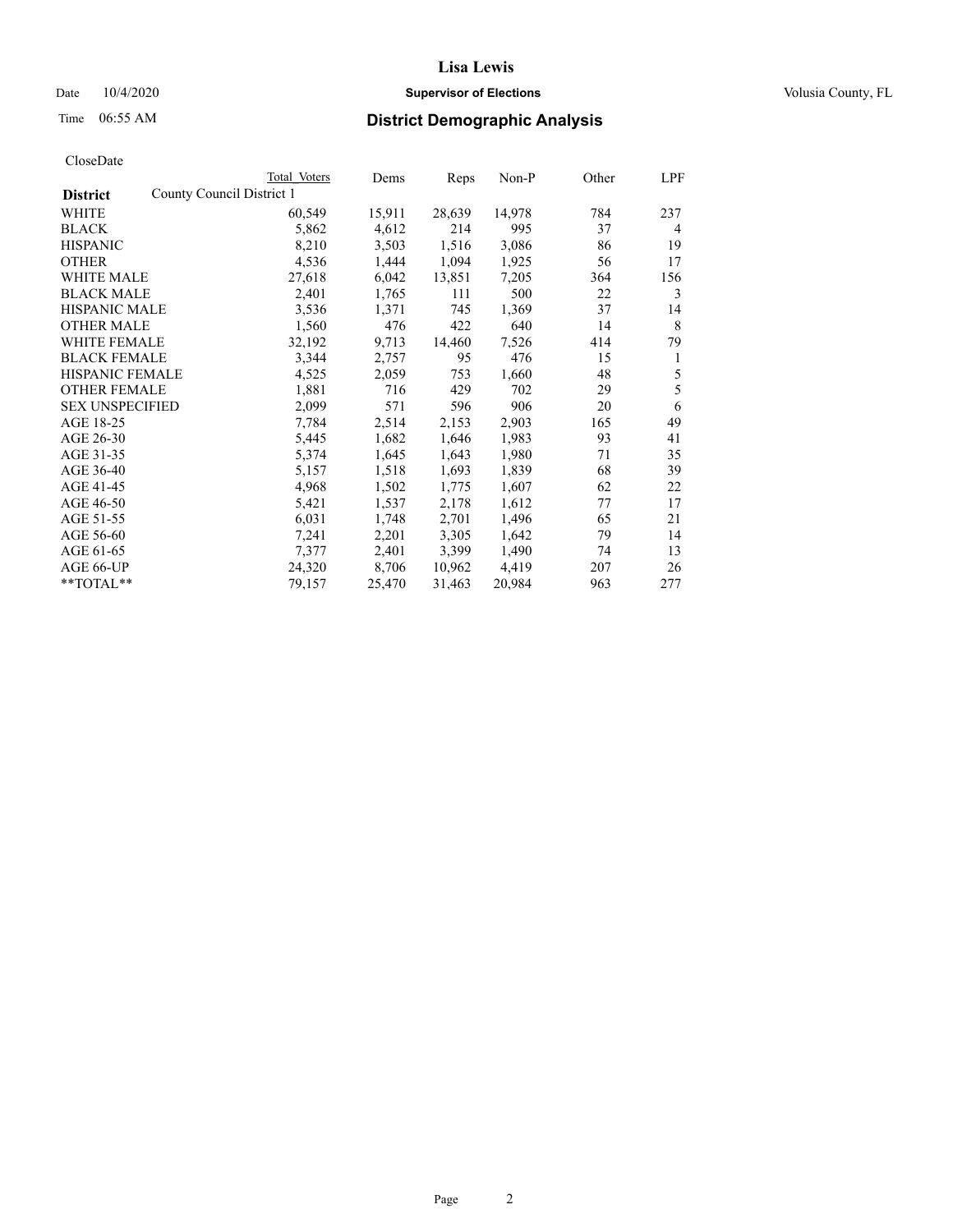# Lisa Lewis

Date 10/4/2020 **Supervisor of Elections** Volusia County, FL

Time 06:55 AM **District Demographic Analysis**

CloseDate

| District | Total Voters | Dems | Reps | Non-P | Other | LPF |
|---|---|---|---|---|---|---|
| County Council District 1 | | | | | | |
| WHITE | 60,549 | 15,911 | 28,639 | 14,978 | 784 | 237 |
| BLACK | 5,862 | 4,612 | 214 | 995 | 37 | 4 |
| HISPANIC | 8,210 | 3,503 | 1,516 | 3,086 | 86 | 19 |
| OTHER | 4,536 | 1,444 | 1,094 | 1,925 | 56 | 17 |
| WHITE MALE | 27,618 | 6,042 | 13,851 | 7,205 | 364 | 156 |
| BLACK MALE | 2,401 | 1,765 | 111 | 500 | 22 | 3 |
| HISPANIC MALE | 3,536 | 1,371 | 745 | 1,369 | 37 | 14 |
| OTHER MALE | 1,560 | 476 | 422 | 640 | 14 | 8 |
| WHITE FEMALE | 32,192 | 9,713 | 14,460 | 7,526 | 414 | 79 |
| BLACK FEMALE | 3,344 | 2,757 | 95 | 476 | 15 | 1 |
| HISPANIC FEMALE | 4,525 | 2,059 | 753 | 1,660 | 48 | 5 |
| OTHER FEMALE | 1,881 | 716 | 429 | 702 | 29 | 5 |
| SEX UNSPECIFIED | 2,099 | 571 | 596 | 906 | 20 | 6 |
| AGE 18-25 | 7,784 | 2,514 | 2,153 | 2,903 | 165 | 49 |
| AGE 26-30 | 5,445 | 1,682 | 1,646 | 1,983 | 93 | 41 |
| AGE 31-35 | 5,374 | 1,645 | 1,643 | 1,980 | 71 | 35 |
| AGE 36-40 | 5,157 | 1,518 | 1,693 | 1,839 | 68 | 39 |
| AGE 41-45 | 4,968 | 1,502 | 1,775 | 1,607 | 62 | 22 |
| AGE 46-50 | 5,421 | 1,537 | 2,178 | 1,612 | 77 | 17 |
| AGE 51-55 | 6,031 | 1,748 | 2,701 | 1,496 | 65 | 21 |
| AGE 56-60 | 7,241 | 2,201 | 3,305 | 1,642 | 79 | 14 |
| AGE 61-65 | 7,377 | 2,401 | 3,399 | 1,490 | 74 | 13 |
| AGE 66-UP | 24,320 | 8,706 | 10,962 | 4,419 | 207 | 26 |
| **TOTAL** | 79,157 | 25,470 | 31,463 | 20,984 | 963 | 277 |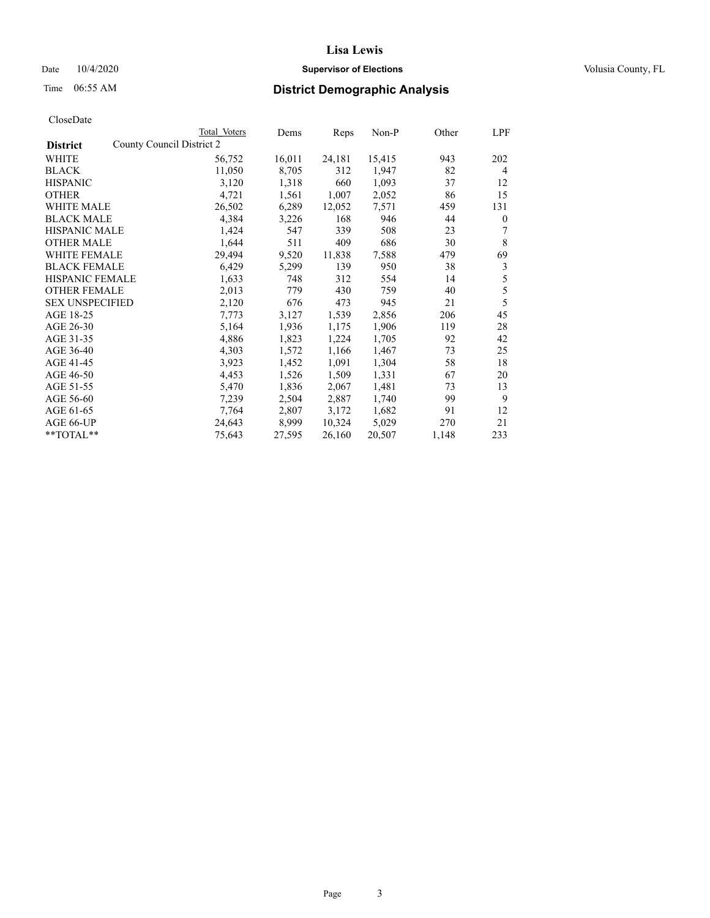# Lisa Lewis

Date 10/4/2020 **Supervisor of Elections** Volusia County, FL

Time 06:55 AM **District Demographic Analysis**

CloseDate

| District | Total Voters | Dems | Reps | Non-P | Other | LPF |
|---|---|---|---|---|---|---|
| County Council District 2 | | | | | | |
| WHITE | 56,752 | 16,011 | 24,181 | 15,415 | 943 | 202 |
| BLACK | 11,050 | 8,705 | 312 | 1,947 | 82 | 4 |
| HISPANIC | 3,120 | 1,318 | 660 | 1,093 | 37 | 12 |
| OTHER | 4,721 | 1,561 | 1,007 | 2,052 | 86 | 15 |
| WHITE MALE | 26,502 | 6,289 | 12,052 | 7,571 | 459 | 131 |
| BLACK MALE | 4,384 | 3,226 | 168 | 946 | 44 | 0 |
| HISPANIC MALE | 1,424 | 547 | 339 | 508 | 23 | 7 |
| OTHER MALE | 1,644 | 511 | 409 | 686 | 30 | 8 |
| WHITE FEMALE | 29,494 | 9,520 | 11,838 | 7,588 | 479 | 69 |
| BLACK FEMALE | 6,429 | 5,299 | 139 | 950 | 38 | 3 |
| HISPANIC FEMALE | 1,633 | 748 | 312 | 554 | 14 | 5 |
| OTHER FEMALE | 2,013 | 779 | 430 | 759 | 40 | 5 |
| SEX UNSPECIFIED | 2,120 | 676 | 473 | 945 | 21 | 5 |
| AGE 18-25 | 7,773 | 3,127 | 1,539 | 2,856 | 206 | 45 |
| AGE 26-30 | 5,164 | 1,936 | 1,175 | 1,906 | 119 | 28 |
| AGE 31-35 | 4,886 | 1,823 | 1,224 | 1,705 | 92 | 42 |
| AGE 36-40 | 4,303 | 1,572 | 1,166 | 1,467 | 73 | 25 |
| AGE 41-45 | 3,923 | 1,452 | 1,091 | 1,304 | 58 | 18 |
| AGE 46-50 | 4,453 | 1,526 | 1,509 | 1,331 | 67 | 20 |
| AGE 51-55 | 5,470 | 1,836 | 2,067 | 1,481 | 73 | 13 |
| AGE 56-60 | 7,239 | 2,504 | 2,887 | 1,740 | 99 | 9 |
| AGE 61-65 | 7,764 | 2,807 | 3,172 | 1,682 | 91 | 12 |
| AGE 66-UP | 24,643 | 8,999 | 10,324 | 5,029 | 270 | 21 |
| **TOTAL** | 75,643 | 27,595 | 26,160 | 20,507 | 1,148 | 233 |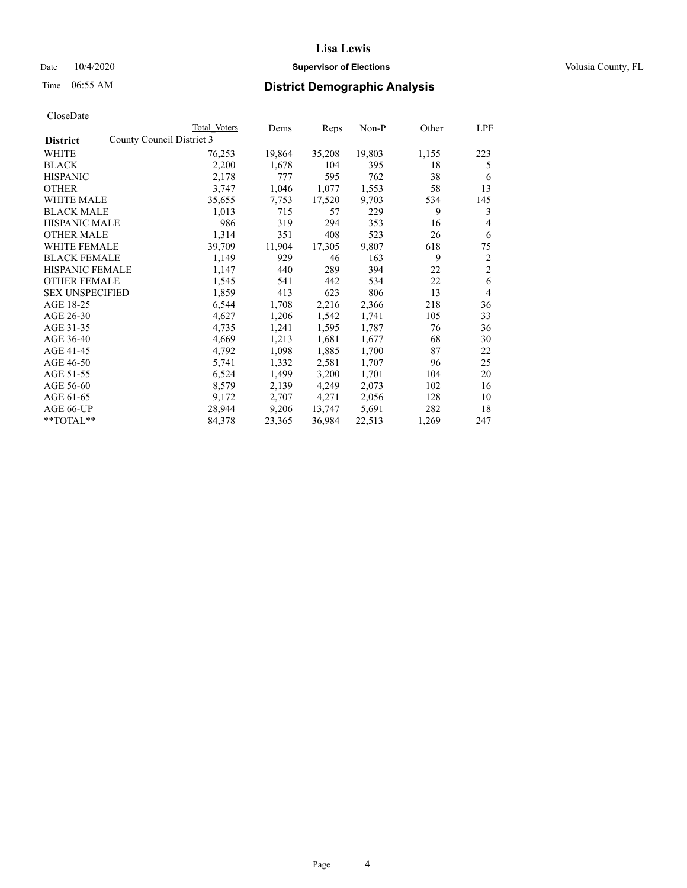# Lisa Lewis

Date 10/4/2020 **Supervisor of Elections** Volusia County, FL

Time 06:55 AM **District Demographic Analysis**

CloseDate

| District | Total Voters | Dems | Reps | Non-P | Other | LPF |
|---|---|---|---|---|---|---|
| County Council District 3 | | | | | | |
| WHITE | 76,253 | 19,864 | 35,208 | 19,803 | 1,155 | 223 |
| BLACK | 2,200 | 1,678 | 104 | 395 | 18 | 5 |
| HISPANIC | 2,178 | 777 | 595 | 762 | 38 | 6 |
| OTHER | 3,747 | 1,046 | 1,077 | 1,553 | 58 | 13 |
| WHITE MALE | 35,655 | 7,753 | 17,520 | 9,703 | 534 | 145 |
| BLACK MALE | 1,013 | 715 | 57 | 229 | 9 | 3 |
| HISPANIC MALE | 986 | 319 | 294 | 353 | 16 | 4 |
| OTHER MALE | 1,314 | 351 | 408 | 523 | 26 | 6 |
| WHITE FEMALE | 39,709 | 11,904 | 17,305 | 9,807 | 618 | 75 |
| BLACK FEMALE | 1,149 | 929 | 46 | 163 | 9 | 2 |
| HISPANIC FEMALE | 1,147 | 440 | 289 | 394 | 22 | 2 |
| OTHER FEMALE | 1,545 | 541 | 442 | 534 | 22 | 6 |
| SEX UNSPECIFIED | 1,859 | 413 | 623 | 806 | 13 | 4 |
| AGE 18-25 | 6,544 | 1,708 | 2,216 | 2,366 | 218 | 36 |
| AGE 26-30 | 4,627 | 1,206 | 1,542 | 1,741 | 105 | 33 |
| AGE 31-35 | 4,735 | 1,241 | 1,595 | 1,787 | 76 | 36 |
| AGE 36-40 | 4,669 | 1,213 | 1,681 | 1,677 | 68 | 30 |
| AGE 41-45 | 4,792 | 1,098 | 1,885 | 1,700 | 87 | 22 |
| AGE 46-50 | 5,741 | 1,332 | 2,581 | 1,707 | 96 | 25 |
| AGE 51-55 | 6,524 | 1,499 | 3,200 | 1,701 | 104 | 20 |
| AGE 56-60 | 8,579 | 2,139 | 4,249 | 2,073 | 102 | 16 |
| AGE 61-65 | 9,172 | 2,707 | 4,271 | 2,056 | 128 | 10 |
| AGE 66-UP | 28,944 | 9,206 | 13,747 | 5,691 | 282 | 18 |
| **TOTAL** | 84,378 | 23,365 | 36,984 | 22,513 | 1,269 | 247 |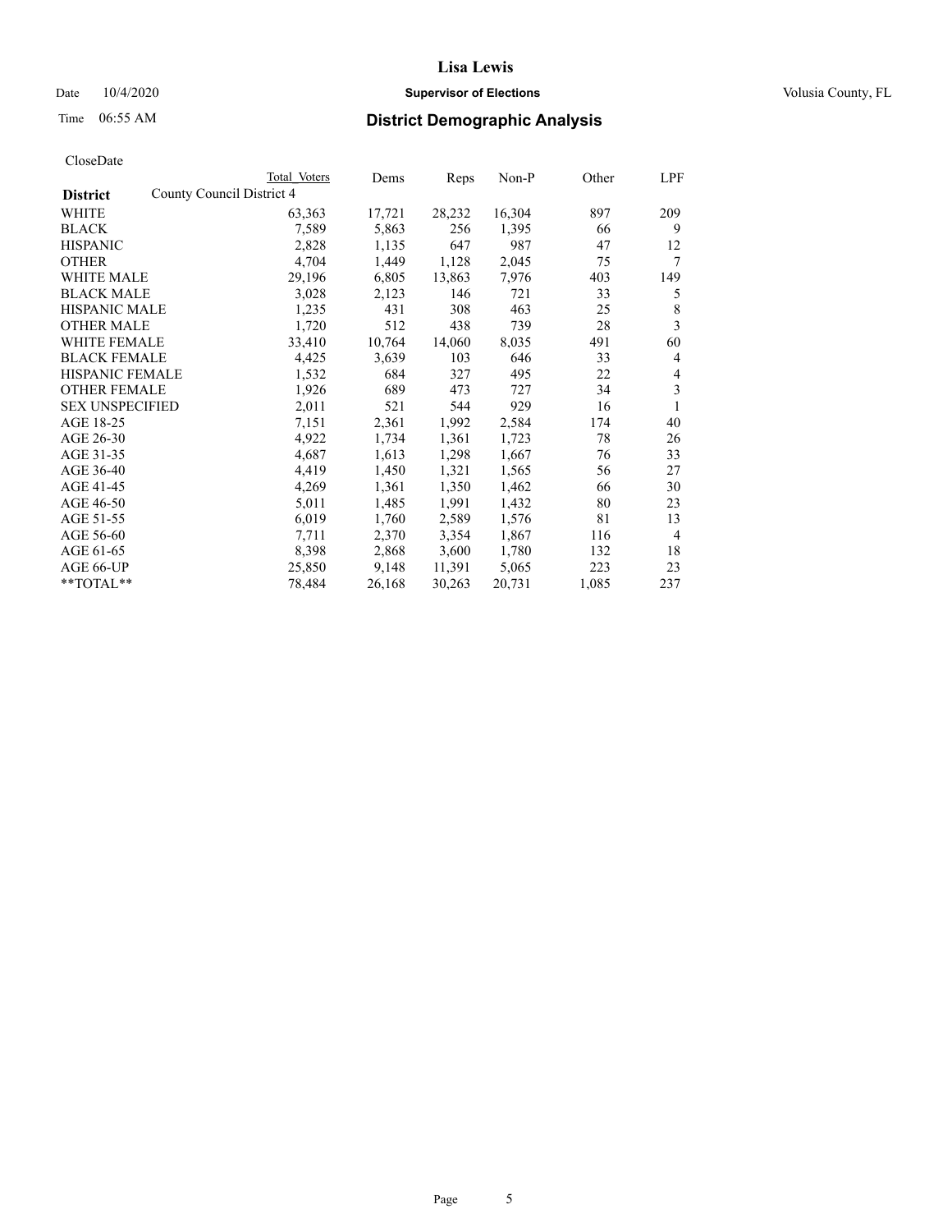# Lisa Lewis

Date 10/4/2020 **Supervisor of Elections** Volusia County, FL

Time 06:55 AM **District Demographic Analysis**

CloseDate

| District | Total Voters | Dems | Reps | Non-P | Other | LPF |
|---|---|---|---|---|---|---|
| County Council District 4 | | | | | | |
| WHITE | 63,363 | 17,721 | 28,232 | 16,304 | 897 | 209 |
| BLACK | 7,589 | 5,863 | 256 | 1,395 | 66 | 9 |
| HISPANIC | 2,828 | 1,135 | 647 | 987 | 47 | 12 |
| OTHER | 4,704 | 1,449 | 1,128 | 2,045 | 75 | 7 |
| WHITE MALE | 29,196 | 6,805 | 13,863 | 7,976 | 403 | 149 |
| BLACK MALE | 3,028 | 2,123 | 146 | 721 | 33 | 5 |
| HISPANIC MALE | 1,235 | 431 | 308 | 463 | 25 | 8 |
| OTHER MALE | 1,720 | 512 | 438 | 739 | 28 | 3 |
| WHITE FEMALE | 33,410 | 10,764 | 14,060 | 8,035 | 491 | 60 |
| BLACK FEMALE | 4,425 | 3,639 | 103 | 646 | 33 | 4 |
| HISPANIC FEMALE | 1,532 | 684 | 327 | 495 | 22 | 4 |
| OTHER FEMALE | 1,926 | 689 | 473 | 727 | 34 | 3 |
| SEX UNSPECIFIED | 2,011 | 521 | 544 | 929 | 16 | 1 |
| AGE 18-25 | 7,151 | 2,361 | 1,992 | 2,584 | 174 | 40 |
| AGE 26-30 | 4,922 | 1,734 | 1,361 | 1,723 | 78 | 26 |
| AGE 31-35 | 4,687 | 1,613 | 1,298 | 1,667 | 76 | 33 |
| AGE 36-40 | 4,419 | 1,450 | 1,321 | 1,565 | 56 | 27 |
| AGE 41-45 | 4,269 | 1,361 | 1,350 | 1,462 | 66 | 30 |
| AGE 46-50 | 5,011 | 1,485 | 1,991 | 1,432 | 80 | 23 |
| AGE 51-55 | 6,019 | 1,760 | 2,589 | 1,576 | 81 | 13 |
| AGE 56-60 | 7,711 | 2,370 | 3,354 | 1,867 | 116 | 4 |
| AGE 61-65 | 8,398 | 2,868 | 3,600 | 1,780 | 132 | 18 |
| AGE 66-UP | 25,850 | 9,148 | 11,391 | 5,065 | 223 | 23 |
| **TOTAL** | 78,484 | 26,168 | 30,263 | 20,731 | 1,085 | 237 |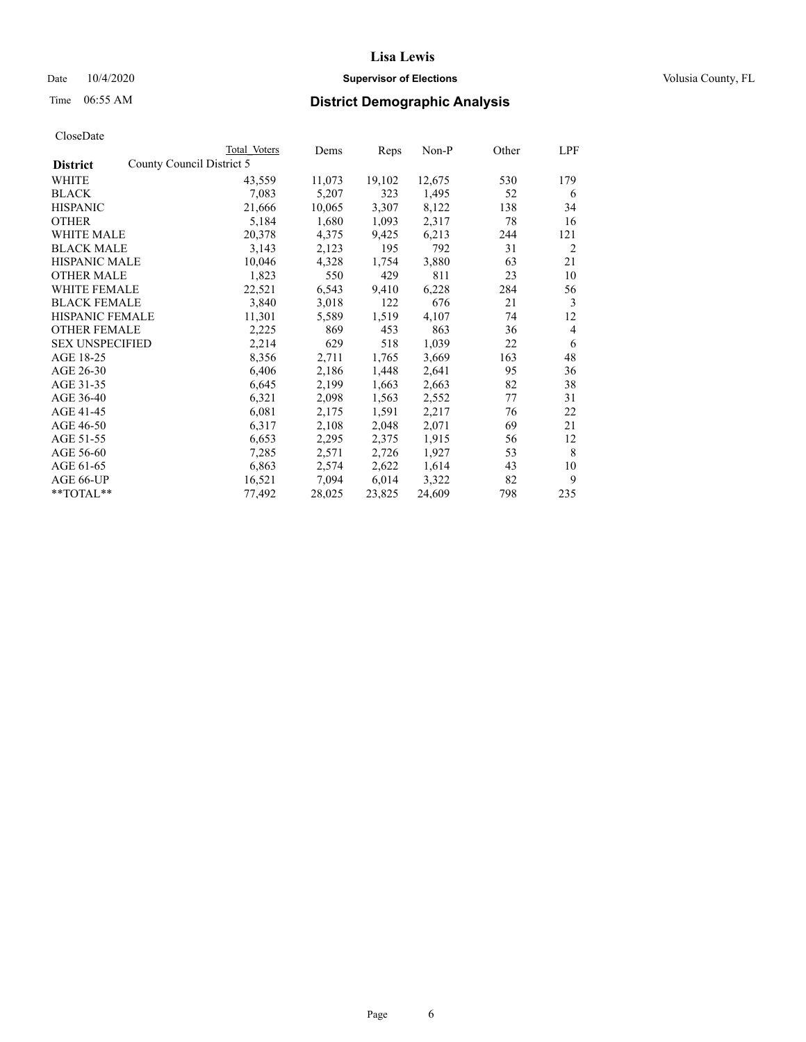**Lisa Lewis**

Date 10/4/2020 **Supervisor of Elections** Volusia County, FL

Time 06:55 AM **District Demographic Analysis**

CloseDate

| District | Total Voters | Dems | Reps | Non-P | Other | LPF |
|---|---|---|---|---|---|---|
| County Council District 5 | | | | | | |
| WHITE | 43,559 | 11,073 | 19,102 | 12,675 | 530 | 179 |
| BLACK | 7,083 | 5,207 | 323 | 1,495 | 52 | 6 |
| HISPANIC | 21,666 | 10,065 | 3,307 | 8,122 | 138 | 34 |
| OTHER | 5,184 | 1,680 | 1,093 | 2,317 | 78 | 16 |
| WHITE MALE | 20,378 | 4,375 | 9,425 | 6,213 | 244 | 121 |
| BLACK MALE | 3,143 | 2,123 | 195 | 792 | 31 | 2 |
| HISPANIC MALE | 10,046 | 4,328 | 1,754 | 3,880 | 63 | 21 |
| OTHER MALE | 1,823 | 550 | 429 | 811 | 23 | 10 |
| WHITE FEMALE | 22,521 | 6,543 | 9,410 | 6,228 | 284 | 56 |
| BLACK FEMALE | 3,840 | 3,018 | 122 | 676 | 21 | 3 |
| HISPANIC FEMALE | 11,301 | 5,589 | 1,519 | 4,107 | 74 | 12 |
| OTHER FEMALE | 2,225 | 869 | 453 | 863 | 36 | 4 |
| SEX UNSPECIFIED | 2,214 | 629 | 518 | 1,039 | 22 | 6 |
| AGE 18-25 | 8,356 | 2,711 | 1,765 | 3,669 | 163 | 48 |
| AGE 26-30 | 6,406 | 2,186 | 1,448 | 2,641 | 95 | 36 |
| AGE 31-35 | 6,645 | 2,199 | 1,663 | 2,663 | 82 | 38 |
| AGE 36-40 | 6,321 | 2,098 | 1,563 | 2,552 | 77 | 31 |
| AGE 41-45 | 6,081 | 2,175 | 1,591 | 2,217 | 76 | 22 |
| AGE 46-50 | 6,317 | 2,108 | 2,048 | 2,071 | 69 | 21 |
| AGE 51-55 | 6,653 | 2,295 | 2,375 | 1,915 | 56 | 12 |
| AGE 56-60 | 7,285 | 2,571 | 2,726 | 1,927 | 53 | 8 |
| AGE 61-65 | 6,863 | 2,574 | 2,622 | 1,614 | 43 | 10 |
| AGE 66-UP | 16,521 | 7,094 | 6,014 | 3,322 | 82 | 9 |
| **TOTAL** | 77,492 | 28,025 | 23,825 | 24,609 | 798 | 235 |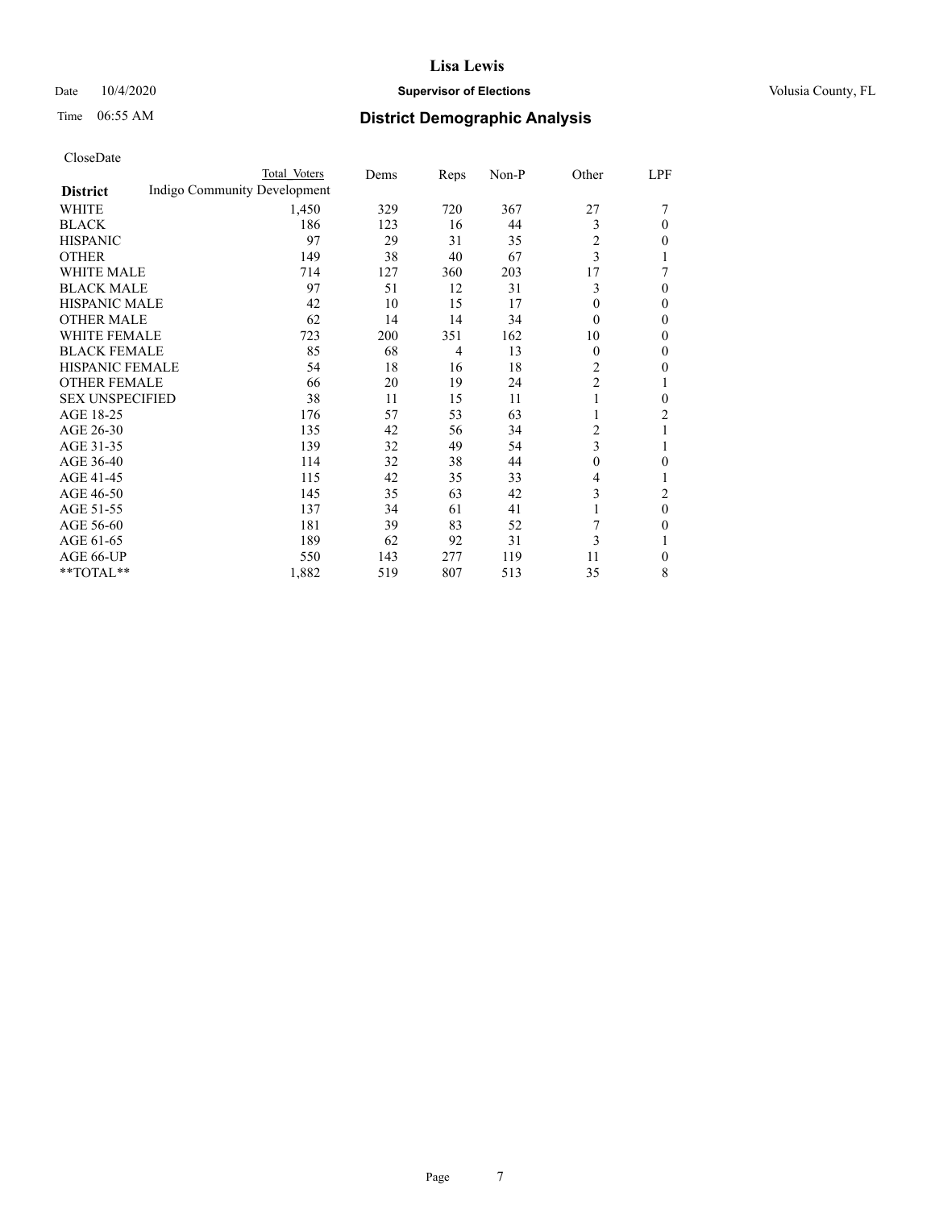Lisa Lewis

Date 10/4/2020 **Supervisor of Elections** Volusia County, FL

Time 06:55 AM **District Demographic Analysis**

CloseDate

| District | Total Voters | Dems | Reps | Non-P | Other | LPF |
|---|---|---|---|---|---|---|
| Indigo Community Development | | | | | | |
| WHITE | 1,450 | 329 | 720 | 367 | 27 | 7 |
| BLACK | 186 | 123 | 16 | 44 | 3 | 0 |
| HISPANIC | 97 | 29 | 31 | 35 | 2 | 0 |
| OTHER | 149 | 38 | 40 | 67 | 3 | 1 |
| WHITE MALE | 714 | 127 | 360 | 203 | 17 | 7 |
| BLACK MALE | 97 | 51 | 12 | 31 | 3 | 0 |
| HISPANIC MALE | 42 | 10 | 15 | 17 | 0 | 0 |
| OTHER MALE | 62 | 14 | 14 | 34 | 0 | 0 |
| WHITE FEMALE | 723 | 200 | 351 | 162 | 10 | 0 |
| BLACK FEMALE | 85 | 68 | 4 | 13 | 0 | 0 |
| HISPANIC FEMALE | 54 | 18 | 16 | 18 | 2 | 0 |
| OTHER FEMALE | 66 | 20 | 19 | 24 | 2 | 1 |
| SEX UNSPECIFIED | 38 | 11 | 15 | 11 | 1 | 0 |
| AGE 18-25 | 176 | 57 | 53 | 63 | 1 | 2 |
| AGE 26-30 | 135 | 42 | 56 | 34 | 2 | 1 |
| AGE 31-35 | 139 | 32 | 49 | 54 | 3 | 1 |
| AGE 36-40 | 114 | 32 | 38 | 44 | 0 | 0 |
| AGE 41-45 | 115 | 42 | 35 | 33 | 4 | 1 |
| AGE 46-50 | 145 | 35 | 63 | 42 | 3 | 2 |
| AGE 51-55 | 137 | 34 | 61 | 41 | 1 | 0 |
| AGE 56-60 | 181 | 39 | 83 | 52 | 7 | 0 |
| AGE 61-65 | 189 | 62 | 92 | 31 | 3 | 1 |
| AGE 66-UP | 550 | 143 | 277 | 119 | 11 | 0 |
| **TOTAL** | 1,882 | 519 | 807 | 513 | 35 | 8 |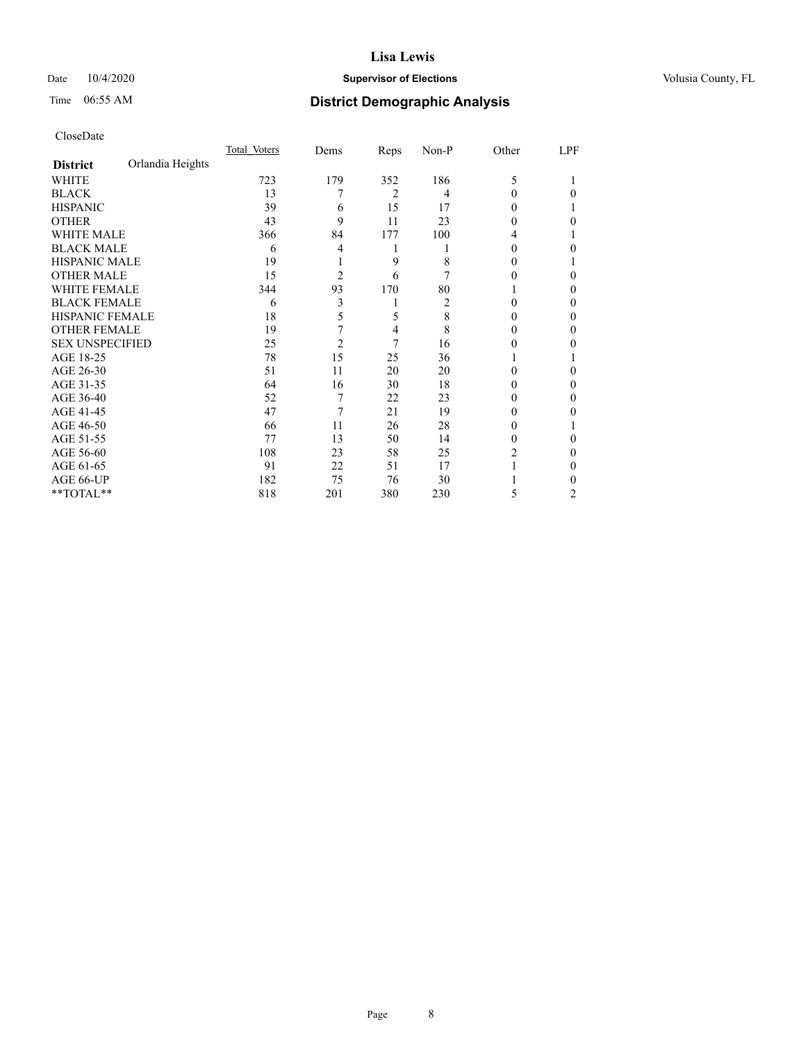CloseDate

| District | Orlandia Heights | Total_Voters | Dems | Reps | Non-P | Other | LPF |
|---|---|---|---|---|---|---|---|
| WHITE | | 723 | 179 | 352 | 186 | 5 | 1 |
| BLACK | | 13 | 7 | 2 | 4 | 0 | 0 |
| HISPANIC | | 39 | 6 | 15 | 17 | 0 | 1 |
| OTHER | | 43 | 9 | 11 | 23 | 0 | 0 |
| WHITE MALE | | 366 | 84 | 177 | 100 | 4 | 1 |
| BLACK MALE | | 6 | 4 | 1 | 1 | 0 | 0 |
| HISPANIC MALE | | 19 | 1 | 9 | 8 | 0 | 1 |
| OTHER MALE | | 15 | 2 | 6 | 7 | 0 | 0 |
| WHITE FEMALE | | 344 | 93 | 170 | 80 | 1 | 0 |
| BLACK FEMALE | | 6 | 3 | 1 | 2 | 0 | 0 |
| HISPANIC FEMALE | | 18 | 5 | 5 | 8 | 0 | 0 |
| OTHER FEMALE | | 19 | 7 | 4 | 8 | 0 | 0 |
| SEX UNSPECIFIED | | 25 | 2 | 7 | 16 | 0 | 0 |
| AGE 18-25 | | 78 | 15 | 25 | 36 | 1 | 1 |
| AGE 26-30 | | 51 | 11 | 20 | 20 | 0 | 0 |
| AGE 31-35 | | 64 | 16 | 30 | 18 | 0 | 0 |
| AGE 36-40 | | 52 | 7 | 22 | 23 | 0 | 0 |
| AGE 41-45 | | 47 | 7 | 21 | 19 | 0 | 0 |
| AGE 46-50 | | 66 | 11 | 26 | 28 | 0 | 1 |
| AGE 51-55 | | 77 | 13 | 50 | 14 | 0 | 0 |
| AGE 56-60 | | 108 | 23 | 58 | 25 | 2 | 0 |
| AGE 61-65 | | 91 | 22 | 51 | 17 | 1 | 0 |
| AGE 66-UP | | 182 | 75 | 76 | 30 | 1 | 0 |
| **TOTAL** | | 818 | 201 | 380 | 230 | 5 | 2 |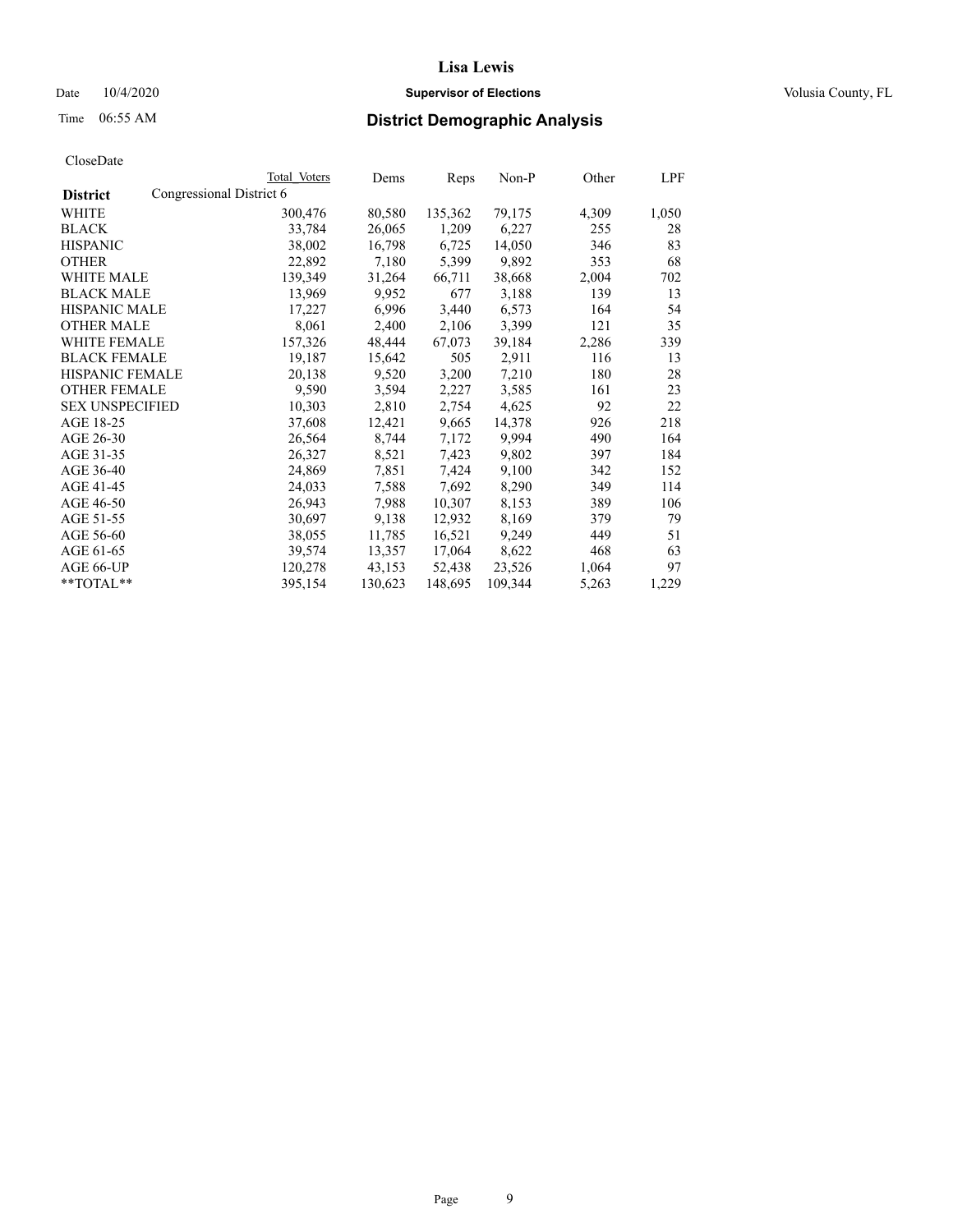Lisa Lewis

Date 10/4/2020 **Supervisor of Elections** Volusia County, FL

Time 06:55 AM **District Demographic Analysis**

CloseDate

| **District** | Congressional District 6 Total Voters | Dems | Reps | Non-P | Other | LPF |
|---|---|---|---|---|---|---|
| WHITE | 300,476 | 80,580 | 135,362 | 79,175 | 4,309 | 1,050 |
| BLACK | 33,784 | 26,065 | 1,209 | 6,227 | 255 | 28 |
| HISPANIC | 38,002 | 16,798 | 6,725 | 14,050 | 346 | 83 |
| OTHER | 22,892 | 7,180 | 5,399 | 9,892 | 353 | 68 |
| WHITE MALE | 139,349 | 31,264 | 66,711 | 38,668 | 2,004 | 702 |
| BLACK MALE | 13,969 | 9,952 | 677 | 3,188 | 139 | 13 |
| HISPANIC MALE | 17,227 | 6,996 | 3,440 | 6,573 | 164 | 54 |
| OTHER MALE | 8,061 | 2,400 | 2,106 | 3,399 | 121 | 35 |
| WHITE FEMALE | 157,326 | 48,444 | 67,073 | 39,184 | 2,286 | 339 |
| BLACK FEMALE | 19,187 | 15,642 | 505 | 2,911 | 116 | 13 |
| HISPANIC FEMALE | 20,138 | 9,520 | 3,200 | 7,210 | 180 | 28 |
| OTHER FEMALE | 9,590 | 3,594 | 2,227 | 3,585 | 161 | 23 |
| SEX UNSPECIFIED | 10,303 | 2,810 | 2,754 | 4,625 | 92 | 22 |
| AGE 18-25 | 37,608 | 12,421 | 9,665 | 14,378 | 926 | 218 |
| AGE 26-30 | 26,564 | 8,744 | 7,172 | 9,994 | 490 | 164 |
| AGE 31-35 | 26,327 | 8,521 | 7,423 | 9,802 | 397 | 184 |
| AGE 36-40 | 24,869 | 7,851 | 7,424 | 9,100 | 342 | 152 |
| AGE 41-45 | 24,033 | 7,588 | 7,692 | 8,290 | 349 | 114 |
| AGE 46-50 | 26,943 | 7,988 | 10,307 | 8,153 | 389 | 106 |
| AGE 51-55 | 30,697 | 9,138 | 12,932 | 8,169 | 379 | 79 |
| AGE 56-60 | 38,055 | 11,785 | 16,521 | 9,249 | 449 | 51 |
| AGE 61-65 | 39,574 | 13,357 | 17,064 | 8,622 | 468 | 63 |
| AGE 66-UP | 120,278 | 43,153 | 52,438 | 23,526 | 1,064 | 97 |
| **TOTAL** | 395,154 | 130,623 | 148,695 | 109,344 | 5,263 | 1,229 |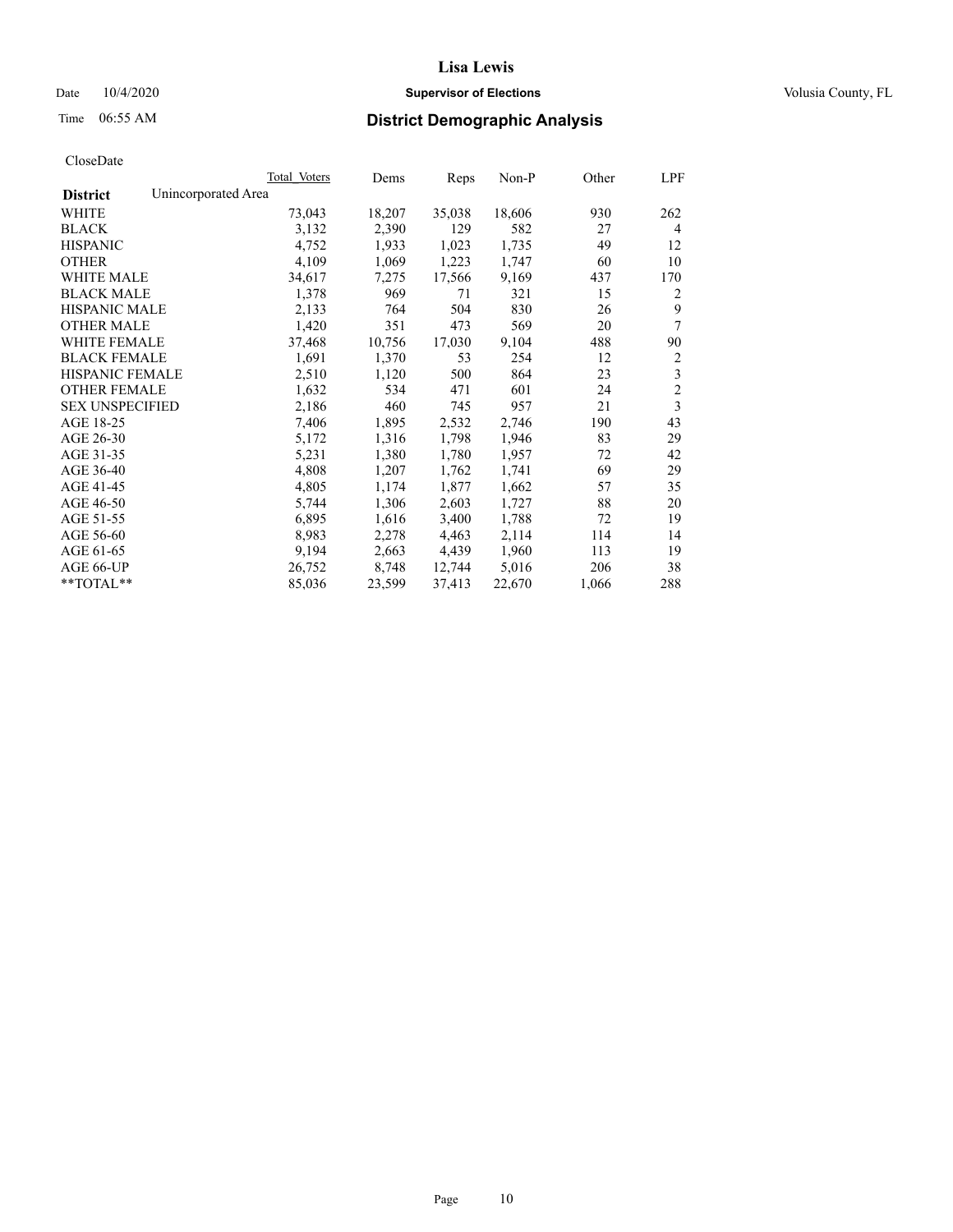# Lisa Lewis

Date 10/4/2020 **Supervisor of Elections** Volusia County, FL

Time 06:55 AM **District Demographic Analysis**

CloseDate

| District: Unincorporated Area | Total Voters | Dems | Reps | Non-P | Other | LPF |
|---|---|---|---|---|---|---|
| WHITE | 73,043 | 18,207 | 35,038 | 18,606 | 930 | 262 |
| BLACK | 3,132 | 2,390 | 129 | 582 | 27 | 4 |
| HISPANIC | 4,752 | 1,933 | 1,023 | 1,735 | 49 | 12 |
| OTHER | 4,109 | 1,069 | 1,223 | 1,747 | 60 | 10 |
| WHITE MALE | 34,617 | 7,275 | 17,566 | 9,169 | 437 | 170 |
| BLACK MALE | 1,378 | 969 | 71 | 321 | 15 | 2 |
| HISPANIC MALE | 2,133 | 764 | 504 | 830 | 26 | 9 |
| OTHER MALE | 1,420 | 351 | 473 | 569 | 20 | 7 |
| WHITE FEMALE | 37,468 | 10,756 | 17,030 | 9,104 | 488 | 90 |
| BLACK FEMALE | 1,691 | 1,370 | 53 | 254 | 12 | 2 |
| HISPANIC FEMALE | 2,510 | 1,120 | 500 | 864 | 23 | 3 |
| OTHER FEMALE | 1,632 | 534 | 471 | 601 | 24 | 2 |
| SEX UNSPECIFIED | 2,186 | 460 | 745 | 957 | 21 | 3 |
| AGE 18-25 | 7,406 | 1,895 | 2,532 | 2,746 | 190 | 43 |
| AGE 26-30 | 5,172 | 1,316 | 1,798 | 1,946 | 83 | 29 |
| AGE 31-35 | 5,231 | 1,380 | 1,780 | 1,957 | 72 | 42 |
| AGE 36-40 | 4,808 | 1,207 | 1,762 | 1,741 | 69 | 29 |
| AGE 41-45 | 4,805 | 1,174 | 1,877 | 1,662 | 57 | 35 |
| AGE 46-50 | 5,744 | 1,306 | 2,603 | 1,727 | 88 | 20 |
| AGE 51-55 | 6,895 | 1,616 | 3,400 | 1,788 | 72 | 19 |
| AGE 56-60 | 8,983 | 2,278 | 4,463 | 2,114 | 114 | 14 |
| AGE 61-65 | 9,194 | 2,663 | 4,439 | 1,960 | 113 | 19 |
| AGE 66-UP | 26,752 | 8,748 | 12,744 | 5,016 | 206 | 38 |
| **TOTAL** | 85,036 | 23,599 | 37,413 | 22,670 | 1,066 | 288 |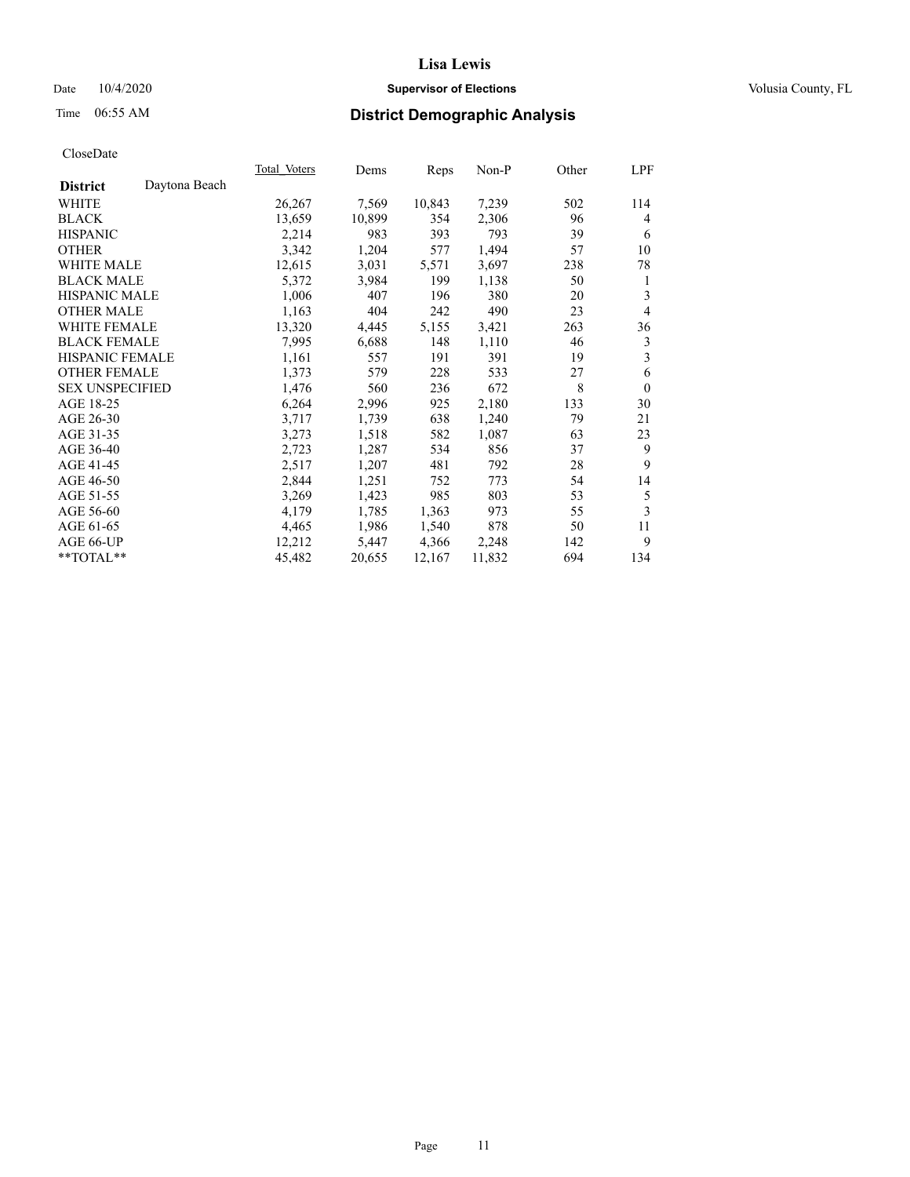CloseDate

| District | Daytona Beach | Total_Voters | Dems | Reps | Non-P | Other | LPF |
|---|---|---|---|---|---|---|---|
| WHITE | | 26,267 | 7,569 | 10,843 | 7,239 | 502 | 114 |
| BLACK | | 13,659 | 10,899 | 354 | 2,306 | 96 | 4 |
| HISPANIC | | 2,214 | 983 | 393 | 793 | 39 | 6 |
| OTHER | | 3,342 | 1,204 | 577 | 1,494 | 57 | 10 |
| WHITE MALE | | 12,615 | 3,031 | 5,571 | 3,697 | 238 | 78 |
| BLACK MALE | | 5,372 | 3,984 | 199 | 1,138 | 50 | 1 |
| HISPANIC MALE | | 1,006 | 407 | 196 | 380 | 20 | 3 |
| OTHER MALE | | 1,163 | 404 | 242 | 490 | 23 | 4 |
| WHITE FEMALE | | 13,320 | 4,445 | 5,155 | 3,421 | 263 | 36 |
| BLACK FEMALE | | 7,995 | 6,688 | 148 | 1,110 | 46 | 3 |
| HISPANIC FEMALE | | 1,161 | 557 | 191 | 391 | 19 | 3 |
| OTHER FEMALE | | 1,373 | 579 | 228 | 533 | 27 | 6 |
| SEX UNSPECIFIED | | 1,476 | 560 | 236 | 672 | 8 | 0 |
| AGE 18-25 | | 6,264 | 2,996 | 925 | 2,180 | 133 | 30 |
| AGE 26-30 | | 3,717 | 1,739 | 638 | 1,240 | 79 | 21 |
| AGE 31-35 | | 3,273 | 1,518 | 582 | 1,087 | 63 | 23 |
| AGE 36-40 | | 2,723 | 1,287 | 534 | 856 | 37 | 9 |
| AGE 41-45 | | 2,517 | 1,207 | 481 | 792 | 28 | 9 |
| AGE 46-50 | | 2,844 | 1,251 | 752 | 773 | 54 | 14 |
| AGE 51-55 | | 3,269 | 1,423 | 985 | 803 | 53 | 5 |
| AGE 56-60 | | 4,179 | 1,785 | 1,363 | 973 | 55 | 3 |
| AGE 61-65 | | 4,465 | 1,986 | 1,540 | 878 | 50 | 11 |
| AGE 66-UP | | 12,212 | 5,447 | 4,366 | 2,248 | 142 | 9 |
| **TOTAL** | | 45,482 | 20,655 | 12,167 | 11,832 | 694 | 134 |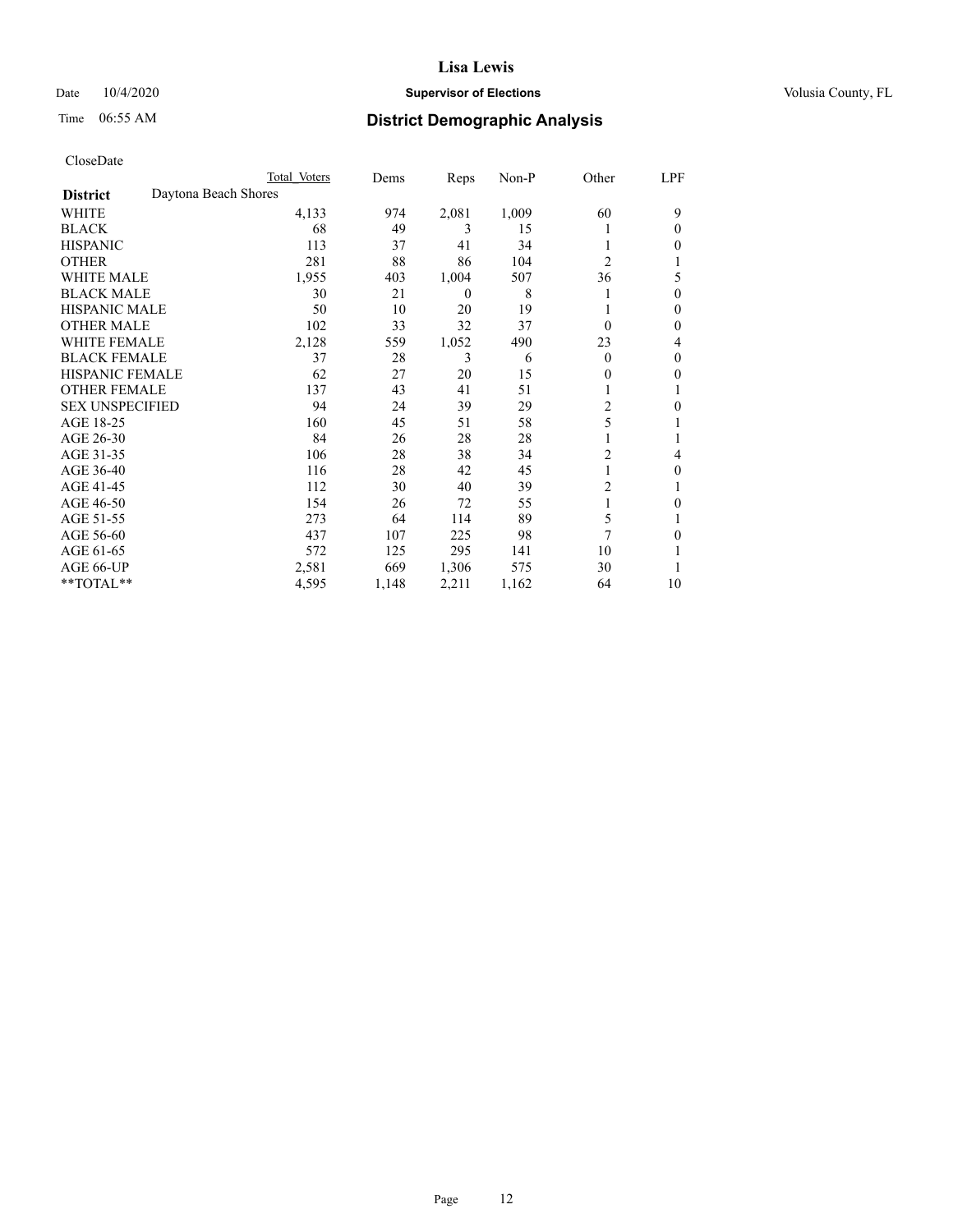# Lisa Lewis

Date 10/4/2020 **Supervisor of Elections** Volusia County, FL

Time 06:55 AM **District Demographic Analysis**

CloseDate

| | Total Voters | Dems | Reps | Non-P | Other | LPF |
|---|---|---|---|---|---|---|
| **District** Daytona Beach Shores | | | | | | |
| WHITE | 4,133 | 974 | 2,081 | 1,009 | 60 | 9 |
| BLACK | 68 | 49 | 3 | 15 | 1 | 0 |
| HISPANIC | 113 | 37 | 41 | 34 | 1 | 0 |
| OTHER | 281 | 88 | 86 | 104 | 2 | 1 |
| WHITE MALE | 1,955 | 403 | 1,004 | 507 | 36 | 5 |
| BLACK MALE | 30 | 21 | 0 | 8 | 1 | 0 |
| HISPANIC MALE | 50 | 10 | 20 | 19 | 1 | 0 |
| OTHER MALE | 102 | 33 | 32 | 37 | 0 | 0 |
| WHITE FEMALE | 2,128 | 559 | 1,052 | 490 | 23 | 4 |
| BLACK FEMALE | 37 | 28 | 3 | 6 | 0 | 0 |
| HISPANIC FEMALE | 62 | 27 | 20 | 15 | 0 | 0 |
| OTHER FEMALE | 137 | 43 | 41 | 51 | 1 | 1 |
| SEX UNSPECIFIED | 94 | 24 | 39 | 29 | 2 | 0 |
| AGE 18-25 | 160 | 45 | 51 | 58 | 5 | 1 |
| AGE 26-30 | 84 | 26 | 28 | 28 | 1 | 1 |
| AGE 31-35 | 106 | 28 | 38 | 34 | 2 | 4 |
| AGE 36-40 | 116 | 28 | 42 | 45 | 1 | 0 |
| AGE 41-45 | 112 | 30 | 40 | 39 | 2 | 1 |
| AGE 46-50 | 154 | 26 | 72 | 55 | 1 | 0 |
| AGE 51-55 | 273 | 64 | 114 | 89 | 5 | 1 |
| AGE 56-60 | 437 | 107 | 225 | 98 | 7 | 0 |
| AGE 61-65 | 572 | 125 | 295 | 141 | 10 | 1 |
| AGE 66-UP | 2,581 | 669 | 1,306 | 575 | 30 | 1 |
| **TOTAL** | 4,595 | 1,148 | 2,211 | 1,162 | 64 | 10 |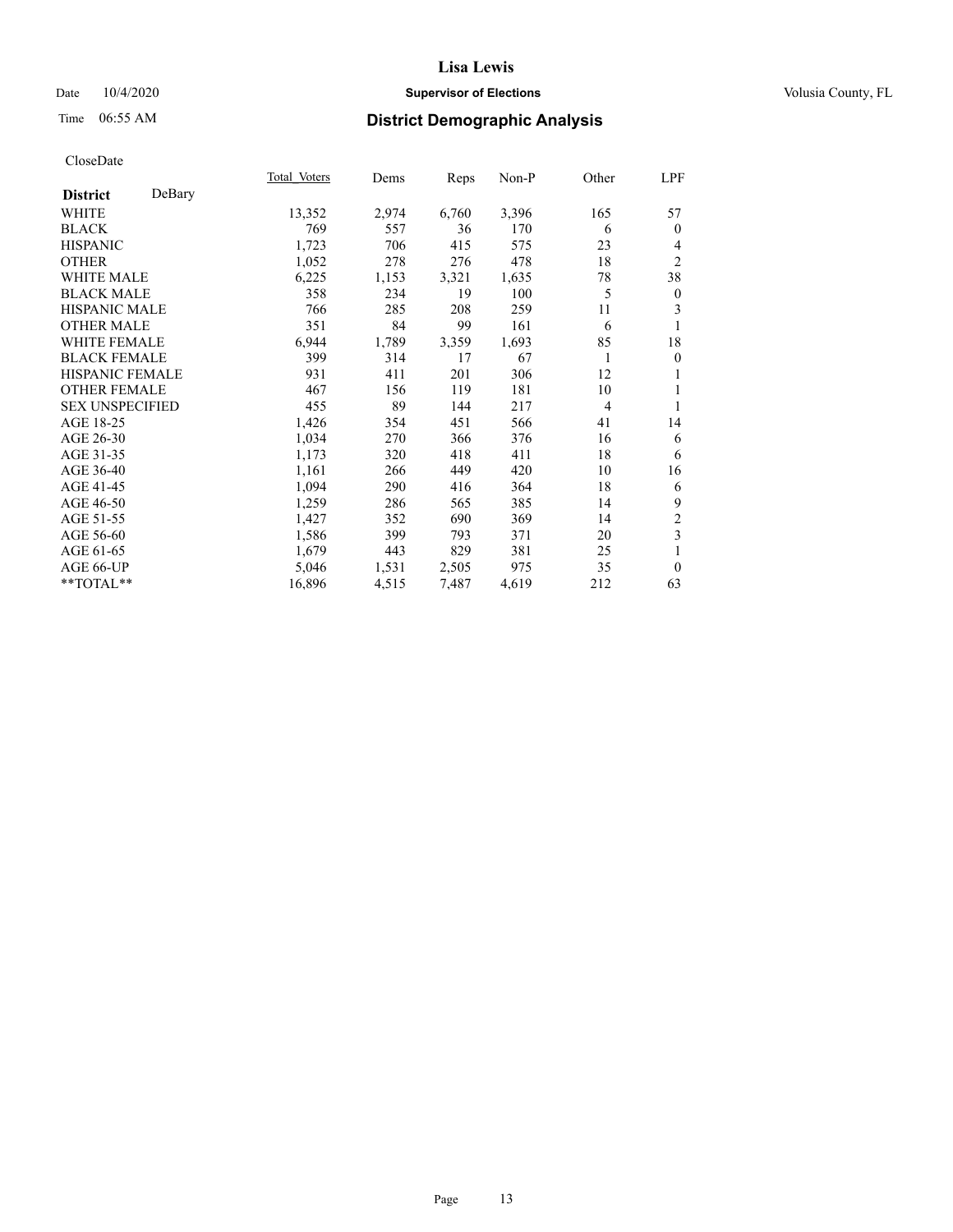# Lisa Lewis

Date 10/4/2020 **Supervisor of Elections** Volusia County, FL

Time 06:55 AM **District Demographic Analysis**

CloseDate

| | Total Voters | Dems | Reps | Non-P | Other | LPF |
|---|---|---|---|---|---|---|
| **District** DeBary | | | | | | |
| WHITE | 13,352 | 2,974 | 6,760 | 3,396 | 165 | 57 |
| BLACK | 769 | 557 | 36 | 170 | 6 | 0 |
| HISPANIC | 1,723 | 706 | 415 | 575 | 23 | 4 |
| OTHER | 1,052 | 278 | 276 | 478 | 18 | 2 |
| WHITE MALE | 6,225 | 1,153 | 3,321 | 1,635 | 78 | 38 |
| BLACK MALE | 358 | 234 | 19 | 100 | 5 | 0 |
| HISPANIC MALE | 766 | 285 | 208 | 259 | 11 | 3 |
| OTHER MALE | 351 | 84 | 99 | 161 | 6 | 1 |
| WHITE FEMALE | 6,944 | 1,789 | 3,359 | 1,693 | 85 | 18 |
| BLACK FEMALE | 399 | 314 | 17 | 67 | 1 | 0 |
| HISPANIC FEMALE | 931 | 411 | 201 | 306 | 12 | 1 |
| OTHER FEMALE | 467 | 156 | 119 | 181 | 10 | 1 |
| SEX UNSPECIFIED | 455 | 89 | 144 | 217 | 4 | 1 |
| AGE 18-25 | 1,426 | 354 | 451 | 566 | 41 | 14 |
| AGE 26-30 | 1,034 | 270 | 366 | 376 | 16 | 6 |
| AGE 31-35 | 1,173 | 320 | 418 | 411 | 18 | 6 |
| AGE 36-40 | 1,161 | 266 | 449 | 420 | 10 | 16 |
| AGE 41-45 | 1,094 | 290 | 416 | 364 | 18 | 6 |
| AGE 46-50 | 1,259 | 286 | 565 | 385 | 14 | 9 |
| AGE 51-55 | 1,427 | 352 | 690 | 369 | 14 | 2 |
| AGE 56-60 | 1,586 | 399 | 793 | 371 | 20 | 3 |
| AGE 61-65 | 1,679 | 443 | 829 | 381 | 25 | 1 |
| AGE 66-UP | 5,046 | 1,531 | 2,505 | 975 | 35 | 0 |
| **TOTAL** | 16,896 | 4,515 | 7,487 | 4,619 | 212 | 63 |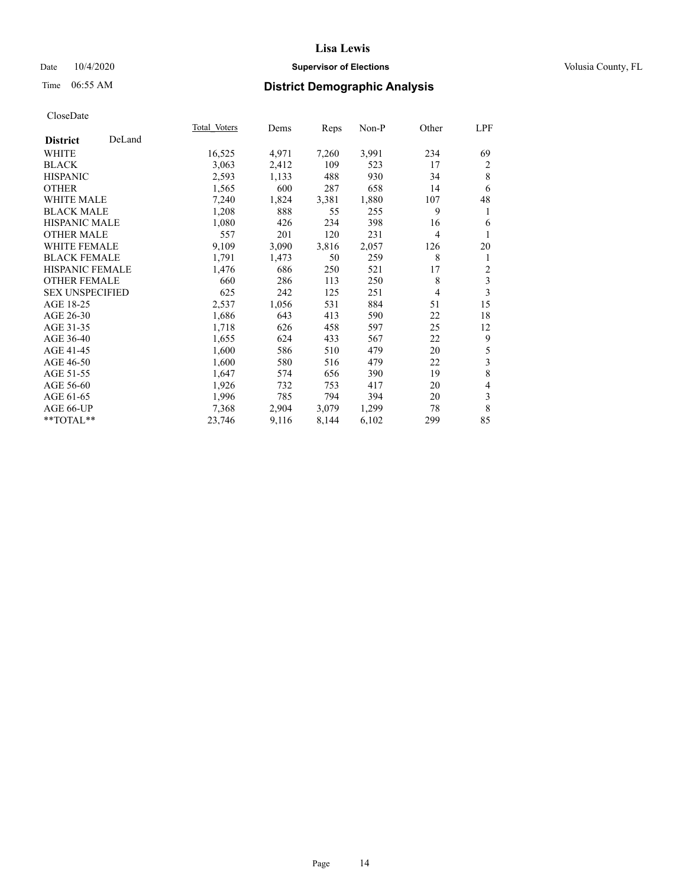**Lisa Lewis**

Date 10/4/2020 **Supervisor of Elections** Volusia County, FL

Time 06:55 AM **District Demographic Analysis**

CloseDate

| **District** DeLand | Total Voters | Dems | Reps | Non-P | Other | LPF |
|---|---|---|---|---|---|---|
| WHITE | 16,525 | 4,971 | 7,260 | 3,991 | 234 | 69 |
| BLACK | 3,063 | 2,412 | 109 | 523 | 17 | 2 |
| HISPANIC | 2,593 | 1,133 | 488 | 930 | 34 | 8 |
| OTHER | 1,565 | 600 | 287 | 658 | 14 | 6 |
| WHITE MALE | 7,240 | 1,824 | 3,381 | 1,880 | 107 | 48 |
| BLACK MALE | 1,208 | 888 | 55 | 255 | 9 | 1 |
| HISPANIC MALE | 1,080 | 426 | 234 | 398 | 16 | 6 |
| OTHER MALE | 557 | 201 | 120 | 231 | 4 | 1 |
| WHITE FEMALE | 9,109 | 3,090 | 3,816 | 2,057 | 126 | 20 |
| BLACK FEMALE | 1,791 | 1,473 | 50 | 259 | 8 | 1 |
| HISPANIC FEMALE | 1,476 | 686 | 250 | 521 | 17 | 2 |
| OTHER FEMALE | 660 | 286 | 113 | 250 | 8 | 3 |
| SEX UNSPECIFIED | 625 | 242 | 125 | 251 | 4 | 3 |
| AGE 18-25 | 2,537 | 1,056 | 531 | 884 | 51 | 15 |
| AGE 26-30 | 1,686 | 643 | 413 | 590 | 22 | 18 |
| AGE 31-35 | 1,718 | 626 | 458 | 597 | 25 | 12 |
| AGE 36-40 | 1,655 | 624 | 433 | 567 | 22 | 9 |
| AGE 41-45 | 1,600 | 586 | 510 | 479 | 20 | 5 |
| AGE 46-50 | 1,600 | 580 | 516 | 479 | 22 | 3 |
| AGE 51-55 | 1,647 | 574 | 656 | 390 | 19 | 8 |
| AGE 56-60 | 1,926 | 732 | 753 | 417 | 20 | 4 |
| AGE 61-65 | 1,996 | 785 | 794 | 394 | 20 | 3 |
| AGE 66-UP | 7,368 | 2,904 | 3,079 | 1,299 | 78 | 8 |
| **TOTAL** | 23,746 | 9,116 | 8,144 | 6,102 | 299 | 85 |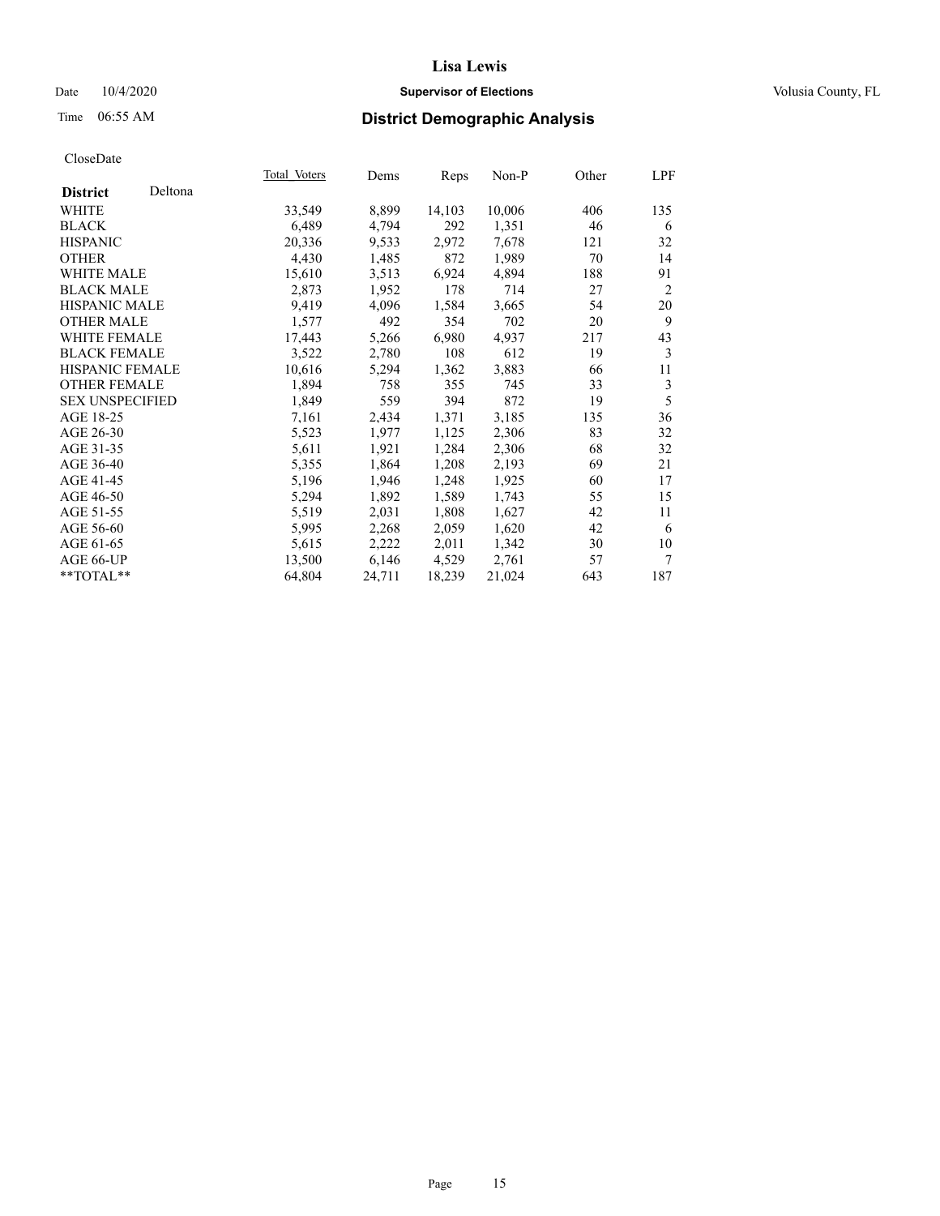# Lisa Lewis

Date 10/4/2020 **Supervisor of Elections** Volusia County, FL

Time 06:55 AM **District Demographic Analysis**

CloseDate

| **District** Deltona | Total Voters | Dems | Reps | Non-P | Other | LPF |
|---|---|---|---|---|---|---|
| WHITE | 33,549 | 8,899 | 14,103 | 10,006 | 406 | 135 |
| BLACK | 6,489 | 4,794 | 292 | 1,351 | 46 | 6 |
| HISPANIC | 20,336 | 9,533 | 2,972 | 7,678 | 121 | 32 |
| OTHER | 4,430 | 1,485 | 872 | 1,989 | 70 | 14 |
| WHITE MALE | 15,610 | 3,513 | 6,924 | 4,894 | 188 | 91 |
| BLACK MALE | 2,873 | 1,952 | 178 | 714 | 27 | 2 |
| HISPANIC MALE | 9,419 | 4,096 | 1,584 | 3,665 | 54 | 20 |
| OTHER MALE | 1,577 | 492 | 354 | 702 | 20 | 9 |
| WHITE FEMALE | 17,443 | 5,266 | 6,980 | 4,937 | 217 | 43 |
| BLACK FEMALE | 3,522 | 2,780 | 108 | 612 | 19 | 3 |
| HISPANIC FEMALE | 10,616 | 5,294 | 1,362 | 3,883 | 66 | 11 |
| OTHER FEMALE | 1,894 | 758 | 355 | 745 | 33 | 3 |
| SEX UNSPECIFIED | 1,849 | 559 | 394 | 872 | 19 | 5 |
| AGE 18-25 | 7,161 | 2,434 | 1,371 | 3,185 | 135 | 36 |
| AGE 26-30 | 5,523 | 1,977 | 1,125 | 2,306 | 83 | 32 |
| AGE 31-35 | 5,611 | 1,921 | 1,284 | 2,306 | 68 | 32 |
| AGE 36-40 | 5,355 | 1,864 | 1,208 | 2,193 | 69 | 21 |
| AGE 41-45 | 5,196 | 1,946 | 1,248 | 1,925 | 60 | 17 |
| AGE 46-50 | 5,294 | 1,892 | 1,589 | 1,743 | 55 | 15 |
| AGE 51-55 | 5,519 | 2,031 | 1,808 | 1,627 | 42 | 11 |
| AGE 56-60 | 5,995 | 2,268 | 2,059 | 1,620 | 42 | 6 |
| AGE 61-65 | 5,615 | 2,222 | 2,011 | 1,342 | 30 | 10 |
| AGE 66-UP | 13,500 | 6,146 | 4,529 | 2,761 | 57 | 7 |
| **TOTAL** | 64,804 | 24,711 | 18,239 | 21,024 | 643 | 187 |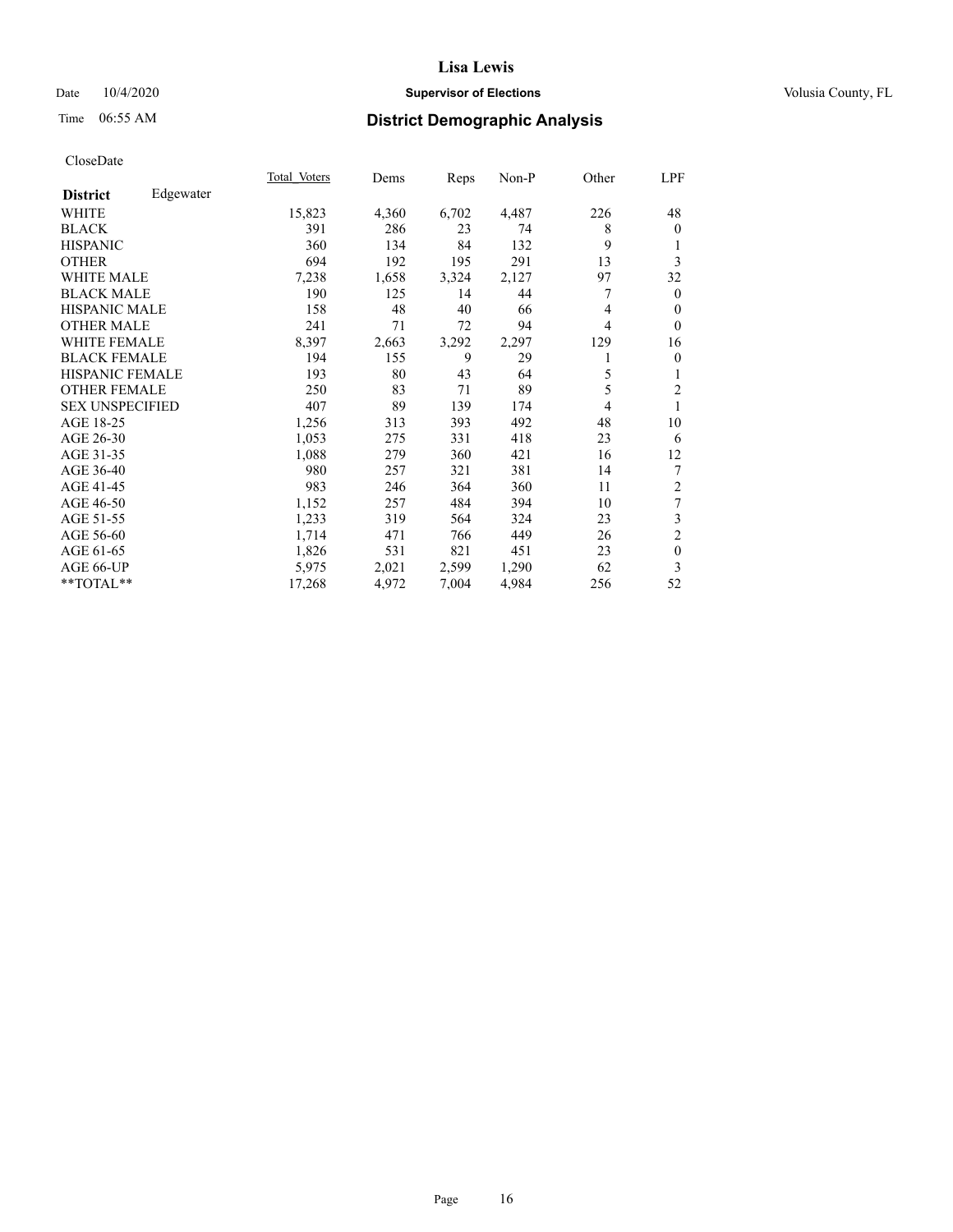# District Demographic Analysis

CloseDate

| District | Edgewater | Total Voters | Dems | Reps | Non-P | Other | LPF |
|---|---|---|---|---|---|---|---|
| WHITE | | 15,823 | 4,360 | 6,702 | 4,487 | 226 | 48 |
| BLACK | | 391 | 286 | 23 | 74 | 8 | 0 |
| HISPANIC | | 360 | 134 | 84 | 132 | 9 | 1 |
| OTHER | | 694 | 192 | 195 | 291 | 13 | 3 |
| WHITE MALE | | 7,238 | 1,658 | 3,324 | 2,127 | 97 | 32 |
| BLACK MALE | | 190 | 125 | 14 | 44 | 7 | 0 |
| HISPANIC MALE | | 158 | 48 | 40 | 66 | 4 | 0 |
| OTHER MALE | | 241 | 71 | 72 | 94 | 4 | 0 |
| WHITE FEMALE | | 8,397 | 2,663 | 3,292 | 2,297 | 129 | 16 |
| BLACK FEMALE | | 194 | 155 | 9 | 29 | 1 | 0 |
| HISPANIC FEMALE | | 193 | 80 | 43 | 64 | 5 | 1 |
| OTHER FEMALE | | 250 | 83 | 71 | 89 | 5 | 2 |
| SEX UNSPECIFIED | | 407 | 89 | 139 | 174 | 4 | 1 |
| AGE 18-25 | | 1,256 | 313 | 393 | 492 | 48 | 10 |
| AGE 26-30 | | 1,053 | 275 | 331 | 418 | 23 | 6 |
| AGE 31-35 | | 1,088 | 279 | 360 | 421 | 16 | 12 |
| AGE 36-40 | | 980 | 257 | 321 | 381 | 14 | 7 |
| AGE 41-45 | | 983 | 246 | 364 | 360 | 11 | 2 |
| AGE 46-50 | | 1,152 | 257 | 484 | 394 | 10 | 7 |
| AGE 51-55 | | 1,233 | 319 | 564 | 324 | 23 | 3 |
| AGE 56-60 | | 1,714 | 471 | 766 | 449 | 26 | 2 |
| AGE 61-65 | | 1,826 | 531 | 821 | 451 | 23 | 0 |
| AGE 66-UP | | 5,975 | 2,021 | 2,599 | 1,290 | 62 | 3 |
| **TOTAL** | | 17,268 | 4,972 | 7,004 | 4,984 | 256 | 52 |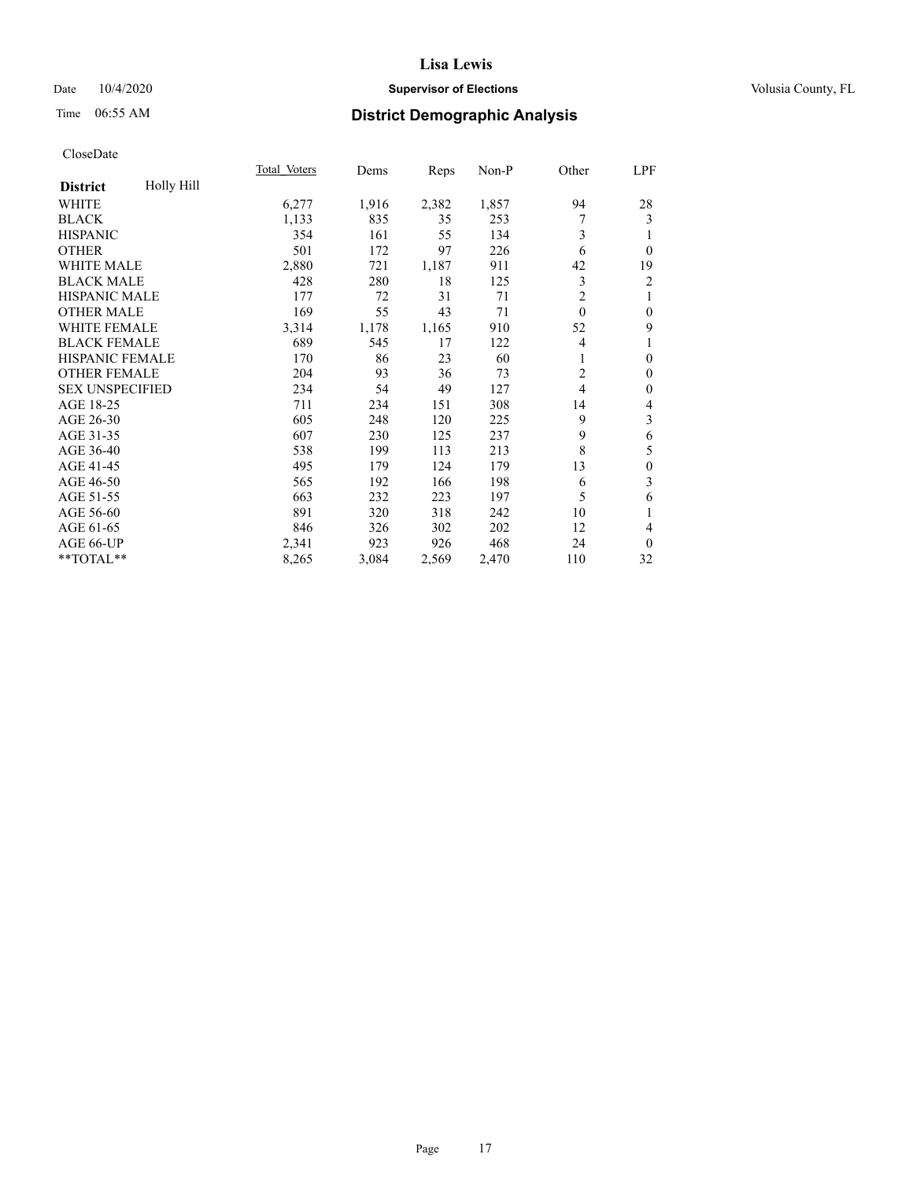# Lisa Lewis

Date 10/4/2020 **Supervisor of Elections** Volusia County, FL

Time 06:55 AM **District Demographic Analysis**

CloseDate

| **District** Holly Hill | Total Voters | Dems | Reps | Non-P | Other | LPF |
|---|---|---|---|---|---|---|
| WHITE | 6,277 | 1,916 | 2,382 | 1,857 | 94 | 28 |
| BLACK | 1,133 | 835 | 35 | 253 | 7 | 3 |
| HISPANIC | 354 | 161 | 55 | 134 | 3 | 1 |
| OTHER | 501 | 172 | 97 | 226 | 6 | 0 |
| WHITE MALE | 2,880 | 721 | 1,187 | 911 | 42 | 19 |
| BLACK MALE | 428 | 280 | 18 | 125 | 3 | 2 |
| HISPANIC MALE | 177 | 72 | 31 | 71 | 2 | 1 |
| OTHER MALE | 169 | 55 | 43 | 71 | 0 | 0 |
| WHITE FEMALE | 3,314 | 1,178 | 1,165 | 910 | 52 | 9 |
| BLACK FEMALE | 689 | 545 | 17 | 122 | 4 | 1 |
| HISPANIC FEMALE | 170 | 86 | 23 | 60 | 1 | 0 |
| OTHER FEMALE | 204 | 93 | 36 | 73 | 2 | 0 |
| SEX UNSPECIFIED | 234 | 54 | 49 | 127 | 4 | 0 |
| AGE 18-25 | 711 | 234 | 151 | 308 | 14 | 4 |
| AGE 26-30 | 605 | 248 | 120 | 225 | 9 | 3 |
| AGE 31-35 | 607 | 230 | 125 | 237 | 9 | 6 |
| AGE 36-40 | 538 | 199 | 113 | 213 | 8 | 5 |
| AGE 41-45 | 495 | 179 | 124 | 179 | 13 | 0 |
| AGE 46-50 | 565 | 192 | 166 | 198 | 6 | 3 |
| AGE 51-55 | 663 | 232 | 223 | 197 | 5 | 6 |
| AGE 56-60 | 891 | 320 | 318 | 242 | 10 | 1 |
| AGE 61-65 | 846 | 326 | 302 | 202 | 12 | 4 |
| AGE 66-UP | 2,341 | 923 | 926 | 468 | 24 | 0 |
| **TOTAL** | 8,265 | 3,084 | 2,569 | 2,470 | 110 | 32 |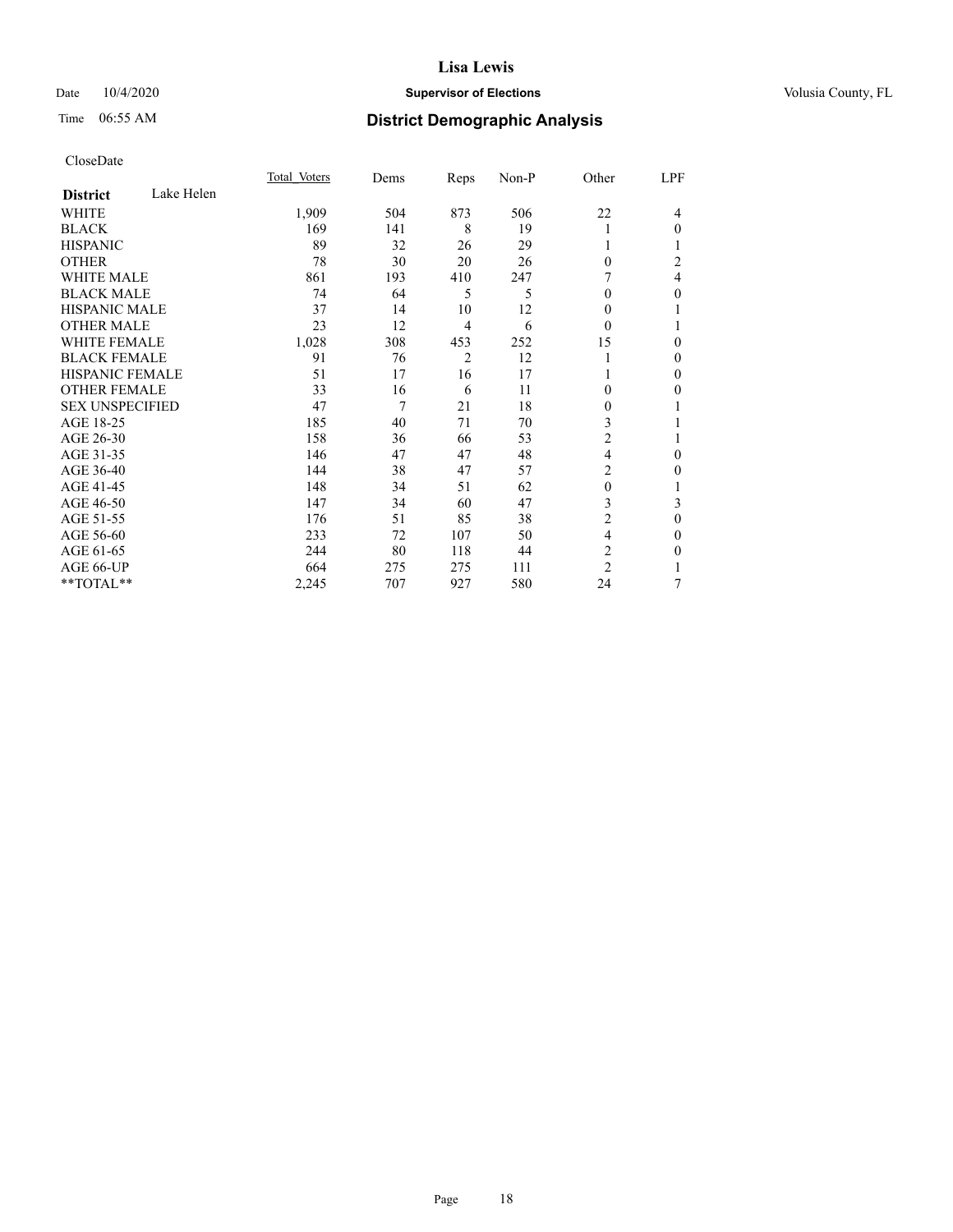# Lisa Lewis

Date 10/4/2020 **Supervisor of Elections** Volusia County, FL

Time 06:55 AM **District Demographic Analysis**

CloseDate

| **District** Lake Helen | Total Voters | Dems | Reps | Non-P | Other | LPF |
|---|---|---|---|---|---|---|
| WHITE | 1,909 | 504 | 873 | 506 | 22 | 4 |
| BLACK | 169 | 141 | 8 | 19 | 1 | 0 |
| HISPANIC | 89 | 32 | 26 | 29 | 1 | 1 |
| OTHER | 78 | 30 | 20 | 26 | 0 | 2 |
| WHITE MALE | 861 | 193 | 410 | 247 | 7 | 4 |
| BLACK MALE | 74 | 64 | 5 | 5 | 0 | 0 |
| HISPANIC MALE | 37 | 14 | 10 | 12 | 0 | 1 |
| OTHER MALE | 23 | 12 | 4 | 6 | 0 | 1 |
| WHITE FEMALE | 1,028 | 308 | 453 | 252 | 15 | 0 |
| BLACK FEMALE | 91 | 76 | 2 | 12 | 1 | 0 |
| HISPANIC FEMALE | 51 | 17 | 16 | 17 | 1 | 0 |
| OTHER FEMALE | 33 | 16 | 6 | 11 | 0 | 0 |
| SEX UNSPECIFIED | 47 | 7 | 21 | 18 | 0 | 1 |
| AGE 18-25 | 185 | 40 | 71 | 70 | 3 | 1 |
| AGE 26-30 | 158 | 36 | 66 | 53 | 2 | 1 |
| AGE 31-35 | 146 | 47 | 47 | 48 | 4 | 0 |
| AGE 36-40 | 144 | 38 | 47 | 57 | 2 | 0 |
| AGE 41-45 | 148 | 34 | 51 | 62 | 0 | 1 |
| AGE 46-50 | 147 | 34 | 60 | 47 | 3 | 3 |
| AGE 51-55 | 176 | 51 | 85 | 38 | 2 | 0 |
| AGE 56-60 | 233 | 72 | 107 | 50 | 4 | 0 |
| AGE 61-65 | 244 | 80 | 118 | 44 | 2 | 0 |
| AGE 66-UP | 664 | 275 | 275 | 111 | 2 | 1 |
| **TOTAL** | 2,245 | 707 | 927 | 580 | 24 | 7 |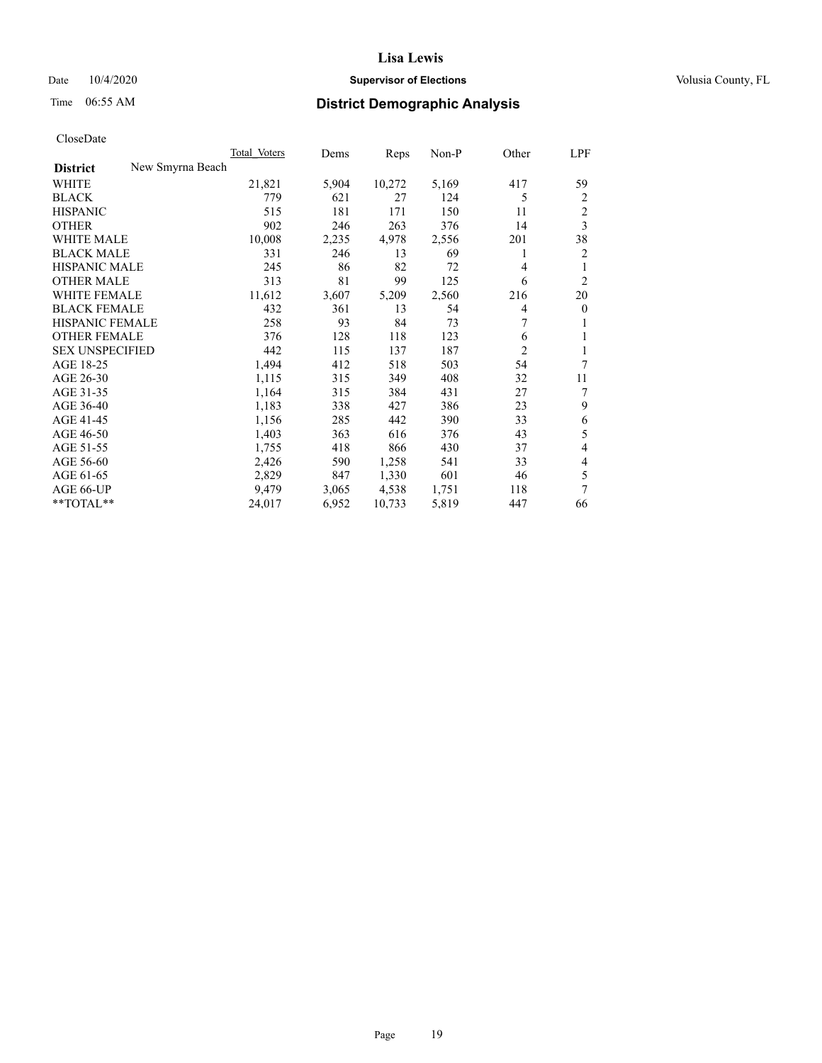CloseDate

| District | New Smyrna Beach | Total Voters | Dems | Reps | Non-P | Other | LPF |
|---|---|---|---|---|---|---|---|
| WHITE | | 21,821 | 5,904 | 10,272 | 5,169 | 417 | 59 |
| BLACK | | 779 | 621 | 27 | 124 | 5 | 2 |
| HISPANIC | | 515 | 181 | 171 | 150 | 11 | 2 |
| OTHER | | 902 | 246 | 263 | 376 | 14 | 3 |
| WHITE MALE | | 10,008 | 2,235 | 4,978 | 2,556 | 201 | 38 |
| BLACK MALE | | 331 | 246 | 13 | 69 | 1 | 2 |
| HISPANIC MALE | | 245 | 86 | 82 | 72 | 4 | 1 |
| OTHER MALE | | 313 | 81 | 99 | 125 | 6 | 2 |
| WHITE FEMALE | | 11,612 | 3,607 | 5,209 | 2,560 | 216 | 20 |
| BLACK FEMALE | | 432 | 361 | 13 | 54 | 4 | 0 |
| HISPANIC FEMALE | | 258 | 93 | 84 | 73 | 7 | 1 |
| OTHER FEMALE | | 376 | 128 | 118 | 123 | 6 | 1 |
| SEX UNSPECIFIED | | 442 | 115 | 137 | 187 | 2 | 1 |
| AGE 18-25 | | 1,494 | 412 | 518 | 503 | 54 | 7 |
| AGE 26-30 | | 1,115 | 315 | 349 | 408 | 32 | 11 |
| AGE 31-35 | | 1,164 | 315 | 384 | 431 | 27 | 7 |
| AGE 36-40 | | 1,183 | 338 | 427 | 386 | 23 | 9 |
| AGE 41-45 | | 1,156 | 285 | 442 | 390 | 33 | 6 |
| AGE 46-50 | | 1,403 | 363 | 616 | 376 | 43 | 5 |
| AGE 51-55 | | 1,755 | 418 | 866 | 430 | 37 | 4 |
| AGE 56-60 | | 2,426 | 590 | 1,258 | 541 | 33 | 4 |
| AGE 61-65 | | 2,829 | 847 | 1,330 | 601 | 46 | 5 |
| AGE 66-UP | | 9,479 | 3,065 | 4,538 | 1,751 | 118 | 7 |
| **TOTAL** | | 24,017 | 6,952 | 10,733 | 5,819 | 447 | 66 |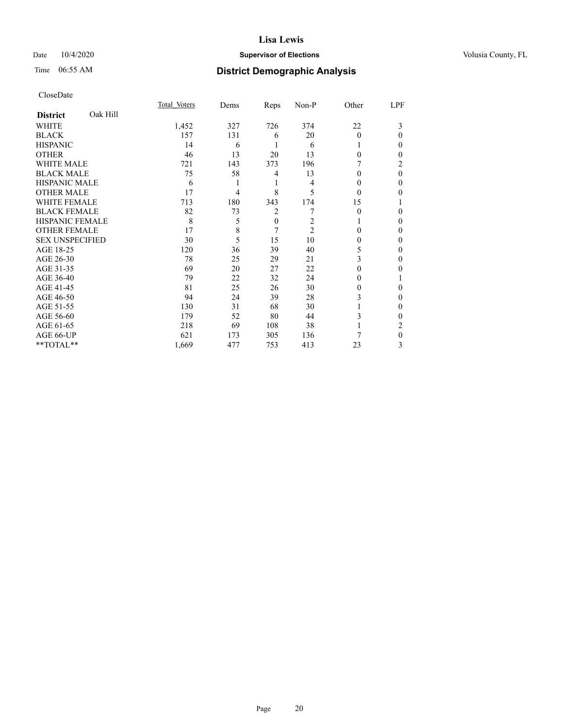# Lisa Lewis

Date 10/4/2020 **Supervisor of Elections** Volusia County, FL

Time 06:55 AM **District Demographic Analysis**

CloseDate

| **District** Oak Hill | Total_Voters | Dems | Reps | Non-P | Other | LPF |
|---|---|---|---|---|---|---|
| WHITE | 1,452 | 327 | 726 | 374 | 22 | 3 |
| BLACK | 157 | 131 | 6 | 20 | 0 | 0 |
| HISPANIC | 14 | 6 | 1 | 6 | 1 | 0 |
| OTHER | 46 | 13 | 20 | 13 | 0 | 0 |
| WHITE MALE | 721 | 143 | 373 | 196 | 7 | 2 |
| BLACK MALE | 75 | 58 | 4 | 13 | 0 | 0 |
| HISPANIC MALE | 6 | 1 | 1 | 4 | 0 | 0 |
| OTHER MALE | 17 | 4 | 8 | 5 | 0 | 0 |
| WHITE FEMALE | 713 | 180 | 343 | 174 | 15 | 1 |
| BLACK FEMALE | 82 | 73 | 2 | 7 | 0 | 0 |
| HISPANIC FEMALE | 8 | 5 | 0 | 2 | 1 | 0 |
| OTHER FEMALE | 17 | 8 | 7 | 2 | 0 | 0 |
| SEX UNSPECIFIED | 30 | 5 | 15 | 10 | 0 | 0 |
| AGE 18-25 | 120 | 36 | 39 | 40 | 5 | 0 |
| AGE 26-30 | 78 | 25 | 29 | 21 | 3 | 0 |
| AGE 31-35 | 69 | 20 | 27 | 22 | 0 | 0 |
| AGE 36-40 | 79 | 22 | 32 | 24 | 0 | 1 |
| AGE 41-45 | 81 | 25 | 26 | 30 | 0 | 0 |
| AGE 46-50 | 94 | 24 | 39 | 28 | 3 | 0 |
| AGE 51-55 | 130 | 31 | 68 | 30 | 1 | 0 |
| AGE 56-60 | 179 | 52 | 80 | 44 | 3 | 0 |
| AGE 61-65 | 218 | 69 | 108 | 38 | 1 | 2 |
| AGE 66-UP | 621 | 173 | 305 | 136 | 7 | 0 |
| **TOTAL** | 1,669 | 477 | 753 | 413 | 23 | 3 |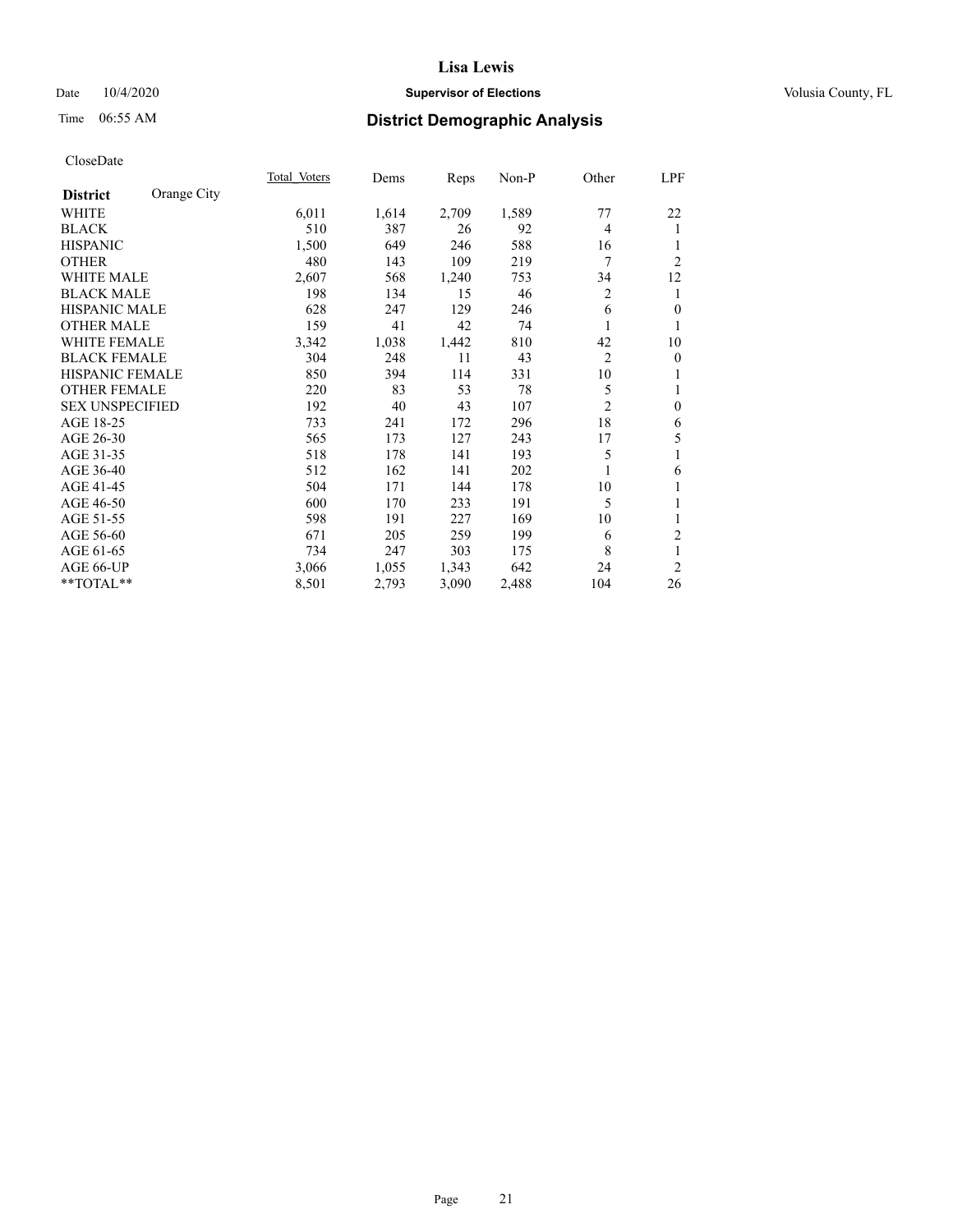Lisa Lewis

Date 10/4/2020 **Supervisor of Elections** Volusia County, FL

Time 06:55 AM

## District Demographic Analysis

CloseDate

| **District** Orange City | Total Voters | Dems | Reps | Non-P | Other | LPF |
|---|---|---|---|---|---|---|
| WHITE | 6,011 | 1,614 | 2,709 | 1,589 | 77 | 22 |
| BLACK | 510 | 387 | 26 | 92 | 4 | 1 |
| HISPANIC | 1,500 | 649 | 246 | 588 | 16 | 1 |
| OTHER | 480 | 143 | 109 | 219 | 7 | 2 |
| WHITE MALE | 2,607 | 568 | 1,240 | 753 | 34 | 12 |
| BLACK MALE | 198 | 134 | 15 | 46 | 2 | 1 |
| HISPANIC MALE | 628 | 247 | 129 | 246 | 6 | 0 |
| OTHER MALE | 159 | 41 | 42 | 74 | 1 | 1 |
| WHITE FEMALE | 3,342 | 1,038 | 1,442 | 810 | 42 | 10 |
| BLACK FEMALE | 304 | 248 | 11 | 43 | 2 | 0 |
| HISPANIC FEMALE | 850 | 394 | 114 | 331 | 10 | 1 |
| OTHER FEMALE | 220 | 83 | 53 | 78 | 5 | 1 |
| SEX UNSPECIFIED | 192 | 40 | 43 | 107 | 2 | 0 |
| AGE 18-25 | 733 | 241 | 172 | 296 | 18 | 6 |
| AGE 26-30 | 565 | 173 | 127 | 243 | 17 | 5 |
| AGE 31-35 | 518 | 178 | 141 | 193 | 5 | 1 |
| AGE 36-40 | 512 | 162 | 141 | 202 | 1 | 6 |
| AGE 41-45 | 504 | 171 | 144 | 178 | 10 | 1 |
| AGE 46-50 | 600 | 170 | 233 | 191 | 5 | 1 |
| AGE 51-55 | 598 | 191 | 227 | 169 | 10 | 1 |
| AGE 56-60 | 671 | 205 | 259 | 199 | 6 | 2 |
| AGE 61-65 | 734 | 247 | 303 | 175 | 8 | 1 |
| AGE 66-UP | 3,066 | 1,055 | 1,343 | 642 | 24 | 2 |
| **TOTAL** | 8,501 | 2,793 | 3,090 | 2,488 | 104 | 26 |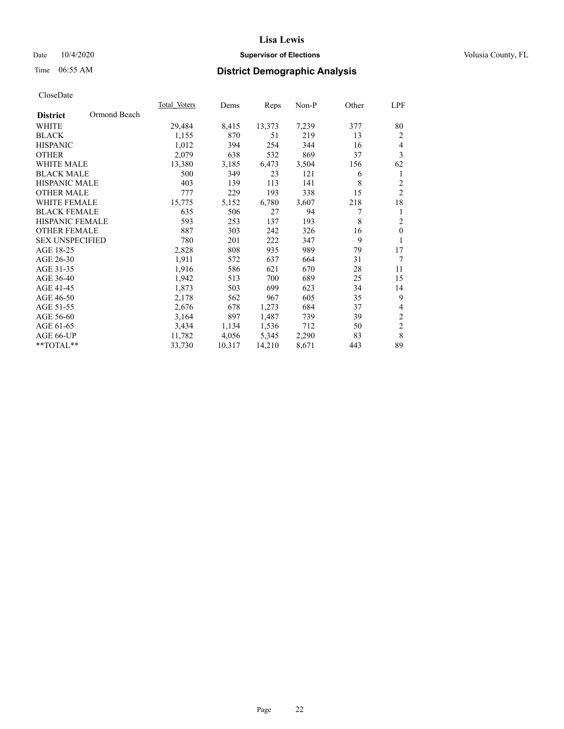# Lisa Lewis

Date 10/4/2020 **Supervisor of Elections** Volusia County, FL

Time 06:55 AM **District Demographic Analysis**

CloseDate

| District | Ormond Beach | Total Voters | Dems | Reps | Non-P | Other | LPF |
|---|---|---|---|---|---|---|---|
| WHITE | | 29,484 | 8,415 | 13,373 | 7,239 | 377 | 80 |
| BLACK | | 1,155 | 870 | 51 | 219 | 13 | 2 |
| HISPANIC | | 1,012 | 394 | 254 | 344 | 16 | 4 |
| OTHER | | 2,079 | 638 | 532 | 869 | 37 | 3 |
| WHITE MALE | | 13,380 | 3,185 | 6,473 | 3,504 | 156 | 62 |
| BLACK MALE | | 500 | 349 | 23 | 121 | 6 | 1 |
| HISPANIC MALE | | 403 | 139 | 113 | 141 | 8 | 2 |
| OTHER MALE | | 777 | 229 | 193 | 338 | 15 | 2 |
| WHITE FEMALE | | 15,775 | 5,152 | 6,780 | 3,607 | 218 | 18 |
| BLACK FEMALE | | 635 | 506 | 27 | 94 | 7 | 1 |
| HISPANIC FEMALE | | 593 | 253 | 137 | 193 | 8 | 2 |
| OTHER FEMALE | | 887 | 303 | 242 | 326 | 16 | 0 |
| SEX UNSPECIFIED | | 780 | 201 | 222 | 347 | 9 | 1 |
| AGE 18-25 | | 2,828 | 808 | 935 | 989 | 79 | 17 |
| AGE 26-30 | | 1,911 | 572 | 637 | 664 | 31 | 7 |
| AGE 31-35 | | 1,916 | 586 | 621 | 670 | 28 | 11 |
| AGE 36-40 | | 1,942 | 513 | 700 | 689 | 25 | 15 |
| AGE 41-45 | | 1,873 | 503 | 699 | 623 | 34 | 14 |
| AGE 46-50 | | 2,178 | 562 | 967 | 605 | 35 | 9 |
| AGE 51-55 | | 2,676 | 678 | 1,273 | 684 | 37 | 4 |
| AGE 56-60 | | 3,164 | 897 | 1,487 | 739 | 39 | 2 |
| AGE 61-65 | | 3,434 | 1,134 | 1,536 | 712 | 50 | 2 |
| AGE 66-UP | | 11,782 | 4,056 | 5,345 | 2,290 | 83 | 8 |
| **TOTAL** | | 33,730 | 10,317 | 14,210 | 8,671 | 443 | 89 |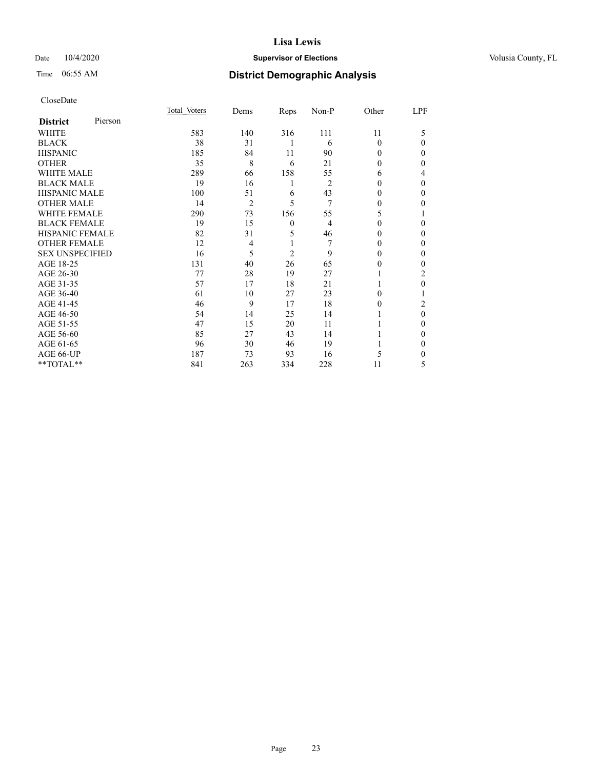# Lisa Lewis

Date 10/4/2020 **Supervisor of Elections** Volusia County, FL

Time 06:55 AM **District Demographic Analysis**

CloseDate

| **District** Pierson | Total_Voters | Dems | Reps | Non-P | Other | LPF |
|---|---|---|---|---|---|---|
| WHITE | 583 | 140 | 316 | 111 | 11 | 5 |
| BLACK | 38 | 31 | 1 | 6 | 0 | 0 |
| HISPANIC | 185 | 84 | 11 | 90 | 0 | 0 |
| OTHER | 35 | 8 | 6 | 21 | 0 | 0 |
| WHITE MALE | 289 | 66 | 158 | 55 | 6 | 4 |
| BLACK MALE | 19 | 16 | 1 | 2 | 0 | 0 |
| HISPANIC MALE | 100 | 51 | 6 | 43 | 0 | 0 |
| OTHER MALE | 14 | 2 | 5 | 7 | 0 | 0 |
| WHITE FEMALE | 290 | 73 | 156 | 55 | 5 | 1 |
| BLACK FEMALE | 19 | 15 | 0 | 4 | 0 | 0 |
| HISPANIC FEMALE | 82 | 31 | 5 | 46 | 0 | 0 |
| OTHER FEMALE | 12 | 4 | 1 | 7 | 0 | 0 |
| SEX UNSPECIFIED | 16 | 5 | 2 | 9 | 0 | 0 |
| AGE 18-25 | 131 | 40 | 26 | 65 | 0 | 0 |
| AGE 26-30 | 77 | 28 | 19 | 27 | 1 | 2 |
| AGE 31-35 | 57 | 17 | 18 | 21 | 1 | 0 |
| AGE 36-40 | 61 | 10 | 27 | 23 | 0 | 1 |
| AGE 41-45 | 46 | 9 | 17 | 18 | 0 | 2 |
| AGE 46-50 | 54 | 14 | 25 | 14 | 1 | 0 |
| AGE 51-55 | 47 | 15 | 20 | 11 | 1 | 0 |
| AGE 56-60 | 85 | 27 | 43 | 14 | 1 | 0 |
| AGE 61-65 | 96 | 30 | 46 | 19 | 1 | 0 |
| AGE 66-UP | 187 | 73 | 93 | 16 | 5 | 0 |
| **TOTAL** | 841 | 263 | 334 | 228 | 11 | 5 |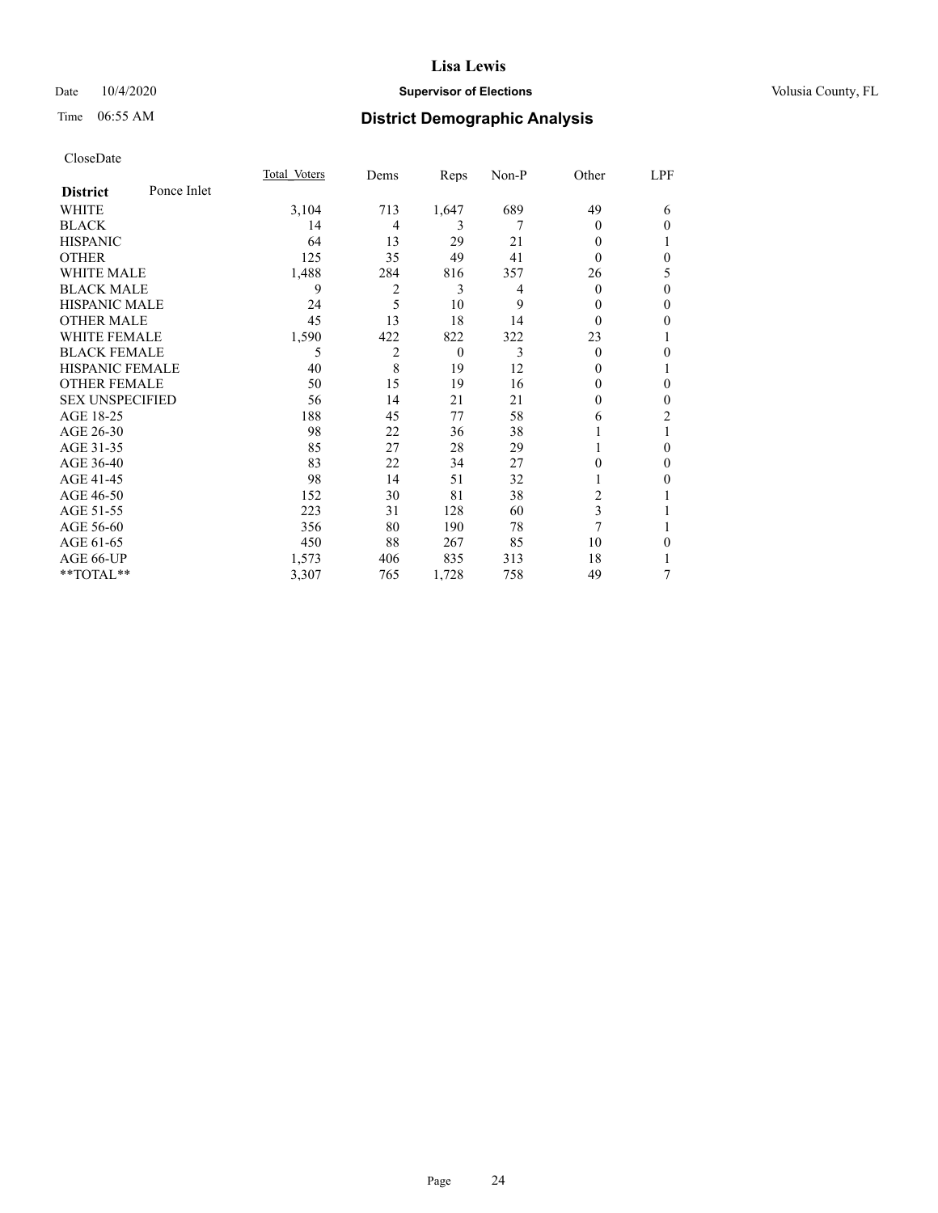# Lisa Lewis

Date 10/4/2020 **Supervisor of Elections** Volusia County, FL

Time 06:55 AM **District Demographic Analysis**

CloseDate

| District: Ponce Inlet | Total Voters | Dems | Reps | Non-P | Other | LPF |
|---|---|---|---|---|---|---|
| WHITE | 3,104 | 713 | 1,647 | 689 | 49 | 6 |
| BLACK | 14 | 4 | 3 | 7 | 0 | 0 |
| HISPANIC | 64 | 13 | 29 | 21 | 0 | 1 |
| OTHER | 125 | 35 | 49 | 41 | 0 | 0 |
| WHITE MALE | 1,488 | 284 | 816 | 357 | 26 | 5 |
| BLACK MALE | 9 | 2 | 3 | 4 | 0 | 0 |
| HISPANIC MALE | 24 | 5 | 10 | 9 | 0 | 0 |
| OTHER MALE | 45 | 13 | 18 | 14 | 0 | 0 |
| WHITE FEMALE | 1,590 | 422 | 822 | 322 | 23 | 1 |
| BLACK FEMALE | 5 | 2 | 0 | 3 | 0 | 0 |
| HISPANIC FEMALE | 40 | 8 | 19 | 12 | 0 | 1 |
| OTHER FEMALE | 50 | 15 | 19 | 16 | 0 | 0 |
| SEX UNSPECIFIED | 56 | 14 | 21 | 21 | 0 | 0 |
| AGE 18-25 | 188 | 45 | 77 | 58 | 6 | 2 |
| AGE 26-30 | 98 | 22 | 36 | 38 | 1 | 1 |
| AGE 31-35 | 85 | 27 | 28 | 29 | 1 | 0 |
| AGE 36-40 | 83 | 22 | 34 | 27 | 0 | 0 |
| AGE 41-45 | 98 | 14 | 51 | 32 | 1 | 0 |
| AGE 46-50 | 152 | 30 | 81 | 38 | 2 | 1 |
| AGE 51-55 | 223 | 31 | 128 | 60 | 3 | 1 |
| AGE 56-60 | 356 | 80 | 190 | 78 | 7 | 1 |
| AGE 61-65 | 450 | 88 | 267 | 85 | 10 | 0 |
| AGE 66-UP | 1,573 | 406 | 835 | 313 | 18 | 1 |
| **TOTAL** | 3,307 | 765 | 1,728 | 758 | 49 | 7 |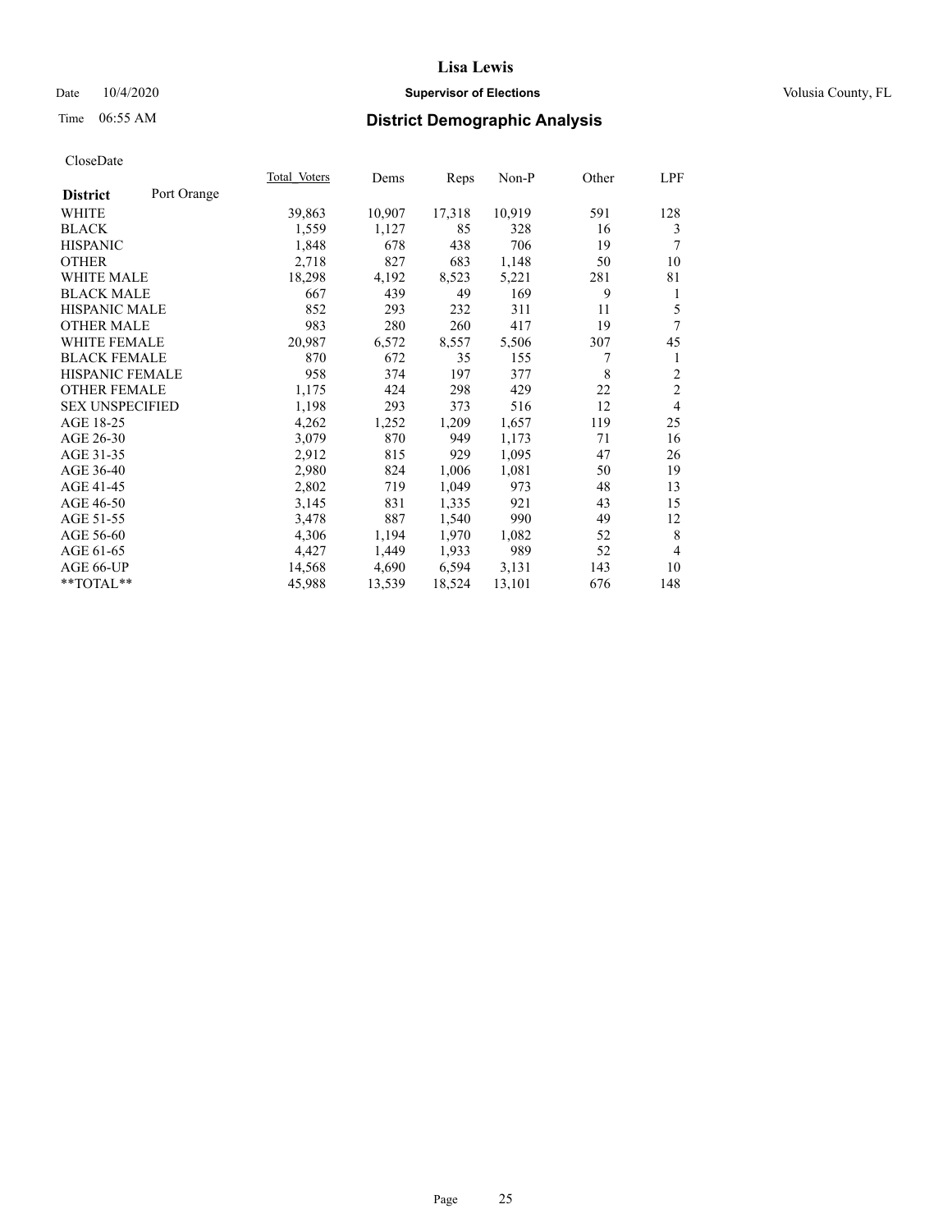# Lisa Lewis

Date 10/4/2020 **Supervisor of Elections** Volusia County, FL

Time 06:55 AM **District Demographic Analysis**

CloseDate

| **District** Port Orange | Total Voters | Dems | Reps | Non-P | Other | LPF |
|---|---|---|---|---|---|---|
| WHITE | 39,863 | 10,907 | 17,318 | 10,919 | 591 | 128 |
| BLACK | 1,559 | 1,127 | 85 | 328 | 16 | 3 |
| HISPANIC | 1,848 | 678 | 438 | 706 | 19 | 7 |
| OTHER | 2,718 | 827 | 683 | 1,148 | 50 | 10 |
| WHITE MALE | 18,298 | 4,192 | 8,523 | 5,221 | 281 | 81 |
| BLACK MALE | 667 | 439 | 49 | 169 | 9 | 1 |
| HISPANIC MALE | 852 | 293 | 232 | 311 | 11 | 5 |
| OTHER MALE | 983 | 280 | 260 | 417 | 19 | 7 |
| WHITE FEMALE | 20,987 | 6,572 | 8,557 | 5,506 | 307 | 45 |
| BLACK FEMALE | 870 | 672 | 35 | 155 | 7 | 1 |
| HISPANIC FEMALE | 958 | 374 | 197 | 377 | 8 | 2 |
| OTHER FEMALE | 1,175 | 424 | 298 | 429 | 22 | 2 |
| SEX UNSPECIFIED | 1,198 | 293 | 373 | 516 | 12 | 4 |
| AGE 18-25 | 4,262 | 1,252 | 1,209 | 1,657 | 119 | 25 |
| AGE 26-30 | 3,079 | 870 | 949 | 1,173 | 71 | 16 |
| AGE 31-35 | 2,912 | 815 | 929 | 1,095 | 47 | 26 |
| AGE 36-40 | 2,980 | 824 | 1,006 | 1,081 | 50 | 19 |
| AGE 41-45 | 2,802 | 719 | 1,049 | 973 | 48 | 13 |
| AGE 46-50 | 3,145 | 831 | 1,335 | 921 | 43 | 15 |
| AGE 51-55 | 3,478 | 887 | 1,540 | 990 | 49 | 12 |
| AGE 56-60 | 4,306 | 1,194 | 1,970 | 1,082 | 52 | 8 |
| AGE 61-65 | 4,427 | 1,449 | 1,933 | 989 | 52 | 4 |
| AGE 66-UP | 14,568 | 4,690 | 6,594 | 3,131 | 143 | 10 |
| **TOTAL** | 45,988 | 13,539 | 18,524 | 13,101 | 676 | 148 |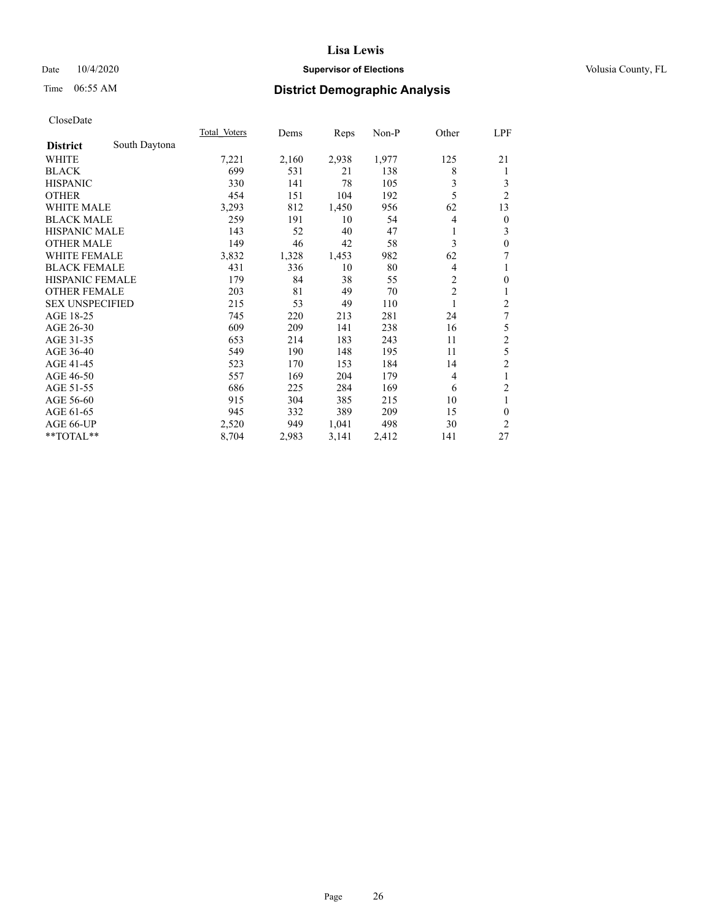# Lisa Lewis

Date 10/4/2020 **Supervisor of Elections** Volusia County, FL

Time 06:55 AM **District Demographic Analysis**

CloseDate

| **District** South Daytona | Total Voters | Dems | Reps | Non-P | Other | LPF |
|---|---|---|---|---|---|---|
| WHITE | 7,221 | 2,160 | 2,938 | 1,977 | 125 | 21 |
| BLACK | 699 | 531 | 21 | 138 | 8 | 1 |
| HISPANIC | 330 | 141 | 78 | 105 | 3 | 3 |
| OTHER | 454 | 151 | 104 | 192 | 5 | 2 |
| WHITE MALE | 3,293 | 812 | 1,450 | 956 | 62 | 13 |
| BLACK MALE | 259 | 191 | 10 | 54 | 4 | 0 |
| HISPANIC MALE | 143 | 52 | 40 | 47 | 1 | 3 |
| OTHER MALE | 149 | 46 | 42 | 58 | 3 | 0 |
| WHITE FEMALE | 3,832 | 1,328 | 1,453 | 982 | 62 | 7 |
| BLACK FEMALE | 431 | 336 | 10 | 80 | 4 | 1 |
| HISPANIC FEMALE | 179 | 84 | 38 | 55 | 2 | 0 |
| OTHER FEMALE | 203 | 81 | 49 | 70 | 2 | 1 |
| SEX UNSPECIFIED | 215 | 53 | 49 | 110 | 1 | 2 |
| AGE 18-25 | 745 | 220 | 213 | 281 | 24 | 7 |
| AGE 26-30 | 609 | 209 | 141 | 238 | 16 | 5 |
| AGE 31-35 | 653 | 214 | 183 | 243 | 11 | 2 |
| AGE 36-40 | 549 | 190 | 148 | 195 | 11 | 5 |
| AGE 41-45 | 523 | 170 | 153 | 184 | 14 | 2 |
| AGE 46-50 | 557 | 169 | 204 | 179 | 4 | 1 |
| AGE 51-55 | 686 | 225 | 284 | 169 | 6 | 2 |
| AGE 56-60 | 915 | 304 | 385 | 215 | 10 | 1 |
| AGE 61-65 | 945 | 332 | 389 | 209 | 15 | 0 |
| AGE 66-UP | 2,520 | 949 | 1,041 | 498 | 30 | 2 |
| **TOTAL** | 8,704 | 2,983 | 3,141 | 2,412 | 141 | 27 |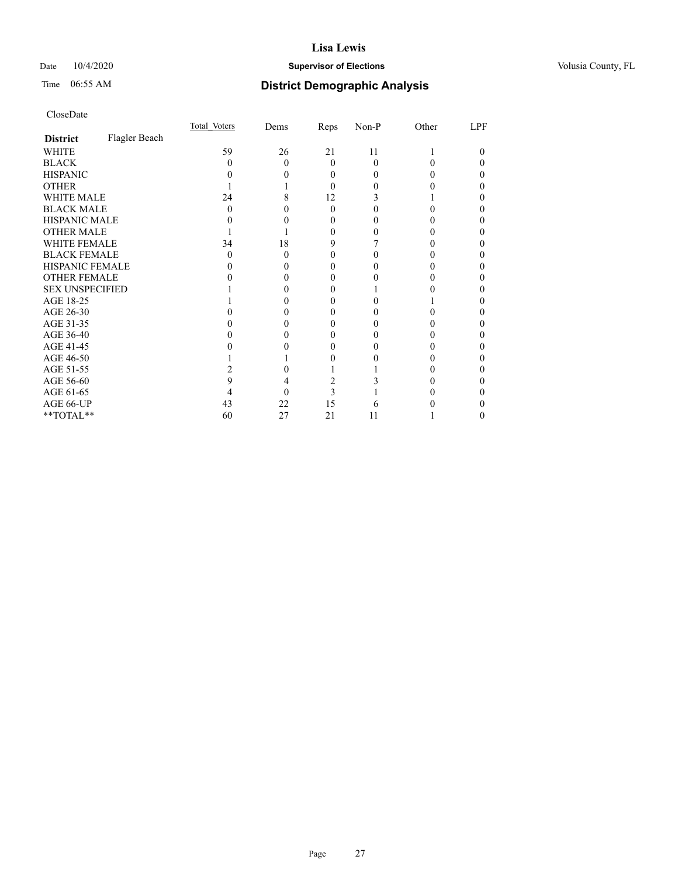# Lisa Lewis

Date 10/4/2020 **Supervisor of Elections** Volusia County, FL

Time 06:55 AM **District Demographic Analysis**

CloseDate

| **District** Flagler Beach | Total_Voters | Dems | Reps | Non-P | Other | LPF |
|---|---|---|---|---|---|---|
| WHITE | 59 | 26 | 21 | 11 | 1 | 0 |
| BLACK | 0 | 0 | 0 | 0 | 0 | 0 |
| HISPANIC | 0 | 0 | 0 | 0 | 0 | 0 |
| OTHER | 1 | 1 | 0 | 0 | 0 | 0 |
| WHITE MALE | 24 | 8 | 12 | 3 | 1 | 0 |
| BLACK MALE | 0 | 0 | 0 | 0 | 0 | 0 |
| HISPANIC MALE | 0 | 0 | 0 | 0 | 0 | 0 |
| OTHER MALE | 1 | 1 | 0 | 0 | 0 | 0 |
| WHITE FEMALE | 34 | 18 | 9 | 7 | 0 | 0 |
| BLACK FEMALE | 0 | 0 | 0 | 0 | 0 | 0 |
| HISPANIC FEMALE | 0 | 0 | 0 | 0 | 0 | 0 |
| OTHER FEMALE | 0 | 0 | 0 | 0 | 0 | 0 |
| SEX UNSPECIFIED | 1 | 0 | 0 | 1 | 0 | 0 |
| AGE 18-25 | 1 | 0 | 0 | 0 | 1 | 0 |
| AGE 26-30 | 0 | 0 | 0 | 0 | 0 | 0 |
| AGE 31-35 | 0 | 0 | 0 | 0 | 0 | 0 |
| AGE 36-40 | 0 | 0 | 0 | 0 | 0 | 0 |
| AGE 41-45 | 0 | 0 | 0 | 0 | 0 | 0 |
| AGE 46-50 | 1 | 1 | 0 | 0 | 0 | 0 |
| AGE 51-55 | 2 | 0 | 1 | 1 | 0 | 0 |
| AGE 56-60 | 9 | 4 | 2 | 3 | 0 | 0 |
| AGE 61-65 | 4 | 0 | 3 | 1 | 0 | 0 |
| AGE 66-UP | 43 | 22 | 15 | 6 | 0 | 0 |
| **TOTAL** | 60 | 27 | 21 | 11 | 1 | 0 |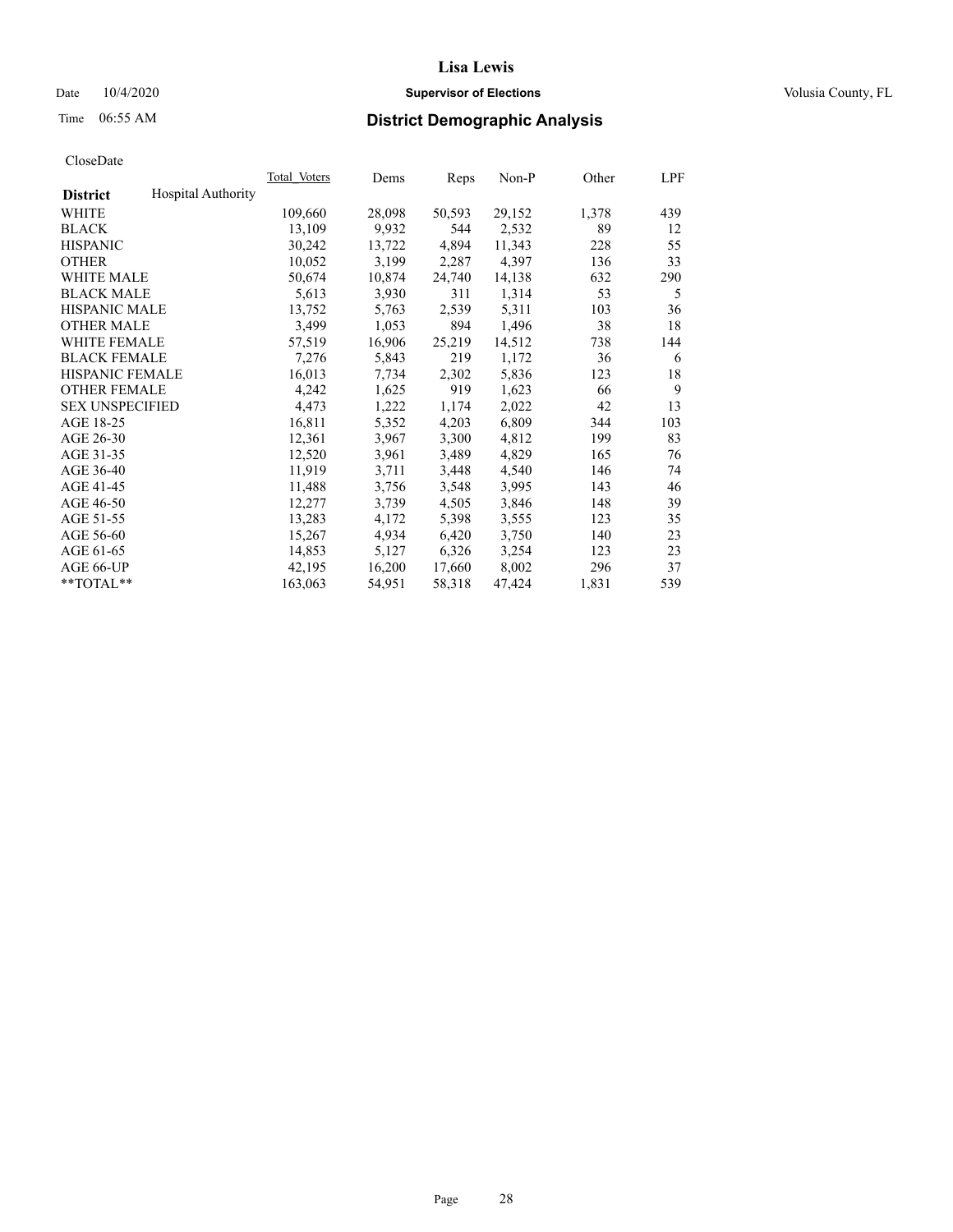# Lisa Lewis

Date 10/4/2020 **Supervisor of Elections** Volusia County, FL

Time 06:55 AM **District Demographic Analysis**

CloseDate

| District | Hospital Authority | Total Voters | Dems | Reps | Non-P | Other | LPF |
|---|---|---|---|---|---|---|---|
| WHITE | | 109,660 | 28,098 | 50,593 | 29,152 | 1,378 | 439 |
| BLACK | | 13,109 | 9,932 | 544 | 2,532 | 89 | 12 |
| HISPANIC | | 30,242 | 13,722 | 4,894 | 11,343 | 228 | 55 |
| OTHER | | 10,052 | 3,199 | 2,287 | 4,397 | 136 | 33 |
| WHITE MALE | | 50,674 | 10,874 | 24,740 | 14,138 | 632 | 290 |
| BLACK MALE | | 5,613 | 3,930 | 311 | 1,314 | 53 | 5 |
| HISPANIC MALE | | 13,752 | 5,763 | 2,539 | 5,311 | 103 | 36 |
| OTHER MALE | | 3,499 | 1,053 | 894 | 1,496 | 38 | 18 |
| WHITE FEMALE | | 57,519 | 16,906 | 25,219 | 14,512 | 738 | 144 |
| BLACK FEMALE | | 7,276 | 5,843 | 219 | 1,172 | 36 | 6 |
| HISPANIC FEMALE | | 16,013 | 7,734 | 2,302 | 5,836 | 123 | 18 |
| OTHER FEMALE | | 4,242 | 1,625 | 919 | 1,623 | 66 | 9 |
| SEX UNSPECIFIED | | 4,473 | 1,222 | 1,174 | 2,022 | 42 | 13 |
| AGE 18-25 | | 16,811 | 5,352 | 4,203 | 6,809 | 344 | 103 |
| AGE 26-30 | | 12,361 | 3,967 | 3,300 | 4,812 | 199 | 83 |
| AGE 31-35 | | 12,520 | 3,961 | 3,489 | 4,829 | 165 | 76 |
| AGE 36-40 | | 11,919 | 3,711 | 3,448 | 4,540 | 146 | 74 |
| AGE 41-45 | | 11,488 | 3,756 | 3,548 | 3,995 | 143 | 46 |
| AGE 46-50 | | 12,277 | 3,739 | 4,505 | 3,846 | 148 | 39 |
| AGE 51-55 | | 13,283 | 4,172 | 5,398 | 3,555 | 123 | 35 |
| AGE 56-60 | | 15,267 | 4,934 | 6,420 | 3,750 | 140 | 23 |
| AGE 61-65 | | 14,853 | 5,127 | 6,326 | 3,254 | 123 | 23 |
| AGE 66-UP | | 42,195 | 16,200 | 17,660 | 8,002 | 296 | 37 |
| **TOTAL** | | 163,063 | 54,951 | 58,318 | 47,424 | 1,831 | 539 |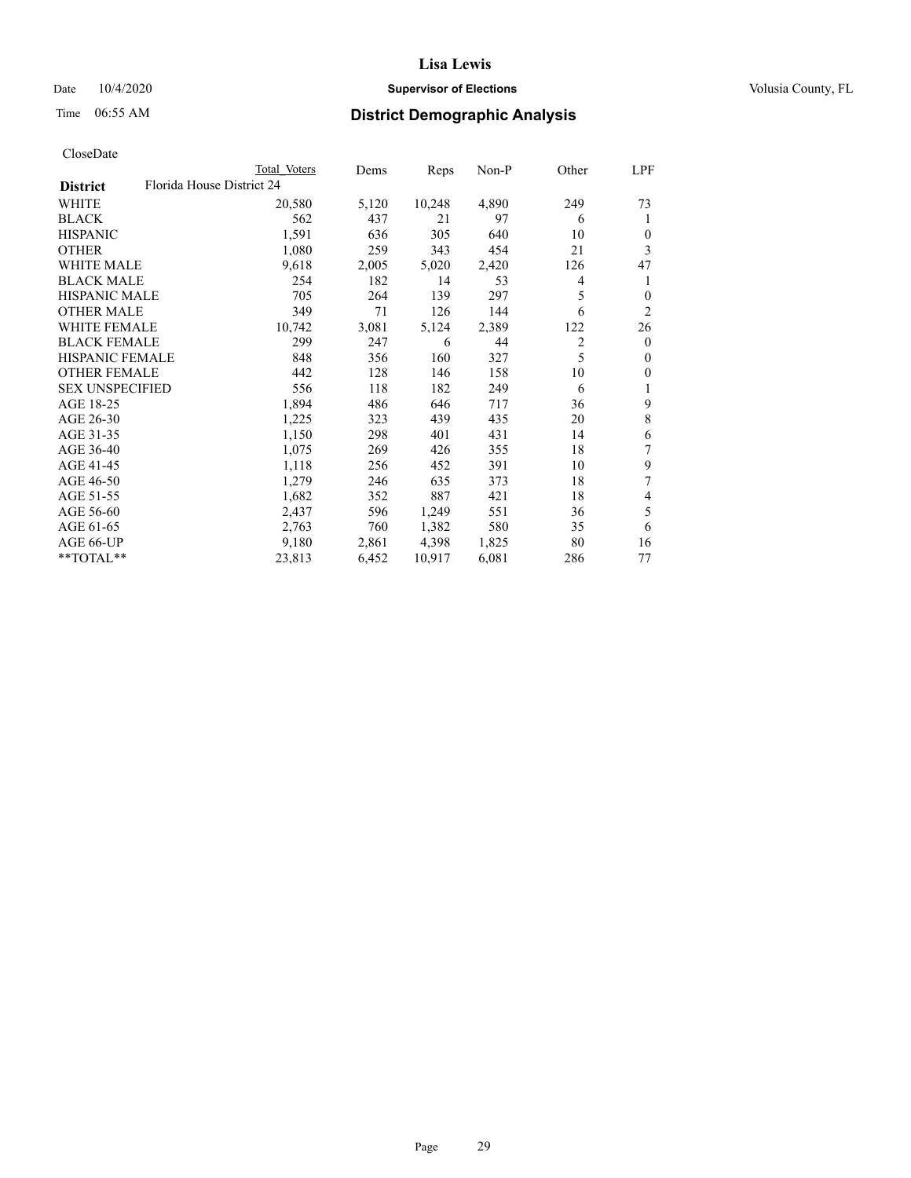# Lisa Lewis

Date 10/4/2020 **Supervisor of Elections** Volusia County, FL

Time 06:55 AM **District Demographic Analysis**

CloseDate

| | Total Voters | Dems | Reps | Non-P | Other | LPF |
|---|---|---|---|---|---|---|
| **District** Florida House District 24 | | | | | | |
| WHITE | 20,580 | 5,120 | 10,248 | 4,890 | 249 | 73 |
| BLACK | 562 | 437 | 21 | 97 | 6 | 1 |
| HISPANIC | 1,591 | 636 | 305 | 640 | 10 | 0 |
| OTHER | 1,080 | 259 | 343 | 454 | 21 | 3 |
| WHITE MALE | 9,618 | 2,005 | 5,020 | 2,420 | 126 | 47 |
| BLACK MALE | 254 | 182 | 14 | 53 | 4 | 1 |
| HISPANIC MALE | 705 | 264 | 139 | 297 | 5 | 0 |
| OTHER MALE | 349 | 71 | 126 | 144 | 6 | 2 |
| WHITE FEMALE | 10,742 | 3,081 | 5,124 | 2,389 | 122 | 26 |
| BLACK FEMALE | 299 | 247 | 6 | 44 | 2 | 0 |
| HISPANIC FEMALE | 848 | 356 | 160 | 327 | 5 | 0 |
| OTHER FEMALE | 442 | 128 | 146 | 158 | 10 | 0 |
| SEX UNSPECIFIED | 556 | 118 | 182 | 249 | 6 | 1 |
| AGE 18-25 | 1,894 | 486 | 646 | 717 | 36 | 9 |
| AGE 26-30 | 1,225 | 323 | 439 | 435 | 20 | 8 |
| AGE 31-35 | 1,150 | 298 | 401 | 431 | 14 | 6 |
| AGE 36-40 | 1,075 | 269 | 426 | 355 | 18 | 7 |
| AGE 41-45 | 1,118 | 256 | 452 | 391 | 10 | 9 |
| AGE 46-50 | 1,279 | 246 | 635 | 373 | 18 | 7 |
| AGE 51-55 | 1,682 | 352 | 887 | 421 | 18 | 4 |
| AGE 56-60 | 2,437 | 596 | 1,249 | 551 | 36 | 5 |
| AGE 61-65 | 2,763 | 760 | 1,382 | 580 | 35 | 6 |
| AGE 66-UP | 9,180 | 2,861 | 4,398 | 1,825 | 80 | 16 |
| **TOTAL** | 23,813 | 6,452 | 10,917 | 6,081 | 286 | 77 |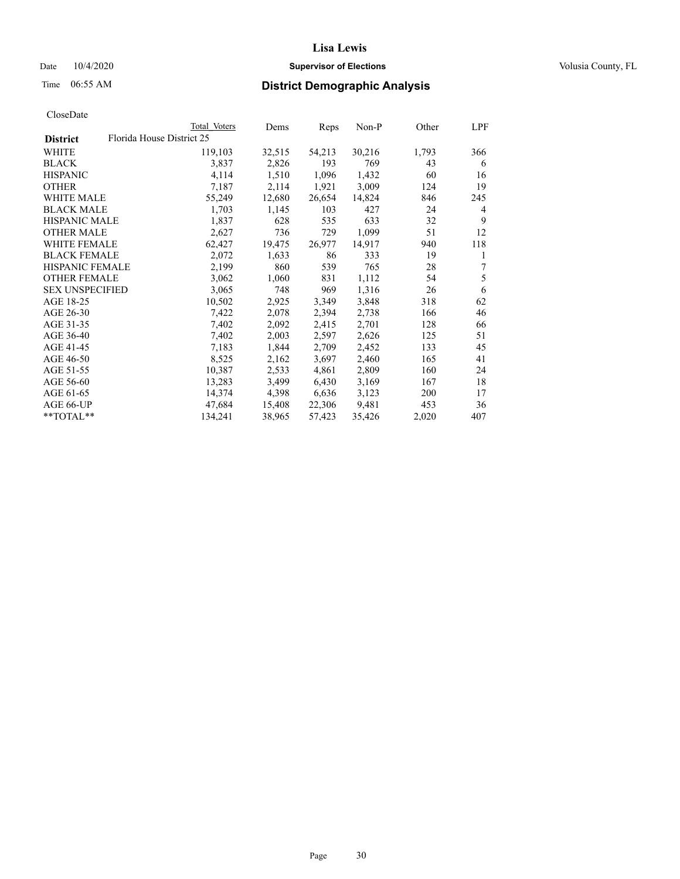CloseDate

| District | Florida House District 25 | Total Voters | Dems | Reps | Non-P | Other | LPF |
|---|---|---|---|---|---|---|---|
| WHITE | | 119,103 | 32,515 | 54,213 | 30,216 | 1,793 | 366 |
| BLACK | | 3,837 | 2,826 | 193 | 769 | 43 | 6 |
| HISPANIC | | 4,114 | 1,510 | 1,096 | 1,432 | 60 | 16 |
| OTHER | | 7,187 | 2,114 | 1,921 | 3,009 | 124 | 19 |
| WHITE MALE | | 55,249 | 12,680 | 26,654 | 14,824 | 846 | 245 |
| BLACK MALE | | 1,703 | 1,145 | 103 | 427 | 24 | 4 |
| HISPANIC MALE | | 1,837 | 628 | 535 | 633 | 32 | 9 |
| OTHER MALE | | 2,627 | 736 | 729 | 1,099 | 51 | 12 |
| WHITE FEMALE | | 62,427 | 19,475 | 26,977 | 14,917 | 940 | 118 |
| BLACK FEMALE | | 2,072 | 1,633 | 86 | 333 | 19 | 1 |
| HISPANIC FEMALE | | 2,199 | 860 | 539 | 765 | 28 | 7 |
| OTHER FEMALE | | 3,062 | 1,060 | 831 | 1,112 | 54 | 5 |
| SEX UNSPECIFIED | | 3,065 | 748 | 969 | 1,316 | 26 | 6 |
| AGE 18-25 | | 10,502 | 2,925 | 3,349 | 3,848 | 318 | 62 |
| AGE 26-30 | | 7,422 | 2,078 | 2,394 | 2,738 | 166 | 46 |
| AGE 31-35 | | 7,402 | 2,092 | 2,415 | 2,701 | 128 | 66 |
| AGE 36-40 | | 7,402 | 2,003 | 2,597 | 2,626 | 125 | 51 |
| AGE 41-45 | | 7,183 | 1,844 | 2,709 | 2,452 | 133 | 45 |
| AGE 46-50 | | 8,525 | 2,162 | 3,697 | 2,460 | 165 | 41 |
| AGE 51-55 | | 10,387 | 2,533 | 4,861 | 2,809 | 160 | 24 |
| AGE 56-60 | | 13,283 | 3,499 | 6,430 | 3,169 | 167 | 18 |
| AGE 61-65 | | 14,374 | 4,398 | 6,636 | 3,123 | 200 | 17 |
| AGE 66-UP | | 47,684 | 15,408 | 22,306 | 9,481 | 453 | 36 |
| **TOTAL** | | 134,241 | 38,965 | 57,423 | 35,426 | 2,020 | 407 |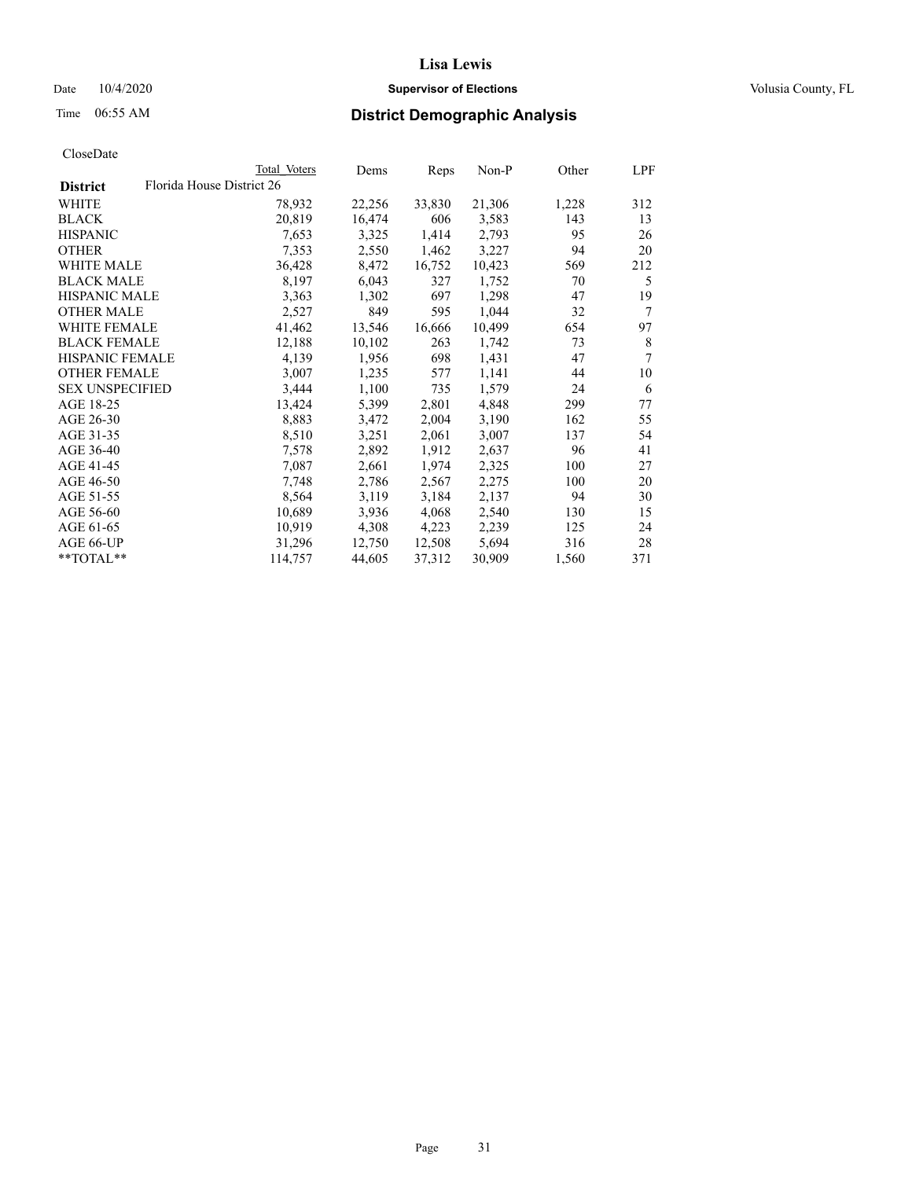# Lisa Lewis

Date 10/4/2020 **Supervisor of Elections** Volusia County, FL

Time 06:55 AM **District Demographic Analysis**

CloseDate

| | Total Voters | Dems | Reps | Non-P | Other | LPF |
|---|---|---|---|---|---|---|
| **District** Florida House District 26 | | | | | | |
| WHITE | 78,932 | 22,256 | 33,830 | 21,306 | 1,228 | 312 |
| BLACK | 20,819 | 16,474 | 606 | 3,583 | 143 | 13 |
| HISPANIC | 7,653 | 3,325 | 1,414 | 2,793 | 95 | 26 |
| OTHER | 7,353 | 2,550 | 1,462 | 3,227 | 94 | 20 |
| WHITE MALE | 36,428 | 8,472 | 16,752 | 10,423 | 569 | 212 |
| BLACK MALE | 8,197 | 6,043 | 327 | 1,752 | 70 | 5 |
| HISPANIC MALE | 3,363 | 1,302 | 697 | 1,298 | 47 | 19 |
| OTHER MALE | 2,527 | 849 | 595 | 1,044 | 32 | 7 |
| WHITE FEMALE | 41,462 | 13,546 | 16,666 | 10,499 | 654 | 97 |
| BLACK FEMALE | 12,188 | 10,102 | 263 | 1,742 | 73 | 8 |
| HISPANIC FEMALE | 4,139 | 1,956 | 698 | 1,431 | 47 | 7 |
| OTHER FEMALE | 3,007 | 1,235 | 577 | 1,141 | 44 | 10 |
| SEX UNSPECIFIED | 3,444 | 1,100 | 735 | 1,579 | 24 | 6 |
| AGE 18-25 | 13,424 | 5,399 | 2,801 | 4,848 | 299 | 77 |
| AGE 26-30 | 8,883 | 3,472 | 2,004 | 3,190 | 162 | 55 |
| AGE 31-35 | 8,510 | 3,251 | 2,061 | 3,007 | 137 | 54 |
| AGE 36-40 | 7,578 | 2,892 | 1,912 | 2,637 | 96 | 41 |
| AGE 41-45 | 7,087 | 2,661 | 1,974 | 2,325 | 100 | 27 |
| AGE 46-50 | 7,748 | 2,786 | 2,567 | 2,275 | 100 | 20 |
| AGE 51-55 | 8,564 | 3,119 | 3,184 | 2,137 | 94 | 30 |
| AGE 56-60 | 10,689 | 3,936 | 4,068 | 2,540 | 130 | 15 |
| AGE 61-65 | 10,919 | 4,308 | 4,223 | 2,239 | 125 | 24 |
| AGE 66-UP | 31,296 | 12,750 | 12,508 | 5,694 | 316 | 28 |
| **TOTAL** | 114,757 | 44,605 | 37,312 | 30,909 | 1,560 | 371 |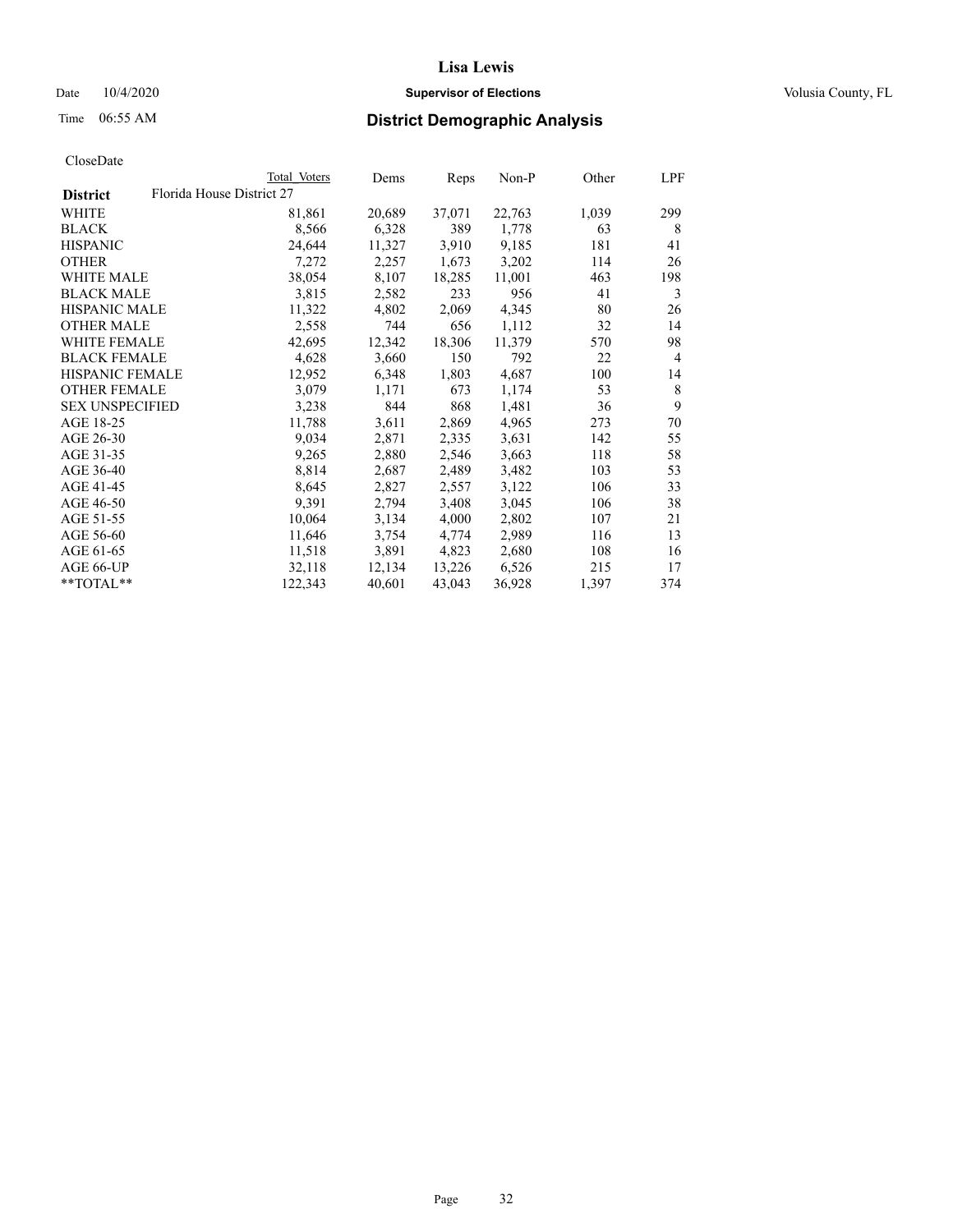# Lisa Lewis

Date 10/4/2020 | **Supervisor of Elections** | Volusia County, FL

Time 06:55 AM | **District Demographic Analysis**

CloseDate

| | Total Voters | Dems | Reps | Non-P | Other | LPF |
|---|---|---|---|---|---|---|
| **District** Florida House District 27 | | | | | | |
| WHITE | 81,861 | 20,689 | 37,071 | 22,763 | 1,039 | 299 |
| BLACK | 8,566 | 6,328 | 389 | 1,778 | 63 | 8 |
| HISPANIC | 24,644 | 11,327 | 3,910 | 9,185 | 181 | 41 |
| OTHER | 7,272 | 2,257 | 1,673 | 3,202 | 114 | 26 |
| WHITE MALE | 38,054 | 8,107 | 18,285 | 11,001 | 463 | 198 |
| BLACK MALE | 3,815 | 2,582 | 233 | 956 | 41 | 3 |
| HISPANIC MALE | 11,322 | 4,802 | 2,069 | 4,345 | 80 | 26 |
| OTHER MALE | 2,558 | 744 | 656 | 1,112 | 32 | 14 |
| WHITE FEMALE | 42,695 | 12,342 | 18,306 | 11,379 | 570 | 98 |
| BLACK FEMALE | 4,628 | 3,660 | 150 | 792 | 22 | 4 |
| HISPANIC FEMALE | 12,952 | 6,348 | 1,803 | 4,687 | 100 | 14 |
| OTHER FEMALE | 3,079 | 1,171 | 673 | 1,174 | 53 | 8 |
| SEX UNSPECIFIED | 3,238 | 844 | 868 | 1,481 | 36 | 9 |
| AGE 18-25 | 11,788 | 3,611 | 2,869 | 4,965 | 273 | 70 |
| AGE 26-30 | 9,034 | 2,871 | 2,335 | 3,631 | 142 | 55 |
| AGE 31-35 | 9,265 | 2,880 | 2,546 | 3,663 | 118 | 58 |
| AGE 36-40 | 8,814 | 2,687 | 2,489 | 3,482 | 103 | 53 |
| AGE 41-45 | 8,645 | 2,827 | 2,557 | 3,122 | 106 | 33 |
| AGE 46-50 | 9,391 | 2,794 | 3,408 | 3,045 | 106 | 38 |
| AGE 51-55 | 10,064 | 3,134 | 4,000 | 2,802 | 107 | 21 |
| AGE 56-60 | 11,646 | 3,754 | 4,774 | 2,989 | 116 | 13 |
| AGE 61-65 | 11,518 | 3,891 | 4,823 | 2,680 | 108 | 16 |
| AGE 66-UP | 32,118 | 12,134 | 13,226 | 6,526 | 215 | 17 |
| **TOTAL** | 122,343 | 40,601 | 43,043 | 36,928 | 1,397 | 374 |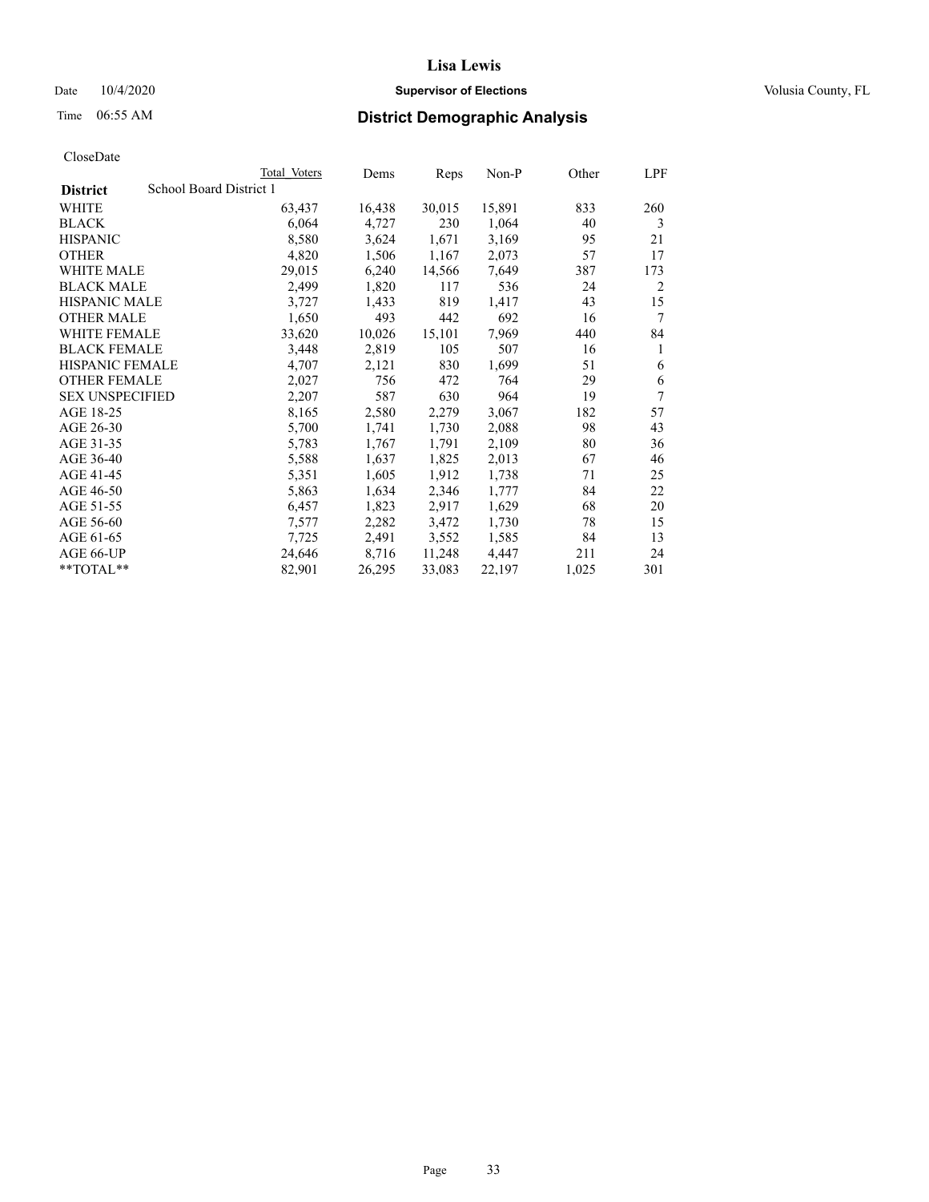# Lisa Lewis

Date 10/4/2020 **Supervisor of Elections** Volusia County, FL

Time 06:55 AM **District Demographic Analysis**

CloseDate

| | Total Voters | Dems | Reps | Non-P | Other | LPF |
|---|---|---|---|---|---|---|
| **District** School Board District 1 | | | | | | |
| WHITE | 63,437 | 16,438 | 30,015 | 15,891 | 833 | 260 |
| BLACK | 6,064 | 4,727 | 230 | 1,064 | 40 | 3 |
| HISPANIC | 8,580 | 3,624 | 1,671 | 3,169 | 95 | 21 |
| OTHER | 4,820 | 1,506 | 1,167 | 2,073 | 57 | 17 |
| WHITE MALE | 29,015 | 6,240 | 14,566 | 7,649 | 387 | 173 |
| BLACK MALE | 2,499 | 1,820 | 117 | 536 | 24 | 2 |
| HISPANIC MALE | 3,727 | 1,433 | 819 | 1,417 | 43 | 15 |
| OTHER MALE | 1,650 | 493 | 442 | 692 | 16 | 7 |
| WHITE FEMALE | 33,620 | 10,026 | 15,101 | 7,969 | 440 | 84 |
| BLACK FEMALE | 3,448 | 2,819 | 105 | 507 | 16 | 1 |
| HISPANIC FEMALE | 4,707 | 2,121 | 830 | 1,699 | 51 | 6 |
| OTHER FEMALE | 2,027 | 756 | 472 | 764 | 29 | 6 |
| SEX UNSPECIFIED | 2,207 | 587 | 630 | 964 | 19 | 7 |
| AGE 18-25 | 8,165 | 2,580 | 2,279 | 3,067 | 182 | 57 |
| AGE 26-30 | 5,700 | 1,741 | 1,730 | 2,088 | 98 | 43 |
| AGE 31-35 | 5,783 | 1,767 | 1,791 | 2,109 | 80 | 36 |
| AGE 36-40 | 5,588 | 1,637 | 1,825 | 2,013 | 67 | 46 |
| AGE 41-45 | 5,351 | 1,605 | 1,912 | 1,738 | 71 | 25 |
| AGE 46-50 | 5,863 | 1,634 | 2,346 | 1,777 | 84 | 22 |
| AGE 51-55 | 6,457 | 1,823 | 2,917 | 1,629 | 68 | 20 |
| AGE 56-60 | 7,577 | 2,282 | 3,472 | 1,730 | 78 | 15 |
| AGE 61-65 | 7,725 | 2,491 | 3,552 | 1,585 | 84 | 13 |
| AGE 66-UP | 24,646 | 8,716 | 11,248 | 4,447 | 211 | 24 |
| **TOTAL** | 82,901 | 26,295 | 33,083 | 22,197 | 1,025 | 301 |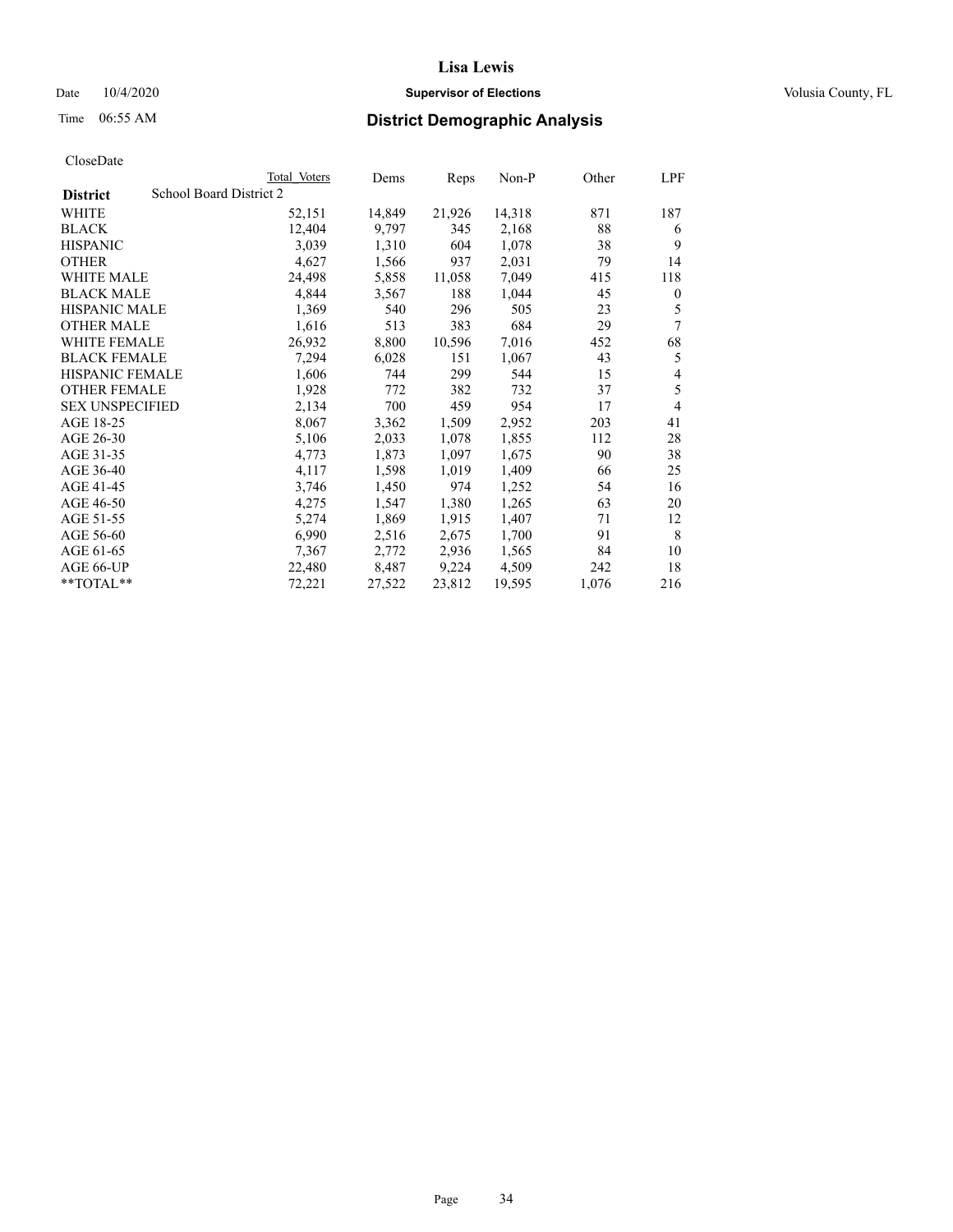# Lisa Lewis

Date 10/4/2020 **Supervisor of Elections** Volusia County, FL

Time 06:55 AM **District Demographic Analysis**

CloseDate

| | Total Voters | Dems | Reps | Non-P | Other | LPF |
|---|---|---|---|---|---|---|
| **District** School Board District 2 | | | | | | |
| WHITE | 52,151 | 14,849 | 21,926 | 14,318 | 871 | 187 |
| BLACK | 12,404 | 9,797 | 345 | 2,168 | 88 | 6 |
| HISPANIC | 3,039 | 1,310 | 604 | 1,078 | 38 | 9 |
| OTHER | 4,627 | 1,566 | 937 | 2,031 | 79 | 14 |
| WHITE MALE | 24,498 | 5,858 | 11,058 | 7,049 | 415 | 118 |
| BLACK MALE | 4,844 | 3,567 | 188 | 1,044 | 45 | 0 |
| HISPANIC MALE | 1,369 | 540 | 296 | 505 | 23 | 5 |
| OTHER MALE | 1,616 | 513 | 383 | 684 | 29 | 7 |
| WHITE FEMALE | 26,932 | 8,800 | 10,596 | 7,016 | 452 | 68 |
| BLACK FEMALE | 7,294 | 6,028 | 151 | 1,067 | 43 | 5 |
| HISPANIC FEMALE | 1,606 | 744 | 299 | 544 | 15 | 4 |
| OTHER FEMALE | 1,928 | 772 | 382 | 732 | 37 | 5 |
| SEX UNSPECIFIED | 2,134 | 700 | 459 | 954 | 17 | 4 |
| AGE 18-25 | 8,067 | 3,362 | 1,509 | 2,952 | 203 | 41 |
| AGE 26-30 | 5,106 | 2,033 | 1,078 | 1,855 | 112 | 28 |
| AGE 31-35 | 4,773 | 1,873 | 1,097 | 1,675 | 90 | 38 |
| AGE 36-40 | 4,117 | 1,598 | 1,019 | 1,409 | 66 | 25 |
| AGE 41-45 | 3,746 | 1,450 | 974 | 1,252 | 54 | 16 |
| AGE 46-50 | 4,275 | 1,547 | 1,380 | 1,265 | 63 | 20 |
| AGE 51-55 | 5,274 | 1,869 | 1,915 | 1,407 | 71 | 12 |
| AGE 56-60 | 6,990 | 2,516 | 2,675 | 1,700 | 91 | 8 |
| AGE 61-65 | 7,367 | 2,772 | 2,936 | 1,565 | 84 | 10 |
| AGE 66-UP | 22,480 | 8,487 | 9,224 | 4,509 | 242 | 18 |
| **TOTAL** | 72,221 | 27,522 | 23,812 | 19,595 | 1,076 | 216 |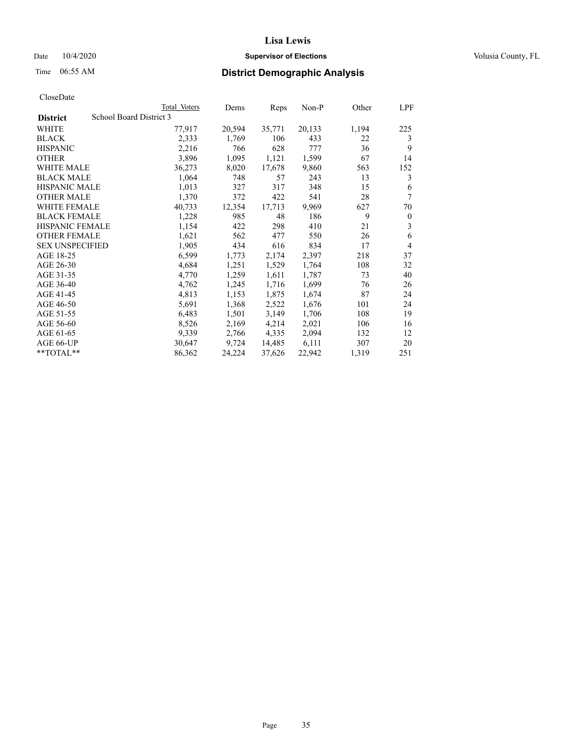# District Demographic Analysis

Lisa Lewis
Supervisor of Elections
Volusia County, FL

Date 10/4/2020
Time 06:55 AM

CloseDate

| District | School Board District 3 | Total Voters | Dems | Reps | Non-P | Other | LPF |
|---|---|---|---|---|---|---|---|
| WHITE | | 77,917 | 20,594 | 35,771 | 20,133 | 1,194 | 225 |
| BLACK | | 2,333 | 1,769 | 106 | 433 | 22 | 3 |
| HISPANIC | | 2,216 | 766 | 628 | 777 | 36 | 9 |
| OTHER | | 3,896 | 1,095 | 1,121 | 1,599 | 67 | 14 |
| WHITE MALE | | 36,273 | 8,020 | 17,678 | 9,860 | 563 | 152 |
| BLACK MALE | | 1,064 | 748 | 57 | 243 | 13 | 3 |
| HISPANIC MALE | | 1,013 | 327 | 317 | 348 | 15 | 6 |
| OTHER MALE | | 1,370 | 372 | 422 | 541 | 28 | 7 |
| WHITE FEMALE | | 40,733 | 12,354 | 17,713 | 9,969 | 627 | 70 |
| BLACK FEMALE | | 1,228 | 985 | 48 | 186 | 9 | 0 |
| HISPANIC FEMALE | | 1,154 | 422 | 298 | 410 | 21 | 3 |
| OTHER FEMALE | | 1,621 | 562 | 477 | 550 | 26 | 6 |
| SEX UNSPECIFIED | | 1,905 | 434 | 616 | 834 | 17 | 4 |
| AGE 18-25 | | 6,599 | 1,773 | 2,174 | 2,397 | 218 | 37 |
| AGE 26-30 | | 4,684 | 1,251 | 1,529 | 1,764 | 108 | 32 |
| AGE 31-35 | | 4,770 | 1,259 | 1,611 | 1,787 | 73 | 40 |
| AGE 36-40 | | 4,762 | 1,245 | 1,716 | 1,699 | 76 | 26 |
| AGE 41-45 | | 4,813 | 1,153 | 1,875 | 1,674 | 87 | 24 |
| AGE 46-50 | | 5,691 | 1,368 | 2,522 | 1,676 | 101 | 24 |
| AGE 51-55 | | 6,483 | 1,501 | 3,149 | 1,706 | 108 | 19 |
| AGE 56-60 | | 8,526 | 2,169 | 4,214 | 2,021 | 106 | 16 |
| AGE 61-65 | | 9,339 | 2,766 | 4,335 | 2,094 | 132 | 12 |
| AGE 66-UP | | 30,647 | 9,724 | 14,485 | 6,111 | 307 | 20 |
| **TOTAL** | | 86,362 | 24,224 | 37,626 | 22,942 | 1,319 | 251 |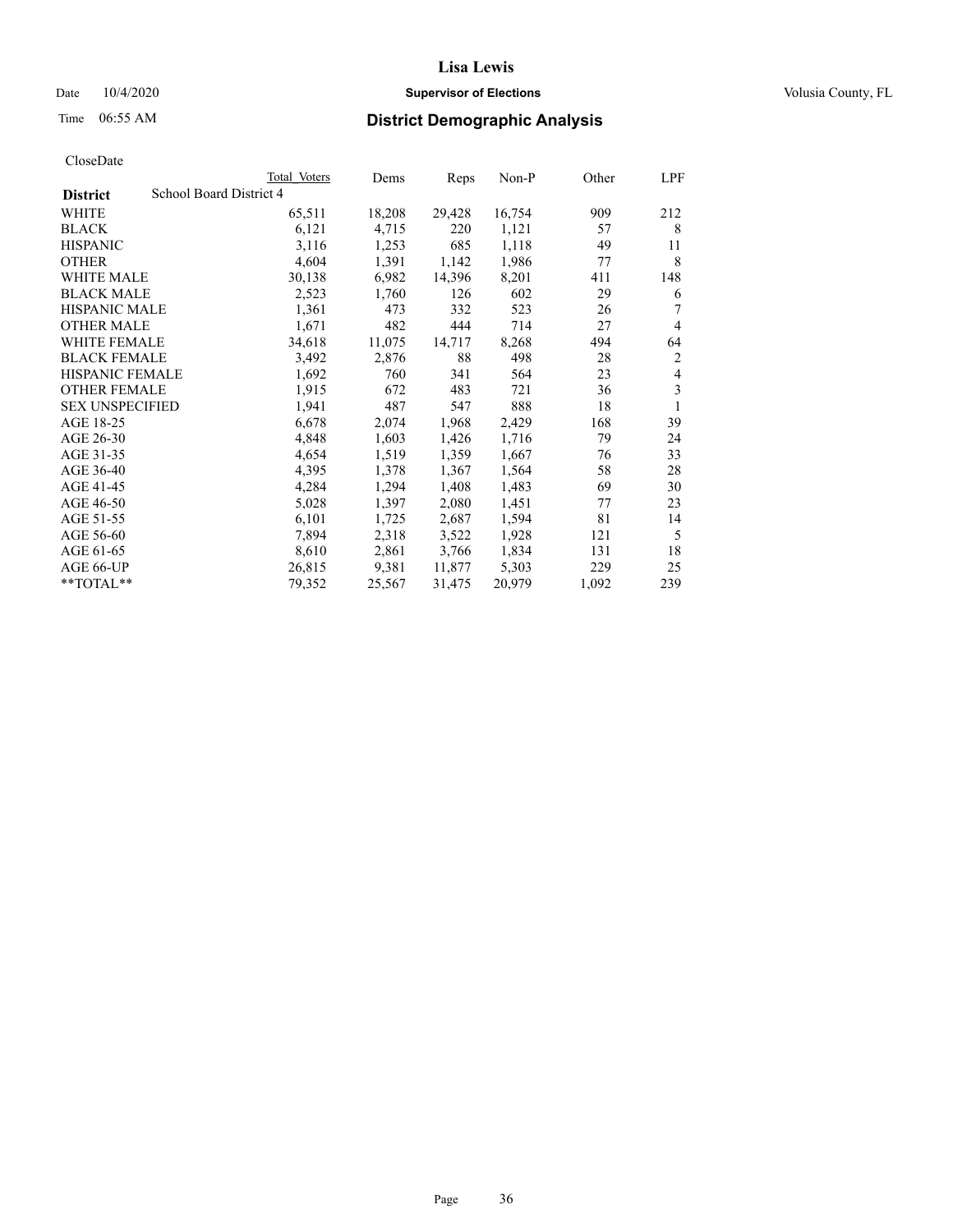# Lisa Lewis

Date 10/4/2020 **Supervisor of Elections** Volusia County, FL

Time 06:55 AM **District Demographic Analysis**

CloseDate

| | Total Voters | Dems | Reps | Non-P | Other | LPF |
|---|---|---|---|---|---|---|
| **District** School Board District 4 | | | | | | |
| WHITE | 65,511 | 18,208 | 29,428 | 16,754 | 909 | 212 |
| BLACK | 6,121 | 4,715 | 220 | 1,121 | 57 | 8 |
| HISPANIC | 3,116 | 1,253 | 685 | 1,118 | 49 | 11 |
| OTHER | 4,604 | 1,391 | 1,142 | 1,986 | 77 | 8 |
| WHITE MALE | 30,138 | 6,982 | 14,396 | 8,201 | 411 | 148 |
| BLACK MALE | 2,523 | 1,760 | 126 | 602 | 29 | 6 |
| HISPANIC MALE | 1,361 | 473 | 332 | 523 | 26 | 7 |
| OTHER MALE | 1,671 | 482 | 444 | 714 | 27 | 4 |
| WHITE FEMALE | 34,618 | 11,075 | 14,717 | 8,268 | 494 | 64 |
| BLACK FEMALE | 3,492 | 2,876 | 88 | 498 | 28 | 2 |
| HISPANIC FEMALE | 1,692 | 760 | 341 | 564 | 23 | 4 |
| OTHER FEMALE | 1,915 | 672 | 483 | 721 | 36 | 3 |
| SEX UNSPECIFIED | 1,941 | 487 | 547 | 888 | 18 | 1 |
| AGE 18-25 | 6,678 | 2,074 | 1,968 | 2,429 | 168 | 39 |
| AGE 26-30 | 4,848 | 1,603 | 1,426 | 1,716 | 79 | 24 |
| AGE 31-35 | 4,654 | 1,519 | 1,359 | 1,667 | 76 | 33 |
| AGE 36-40 | 4,395 | 1,378 | 1,367 | 1,564 | 58 | 28 |
| AGE 41-45 | 4,284 | 1,294 | 1,408 | 1,483 | 69 | 30 |
| AGE 46-50 | 5,028 | 1,397 | 2,080 | 1,451 | 77 | 23 |
| AGE 51-55 | 6,101 | 1,725 | 2,687 | 1,594 | 81 | 14 |
| AGE 56-60 | 7,894 | 2,318 | 3,522 | 1,928 | 121 | 5 |
| AGE 61-65 | 8,610 | 2,861 | 3,766 | 1,834 | 131 | 18 |
| AGE 66-UP | 26,815 | 9,381 | 11,877 | 5,303 | 229 | 25 |
| **TOTAL** | 79,352 | 25,567 | 31,475 | 20,979 | 1,092 | 239 |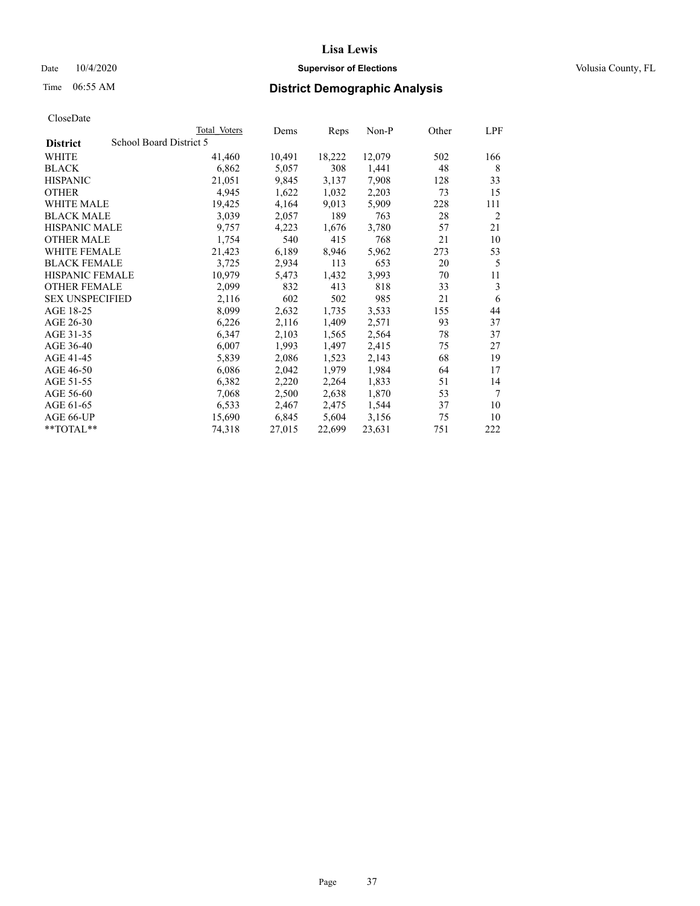# Lisa Lewis

Date 10/4/2020 **Supervisor of Elections** Volusia County, FL

Time 06:55 AM **District Demographic Analysis**

CloseDate

| District | Total Voters | Dems | Reps | Non-P | Other | LPF |
|---|---|---|---|---|---|---|
| School Board District 5 | | | | | | |
| WHITE | 41,460 | 10,491 | 18,222 | 12,079 | 502 | 166 |
| BLACK | 6,862 | 5,057 | 308 | 1,441 | 48 | 8 |
| HISPANIC | 21,051 | 9,845 | 3,137 | 7,908 | 128 | 33 |
| OTHER | 4,945 | 1,622 | 1,032 | 2,203 | 73 | 15 |
| WHITE MALE | 19,425 | 4,164 | 9,013 | 5,909 | 228 | 111 |
| BLACK MALE | 3,039 | 2,057 | 189 | 763 | 28 | 2 |
| HISPANIC MALE | 9,757 | 4,223 | 1,676 | 3,780 | 57 | 21 |
| OTHER MALE | 1,754 | 540 | 415 | 768 | 21 | 10 |
| WHITE FEMALE | 21,423 | 6,189 | 8,946 | 5,962 | 273 | 53 |
| BLACK FEMALE | 3,725 | 2,934 | 113 | 653 | 20 | 5 |
| HISPANIC FEMALE | 10,979 | 5,473 | 1,432 | 3,993 | 70 | 11 |
| OTHER FEMALE | 2,099 | 832 | 413 | 818 | 33 | 3 |
| SEX UNSPECIFIED | 2,116 | 602 | 502 | 985 | 21 | 6 |
| AGE 18-25 | 8,099 | 2,632 | 1,735 | 3,533 | 155 | 44 |
| AGE 26-30 | 6,226 | 2,116 | 1,409 | 2,571 | 93 | 37 |
| AGE 31-35 | 6,347 | 2,103 | 1,565 | 2,564 | 78 | 37 |
| AGE 36-40 | 6,007 | 1,993 | 1,497 | 2,415 | 75 | 27 |
| AGE 41-45 | 5,839 | 2,086 | 1,523 | 2,143 | 68 | 19 |
| AGE 46-50 | 6,086 | 2,042 | 1,979 | 1,984 | 64 | 17 |
| AGE 51-55 | 6,382 | 2,220 | 2,264 | 1,833 | 51 | 14 |
| AGE 56-60 | 7,068 | 2,500 | 2,638 | 1,870 | 53 | 7 |
| AGE 61-65 | 6,533 | 2,467 | 2,475 | 1,544 | 37 | 10 |
| AGE 66-UP | 15,690 | 6,845 | 5,604 | 3,156 | 75 | 10 |
| **TOTAL** | 74,318 | 27,015 | 22,699 | 23,631 | 751 | 222 |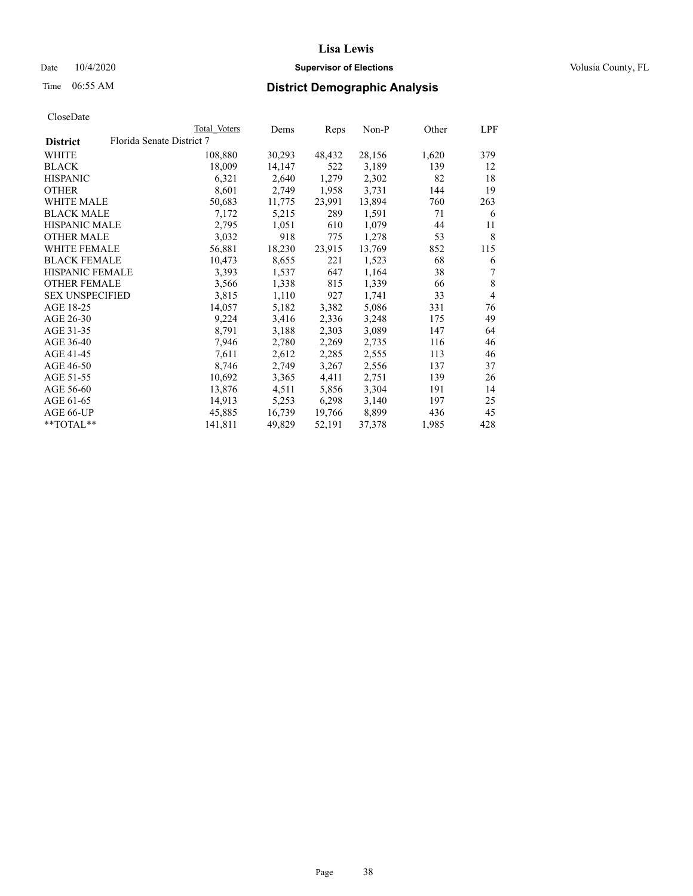# Lisa Lewis

Date 10/4/2020 **Supervisor of Elections** Volusia County, FL

Time 06:55 AM **District Demographic Analysis**

CloseDate

| District | Total Voters | Dems | Reps | Non-P | Other | LPF |
|---|---|---|---|---|---|---|
| Florida Senate District 7 | | | | | | |
| WHITE | 108,880 | 30,293 | 48,432 | 28,156 | 1,620 | 379 |
| BLACK | 18,009 | 14,147 | 522 | 3,189 | 139 | 12 |
| HISPANIC | 6,321 | 2,640 | 1,279 | 2,302 | 82 | 18 |
| OTHER | 8,601 | 2,749 | 1,958 | 3,731 | 144 | 19 |
| WHITE MALE | 50,683 | 11,775 | 23,991 | 13,894 | 760 | 263 |
| BLACK MALE | 7,172 | 5,215 | 289 | 1,591 | 71 | 6 |
| HISPANIC MALE | 2,795 | 1,051 | 610 | 1,079 | 44 | 11 |
| OTHER MALE | 3,032 | 918 | 775 | 1,278 | 53 | 8 |
| WHITE FEMALE | 56,881 | 18,230 | 23,915 | 13,769 | 852 | 115 |
| BLACK FEMALE | 10,473 | 8,655 | 221 | 1,523 | 68 | 6 |
| HISPANIC FEMALE | 3,393 | 1,537 | 647 | 1,164 | 38 | 7 |
| OTHER FEMALE | 3,566 | 1,338 | 815 | 1,339 | 66 | 8 |
| SEX UNSPECIFIED | 3,815 | 1,110 | 927 | 1,741 | 33 | 4 |
| AGE 18-25 | 14,057 | 5,182 | 3,382 | 5,086 | 331 | 76 |
| AGE 26-30 | 9,224 | 3,416 | 2,336 | 3,248 | 175 | 49 |
| AGE 31-35 | 8,791 | 3,188 | 2,303 | 3,089 | 147 | 64 |
| AGE 36-40 | 7,946 | 2,780 | 2,269 | 2,735 | 116 | 46 |
| AGE 41-45 | 7,611 | 2,612 | 2,285 | 2,555 | 113 | 46 |
| AGE 46-50 | 8,746 | 2,749 | 3,267 | 2,556 | 137 | 37 |
| AGE 51-55 | 10,692 | 3,365 | 4,411 | 2,751 | 139 | 26 |
| AGE 56-60 | 13,876 | 4,511 | 5,856 | 3,304 | 191 | 14 |
| AGE 61-65 | 14,913 | 5,253 | 6,298 | 3,140 | 197 | 25 |
| AGE 66-UP | 45,885 | 16,739 | 19,766 | 8,899 | 436 | 45 |
| **TOTAL** | 141,811 | 49,829 | 52,191 | 37,378 | 1,985 | 428 |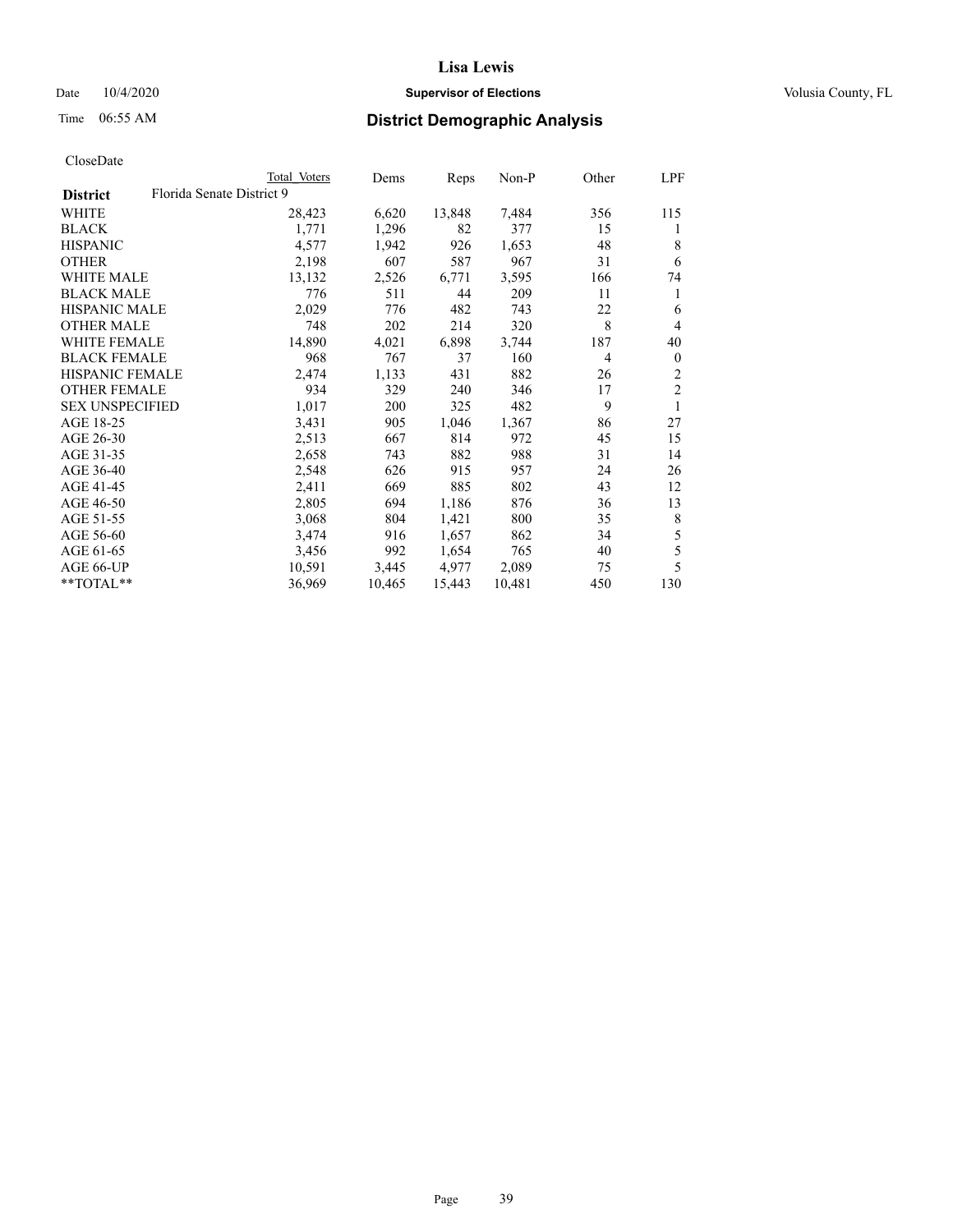# Lisa Lewis

Date 10/4/2020 **Supervisor of Elections** Volusia County, FL

Time 06:55 AM **District Demographic Analysis**

CloseDate

| | Total Voters | Dems | Reps | Non-P | Other | LPF |
|---|---|---|---|---|---|---|
| **District** Florida Senate District 9 | | | | | | |
| WHITE | 28,423 | 6,620 | 13,848 | 7,484 | 356 | 115 |
| BLACK | 1,771 | 1,296 | 82 | 377 | 15 | 1 |
| HISPANIC | 4,577 | 1,942 | 926 | 1,653 | 48 | 8 |
| OTHER | 2,198 | 607 | 587 | 967 | 31 | 6 |
| WHITE MALE | 13,132 | 2,526 | 6,771 | 3,595 | 166 | 74 |
| BLACK MALE | 776 | 511 | 44 | 209 | 11 | 1 |
| HISPANIC MALE | 2,029 | 776 | 482 | 743 | 22 | 6 |
| OTHER MALE | 748 | 202 | 214 | 320 | 8 | 4 |
| WHITE FEMALE | 14,890 | 4,021 | 6,898 | 3,744 | 187 | 40 |
| BLACK FEMALE | 968 | 767 | 37 | 160 | 4 | 0 |
| HISPANIC FEMALE | 2,474 | 1,133 | 431 | 882 | 26 | 2 |
| OTHER FEMALE | 934 | 329 | 240 | 346 | 17 | 2 |
| SEX UNSPECIFIED | 1,017 | 200 | 325 | 482 | 9 | 1 |
| AGE 18-25 | 3,431 | 905 | 1,046 | 1,367 | 86 | 27 |
| AGE 26-30 | 2,513 | 667 | 814 | 972 | 45 | 15 |
| AGE 31-35 | 2,658 | 743 | 882 | 988 | 31 | 14 |
| AGE 36-40 | 2,548 | 626 | 915 | 957 | 24 | 26 |
| AGE 41-45 | 2,411 | 669 | 885 | 802 | 43 | 12 |
| AGE 46-50 | 2,805 | 694 | 1,186 | 876 | 36 | 13 |
| AGE 51-55 | 3,068 | 804 | 1,421 | 800 | 35 | 8 |
| AGE 56-60 | 3,474 | 916 | 1,657 | 862 | 34 | 5 |
| AGE 61-65 | 3,456 | 992 | 1,654 | 765 | 40 | 5 |
| AGE 66-UP | 10,591 | 3,445 | 4,977 | 2,089 | 75 | 5 |
| **TOTAL** | 36,969 | 10,465 | 15,443 | 10,481 | 450 | 130 |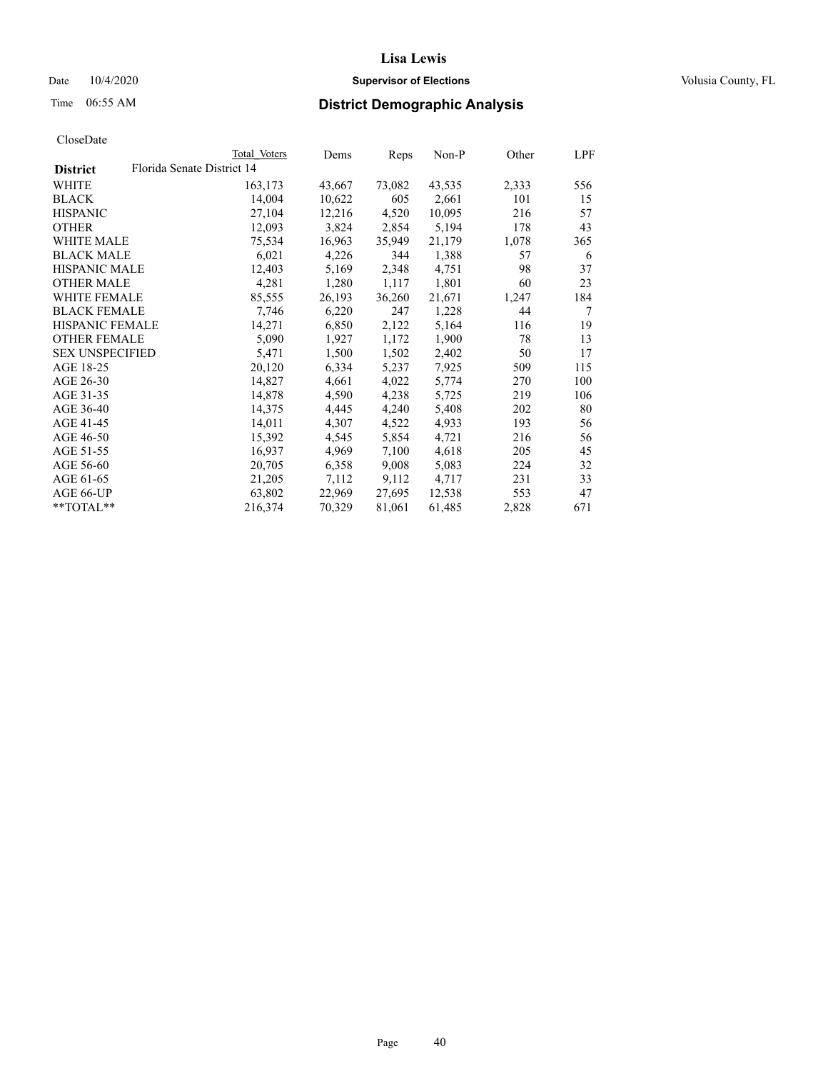# Lisa Lewis

Date 10/4/2020 **Supervisor of Elections** Volusia County, FL

Time 06:55 AM **District Demographic Analysis**

CloseDate

| | Total Voters | Dems | Reps | Non-P | Other | LPF |
|---|---|---|---|---|---|---|
| **District** Florida Senate District 14 | | | | | | |
| WHITE | 163,173 | 43,667 | 73,082 | 43,535 | 2,333 | 556 |
| BLACK | 14,004 | 10,622 | 605 | 2,661 | 101 | 15 |
| HISPANIC | 27,104 | 12,216 | 4,520 | 10,095 | 216 | 57 |
| OTHER | 12,093 | 3,824 | 2,854 | 5,194 | 178 | 43 |
| WHITE MALE | 75,534 | 16,963 | 35,949 | 21,179 | 1,078 | 365 |
| BLACK MALE | 6,021 | 4,226 | 344 | 1,388 | 57 | 6 |
| HISPANIC MALE | 12,403 | 5,169 | 2,348 | 4,751 | 98 | 37 |
| OTHER MALE | 4,281 | 1,280 | 1,117 | 1,801 | 60 | 23 |
| WHITE FEMALE | 85,555 | 26,193 | 36,260 | 21,671 | 1,247 | 184 |
| BLACK FEMALE | 7,746 | 6,220 | 247 | 1,228 | 44 | 7 |
| HISPANIC FEMALE | 14,271 | 6,850 | 2,122 | 5,164 | 116 | 19 |
| OTHER FEMALE | 5,090 | 1,927 | 1,172 | 1,900 | 78 | 13 |
| SEX UNSPECIFIED | 5,471 | 1,500 | 1,502 | 2,402 | 50 | 17 |
| AGE 18-25 | 20,120 | 6,334 | 5,237 | 7,925 | 509 | 115 |
| AGE 26-30 | 14,827 | 4,661 | 4,022 | 5,774 | 270 | 100 |
| AGE 31-35 | 14,878 | 4,590 | 4,238 | 5,725 | 219 | 106 |
| AGE 36-40 | 14,375 | 4,445 | 4,240 | 5,408 | 202 | 80 |
| AGE 41-45 | 14,011 | 4,307 | 4,522 | 4,933 | 193 | 56 |
| AGE 46-50 | 15,392 | 4,545 | 5,854 | 4,721 | 216 | 56 |
| AGE 51-55 | 16,937 | 4,969 | 7,100 | 4,618 | 205 | 45 |
| AGE 56-60 | 20,705 | 6,358 | 9,008 | 5,083 | 224 | 32 |
| AGE 61-65 | 21,205 | 7,112 | 9,112 | 4,717 | 231 | 33 |
| AGE 66-UP | 63,802 | 22,969 | 27,695 | 12,538 | 553 | 47 |
| **TOTAL** | 216,374 | 70,329 | 81,061 | 61,485 | 2,828 | 671 |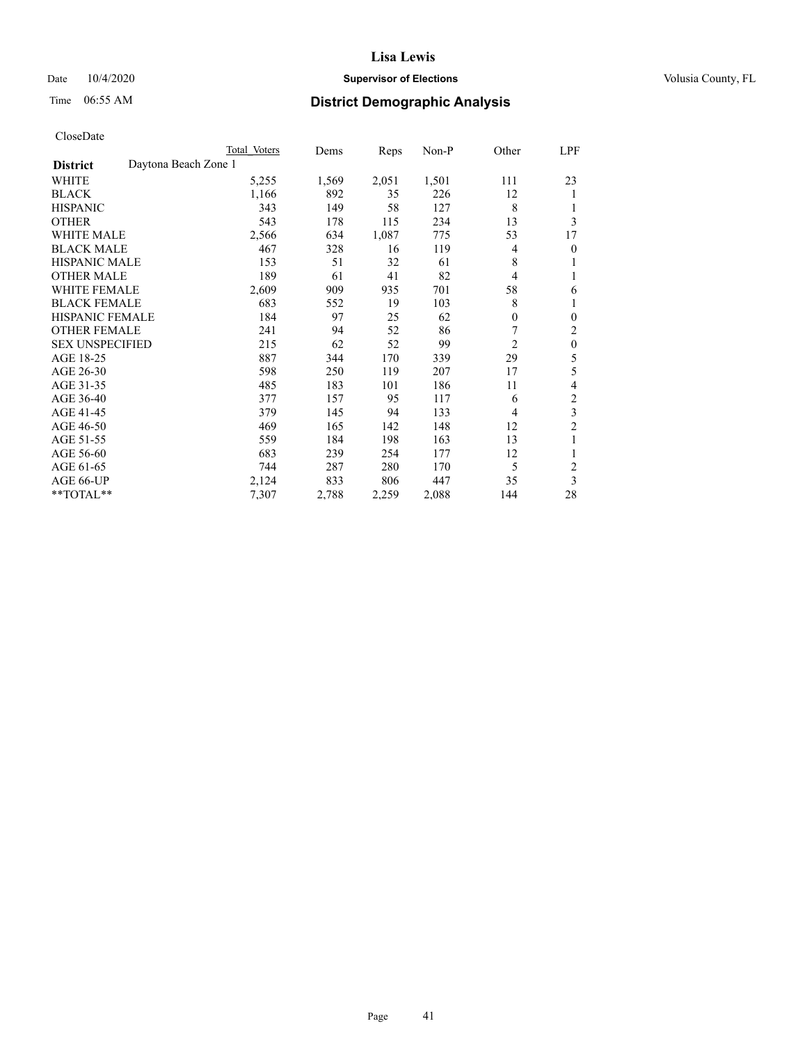# Lisa Lewis

Date 10/4/2020 **Supervisor of Elections** Volusia County, FL

Time 06:55 AM **District Demographic Analysis**

CloseDate

| District | Daytona Beach Zone 1 | Total Voters | Dems | Reps | Non-P | Other | LPF |
|---|---|---|---|---|---|---|---|
| WHITE | | 5,255 | 1,569 | 2,051 | 1,501 | 111 | 23 |
| BLACK | | 1,166 | 892 | 35 | 226 | 12 | 1 |
| HISPANIC | | 343 | 149 | 58 | 127 | 8 | 1 |
| OTHER | | 543 | 178 | 115 | 234 | 13 | 3 |
| WHITE MALE | | 2,566 | 634 | 1,087 | 775 | 53 | 17 |
| BLACK MALE | | 467 | 328 | 16 | 119 | 4 | 0 |
| HISPANIC MALE | | 153 | 51 | 32 | 61 | 8 | 1 |
| OTHER MALE | | 189 | 61 | 41 | 82 | 4 | 1 |
| WHITE FEMALE | | 2,609 | 909 | 935 | 701 | 58 | 6 |
| BLACK FEMALE | | 683 | 552 | 19 | 103 | 8 | 1 |
| HISPANIC FEMALE | | 184 | 97 | 25 | 62 | 0 | 0 |
| OTHER FEMALE | | 241 | 94 | 52 | 86 | 7 | 2 |
| SEX UNSPECIFIED | | 215 | 62 | 52 | 99 | 2 | 0 |
| AGE 18-25 | | 887 | 344 | 170 | 339 | 29 | 5 |
| AGE 26-30 | | 598 | 250 | 119 | 207 | 17 | 5 |
| AGE 31-35 | | 485 | 183 | 101 | 186 | 11 | 4 |
| AGE 36-40 | | 377 | 157 | 95 | 117 | 6 | 2 |
| AGE 41-45 | | 379 | 145 | 94 | 133 | 4 | 3 |
| AGE 46-50 | | 469 | 165 | 142 | 148 | 12 | 2 |
| AGE 51-55 | | 559 | 184 | 198 | 163 | 13 | 1 |
| AGE 56-60 | | 683 | 239 | 254 | 177 | 12 | 1 |
| AGE 61-65 | | 744 | 287 | 280 | 170 | 5 | 2 |
| AGE 66-UP | | 2,124 | 833 | 806 | 447 | 35 | 3 |
| **TOTAL** | | 7,307 | 2,788 | 2,259 | 2,088 | 144 | 28 |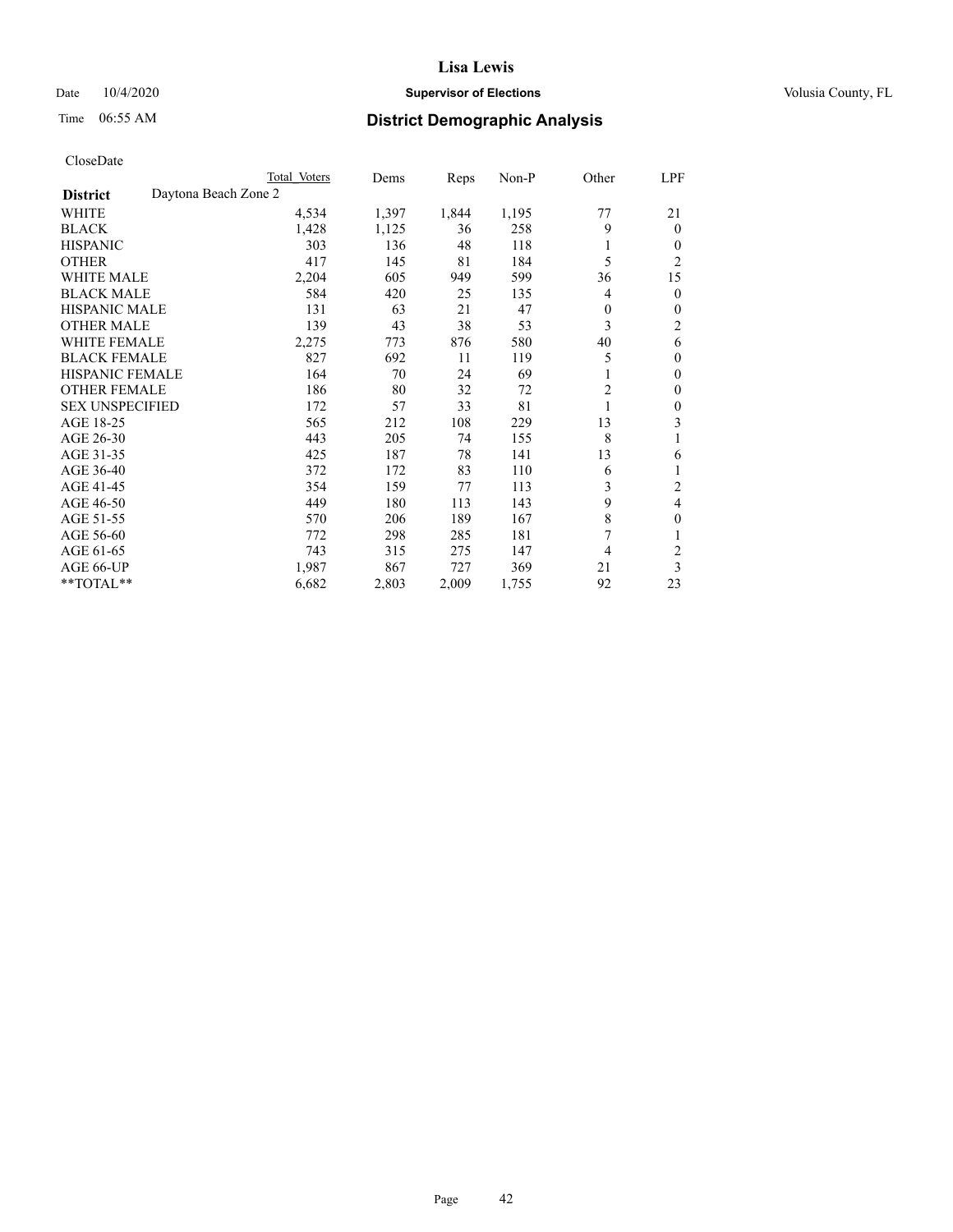# Lisa Lewis

Date 10/4/2020 **Supervisor of Elections** Volusia County, FL

Time 06:55 AM **District Demographic Analysis**

CloseDate

| District | Daytona Beach Zone 2 | Total Voters | Dems | Reps | Non-P | Other | LPF |
|---|---|---|---|---|---|---|---|
| WHITE | | 4,534 | 1,397 | 1,844 | 1,195 | 77 | 21 |
| BLACK | | 1,428 | 1,125 | 36 | 258 | 9 | 0 |
| HISPANIC | | 303 | 136 | 48 | 118 | 1 | 0 |
| OTHER | | 417 | 145 | 81 | 184 | 5 | 2 |
| WHITE MALE | | 2,204 | 605 | 949 | 599 | 36 | 15 |
| BLACK MALE | | 584 | 420 | 25 | 135 | 4 | 0 |
| HISPANIC MALE | | 131 | 63 | 21 | 47 | 0 | 0 |
| OTHER MALE | | 139 | 43 | 38 | 53 | 3 | 2 |
| WHITE FEMALE | | 2,275 | 773 | 876 | 580 | 40 | 6 |
| BLACK FEMALE | | 827 | 692 | 11 | 119 | 5 | 0 |
| HISPANIC FEMALE | | 164 | 70 | 24 | 69 | 1 | 0 |
| OTHER FEMALE | | 186 | 80 | 32 | 72 | 2 | 0 |
| SEX UNSPECIFIED | | 172 | 57 | 33 | 81 | 1 | 0 |
| AGE 18-25 | | 565 | 212 | 108 | 229 | 13 | 3 |
| AGE 26-30 | | 443 | 205 | 74 | 155 | 8 | 1 |
| AGE 31-35 | | 425 | 187 | 78 | 141 | 13 | 6 |
| AGE 36-40 | | 372 | 172 | 83 | 110 | 6 | 1 |
| AGE 41-45 | | 354 | 159 | 77 | 113 | 3 | 2 |
| AGE 46-50 | | 449 | 180 | 113 | 143 | 9 | 4 |
| AGE 51-55 | | 570 | 206 | 189 | 167 | 8 | 0 |
| AGE 56-60 | | 772 | 298 | 285 | 181 | 7 | 1 |
| AGE 61-65 | | 743 | 315 | 275 | 147 | 4 | 2 |
| AGE 66-UP | | 1,987 | 867 | 727 | 369 | 21 | 3 |
| **TOTAL** | | 6,682 | 2,803 | 2,009 | 1,755 | 92 | 23 |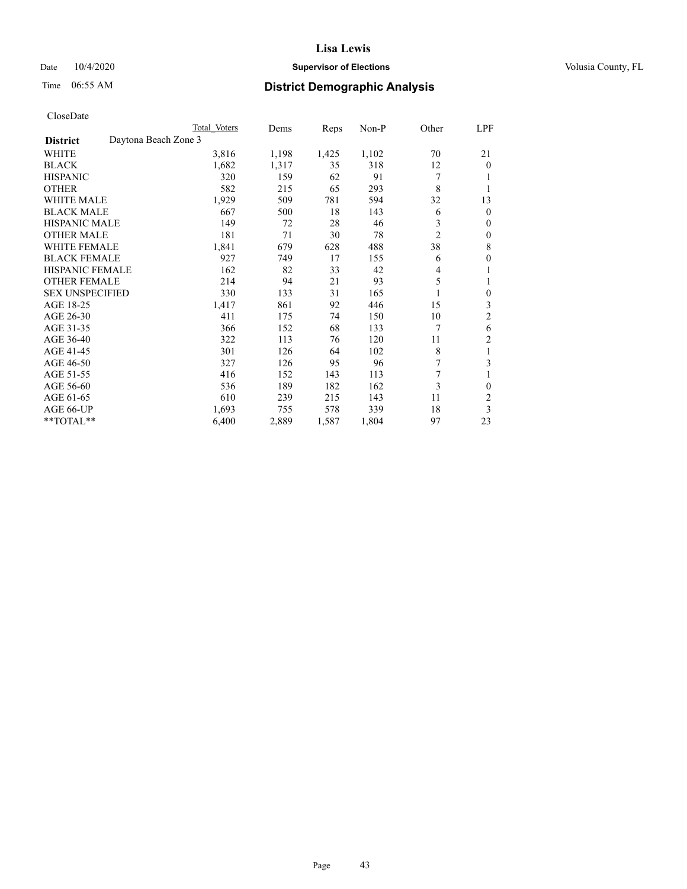# Lisa Lewis

Date 10/4/2020 **Supervisor of Elections** Volusia County, FL

Time 06:55 AM **District Demographic Analysis**

CloseDate

| | Total Voters | Dems | Reps | Non-P | Other | LPF |
|---|---|---|---|---|---|---|
| **District** Daytona Beach Zone 3 | | | | | | |
| WHITE | 3,816 | 1,198 | 1,425 | 1,102 | 70 | 21 |
| BLACK | 1,682 | 1,317 | 35 | 318 | 12 | 0 |
| HISPANIC | 320 | 159 | 62 | 91 | 7 | 1 |
| OTHER | 582 | 215 | 65 | 293 | 8 | 1 |
| WHITE MALE | 1,929 | 509 | 781 | 594 | 32 | 13 |
| BLACK MALE | 667 | 500 | 18 | 143 | 6 | 0 |
| HISPANIC MALE | 149 | 72 | 28 | 46 | 3 | 0 |
| OTHER MALE | 181 | 71 | 30 | 78 | 2 | 0 |
| WHITE FEMALE | 1,841 | 679 | 628 | 488 | 38 | 8 |
| BLACK FEMALE | 927 | 749 | 17 | 155 | 6 | 0 |
| HISPANIC FEMALE | 162 | 82 | 33 | 42 | 4 | 1 |
| OTHER FEMALE | 214 | 94 | 21 | 93 | 5 | 1 |
| SEX UNSPECIFIED | 330 | 133 | 31 | 165 | 1 | 0 |
| AGE 18-25 | 1,417 | 861 | 92 | 446 | 15 | 3 |
| AGE 26-30 | 411 | 175 | 74 | 150 | 10 | 2 |
| AGE 31-35 | 366 | 152 | 68 | 133 | 7 | 6 |
| AGE 36-40 | 322 | 113 | 76 | 120 | 11 | 2 |
| AGE 41-45 | 301 | 126 | 64 | 102 | 8 | 1 |
| AGE 46-50 | 327 | 126 | 95 | 96 | 7 | 3 |
| AGE 51-55 | 416 | 152 | 143 | 113 | 7 | 1 |
| AGE 56-60 | 536 | 189 | 182 | 162 | 3 | 0 |
| AGE 61-65 | 610 | 239 | 215 | 143 | 11 | 2 |
| AGE 66-UP | 1,693 | 755 | 578 | 339 | 18 | 3 |
| **TOTAL** | 6,400 | 2,889 | 1,587 | 1,804 | 97 | 23 |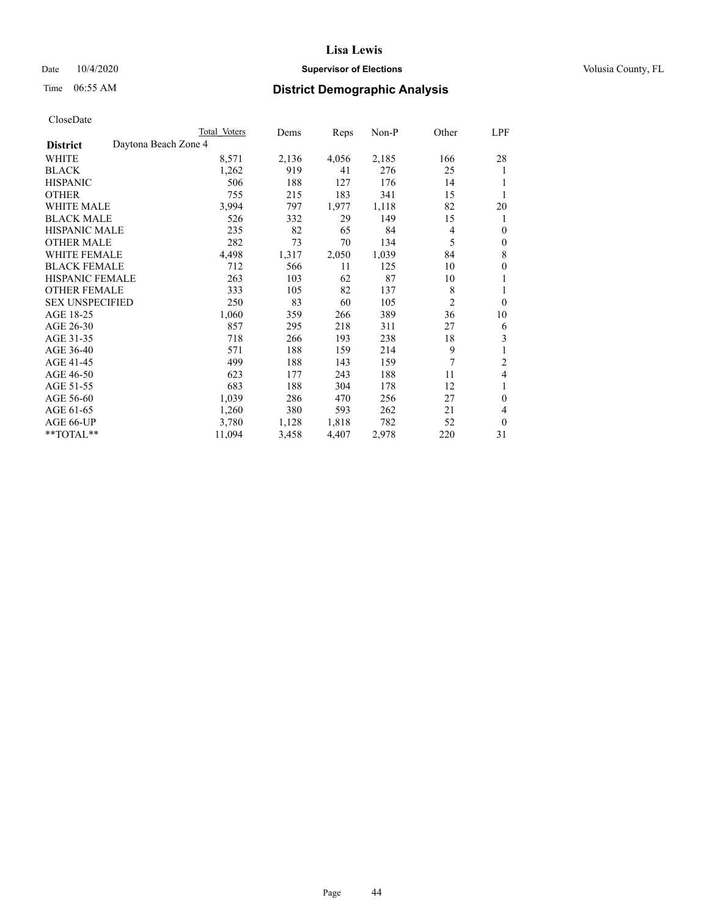# Lisa Lewis

Date 10/4/2020 **Supervisor of Elections** Volusia County, FL

Time 06:55 AM **District Demographic Analysis**

CloseDate

| District | Daytona Beach Zone 4 | Total Voters | Dems | Reps | Non-P | Other | LPF |
|---|---|---|---|---|---|---|---|
| WHITE | | 8,571 | 2,136 | 4,056 | 2,185 | 166 | 28 |
| BLACK | | 1,262 | 919 | 41 | 276 | 25 | 1 |
| HISPANIC | | 506 | 188 | 127 | 176 | 14 | 1 |
| OTHER | | 755 | 215 | 183 | 341 | 15 | 1 |
| WHITE MALE | | 3,994 | 797 | 1,977 | 1,118 | 82 | 20 |
| BLACK MALE | | 526 | 332 | 29 | 149 | 15 | 1 |
| HISPANIC MALE | | 235 | 82 | 65 | 84 | 4 | 0 |
| OTHER MALE | | 282 | 73 | 70 | 134 | 5 | 0 |
| WHITE FEMALE | | 4,498 | 1,317 | 2,050 | 1,039 | 84 | 8 |
| BLACK FEMALE | | 712 | 566 | 11 | 125 | 10 | 0 |
| HISPANIC FEMALE | | 263 | 103 | 62 | 87 | 10 | 1 |
| OTHER FEMALE | | 333 | 105 | 82 | 137 | 8 | 1 |
| SEX UNSPECIFIED | | 250 | 83 | 60 | 105 | 2 | 0 |
| AGE 18-25 | | 1,060 | 359 | 266 | 389 | 36 | 10 |
| AGE 26-30 | | 857 | 295 | 218 | 311 | 27 | 6 |
| AGE 31-35 | | 718 | 266 | 193 | 238 | 18 | 3 |
| AGE 36-40 | | 571 | 188 | 159 | 214 | 9 | 1 |
| AGE 41-45 | | 499 | 188 | 143 | 159 | 7 | 2 |
| AGE 46-50 | | 623 | 177 | 243 | 188 | 11 | 4 |
| AGE 51-55 | | 683 | 188 | 304 | 178 | 12 | 1 |
| AGE 56-60 | | 1,039 | 286 | 470 | 256 | 27 | 0 |
| AGE 61-65 | | 1,260 | 380 | 593 | 262 | 21 | 4 |
| AGE 66-UP | | 3,780 | 1,128 | 1,818 | 782 | 52 | 0 |
| **TOTAL** | | 11,094 | 3,458 | 4,407 | 2,978 | 220 | 31 |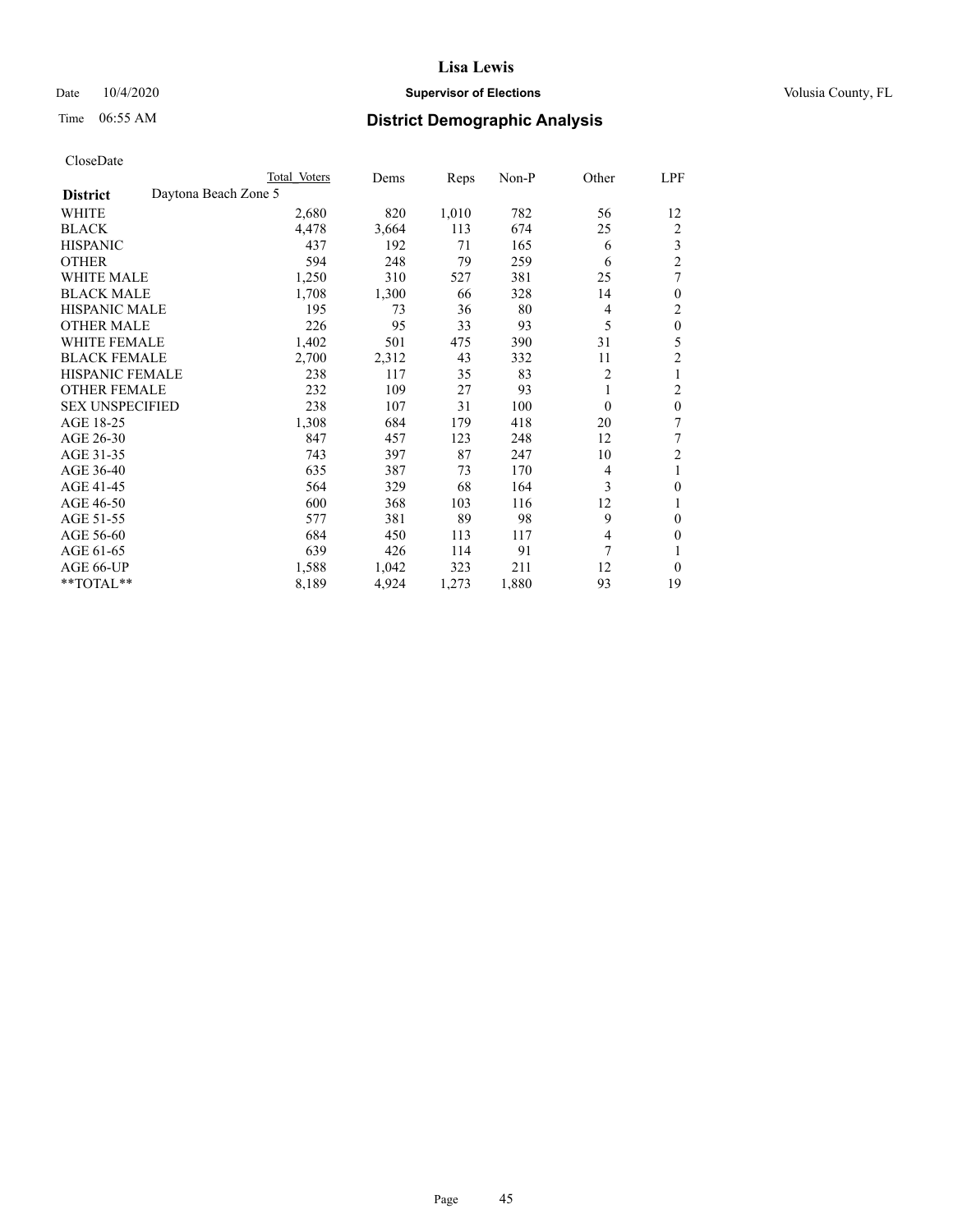# Lisa Lewis

Date 10/4/2020 **Supervisor of Elections** Volusia County, FL

Time 06:55 AM **District Demographic Analysis**

CloseDate

| District | Daytona Beach Zone 5 | Total Voters | Dems | Reps | Non-P | Other | LPF |
|---|---|---|---|---|---|---|---|
| WHITE | | 2,680 | 820 | 1,010 | 782 | 56 | 12 |
| BLACK | | 4,478 | 3,664 | 113 | 674 | 25 | 2 |
| HISPANIC | | 437 | 192 | 71 | 165 | 6 | 3 |
| OTHER | | 594 | 248 | 79 | 259 | 6 | 2 |
| WHITE MALE | | 1,250 | 310 | 527 | 381 | 25 | 7 |
| BLACK MALE | | 1,708 | 1,300 | 66 | 328 | 14 | 0 |
| HISPANIC MALE | | 195 | 73 | 36 | 80 | 4 | 2 |
| OTHER MALE | | 226 | 95 | 33 | 93 | 5 | 0 |
| WHITE FEMALE | | 1,402 | 501 | 475 | 390 | 31 | 5 |
| BLACK FEMALE | | 2,700 | 2,312 | 43 | 332 | 11 | 2 |
| HISPANIC FEMALE | | 238 | 117 | 35 | 83 | 2 | 1 |
| OTHER FEMALE | | 232 | 109 | 27 | 93 | 1 | 2 |
| SEX UNSPECIFIED | | 238 | 107 | 31 | 100 | 0 | 0 |
| AGE 18-25 | | 1,308 | 684 | 179 | 418 | 20 | 7 |
| AGE 26-30 | | 847 | 457 | 123 | 248 | 12 | 7 |
| AGE 31-35 | | 743 | 397 | 87 | 247 | 10 | 2 |
| AGE 36-40 | | 635 | 387 | 73 | 170 | 4 | 1 |
| AGE 41-45 | | 564 | 329 | 68 | 164 | 3 | 0 |
| AGE 46-50 | | 600 | 368 | 103 | 116 | 12 | 1 |
| AGE 51-55 | | 577 | 381 | 89 | 98 | 9 | 0 |
| AGE 56-60 | | 684 | 450 | 113 | 117 | 4 | 0 |
| AGE 61-65 | | 639 | 426 | 114 | 91 | 7 | 1 |
| AGE 66-UP | | 1,588 | 1,042 | 323 | 211 | 12 | 0 |
| **TOTAL** | | 8,189 | 4,924 | 1,273 | 1,880 | 93 | 19 |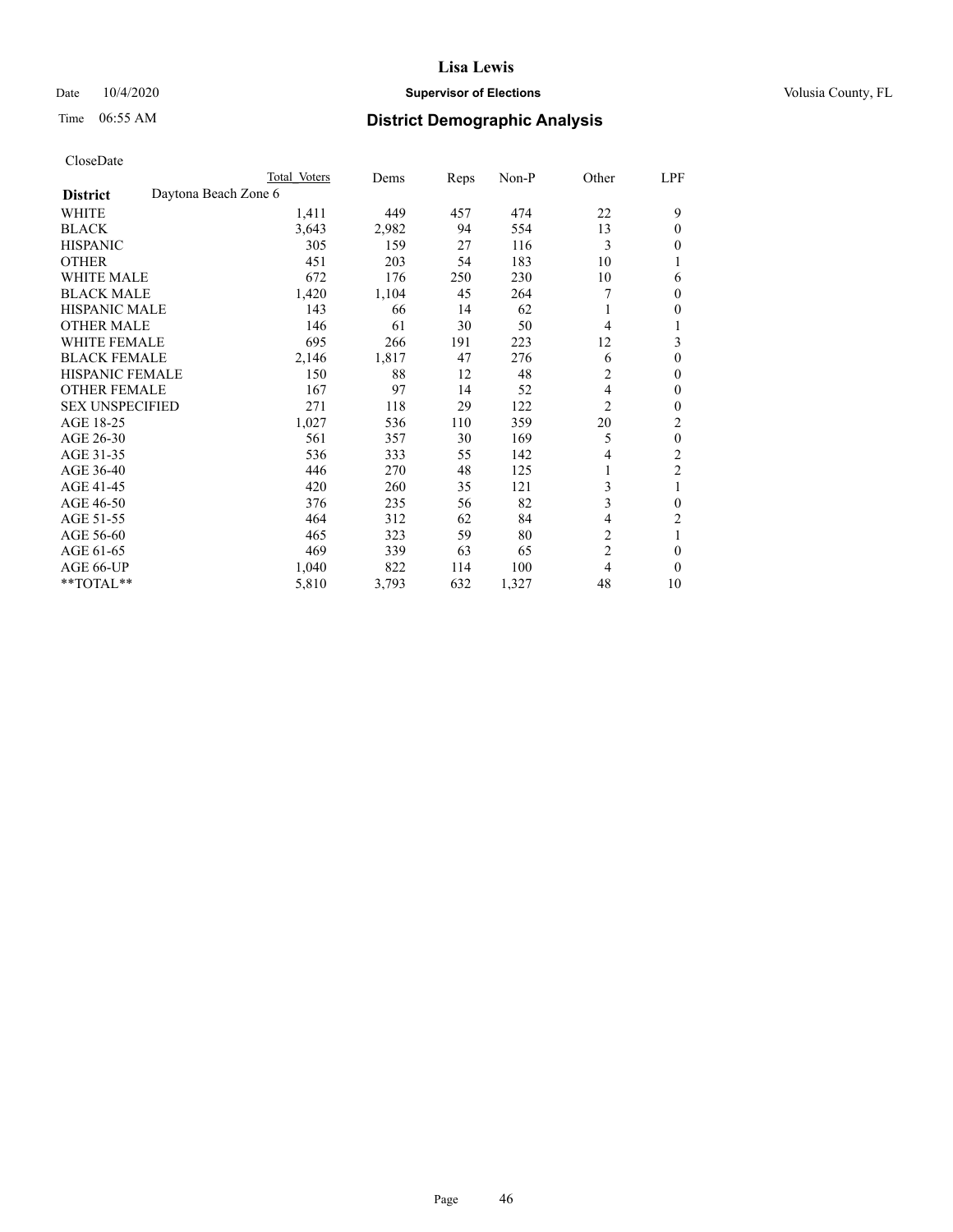# Lisa Lewis

Date 10/4/2020 **Supervisor of Elections** Volusia County, FL

Time 06:55 AM **District Demographic Analysis**

CloseDate

| | Total Voters | Dems | Reps | Non-P | Other | LPF |
|---|---|---|---|---|---|---|
| **District** Daytona Beach Zone 6 | | | | | | |
| WHITE | 1,411 | 449 | 457 | 474 | 22 | 9 |
| BLACK | 3,643 | 2,982 | 94 | 554 | 13 | 0 |
| HISPANIC | 305 | 159 | 27 | 116 | 3 | 0 |
| OTHER | 451 | 203 | 54 | 183 | 10 | 1 |
| WHITE MALE | 672 | 176 | 250 | 230 | 10 | 6 |
| BLACK MALE | 1,420 | 1,104 | 45 | 264 | 7 | 0 |
| HISPANIC MALE | 143 | 66 | 14 | 62 | 1 | 0 |
| OTHER MALE | 146 | 61 | 30 | 50 | 4 | 1 |
| WHITE FEMALE | 695 | 266 | 191 | 223 | 12 | 3 |
| BLACK FEMALE | 2,146 | 1,817 | 47 | 276 | 6 | 0 |
| HISPANIC FEMALE | 150 | 88 | 12 | 48 | 2 | 0 |
| OTHER FEMALE | 167 | 97 | 14 | 52 | 4 | 0 |
| SEX UNSPECIFIED | 271 | 118 | 29 | 122 | 2 | 0 |
| AGE 18-25 | 1,027 | 536 | 110 | 359 | 20 | 2 |
| AGE 26-30 | 561 | 357 | 30 | 169 | 5 | 0 |
| AGE 31-35 | 536 | 333 | 55 | 142 | 4 | 2 |
| AGE 36-40 | 446 | 270 | 48 | 125 | 1 | 2 |
| AGE 41-45 | 420 | 260 | 35 | 121 | 3 | 1 |
| AGE 46-50 | 376 | 235 | 56 | 82 | 3 | 0 |
| AGE 51-55 | 464 | 312 | 62 | 84 | 4 | 2 |
| AGE 56-60 | 465 | 323 | 59 | 80 | 2 | 1 |
| AGE 61-65 | 469 | 339 | 63 | 65 | 2 | 0 |
| AGE 66-UP | 1,040 | 822 | 114 | 100 | 4 | 0 |
| **TOTAL** | 5,810 | 3,793 | 632 | 1,327 | 48 | 10 |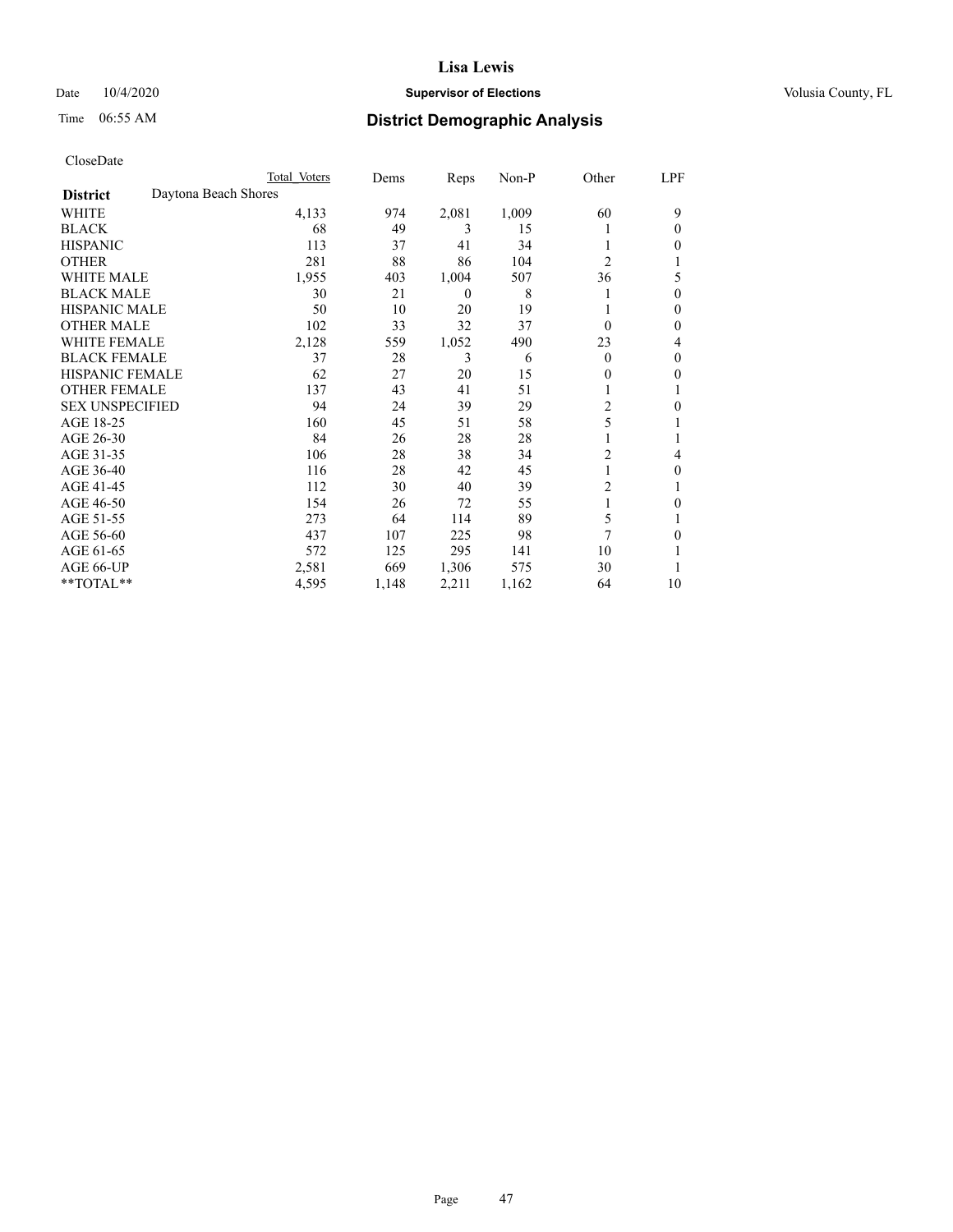# Lisa Lewis

Date 10/4/2020 **Supervisor of Elections** Volusia County, FL

Time 06:55 AM **District Demographic Analysis**

CloseDate

| | Total Voters | Dems | Reps | Non-P | Other | LPF |
|---|---|---|---|---|---|---|
| **District** Daytona Beach Shores | | | | | | |
| WHITE | 4,133 | 974 | 2,081 | 1,009 | 60 | 9 |
| BLACK | 68 | 49 | 3 | 15 | 1 | 0 |
| HISPANIC | 113 | 37 | 41 | 34 | 1 | 0 |
| OTHER | 281 | 88 | 86 | 104 | 2 | 1 |
| WHITE MALE | 1,955 | 403 | 1,004 | 507 | 36 | 5 |
| BLACK MALE | 30 | 21 | 0 | 8 | 1 | 0 |
| HISPANIC MALE | 50 | 10 | 20 | 19 | 1 | 0 |
| OTHER MALE | 102 | 33 | 32 | 37 | 0 | 0 |
| WHITE FEMALE | 2,128 | 559 | 1,052 | 490 | 23 | 4 |
| BLACK FEMALE | 37 | 28 | 3 | 6 | 0 | 0 |
| HISPANIC FEMALE | 62 | 27 | 20 | 15 | 0 | 0 |
| OTHER FEMALE | 137 | 43 | 41 | 51 | 1 | 1 |
| SEX UNSPECIFIED | 94 | 24 | 39 | 29 | 2 | 0 |
| AGE 18-25 | 160 | 45 | 51 | 58 | 5 | 1 |
| AGE 26-30 | 84 | 26 | 28 | 28 | 1 | 1 |
| AGE 31-35 | 106 | 28 | 38 | 34 | 2 | 4 |
| AGE 36-40 | 116 | 28 | 42 | 45 | 1 | 0 |
| AGE 41-45 | 112 | 30 | 40 | 39 | 2 | 1 |
| AGE 46-50 | 154 | 26 | 72 | 55 | 1 | 0 |
| AGE 51-55 | 273 | 64 | 114 | 89 | 5 | 1 |
| AGE 56-60 | 437 | 107 | 225 | 98 | 7 | 0 |
| AGE 61-65 | 572 | 125 | 295 | 141 | 10 | 1 |
| AGE 66-UP | 2,581 | 669 | 1,306 | 575 | 30 | 1 |
| **TOTAL** | 4,595 | 1,148 | 2,211 | 1,162 | 64 | 10 |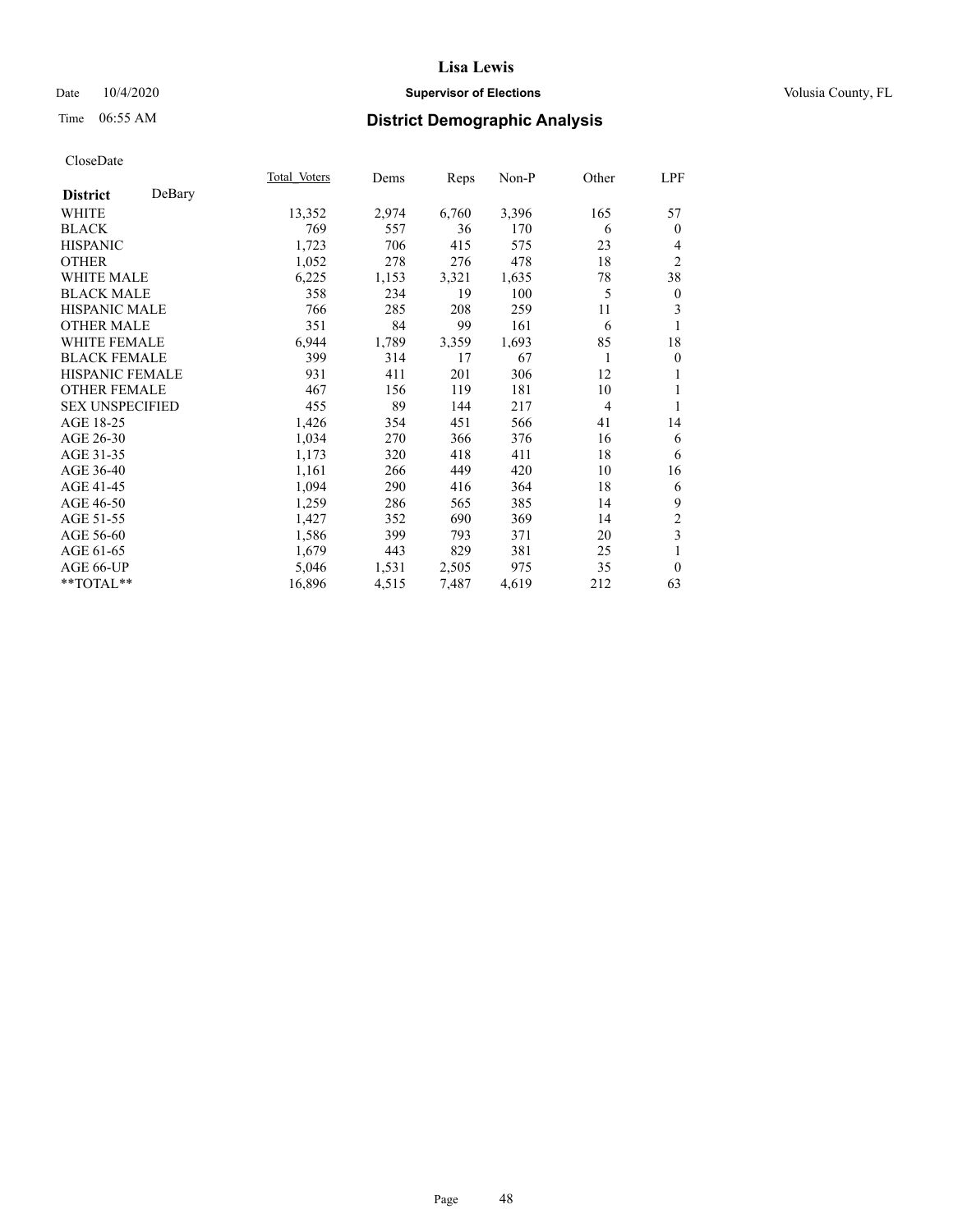# Lisa Lewis

Date 10/4/2020 **Supervisor of Elections** Volusia County, FL

Time 06:55 AM **District Demographic Analysis**

CloseDate

| **District** DeBary | Total Voters | Dems | Reps | Non-P | Other | LPF |
|---|---|---|---|---|---|---|
| WHITE | 13,352 | 2,974 | 6,760 | 3,396 | 165 | 57 |
| BLACK | 769 | 557 | 36 | 170 | 6 | 0 |
| HISPANIC | 1,723 | 706 | 415 | 575 | 23 | 4 |
| OTHER | 1,052 | 278 | 276 | 478 | 18 | 2 |
| WHITE MALE | 6,225 | 1,153 | 3,321 | 1,635 | 78 | 38 |
| BLACK MALE | 358 | 234 | 19 | 100 | 5 | 0 |
| HISPANIC MALE | 766 | 285 | 208 | 259 | 11 | 3 |
| OTHER MALE | 351 | 84 | 99 | 161 | 6 | 1 |
| WHITE FEMALE | 6,944 | 1,789 | 3,359 | 1,693 | 85 | 18 |
| BLACK FEMALE | 399 | 314 | 17 | 67 | 1 | 0 |
| HISPANIC FEMALE | 931 | 411 | 201 | 306 | 12 | 1 |
| OTHER FEMALE | 467 | 156 | 119 | 181 | 10 | 1 |
| SEX UNSPECIFIED | 455 | 89 | 144 | 217 | 4 | 1 |
| AGE 18-25 | 1,426 | 354 | 451 | 566 | 41 | 14 |
| AGE 26-30 | 1,034 | 270 | 366 | 376 | 16 | 6 |
| AGE 31-35 | 1,173 | 320 | 418 | 411 | 18 | 6 |
| AGE 36-40 | 1,161 | 266 | 449 | 420 | 10 | 16 |
| AGE 41-45 | 1,094 | 290 | 416 | 364 | 18 | 6 |
| AGE 46-50 | 1,259 | 286 | 565 | 385 | 14 | 9 |
| AGE 51-55 | 1,427 | 352 | 690 | 369 | 14 | 2 |
| AGE 56-60 | 1,586 | 399 | 793 | 371 | 20 | 3 |
| AGE 61-65 | 1,679 | 443 | 829 | 381 | 25 | 1 |
| AGE 66-UP | 5,046 | 1,531 | 2,505 | 975 | 35 | 0 |
| **TOTAL** | 16,896 | 4,515 | 7,487 | 4,619 | 212 | 63 |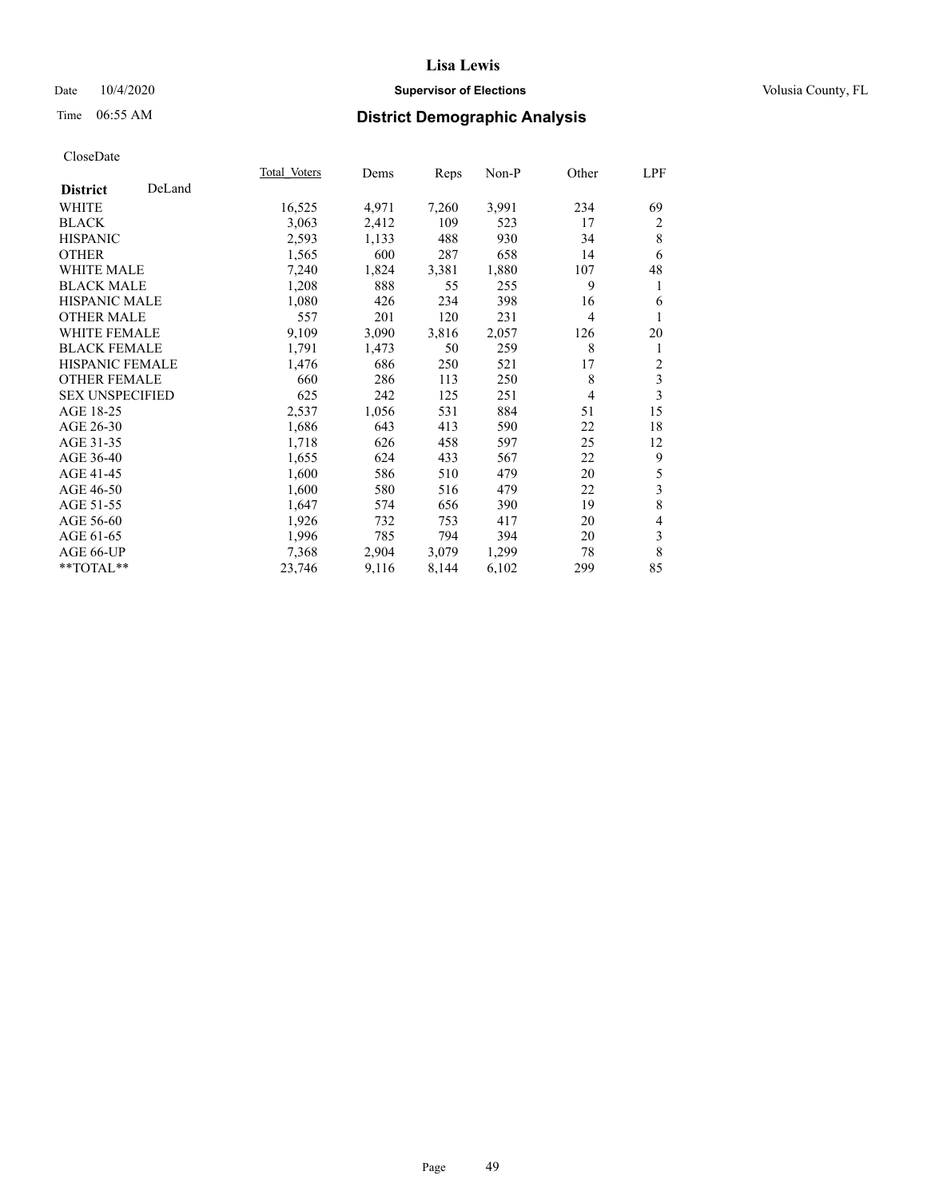# Lisa Lewis

Date 10/4/2020 **Supervisor of Elections** Volusia County, FL

Time 06:55 AM **District Demographic Analysis**

CloseDate

| **District** DeLand | Total Voters | Dems | Reps | Non-P | Other | LPF |
|---|---|---|---|---|---|---|
| WHITE | 16,525 | 4,971 | 7,260 | 3,991 | 234 | 69 |
| BLACK | 3,063 | 2,412 | 109 | 523 | 17 | 2 |
| HISPANIC | 2,593 | 1,133 | 488 | 930 | 34 | 8 |
| OTHER | 1,565 | 600 | 287 | 658 | 14 | 6 |
| WHITE MALE | 7,240 | 1,824 | 3,381 | 1,880 | 107 | 48 |
| BLACK MALE | 1,208 | 888 | 55 | 255 | 9 | 1 |
| HISPANIC MALE | 1,080 | 426 | 234 | 398 | 16 | 6 |
| OTHER MALE | 557 | 201 | 120 | 231 | 4 | 1 |
| WHITE FEMALE | 9,109 | 3,090 | 3,816 | 2,057 | 126 | 20 |
| BLACK FEMALE | 1,791 | 1,473 | 50 | 259 | 8 | 1 |
| HISPANIC FEMALE | 1,476 | 686 | 250 | 521 | 17 | 2 |
| OTHER FEMALE | 660 | 286 | 113 | 250 | 8 | 3 |
| SEX UNSPECIFIED | 625 | 242 | 125 | 251 | 4 | 3 |
| AGE 18-25 | 2,537 | 1,056 | 531 | 884 | 51 | 15 |
| AGE 26-30 | 1,686 | 643 | 413 | 590 | 22 | 18 |
| AGE 31-35 | 1,718 | 626 | 458 | 597 | 25 | 12 |
| AGE 36-40 | 1,655 | 624 | 433 | 567 | 22 | 9 |
| AGE 41-45 | 1,600 | 586 | 510 | 479 | 20 | 5 |
| AGE 46-50 | 1,600 | 580 | 516 | 479 | 22 | 3 |
| AGE 51-55 | 1,647 | 574 | 656 | 390 | 19 | 8 |
| AGE 56-60 | 1,926 | 732 | 753 | 417 | 20 | 4 |
| AGE 61-65 | 1,996 | 785 | 794 | 394 | 20 | 3 |
| AGE 66-UP | 7,368 | 2,904 | 3,079 | 1,299 | 78 | 8 |
| **TOTAL** | 23,746 | 9,116 | 8,144 | 6,102 | 299 | 85 |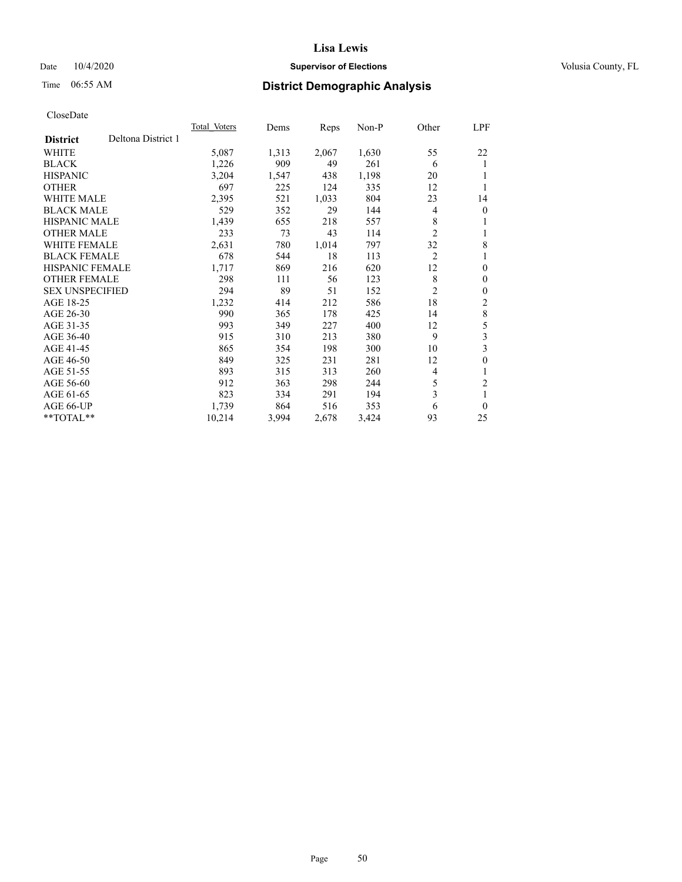# District Demographic Analysis

CloseDate

| District: Deltona District 1 | Total_Voters | Dems | Reps | Non-P | Other | LPF |
|---|---|---|---|---|---|---|
| WHITE | 5,087 | 1,313 | 2,067 | 1,630 | 55 | 22 |
| BLACK | 1,226 | 909 | 49 | 261 | 6 | 1 |
| HISPANIC | 3,204 | 1,547 | 438 | 1,198 | 20 | 1 |
| OTHER | 697 | 225 | 124 | 335 | 12 | 1 |
| WHITE MALE | 2,395 | 521 | 1,033 | 804 | 23 | 14 |
| BLACK MALE | 529 | 352 | 29 | 144 | 4 | 0 |
| HISPANIC MALE | 1,439 | 655 | 218 | 557 | 8 | 1 |
| OTHER MALE | 233 | 73 | 43 | 114 | 2 | 1 |
| WHITE FEMALE | 2,631 | 780 | 1,014 | 797 | 32 | 8 |
| BLACK FEMALE | 678 | 544 | 18 | 113 | 2 | 1 |
| HISPANIC FEMALE | 1,717 | 869 | 216 | 620 | 12 | 0 |
| OTHER FEMALE | 298 | 111 | 56 | 123 | 8 | 0 |
| SEX UNSPECIFIED | 294 | 89 | 51 | 152 | 2 | 0 |
| AGE 18-25 | 1,232 | 414 | 212 | 586 | 18 | 2 |
| AGE 26-30 | 990 | 365 | 178 | 425 | 14 | 8 |
| AGE 31-35 | 993 | 349 | 227 | 400 | 12 | 5 |
| AGE 36-40 | 915 | 310 | 213 | 380 | 9 | 3 |
| AGE 41-45 | 865 | 354 | 198 | 300 | 10 | 3 |
| AGE 46-50 | 849 | 325 | 231 | 281 | 12 | 0 |
| AGE 51-55 | 893 | 315 | 313 | 260 | 4 | 1 |
| AGE 56-60 | 912 | 363 | 298 | 244 | 5 | 2 |
| AGE 61-65 | 823 | 334 | 291 | 194 | 3 | 1 |
| AGE 66-UP | 1,739 | 864 | 516 | 353 | 6 | 0 |
| **TOTAL** | 10,214 | 3,994 | 2,678 | 3,424 | 93 | 25 |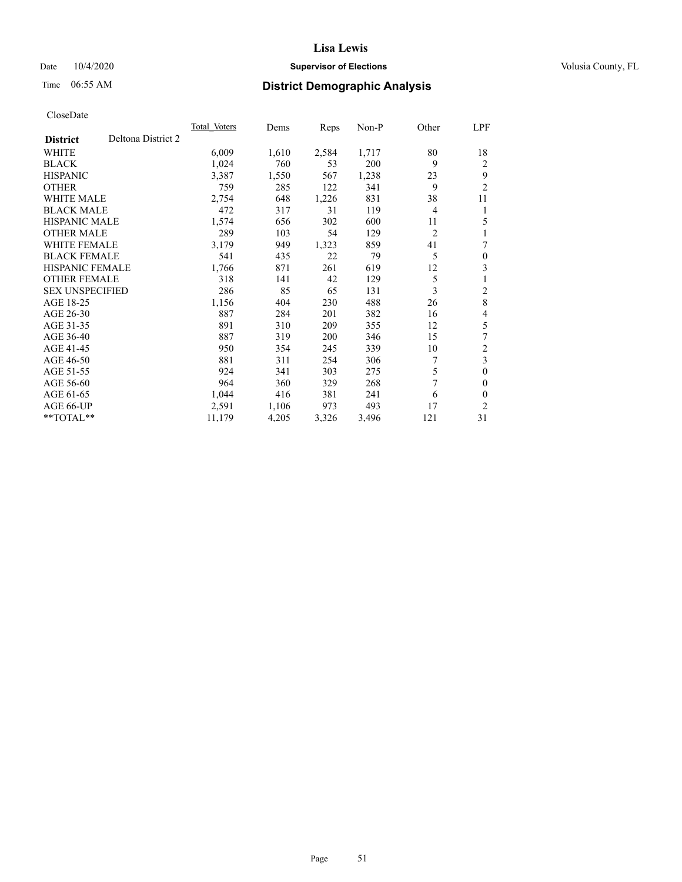# Lisa Lewis

Date 10/4/2020 **Supervisor of Elections** Volusia County, FL

Time 06:55 AM **District Demographic Analysis**

CloseDate

| District | Deltona District 2 | Total Voters | Dems | Reps | Non-P | Other | LPF |
|---|---|---|---|---|---|---|---|
| WHITE | | 6,009 | 1,610 | 2,584 | 1,717 | 80 | 18 |
| BLACK | | 1,024 | 760 | 53 | 200 | 9 | 2 |
| HISPANIC | | 3,387 | 1,550 | 567 | 1,238 | 23 | 9 |
| OTHER | | 759 | 285 | 122 | 341 | 9 | 2 |
| WHITE MALE | | 2,754 | 648 | 1,226 | 831 | 38 | 11 |
| BLACK MALE | | 472 | 317 | 31 | 119 | 4 | 1 |
| HISPANIC MALE | | 1,574 | 656 | 302 | 600 | 11 | 5 |
| OTHER MALE | | 289 | 103 | 54 | 129 | 2 | 1 |
| WHITE FEMALE | | 3,179 | 949 | 1,323 | 859 | 41 | 7 |
| BLACK FEMALE | | 541 | 435 | 22 | 79 | 5 | 0 |
| HISPANIC FEMALE | | 1,766 | 871 | 261 | 619 | 12 | 3 |
| OTHER FEMALE | | 318 | 141 | 42 | 129 | 5 | 1 |
| SEX UNSPECIFIED | | 286 | 85 | 65 | 131 | 3 | 2 |
| AGE 18-25 | | 1,156 | 404 | 230 | 488 | 26 | 8 |
| AGE 26-30 | | 887 | 284 | 201 | 382 | 16 | 4 |
| AGE 31-35 | | 891 | 310 | 209 | 355 | 12 | 5 |
| AGE 36-40 | | 887 | 319 | 200 | 346 | 15 | 7 |
| AGE 41-45 | | 950 | 354 | 245 | 339 | 10 | 2 |
| AGE 46-50 | | 881 | 311 | 254 | 306 | 7 | 3 |
| AGE 51-55 | | 924 | 341 | 303 | 275 | 5 | 0 |
| AGE 56-60 | | 964 | 360 | 329 | 268 | 7 | 0 |
| AGE 61-65 | | 1,044 | 416 | 381 | 241 | 6 | 0 |
| AGE 66-UP | | 2,591 | 1,106 | 973 | 493 | 17 | 2 |
| **TOTAL** | | 11,179 | 4,205 | 3,326 | 3,496 | 121 | 31 |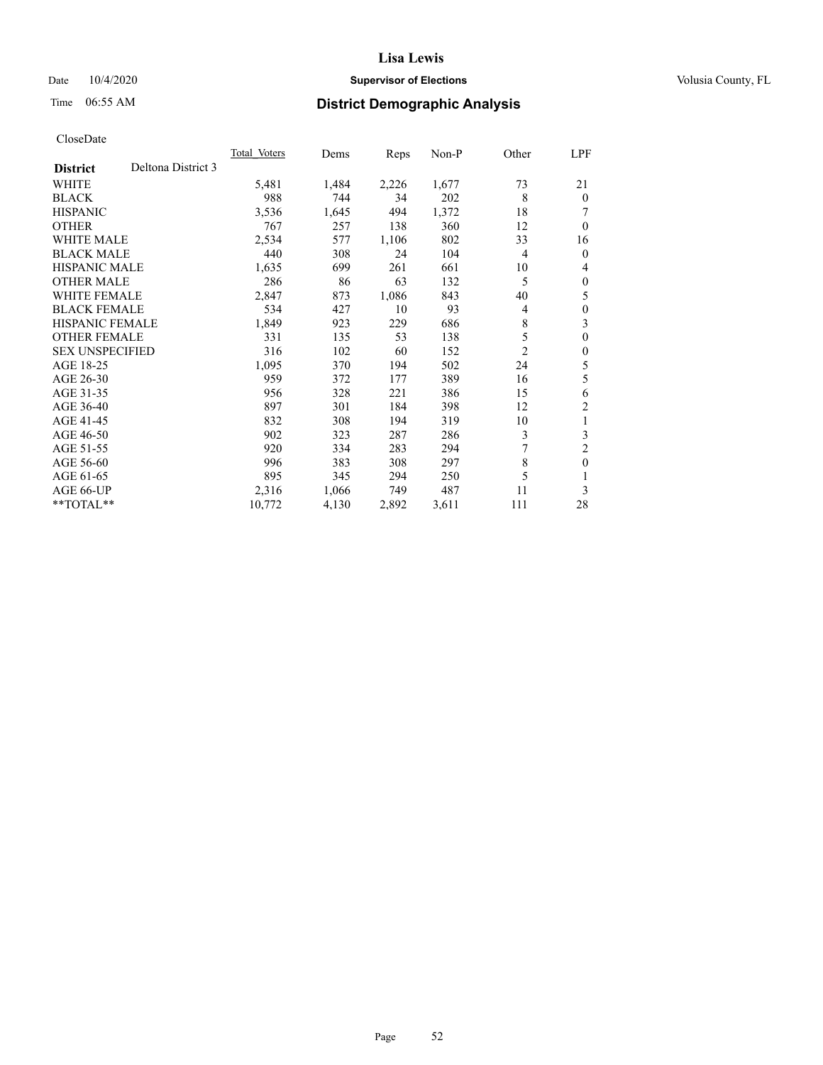# Lisa Lewis

Date 10/4/2020 **Supervisor of Elections** Volusia County, FL

Time 06:55 AM **District Demographic Analysis**

CloseDate

| District | Deltona District 3 | Total Voters | Dems | Reps | Non-P | Other | LPF |
|---|---|---|---|---|---|---|---|
| WHITE | | 5,481 | 1,484 | 2,226 | 1,677 | 73 | 21 |
| BLACK | | 988 | 744 | 34 | 202 | 8 | 0 |
| HISPANIC | | 3,536 | 1,645 | 494 | 1,372 | 18 | 7 |
| OTHER | | 767 | 257 | 138 | 360 | 12 | 0 |
| WHITE MALE | | 2,534 | 577 | 1,106 | 802 | 33 | 16 |
| BLACK MALE | | 440 | 308 | 24 | 104 | 4 | 0 |
| HISPANIC MALE | | 1,635 | 699 | 261 | 661 | 10 | 4 |
| OTHER MALE | | 286 | 86 | 63 | 132 | 5 | 0 |
| WHITE FEMALE | | 2,847 | 873 | 1,086 | 843 | 40 | 5 |
| BLACK FEMALE | | 534 | 427 | 10 | 93 | 4 | 0 |
| HISPANIC FEMALE | | 1,849 | 923 | 229 | 686 | 8 | 3 |
| OTHER FEMALE | | 331 | 135 | 53 | 138 | 5 | 0 |
| SEX UNSPECIFIED | | 316 | 102 | 60 | 152 | 2 | 0 |
| AGE 18-25 | | 1,095 | 370 | 194 | 502 | 24 | 5 |
| AGE 26-30 | | 959 | 372 | 177 | 389 | 16 | 5 |
| AGE 31-35 | | 956 | 328 | 221 | 386 | 15 | 6 |
| AGE 36-40 | | 897 | 301 | 184 | 398 | 12 | 2 |
| AGE 41-45 | | 832 | 308 | 194 | 319 | 10 | 1 |
| AGE 46-50 | | 902 | 323 | 287 | 286 | 3 | 3 |
| AGE 51-55 | | 920 | 334 | 283 | 294 | 7 | 2 |
| AGE 56-60 | | 996 | 383 | 308 | 297 | 8 | 0 |
| AGE 61-65 | | 895 | 345 | 294 | 250 | 5 | 1 |
| AGE 66-UP | | 2,316 | 1,066 | 749 | 487 | 11 | 3 |
| **TOTAL** | | 10,772 | 4,130 | 2,892 | 3,611 | 111 | 28 |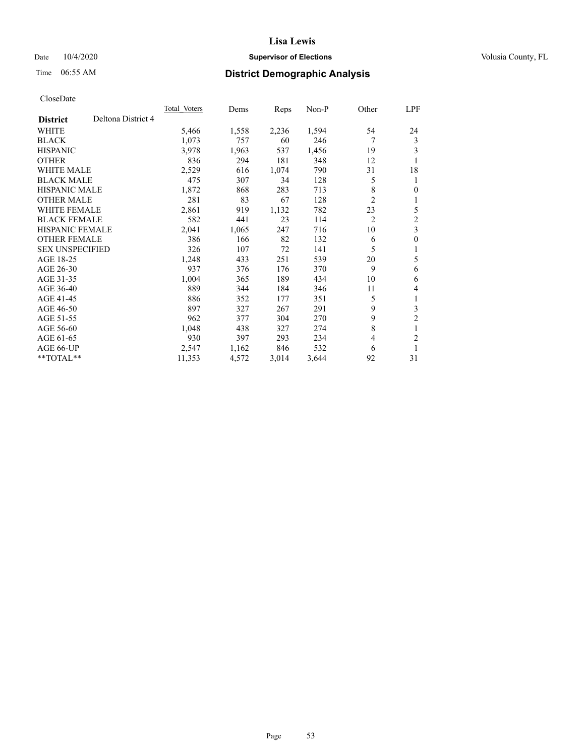# District Demographic Analysis

Date 10/4/2020 — Supervisor of Elections — Volusia County, FL

Time 06:55 AM

CloseDate

| **District** Deltona District 4 | Total Voters | Dems | Reps | Non-P | Other | LPF |
|---|---|---|---|---|---|---|
| WHITE | 5,466 | 1,558 | 2,236 | 1,594 | 54 | 24 |
| BLACK | 1,073 | 757 | 60 | 246 | 7 | 3 |
| HISPANIC | 3,978 | 1,963 | 537 | 1,456 | 19 | 3 |
| OTHER | 836 | 294 | 181 | 348 | 12 | 1 |
| WHITE MALE | 2,529 | 616 | 1,074 | 790 | 31 | 18 |
| BLACK MALE | 475 | 307 | 34 | 128 | 5 | 1 |
| HISPANIC MALE | 1,872 | 868 | 283 | 713 | 8 | 0 |
| OTHER MALE | 281 | 83 | 67 | 128 | 2 | 1 |
| WHITE FEMALE | 2,861 | 919 | 1,132 | 782 | 23 | 5 |
| BLACK FEMALE | 582 | 441 | 23 | 114 | 2 | 2 |
| HISPANIC FEMALE | 2,041 | 1,065 | 247 | 716 | 10 | 3 |
| OTHER FEMALE | 386 | 166 | 82 | 132 | 6 | 0 |
| SEX UNSPECIFIED | 326 | 107 | 72 | 141 | 5 | 1 |
| AGE 18-25 | 1,248 | 433 | 251 | 539 | 20 | 5 |
| AGE 26-30 | 937 | 376 | 176 | 370 | 9 | 6 |
| AGE 31-35 | 1,004 | 365 | 189 | 434 | 10 | 6 |
| AGE 36-40 | 889 | 344 | 184 | 346 | 11 | 4 |
| AGE 41-45 | 886 | 352 | 177 | 351 | 5 | 1 |
| AGE 46-50 | 897 | 327 | 267 | 291 | 9 | 3 |
| AGE 51-55 | 962 | 377 | 304 | 270 | 9 | 2 |
| AGE 56-60 | 1,048 | 438 | 327 | 274 | 8 | 1 |
| AGE 61-65 | 930 | 397 | 293 | 234 | 4 | 2 |
| AGE 66-UP | 2,547 | 1,162 | 846 | 532 | 6 | 1 |
| **TOTAL** | 11,353 | 4,572 | 3,014 | 3,644 | 92 | 31 |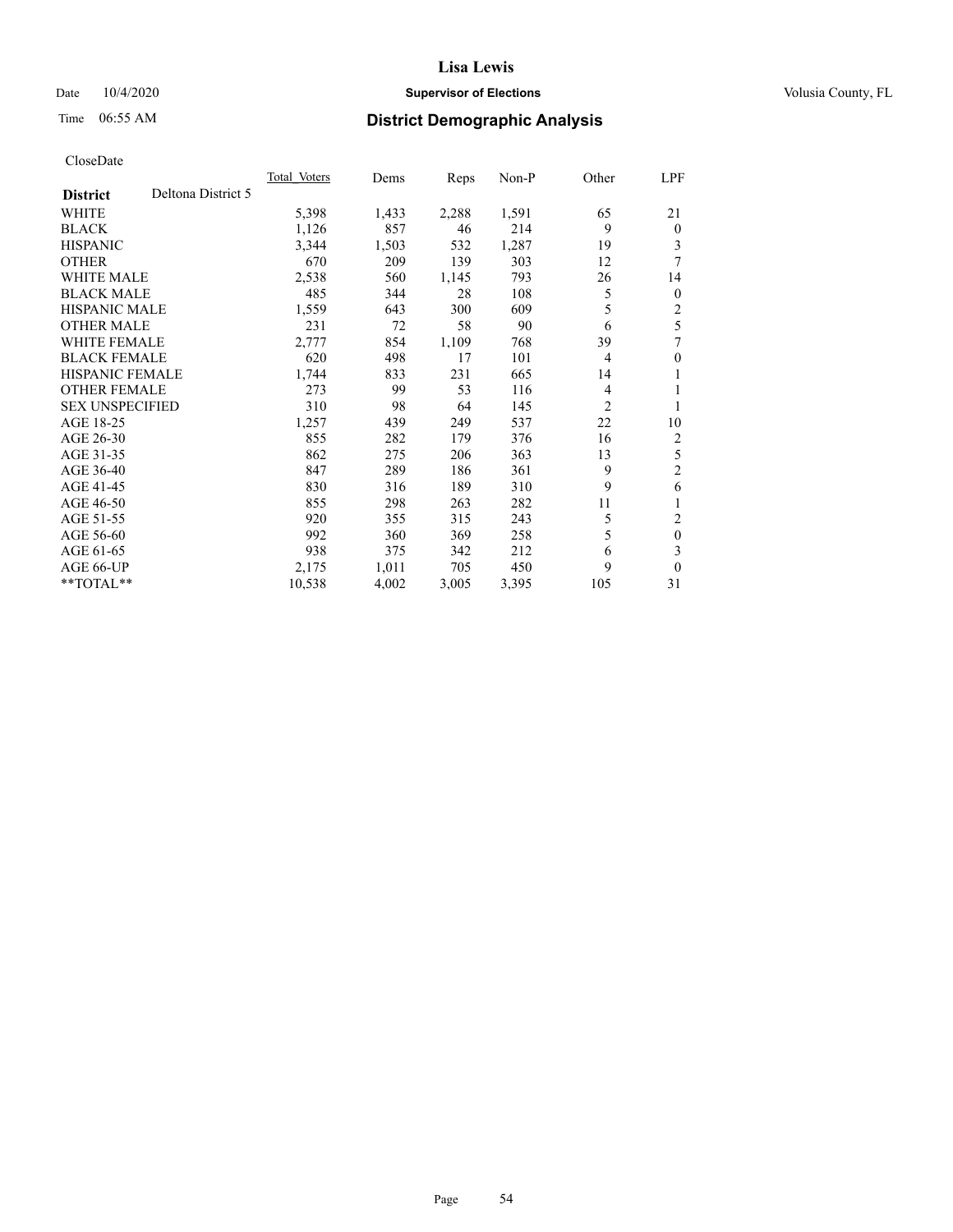# Lisa Lewis

Date 10/4/2020 **Supervisor of Elections** Volusia County, FL

Time 06:55 AM **District Demographic Analysis**

CloseDate

| District | Deltona District 5 | Total Voters | Dems | Reps | Non-P | Other | LPF |
|---|---|---|---|---|---|---|---|
| WHITE | | 5,398 | 1,433 | 2,288 | 1,591 | 65 | 21 |
| BLACK | | 1,126 | 857 | 46 | 214 | 9 | 0 |
| HISPANIC | | 3,344 | 1,503 | 532 | 1,287 | 19 | 3 |
| OTHER | | 670 | 209 | 139 | 303 | 12 | 7 |
| WHITE MALE | | 2,538 | 560 | 1,145 | 793 | 26 | 14 |
| BLACK MALE | | 485 | 344 | 28 | 108 | 5 | 0 |
| HISPANIC MALE | | 1,559 | 643 | 300 | 609 | 5 | 2 |
| OTHER MALE | | 231 | 72 | 58 | 90 | 6 | 5 |
| WHITE FEMALE | | 2,777 | 854 | 1,109 | 768 | 39 | 7 |
| BLACK FEMALE | | 620 | 498 | 17 | 101 | 4 | 0 |
| HISPANIC FEMALE | | 1,744 | 833 | 231 | 665 | 14 | 1 |
| OTHER FEMALE | | 273 | 99 | 53 | 116 | 4 | 1 |
| SEX UNSPECIFIED | | 310 | 98 | 64 | 145 | 2 | 1 |
| AGE 18-25 | | 1,257 | 439 | 249 | 537 | 22 | 10 |
| AGE 26-30 | | 855 | 282 | 179 | 376 | 16 | 2 |
| AGE 31-35 | | 862 | 275 | 206 | 363 | 13 | 5 |
| AGE 36-40 | | 847 | 289 | 186 | 361 | 9 | 2 |
| AGE 41-45 | | 830 | 316 | 189 | 310 | 9 | 6 |
| AGE 46-50 | | 855 | 298 | 263 | 282 | 11 | 1 |
| AGE 51-55 | | 920 | 355 | 315 | 243 | 5 | 2 |
| AGE 56-60 | | 992 | 360 | 369 | 258 | 5 | 0 |
| AGE 61-65 | | 938 | 375 | 342 | 212 | 6 | 3 |
| AGE 66-UP | | 2,175 | 1,011 | 705 | 450 | 9 | 0 |
| **TOTAL** | | 10,538 | 4,002 | 3,005 | 3,395 | 105 | 31 |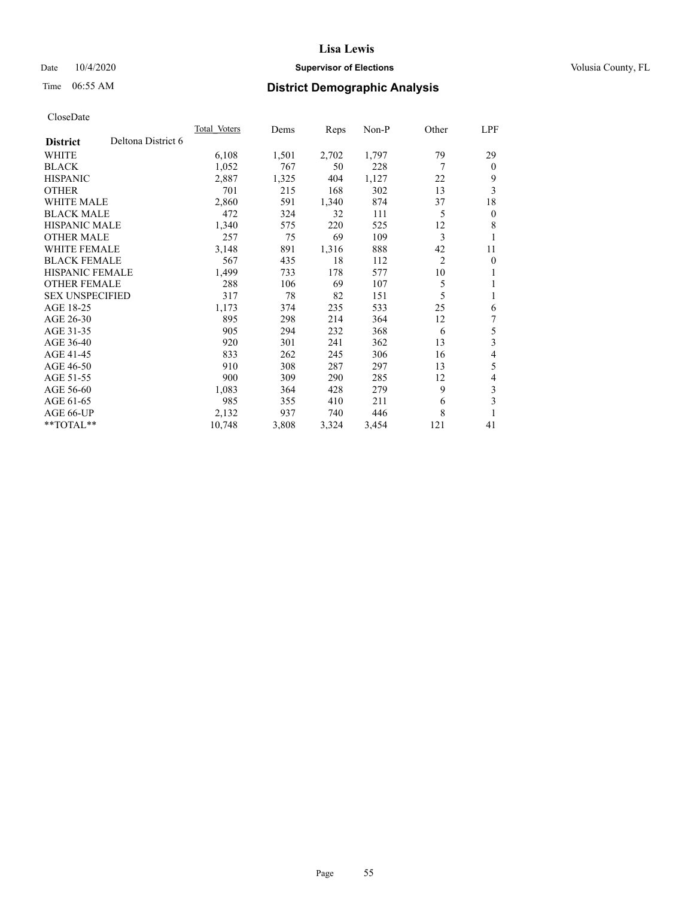# Lisa Lewis

Date 10/4/2020 **Supervisor of Elections** Volusia County, FL

Time 06:55 AM **District Demographic Analysis**

CloseDate

| **District** Deltona District 6 | Total Voters | Dems | Reps | Non-P | Other | LPF |
|---|---|---|---|---|---|---|
| WHITE | 6,108 | 1,501 | 2,702 | 1,797 | 79 | 29 |
| BLACK | 1,052 | 767 | 50 | 228 | 7 | 0 |
| HISPANIC | 2,887 | 1,325 | 404 | 1,127 | 22 | 9 |
| OTHER | 701 | 215 | 168 | 302 | 13 | 3 |
| WHITE MALE | 2,860 | 591 | 1,340 | 874 | 37 | 18 |
| BLACK MALE | 472 | 324 | 32 | 111 | 5 | 0 |
| HISPANIC MALE | 1,340 | 575 | 220 | 525 | 12 | 8 |
| OTHER MALE | 257 | 75 | 69 | 109 | 3 | 1 |
| WHITE FEMALE | 3,148 | 891 | 1,316 | 888 | 42 | 11 |
| BLACK FEMALE | 567 | 435 | 18 | 112 | 2 | 0 |
| HISPANIC FEMALE | 1,499 | 733 | 178 | 577 | 10 | 1 |
| OTHER FEMALE | 288 | 106 | 69 | 107 | 5 | 1 |
| SEX UNSPECIFIED | 317 | 78 | 82 | 151 | 5 | 1 |
| AGE 18-25 | 1,173 | 374 | 235 | 533 | 25 | 6 |
| AGE 26-30 | 895 | 298 | 214 | 364 | 12 | 7 |
| AGE 31-35 | 905 | 294 | 232 | 368 | 6 | 5 |
| AGE 36-40 | 920 | 301 | 241 | 362 | 13 | 3 |
| AGE 41-45 | 833 | 262 | 245 | 306 | 16 | 4 |
| AGE 46-50 | 910 | 308 | 287 | 297 | 13 | 5 |
| AGE 51-55 | 900 | 309 | 290 | 285 | 12 | 4 |
| AGE 56-60 | 1,083 | 364 | 428 | 279 | 9 | 3 |
| AGE 61-65 | 985 | 355 | 410 | 211 | 6 | 3 |
| AGE 66-UP | 2,132 | 937 | 740 | 446 | 8 | 1 |
| **TOTAL** | 10,748 | 3,808 | 3,324 | 3,454 | 121 | 41 |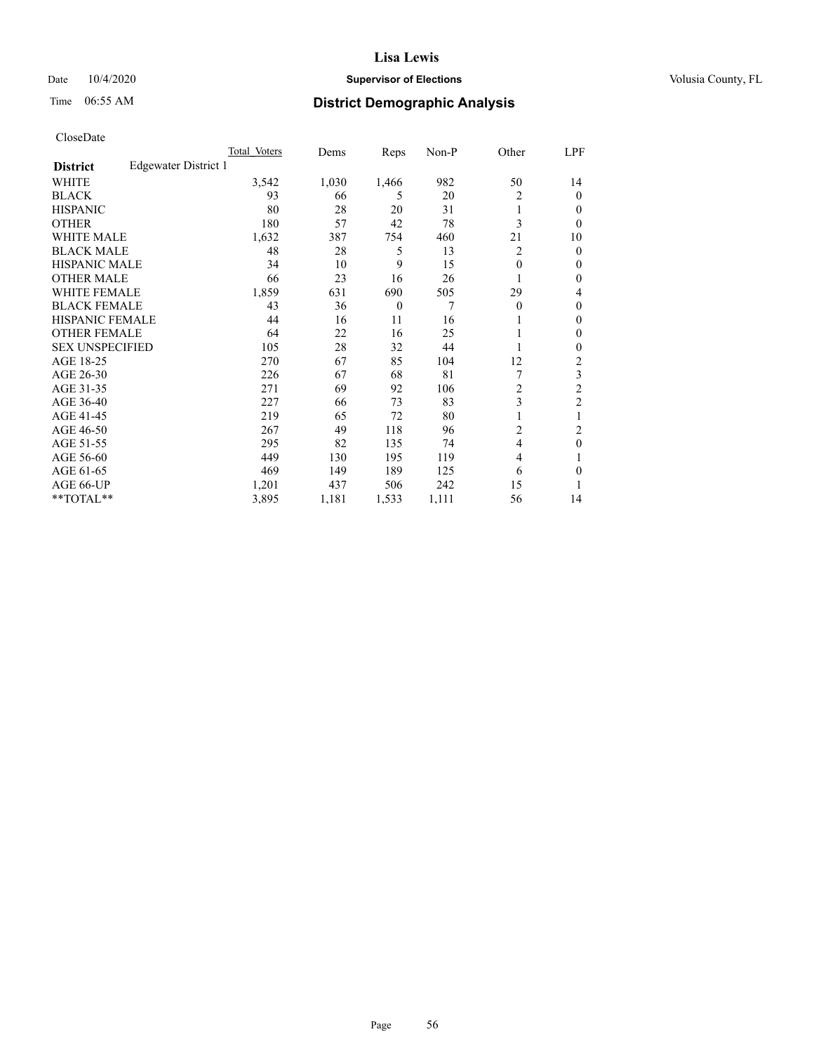# District Demographic Analysis

CloseDate

| District: Edgewater District 1 | Total Voters | Dems | Reps | Non-P | Other | LPF |
|---|---|---|---|---|---|---|
| WHITE | 3,542 | 1,030 | 1,466 | 982 | 50 | 14 |
| BLACK | 93 | 66 | 5 | 20 | 2 | 0 |
| HISPANIC | 80 | 28 | 20 | 31 | 1 | 0 |
| OTHER | 180 | 57 | 42 | 78 | 3 | 0 |
| WHITE MALE | 1,632 | 387 | 754 | 460 | 21 | 10 |
| BLACK MALE | 48 | 28 | 5 | 13 | 2 | 0 |
| HISPANIC MALE | 34 | 10 | 9 | 15 | 0 | 0 |
| OTHER MALE | 66 | 23 | 16 | 26 | 1 | 0 |
| WHITE FEMALE | 1,859 | 631 | 690 | 505 | 29 | 4 |
| BLACK FEMALE | 43 | 36 | 0 | 7 | 0 | 0 |
| HISPANIC FEMALE | 44 | 16 | 11 | 16 | 1 | 0 |
| OTHER FEMALE | 64 | 22 | 16 | 25 | 1 | 0 |
| SEX UNSPECIFIED | 105 | 28 | 32 | 44 | 1 | 0 |
| AGE 18-25 | 270 | 67 | 85 | 104 | 12 | 2 |
| AGE 26-30 | 226 | 67 | 68 | 81 | 7 | 3 |
| AGE 31-35 | 271 | 69 | 92 | 106 | 2 | 2 |
| AGE 36-40 | 227 | 66 | 73 | 83 | 3 | 2 |
| AGE 41-45 | 219 | 65 | 72 | 80 | 1 | 1 |
| AGE 46-50 | 267 | 49 | 118 | 96 | 2 | 2 |
| AGE 51-55 | 295 | 82 | 135 | 74 | 4 | 0 |
| AGE 56-60 | 449 | 130 | 195 | 119 | 4 | 1 |
| AGE 61-65 | 469 | 149 | 189 | 125 | 6 | 0 |
| AGE 66-UP | 1,201 | 437 | 506 | 242 | 15 | 1 |
| **TOTAL** | 3,895 | 1,181 | 1,533 | 1,111 | 56 | 14 |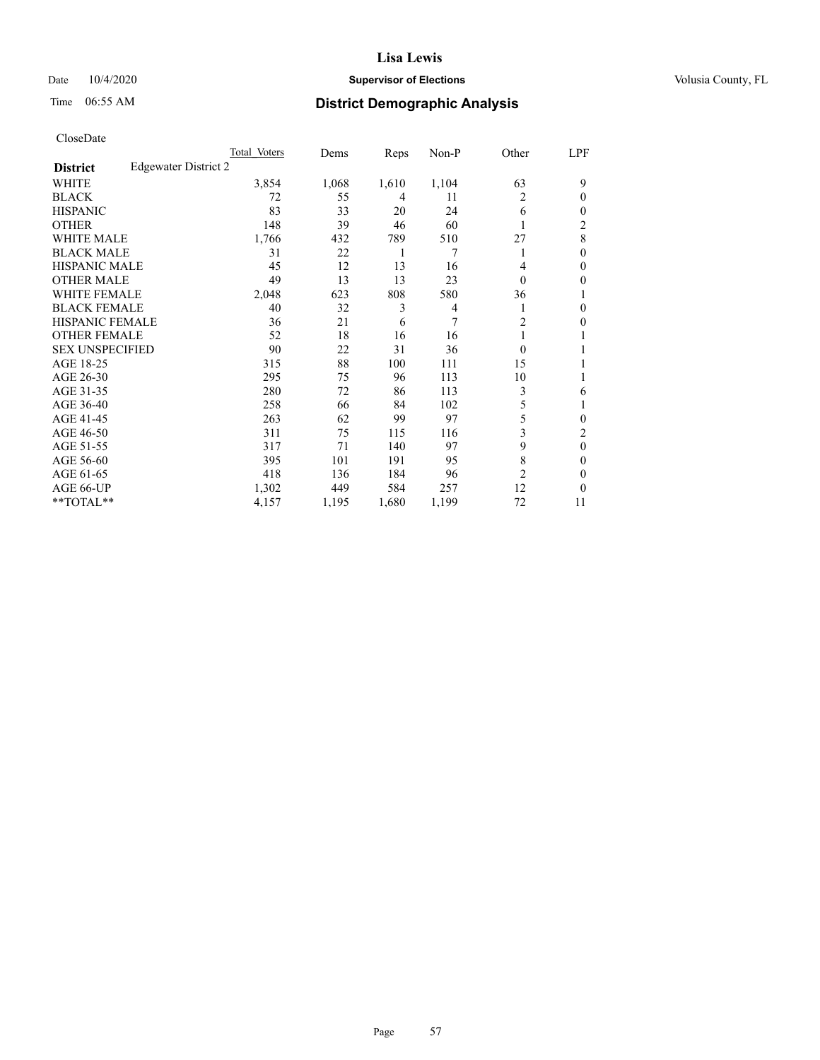# Lisa Lewis

Date 10/4/2020 **Supervisor of Elections** Volusia County, FL

Time 06:55 AM **District Demographic Analysis**

CloseDate

| | Total Voters | Dems | Reps | Non-P | Other | LPF |
|---|---|---|---|---|---|---|
| **District** Edgewater District 2 | | | | | | |
| WHITE | 3,854 | 1,068 | 1,610 | 1,104 | 63 | 9 |
| BLACK | 72 | 55 | 4 | 11 | 2 | 0 |
| HISPANIC | 83 | 33 | 20 | 24 | 6 | 0 |
| OTHER | 148 | 39 | 46 | 60 | 1 | 2 |
| WHITE MALE | 1,766 | 432 | 789 | 510 | 27 | 8 |
| BLACK MALE | 31 | 22 | 1 | 7 | 1 | 0 |
| HISPANIC MALE | 45 | 12 | 13 | 16 | 4 | 0 |
| OTHER MALE | 49 | 13 | 13 | 23 | 0 | 0 |
| WHITE FEMALE | 2,048 | 623 | 808 | 580 | 36 | 1 |
| BLACK FEMALE | 40 | 32 | 3 | 4 | 1 | 0 |
| HISPANIC FEMALE | 36 | 21 | 6 | 7 | 2 | 0 |
| OTHER FEMALE | 52 | 18 | 16 | 16 | 1 | 1 |
| SEX UNSPECIFIED | 90 | 22 | 31 | 36 | 0 | 1 |
| AGE 18-25 | 315 | 88 | 100 | 111 | 15 | 1 |
| AGE 26-30 | 295 | 75 | 96 | 113 | 10 | 1 |
| AGE 31-35 | 280 | 72 | 86 | 113 | 3 | 6 |
| AGE 36-40 | 258 | 66 | 84 | 102 | 5 | 1 |
| AGE 41-45 | 263 | 62 | 99 | 97 | 5 | 0 |
| AGE 46-50 | 311 | 75 | 115 | 116 | 3 | 2 |
| AGE 51-55 | 317 | 71 | 140 | 97 | 9 | 0 |
| AGE 56-60 | 395 | 101 | 191 | 95 | 8 | 0 |
| AGE 61-65 | 418 | 136 | 184 | 96 | 2 | 0 |
| AGE 66-UP | 1,302 | 449 | 584 | 257 | 12 | 0 |
| **TOTAL** | 4,157 | 1,195 | 1,680 | 1,199 | 72 | 11 |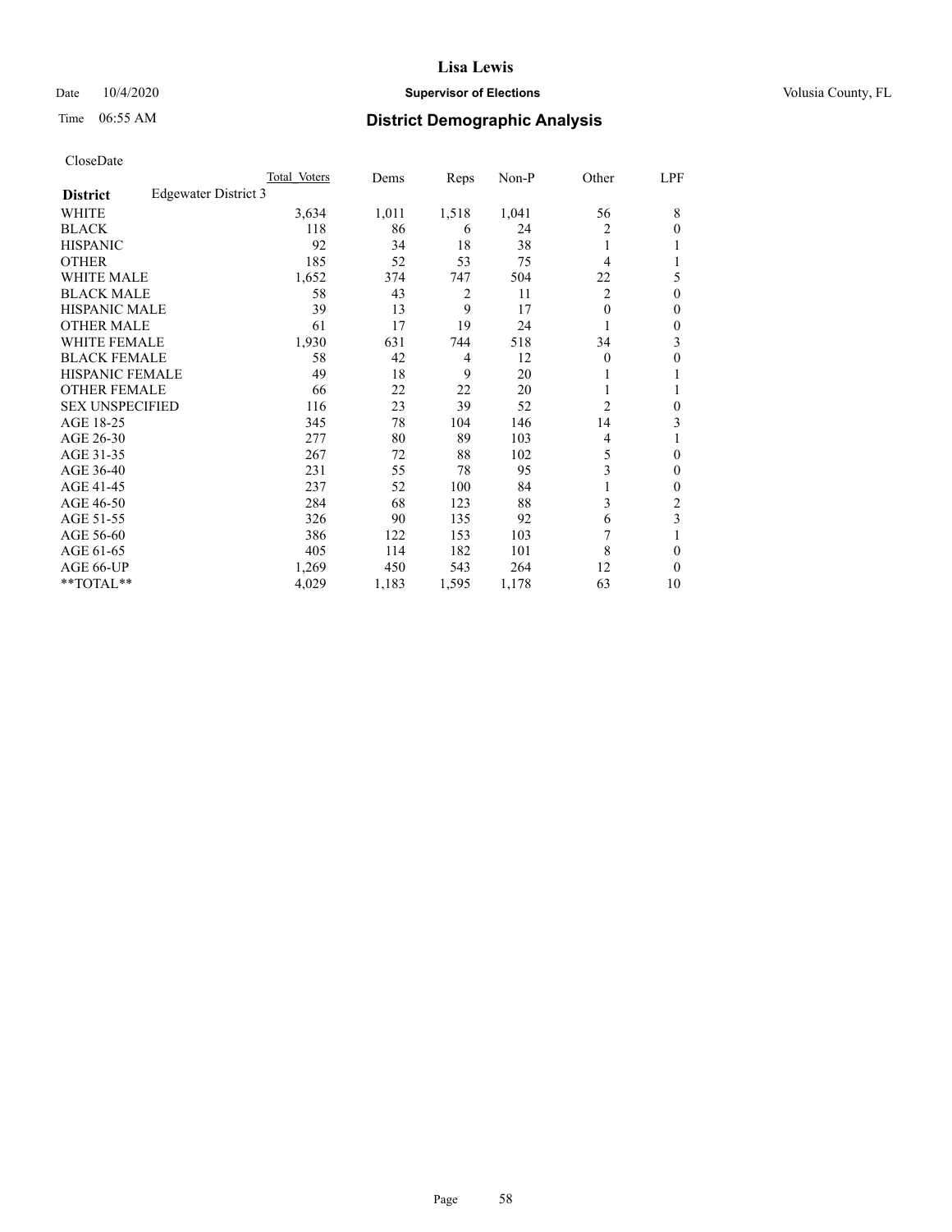CloseDate

| District | Edgewater District 3 | Total Voters | Dems | Reps | Non-P | Other | LPF |
|---|---|---|---|---|---|---|---|
| WHITE | | 3,634 | 1,011 | 1,518 | 1,041 | 56 | 8 |
| BLACK | | 118 | 86 | 6 | 24 | 2 | 0 |
| HISPANIC | | 92 | 34 | 18 | 38 | 1 | 1 |
| OTHER | | 185 | 52 | 53 | 75 | 4 | 1 |
| WHITE MALE | | 1,652 | 374 | 747 | 504 | 22 | 5 |
| BLACK MALE | | 58 | 43 | 2 | 11 | 2 | 0 |
| HISPANIC MALE | | 39 | 13 | 9 | 17 | 0 | 0 |
| OTHER MALE | | 61 | 17 | 19 | 24 | 1 | 0 |
| WHITE FEMALE | | 1,930 | 631 | 744 | 518 | 34 | 3 |
| BLACK FEMALE | | 58 | 42 | 4 | 12 | 0 | 0 |
| HISPANIC FEMALE | | 49 | 18 | 9 | 20 | 1 | 1 |
| OTHER FEMALE | | 66 | 22 | 22 | 20 | 1 | 1 |
| SEX UNSPECIFIED | | 116 | 23 | 39 | 52 | 2 | 0 |
| AGE 18-25 | | 345 | 78 | 104 | 146 | 14 | 3 |
| AGE 26-30 | | 277 | 80 | 89 | 103 | 4 | 1 |
| AGE 31-35 | | 267 | 72 | 88 | 102 | 5 | 0 |
| AGE 36-40 | | 231 | 55 | 78 | 95 | 3 | 0 |
| AGE 41-45 | | 237 | 52 | 100 | 84 | 1 | 0 |
| AGE 46-50 | | 284 | 68 | 123 | 88 | 3 | 2 |
| AGE 51-55 | | 326 | 90 | 135 | 92 | 6 | 3 |
| AGE 56-60 | | 386 | 122 | 153 | 103 | 7 | 1 |
| AGE 61-65 | | 405 | 114 | 182 | 101 | 8 | 0 |
| AGE 66-UP | | 1,269 | 450 | 543 | 264 | 12 | 0 |
| **TOTAL** | | 4,029 | 1,183 | 1,595 | 1,178 | 63 | 10 |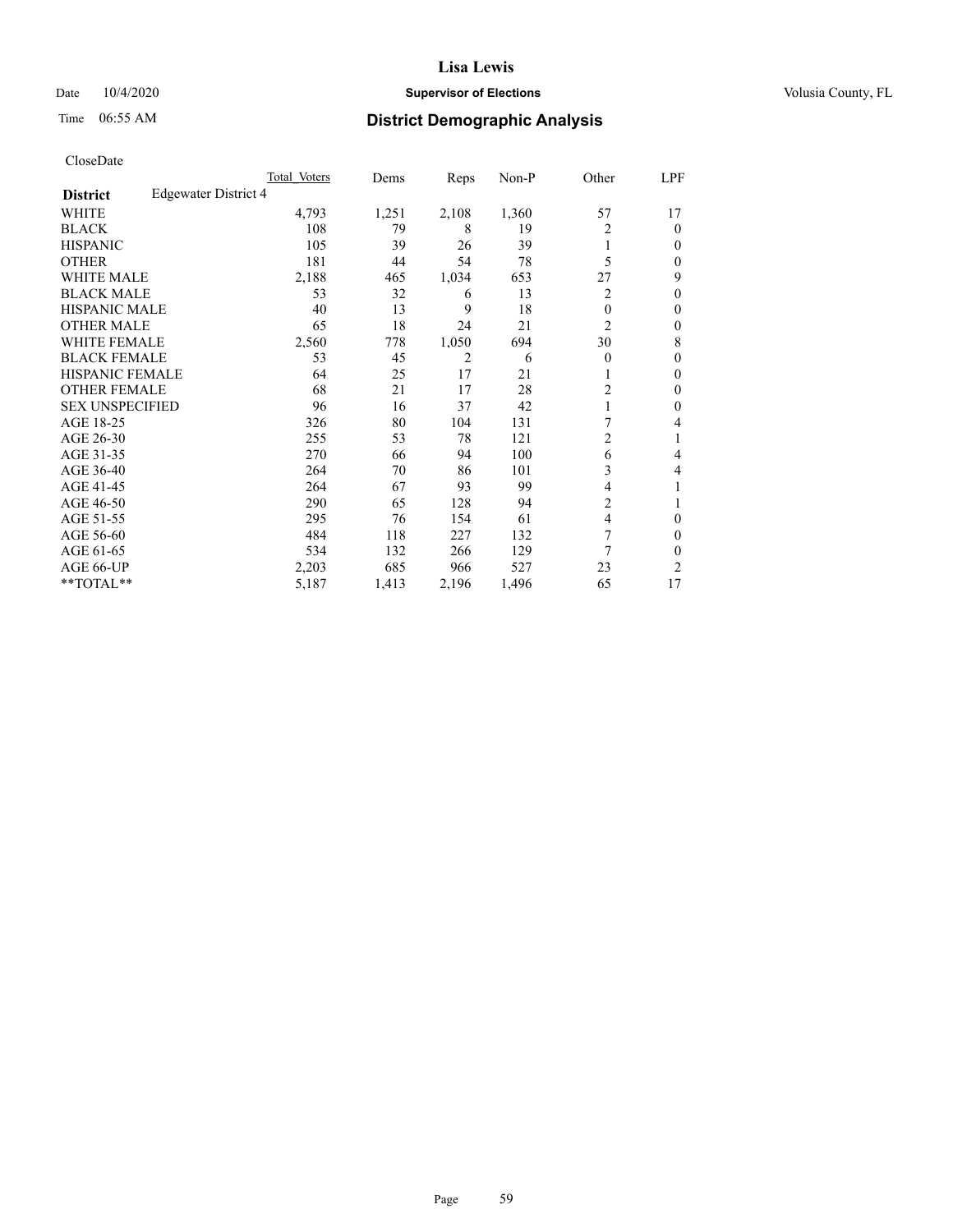# District Demographic Analysis

CloseDate

| District: Edgewater District 4 | Total Voters | Dems | Reps | Non-P | Other | LPF |
|---|---|---|---|---|---|---|
| WHITE | 4,793 | 1,251 | 2,108 | 1,360 | 57 | 17 |
| BLACK | 108 | 79 | 8 | 19 | 2 | 0 |
| HISPANIC | 105 | 39 | 26 | 39 | 1 | 0 |
| OTHER | 181 | 44 | 54 | 78 | 5 | 0 |
| WHITE MALE | 2,188 | 465 | 1,034 | 653 | 27 | 9 |
| BLACK MALE | 53 | 32 | 6 | 13 | 2 | 0 |
| HISPANIC MALE | 40 | 13 | 9 | 18 | 0 | 0 |
| OTHER MALE | 65 | 18 | 24 | 21 | 2 | 0 |
| WHITE FEMALE | 2,560 | 778 | 1,050 | 694 | 30 | 8 |
| BLACK FEMALE | 53 | 45 | 2 | 6 | 0 | 0 |
| HISPANIC FEMALE | 64 | 25 | 17 | 21 | 1 | 0 |
| OTHER FEMALE | 68 | 21 | 17 | 28 | 2 | 0 |
| SEX UNSPECIFIED | 96 | 16 | 37 | 42 | 1 | 0 |
| AGE 18-25 | 326 | 80 | 104 | 131 | 7 | 4 |
| AGE 26-30 | 255 | 53 | 78 | 121 | 2 | 1 |
| AGE 31-35 | 270 | 66 | 94 | 100 | 6 | 4 |
| AGE 36-40 | 264 | 70 | 86 | 101 | 3 | 4 |
| AGE 41-45 | 264 | 67 | 93 | 99 | 4 | 1 |
| AGE 46-50 | 290 | 65 | 128 | 94 | 2 | 1 |
| AGE 51-55 | 295 | 76 | 154 | 61 | 4 | 0 |
| AGE 56-60 | 484 | 118 | 227 | 132 | 7 | 0 |
| AGE 61-65 | 534 | 132 | 266 | 129 | 7 | 0 |
| AGE 66-UP | 2,203 | 685 | 966 | 527 | 23 | 2 |
| **TOTAL** | 5,187 | 1,413 | 2,196 | 1,496 | 65 | 17 |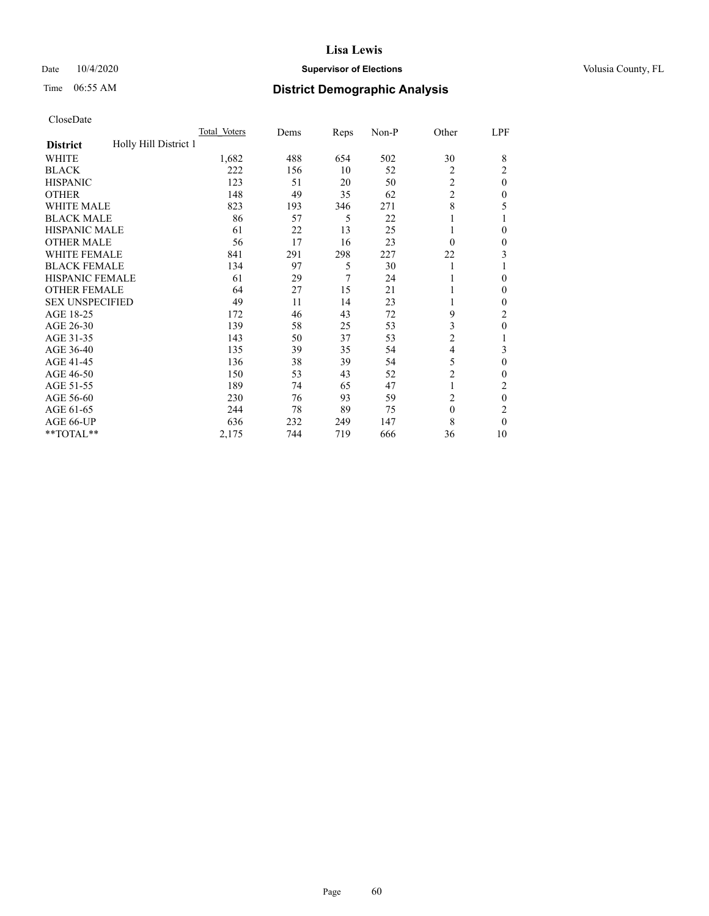# Lisa Lewis

Date 10/4/2020 **Supervisor of Elections** Volusia County, FL

Time 06:55 AM **District Demographic Analysis**

CloseDate

| District | Holly Hill District 1 | Total_Voters | Dems | Reps | Non-P | Other | LPF |
|---|---|---|---|---|---|---|---|
| WHITE | | 1,682 | 488 | 654 | 502 | 30 | 8 |
| BLACK | | 222 | 156 | 10 | 52 | 2 | 2 |
| HISPANIC | | 123 | 51 | 20 | 50 | 2 | 0 |
| OTHER | | 148 | 49 | 35 | 62 | 2 | 0 |
| WHITE MALE | | 823 | 193 | 346 | 271 | 8 | 5 |
| BLACK MALE | | 86 | 57 | 5 | 22 | 1 | 1 |
| HISPANIC MALE | | 61 | 22 | 13 | 25 | 1 | 0 |
| OTHER MALE | | 56 | 17 | 16 | 23 | 0 | 0 |
| WHITE FEMALE | | 841 | 291 | 298 | 227 | 22 | 3 |
| BLACK FEMALE | | 134 | 97 | 5 | 30 | 1 | 1 |
| HISPANIC FEMALE | | 61 | 29 | 7 | 24 | 1 | 0 |
| OTHER FEMALE | | 64 | 27 | 15 | 21 | 1 | 0 |
| SEX UNSPECIFIED | | 49 | 11 | 14 | 23 | 1 | 0 |
| AGE 18-25 | | 172 | 46 | 43 | 72 | 9 | 2 |
| AGE 26-30 | | 139 | 58 | 25 | 53 | 3 | 0 |
| AGE 31-35 | | 143 | 50 | 37 | 53 | 2 | 1 |
| AGE 36-40 | | 135 | 39 | 35 | 54 | 4 | 3 |
| AGE 41-45 | | 136 | 38 | 39 | 54 | 5 | 0 |
| AGE 46-50 | | 150 | 53 | 43 | 52 | 2 | 0 |
| AGE 51-55 | | 189 | 74 | 65 | 47 | 1 | 2 |
| AGE 56-60 | | 230 | 76 | 93 | 59 | 2 | 0 |
| AGE 61-65 | | 244 | 78 | 89 | 75 | 0 | 2 |
| AGE 66-UP | | 636 | 232 | 249 | 147 | 8 | 0 |
| **TOTAL** | | 2,175 | 744 | 719 | 666 | 36 | 10 |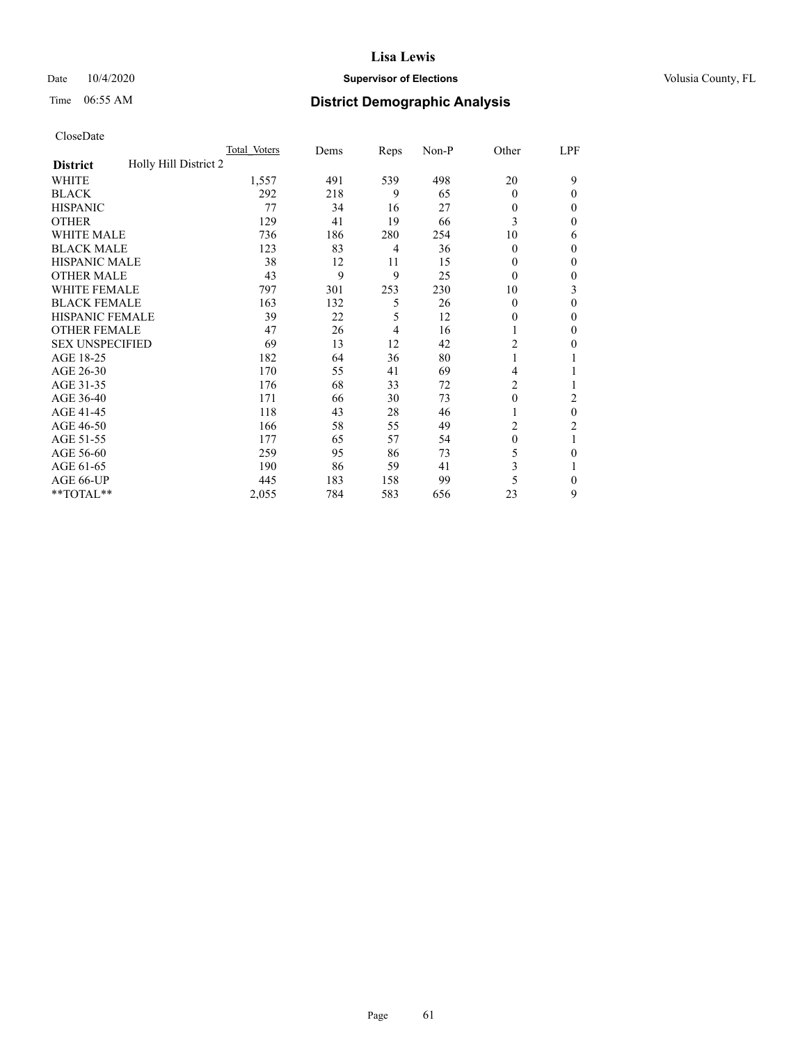# Lisa Lewis

Date 10/4/2020 **Supervisor of Elections** Volusia County, FL

Time 06:55 AM **District Demographic Analysis**

CloseDate

| District | Holly Hill District 2 | Total Voters | Dems | Reps | Non-P | Other | LPF |
|---|---|---|---|---|---|---|---|
| WHITE | | 1,557 | 491 | 539 | 498 | 20 | 9 |
| BLACK | | 292 | 218 | 9 | 65 | 0 | 0 |
| HISPANIC | | 77 | 34 | 16 | 27 | 0 | 0 |
| OTHER | | 129 | 41 | 19 | 66 | 3 | 0 |
| WHITE MALE | | 736 | 186 | 280 | 254 | 10 | 6 |
| BLACK MALE | | 123 | 83 | 4 | 36 | 0 | 0 |
| HISPANIC MALE | | 38 | 12 | 11 | 15 | 0 | 0 |
| OTHER MALE | | 43 | 9 | 9 | 25 | 0 | 0 |
| WHITE FEMALE | | 797 | 301 | 253 | 230 | 10 | 3 |
| BLACK FEMALE | | 163 | 132 | 5 | 26 | 0 | 0 |
| HISPANIC FEMALE | | 39 | 22 | 5 | 12 | 0 | 0 |
| OTHER FEMALE | | 47 | 26 | 4 | 16 | 1 | 0 |
| SEX UNSPECIFIED | | 69 | 13 | 12 | 42 | 2 | 0 |
| AGE 18-25 | | 182 | 64 | 36 | 80 | 1 | 1 |
| AGE 26-30 | | 170 | 55 | 41 | 69 | 4 | 1 |
| AGE 31-35 | | 176 | 68 | 33 | 72 | 2 | 1 |
| AGE 36-40 | | 171 | 66 | 30 | 73 | 0 | 2 |
| AGE 41-45 | | 118 | 43 | 28 | 46 | 1 | 0 |
| AGE 46-50 | | 166 | 58 | 55 | 49 | 2 | 2 |
| AGE 51-55 | | 177 | 65 | 57 | 54 | 0 | 1 |
| AGE 56-60 | | 259 | 95 | 86 | 73 | 5 | 0 |
| AGE 61-65 | | 190 | 86 | 59 | 41 | 3 | 1 |
| AGE 66-UP | | 445 | 183 | 158 | 99 | 5 | 0 |
| **TOTAL** | | 2,055 | 784 | 583 | 656 | 23 | 9 |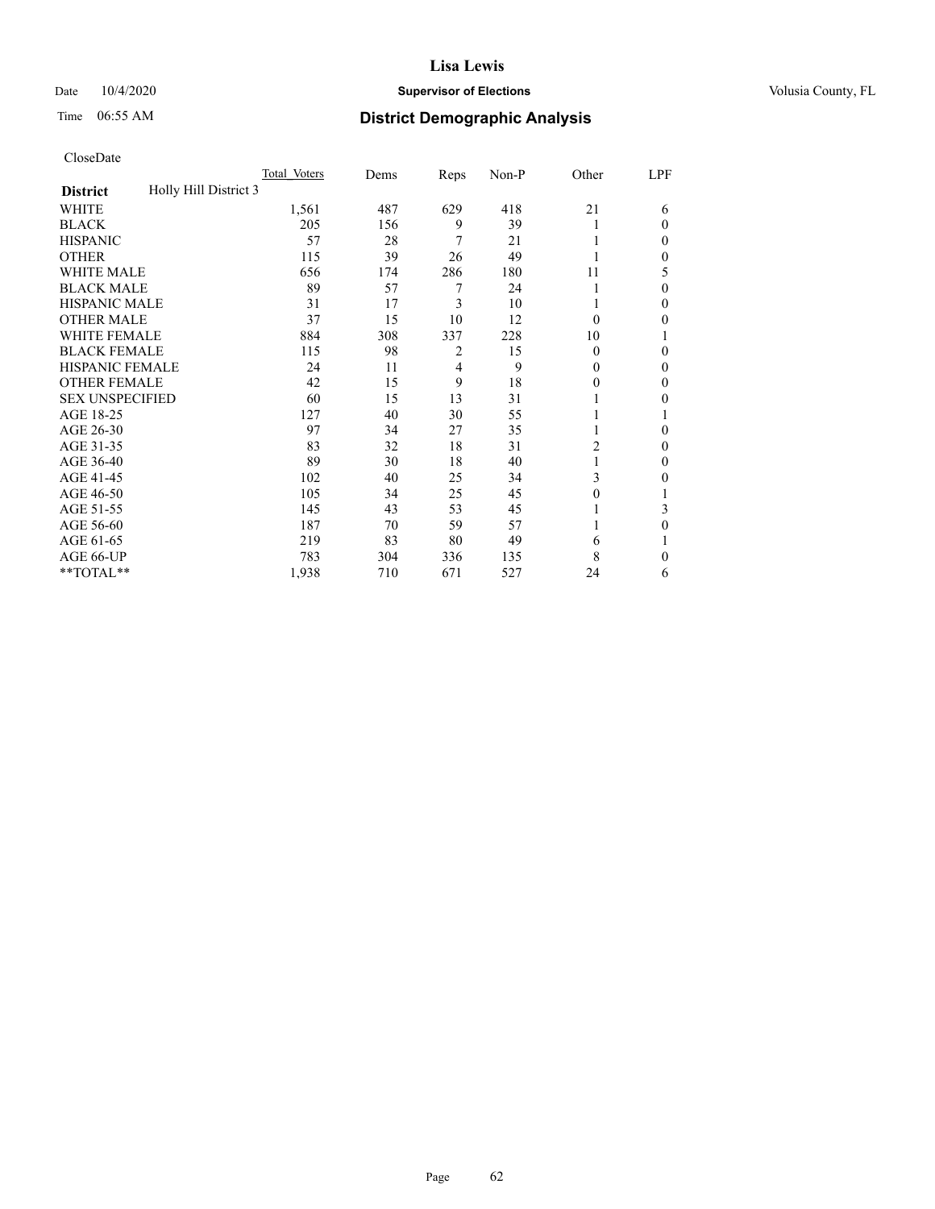# District Demographic Analysis

CloseDate

| District | Holly Hill District 3 | Total Voters | Dems | Reps | Non-P | Other | LPF |
|---|---|---|---|---|---|---|---|
| WHITE | | 1,561 | 487 | 629 | 418 | 21 | 6 |
| BLACK | | 205 | 156 | 9 | 39 | 1 | 0 |
| HISPANIC | | 57 | 28 | 7 | 21 | 1 | 0 |
| OTHER | | 115 | 39 | 26 | 49 | 1 | 0 |
| WHITE MALE | | 656 | 174 | 286 | 180 | 11 | 5 |
| BLACK MALE | | 89 | 57 | 7 | 24 | 1 | 0 |
| HISPANIC MALE | | 31 | 17 | 3 | 10 | 1 | 0 |
| OTHER MALE | | 37 | 15 | 10 | 12 | 0 | 0 |
| WHITE FEMALE | | 884 | 308 | 337 | 228 | 10 | 1 |
| BLACK FEMALE | | 115 | 98 | 2 | 15 | 0 | 0 |
| HISPANIC FEMALE | | 24 | 11 | 4 | 9 | 0 | 0 |
| OTHER FEMALE | | 42 | 15 | 9 | 18 | 0 | 0 |
| SEX UNSPECIFIED | | 60 | 15 | 13 | 31 | 1 | 0 |
| AGE 18-25 | | 127 | 40 | 30 | 55 | 1 | 1 |
| AGE 26-30 | | 97 | 34 | 27 | 35 | 1 | 0 |
| AGE 31-35 | | 83 | 32 | 18 | 31 | 2 | 0 |
| AGE 36-40 | | 89 | 30 | 18 | 40 | 1 | 0 |
| AGE 41-45 | | 102 | 40 | 25 | 34 | 3 | 0 |
| AGE 46-50 | | 105 | 34 | 25 | 45 | 0 | 1 |
| AGE 51-55 | | 145 | 43 | 53 | 45 | 1 | 3 |
| AGE 56-60 | | 187 | 70 | 59 | 57 | 1 | 0 |
| AGE 61-65 | | 219 | 83 | 80 | 49 | 6 | 1 |
| AGE 66-UP | | 783 | 304 | 336 | 135 | 8 | 0 |
| **TOTAL** | | 1,938 | 710 | 671 | 527 | 24 | 6 |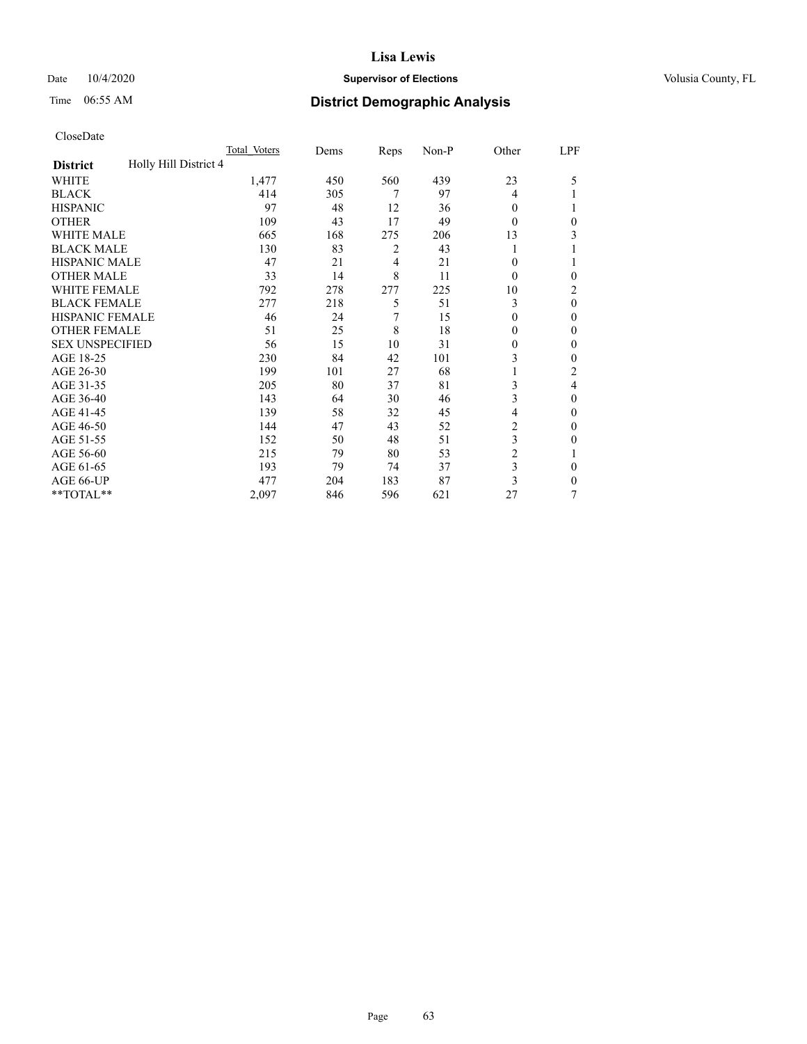# Lisa Lewis

Date 10/4/2020 **Supervisor of Elections** Volusia County, FL

Time 06:55 AM **District Demographic Analysis**

CloseDate

| | Total Voters | Dems | Reps | Non-P | Other | LPF |
|---|---|---|---|---|---|---|
| **District** Holly Hill District 4 | | | | | | |
| WHITE | 1,477 | 450 | 560 | 439 | 23 | 5 |
| BLACK | 414 | 305 | 7 | 97 | 4 | 1 |
| HISPANIC | 97 | 48 | 12 | 36 | 0 | 1 |
| OTHER | 109 | 43 | 17 | 49 | 0 | 0 |
| WHITE MALE | 665 | 168 | 275 | 206 | 13 | 3 |
| BLACK MALE | 130 | 83 | 2 | 43 | 1 | 1 |
| HISPANIC MALE | 47 | 21 | 4 | 21 | 0 | 1 |
| OTHER MALE | 33 | 14 | 8 | 11 | 0 | 0 |
| WHITE FEMALE | 792 | 278 | 277 | 225 | 10 | 2 |
| BLACK FEMALE | 277 | 218 | 5 | 51 | 3 | 0 |
| HISPANIC FEMALE | 46 | 24 | 7 | 15 | 0 | 0 |
| OTHER FEMALE | 51 | 25 | 8 | 18 | 0 | 0 |
| SEX UNSPECIFIED | 56 | 15 | 10 | 31 | 0 | 0 |
| AGE 18-25 | 230 | 84 | 42 | 101 | 3 | 0 |
| AGE 26-30 | 199 | 101 | 27 | 68 | 1 | 2 |
| AGE 31-35 | 205 | 80 | 37 | 81 | 3 | 4 |
| AGE 36-40 | 143 | 64 | 30 | 46 | 3 | 0 |
| AGE 41-45 | 139 | 58 | 32 | 45 | 4 | 0 |
| AGE 46-50 | 144 | 47 | 43 | 52 | 2 | 0 |
| AGE 51-55 | 152 | 50 | 48 | 51 | 3 | 0 |
| AGE 56-60 | 215 | 79 | 80 | 53 | 2 | 1 |
| AGE 61-65 | 193 | 79 | 74 | 37 | 3 | 0 |
| AGE 66-UP | 477 | 204 | 183 | 87 | 3 | 0 |
| **TOTAL** | 2,097 | 846 | 596 | 621 | 27 | 7 |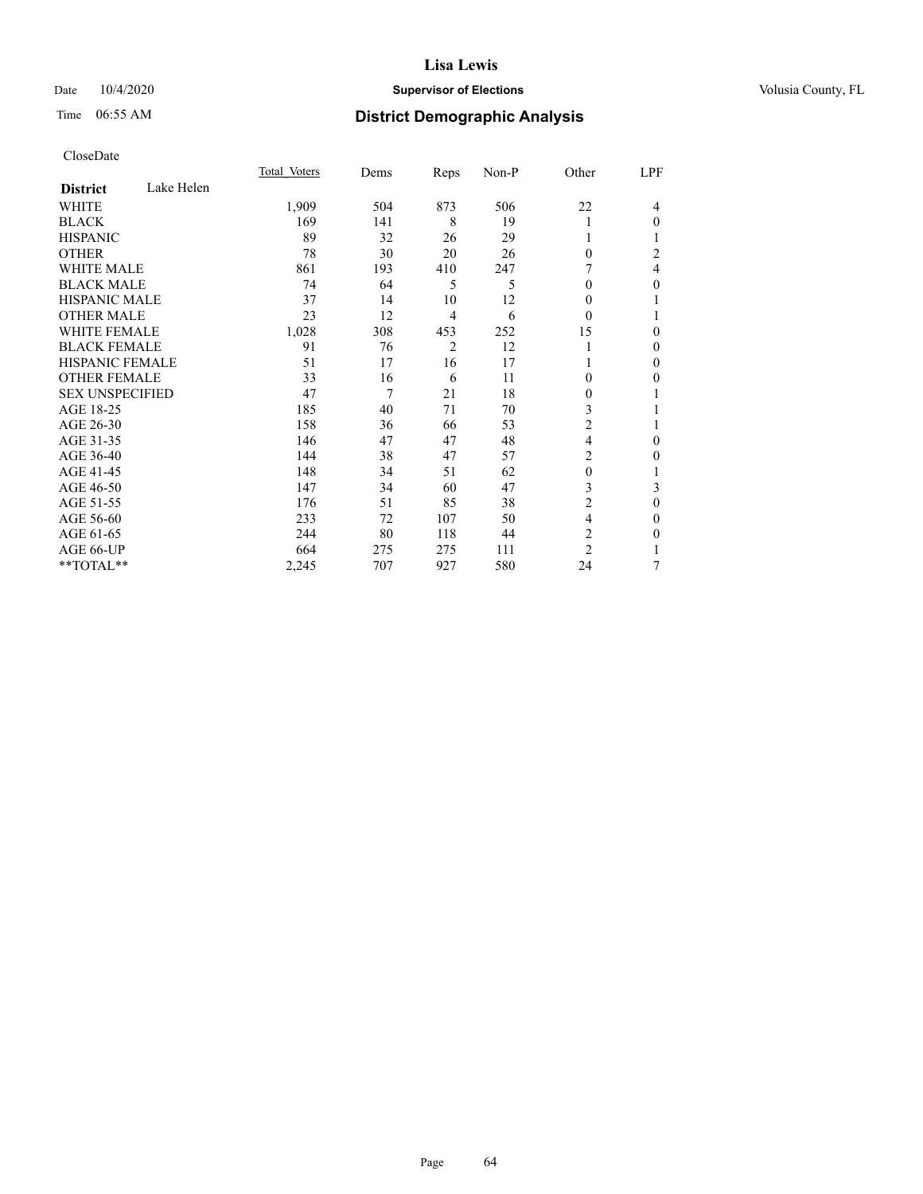# Lisa Lewis

Date 10/4/2020 **Supervisor of Elections** Volusia County, FL

Time 06:55 AM **District Demographic Analysis**

CloseDate

| **District** Lake Helen | Total Voters | Dems | Reps | Non-P | Other | LPF |
|---|---|---|---|---|---|---|
| WHITE | 1,909 | 504 | 873 | 506 | 22 | 4 |
| BLACK | 169 | 141 | 8 | 19 | 1 | 0 |
| HISPANIC | 89 | 32 | 26 | 29 | 1 | 1 |
| OTHER | 78 | 30 | 20 | 26 | 0 | 2 |
| WHITE MALE | 861 | 193 | 410 | 247 | 7 | 4 |
| BLACK MALE | 74 | 64 | 5 | 5 | 0 | 0 |
| HISPANIC MALE | 37 | 14 | 10 | 12 | 0 | 1 |
| OTHER MALE | 23 | 12 | 4 | 6 | 0 | 1 |
| WHITE FEMALE | 1,028 | 308 | 453 | 252 | 15 | 0 |
| BLACK FEMALE | 91 | 76 | 2 | 12 | 1 | 0 |
| HISPANIC FEMALE | 51 | 17 | 16 | 17 | 1 | 0 |
| OTHER FEMALE | 33 | 16 | 6 | 11 | 0 | 0 |
| SEX UNSPECIFIED | 47 | 7 | 21 | 18 | 0 | 1 |
| AGE 18-25 | 185 | 40 | 71 | 70 | 3 | 1 |
| AGE 26-30 | 158 | 36 | 66 | 53 | 2 | 1 |
| AGE 31-35 | 146 | 47 | 47 | 48 | 4 | 0 |
| AGE 36-40 | 144 | 38 | 47 | 57 | 2 | 0 |
| AGE 41-45 | 148 | 34 | 51 | 62 | 0 | 1 |
| AGE 46-50 | 147 | 34 | 60 | 47 | 3 | 3 |
| AGE 51-55 | 176 | 51 | 85 | 38 | 2 | 0 |
| AGE 56-60 | 233 | 72 | 107 | 50 | 4 | 0 |
| AGE 61-65 | 244 | 80 | 118 | 44 | 2 | 0 |
| AGE 66-UP | 664 | 275 | 275 | 111 | 2 | 1 |
| **TOTAL** | 2,245 | 707 | 927 | 580 | 24 | 7 |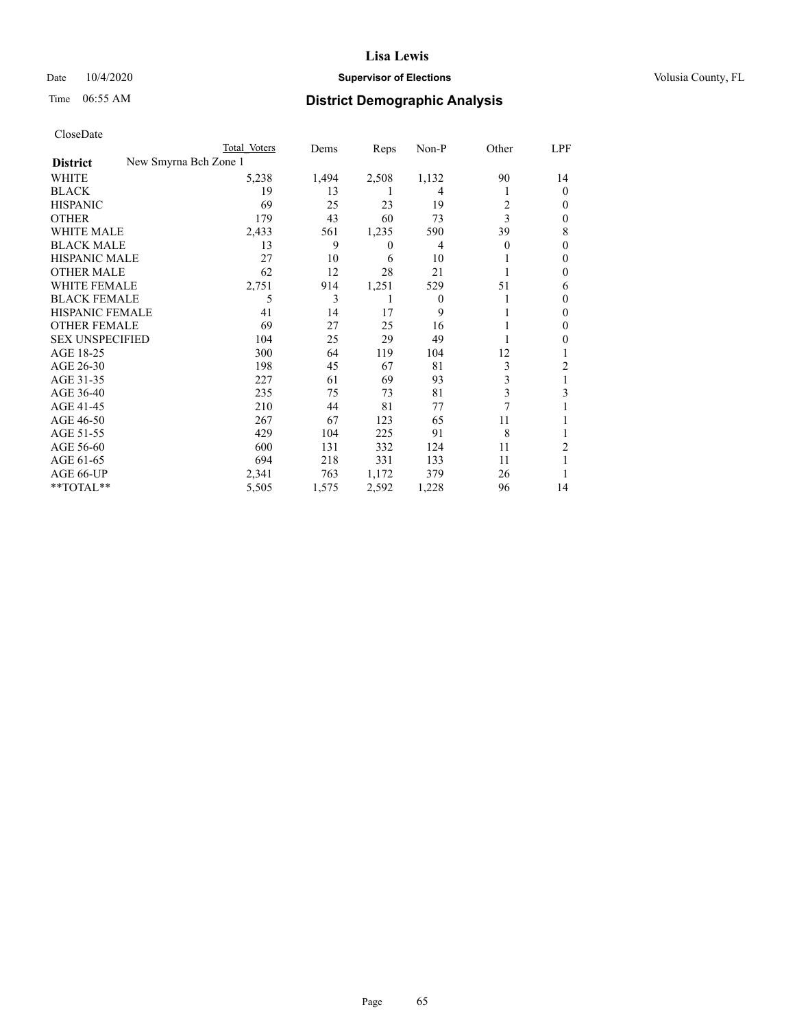# District Demographic Analysis

CloseDate

| District | Total Voters | Dems | Reps | Non-P | Other | LPF |
|---|---|---|---|---|---|---|
| New Smyrna Bch Zone 1 | | | | | | |
| WHITE | 5,238 | 1,494 | 2,508 | 1,132 | 90 | 14 |
| BLACK | 19 | 13 | 1 | 4 | 1 | 0 |
| HISPANIC | 69 | 25 | 23 | 19 | 2 | 0 |
| OTHER | 179 | 43 | 60 | 73 | 3 | 0 |
| WHITE MALE | 2,433 | 561 | 1,235 | 590 | 39 | 8 |
| BLACK MALE | 13 | 9 | 0 | 4 | 0 | 0 |
| HISPANIC MALE | 27 | 10 | 6 | 10 | 1 | 0 |
| OTHER MALE | 62 | 12 | 28 | 21 | 1 | 0 |
| WHITE FEMALE | 2,751 | 914 | 1,251 | 529 | 51 | 6 |
| BLACK FEMALE | 5 | 3 | 1 | 0 | 1 | 0 |
| HISPANIC FEMALE | 41 | 14 | 17 | 9 | 1 | 0 |
| OTHER FEMALE | 69 | 27 | 25 | 16 | 1 | 0 |
| SEX UNSPECIFIED | 104 | 25 | 29 | 49 | 1 | 0 |
| AGE 18-25 | 300 | 64 | 119 | 104 | 12 | 1 |
| AGE 26-30 | 198 | 45 | 67 | 81 | 3 | 2 |
| AGE 31-35 | 227 | 61 | 69 | 93 | 3 | 1 |
| AGE 36-40 | 235 | 75 | 73 | 81 | 3 | 3 |
| AGE 41-45 | 210 | 44 | 81 | 77 | 7 | 1 |
| AGE 46-50 | 267 | 67 | 123 | 65 | 11 | 1 |
| AGE 51-55 | 429 | 104 | 225 | 91 | 8 | 1 |
| AGE 56-60 | 600 | 131 | 332 | 124 | 11 | 2 |
| AGE 61-65 | 694 | 218 | 331 | 133 | 11 | 1 |
| AGE 66-UP | 2,341 | 763 | 1,172 | 379 | 26 | 1 |
| **TOTAL** | 5,505 | 1,575 | 2,592 | 1,228 | 96 | 14 |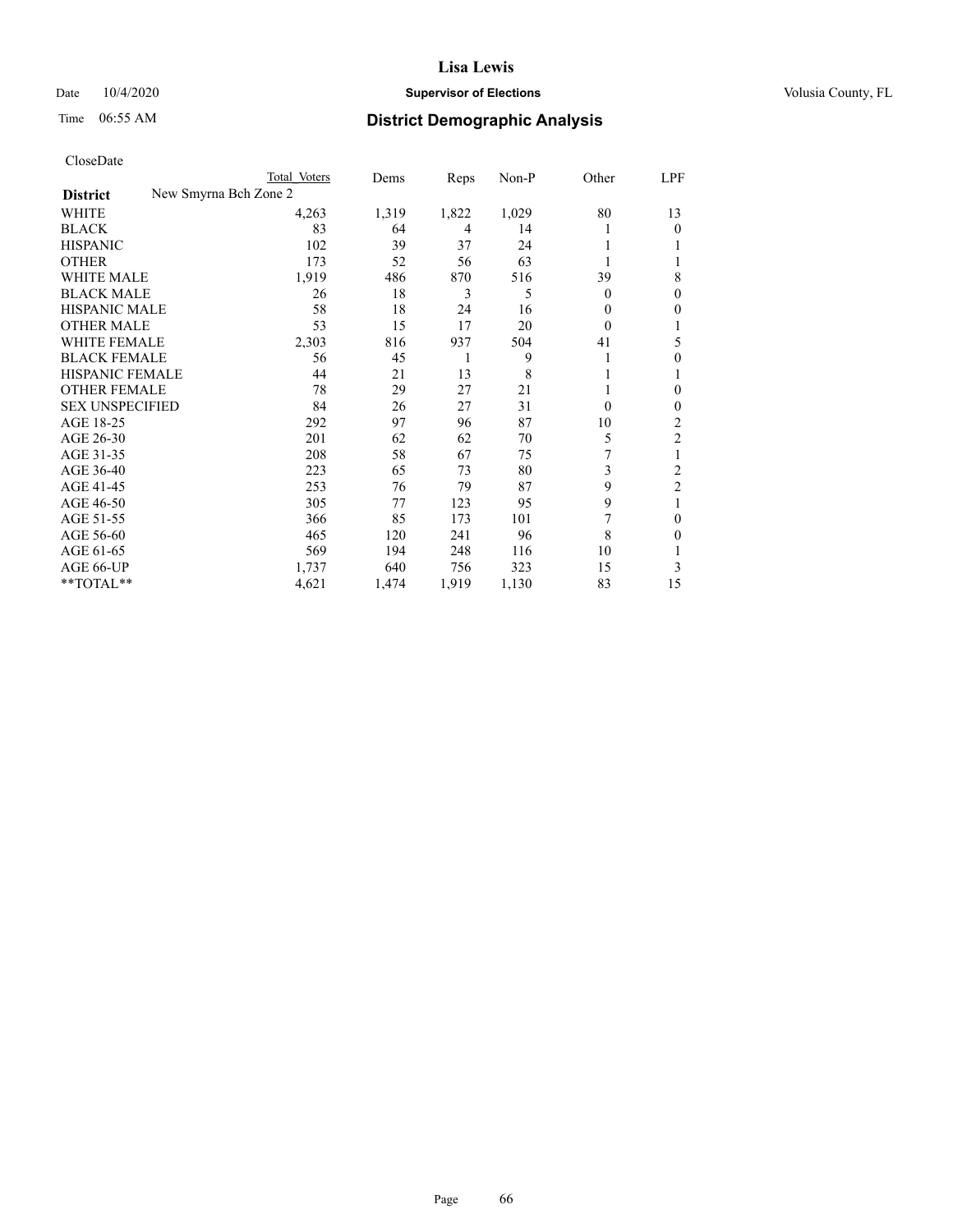# District Demographic Analysis

CloseDate

| District | Total Voters | Dems | Reps | Non-P | Other | LPF |
|---|---|---|---|---|---|---|
| New Smyrna Bch Zone 2 | | | | | | |
| WHITE | 4,263 | 1,319 | 1,822 | 1,029 | 80 | 13 |
| BLACK | 83 | 64 | 4 | 14 | 1 | 0 |
| HISPANIC | 102 | 39 | 37 | 24 | 1 | 1 |
| OTHER | 173 | 52 | 56 | 63 | 1 | 1 |
| WHITE MALE | 1,919 | 486 | 870 | 516 | 39 | 8 |
| BLACK MALE | 26 | 18 | 3 | 5 | 0 | 0 |
| HISPANIC MALE | 58 | 18 | 24 | 16 | 0 | 0 |
| OTHER MALE | 53 | 15 | 17 | 20 | 0 | 1 |
| WHITE FEMALE | 2,303 | 816 | 937 | 504 | 41 | 5 |
| BLACK FEMALE | 56 | 45 | 1 | 9 | 1 | 0 |
| HISPANIC FEMALE | 44 | 21 | 13 | 8 | 1 | 1 |
| OTHER FEMALE | 78 | 29 | 27 | 21 | 1 | 0 |
| SEX UNSPECIFIED | 84 | 26 | 27 | 31 | 0 | 0 |
| AGE 18-25 | 292 | 97 | 96 | 87 | 10 | 2 |
| AGE 26-30 | 201 | 62 | 62 | 70 | 5 | 2 |
| AGE 31-35 | 208 | 58 | 67 | 75 | 7 | 1 |
| AGE 36-40 | 223 | 65 | 73 | 80 | 3 | 2 |
| AGE 41-45 | 253 | 76 | 79 | 87 | 9 | 2 |
| AGE 46-50 | 305 | 77 | 123 | 95 | 9 | 1 |
| AGE 51-55 | 366 | 85 | 173 | 101 | 7 | 0 |
| AGE 56-60 | 465 | 120 | 241 | 96 | 8 | 0 |
| AGE 61-65 | 569 | 194 | 248 | 116 | 10 | 1 |
| AGE 66-UP | 1,737 | 640 | 756 | 323 | 15 | 3 |
| **TOTAL** | 4,621 | 1,474 | 1,919 | 1,130 | 83 | 15 |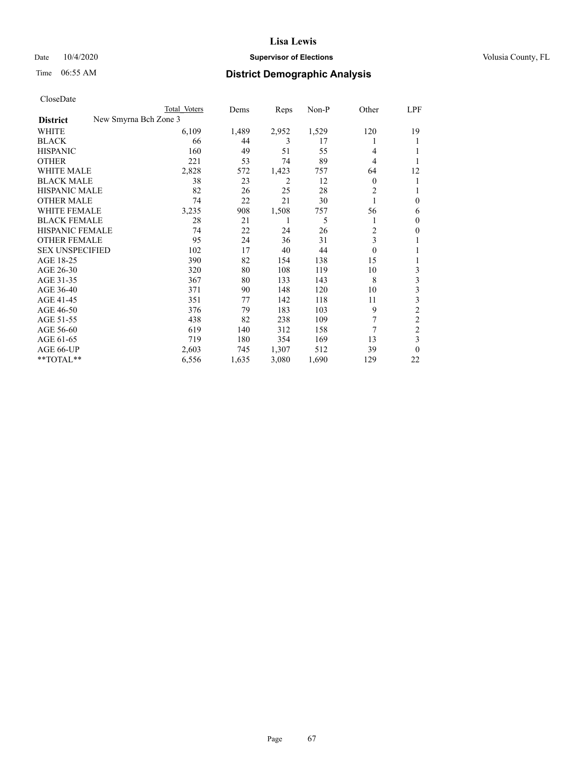# Lisa Lewis

Date 10/4/2020 **Supervisor of Elections** Volusia County, FL

Time 06:55 AM **District Demographic Analysis**

CloseDate

| District | Total Voters | Dems | Reps | Non-P | Other | LPF |
|---|---|---|---|---|---|---|
| New Smyrna Bch Zone 3 | | | | | | |
| WHITE | 6,109 | 1,489 | 2,952 | 1,529 | 120 | 19 |
| BLACK | 66 | 44 | 3 | 17 | 1 | 1 |
| HISPANIC | 160 | 49 | 51 | 55 | 4 | 1 |
| OTHER | 221 | 53 | 74 | 89 | 4 | 1 |
| WHITE MALE | 2,828 | 572 | 1,423 | 757 | 64 | 12 |
| BLACK MALE | 38 | 23 | 2 | 12 | 0 | 1 |
| HISPANIC MALE | 82 | 26 | 25 | 28 | 2 | 1 |
| OTHER MALE | 74 | 22 | 21 | 30 | 1 | 0 |
| WHITE FEMALE | 3,235 | 908 | 1,508 | 757 | 56 | 6 |
| BLACK FEMALE | 28 | 21 | 1 | 5 | 1 | 0 |
| HISPANIC FEMALE | 74 | 22 | 24 | 26 | 2 | 0 |
| OTHER FEMALE | 95 | 24 | 36 | 31 | 3 | 1 |
| SEX UNSPECIFIED | 102 | 17 | 40 | 44 | 0 | 1 |
| AGE 18-25 | 390 | 82 | 154 | 138 | 15 | 1 |
| AGE 26-30 | 320 | 80 | 108 | 119 | 10 | 3 |
| AGE 31-35 | 367 | 80 | 133 | 143 | 8 | 3 |
| AGE 36-40 | 371 | 90 | 148 | 120 | 10 | 3 |
| AGE 41-45 | 351 | 77 | 142 | 118 | 11 | 3 |
| AGE 46-50 | 376 | 79 | 183 | 103 | 9 | 2 |
| AGE 51-55 | 438 | 82 | 238 | 109 | 7 | 2 |
| AGE 56-60 | 619 | 140 | 312 | 158 | 7 | 2 |
| AGE 61-65 | 719 | 180 | 354 | 169 | 13 | 3 |
| AGE 66-UP | 2,603 | 745 | 1,307 | 512 | 39 | 0 |
| **TOTAL** | 6,556 | 1,635 | 3,080 | 1,690 | 129 | 22 |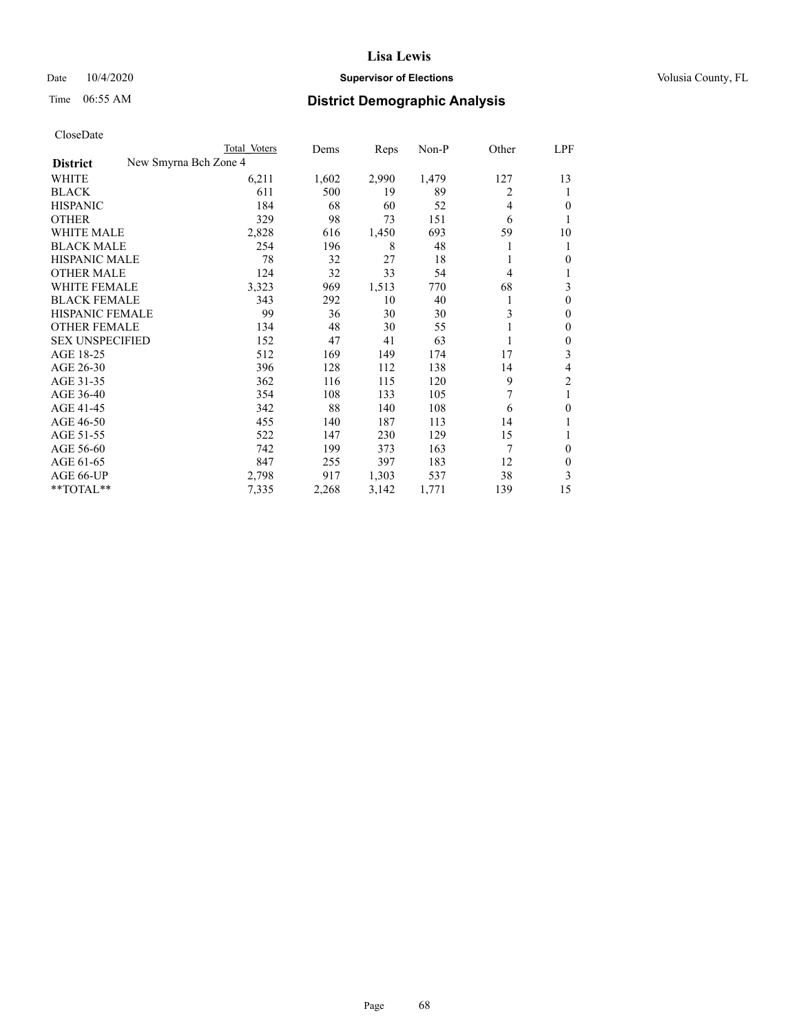**Lisa Lewis**

Date 10/4/2020 **Supervisor of Elections** Volusia County, FL

Time 06:55 AM

## District Demographic Analysis

CloseDate

| | Total Voters | Dems | Reps | Non-P | Other | LPF |
|---|---|---|---|---|---|---|
| **District** New Smyrna Bch Zone 4 | | | | | | |
| WHITE | 6,211 | 1,602 | 2,990 | 1,479 | 127 | 13 |
| BLACK | 611 | 500 | 19 | 89 | 2 | 1 |
| HISPANIC | 184 | 68 | 60 | 52 | 4 | 0 |
| OTHER | 329 | 98 | 73 | 151 | 6 | 1 |
| WHITE MALE | 2,828 | 616 | 1,450 | 693 | 59 | 10 |
| BLACK MALE | 254 | 196 | 8 | 48 | 1 | 1 |
| HISPANIC MALE | 78 | 32 | 27 | 18 | 1 | 0 |
| OTHER MALE | 124 | 32 | 33 | 54 | 4 | 1 |
| WHITE FEMALE | 3,323 | 969 | 1,513 | 770 | 68 | 3 |
| BLACK FEMALE | 343 | 292 | 10 | 40 | 1 | 0 |
| HISPANIC FEMALE | 99 | 36 | 30 | 30 | 3 | 0 |
| OTHER FEMALE | 134 | 48 | 30 | 55 | 1 | 0 |
| SEX UNSPECIFIED | 152 | 47 | 41 | 63 | 1 | 0 |
| AGE 18-25 | 512 | 169 | 149 | 174 | 17 | 3 |
| AGE 26-30 | 396 | 128 | 112 | 138 | 14 | 4 |
| AGE 31-35 | 362 | 116 | 115 | 120 | 9 | 2 |
| AGE 36-40 | 354 | 108 | 133 | 105 | 7 | 1 |
| AGE 41-45 | 342 | 88 | 140 | 108 | 6 | 0 |
| AGE 46-50 | 455 | 140 | 187 | 113 | 14 | 1 |
| AGE 51-55 | 522 | 147 | 230 | 129 | 15 | 1 |
| AGE 56-60 | 742 | 199 | 373 | 163 | 7 | 0 |
| AGE 61-65 | 847 | 255 | 397 | 183 | 12 | 0 |
| AGE 66-UP | 2,798 | 917 | 1,303 | 537 | 38 | 3 |
| **TOTAL** | 7,335 | 2,268 | 3,142 | 1,771 | 139 | 15 |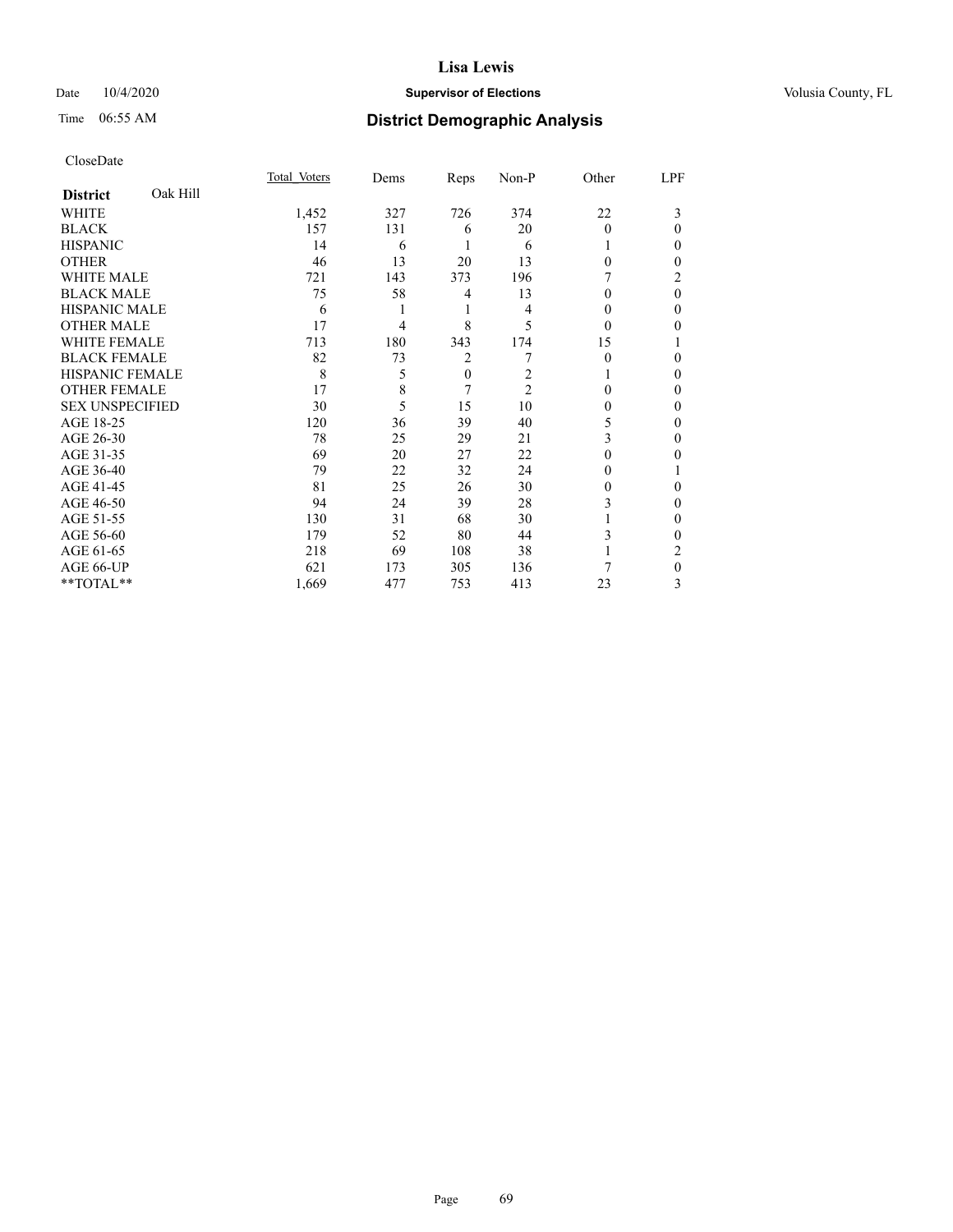# Lisa Lewis

Date 10/4/2020 **Supervisor of Elections** Volusia County, FL

Time 06:55 AM **District Demographic Analysis**

CloseDate

| District: Oak Hill | Total_Voters | Dems | Reps | Non-P | Other | LPF |
|---|---|---|---|---|---|---|
| WHITE | 1,452 | 327 | 726 | 374 | 22 | 3 |
| BLACK | 157 | 131 | 6 | 20 | 0 | 0 |
| HISPANIC | 14 | 6 | 1 | 6 | 1 | 0 |
| OTHER | 46 | 13 | 20 | 13 | 0 | 0 |
| WHITE MALE | 721 | 143 | 373 | 196 | 7 | 2 |
| BLACK MALE | 75 | 58 | 4 | 13 | 0 | 0 |
| HISPANIC MALE | 6 | 1 | 1 | 4 | 0 | 0 |
| OTHER MALE | 17 | 4 | 8 | 5 | 0 | 0 |
| WHITE FEMALE | 713 | 180 | 343 | 174 | 15 | 1 |
| BLACK FEMALE | 82 | 73 | 2 | 7 | 0 | 0 |
| HISPANIC FEMALE | 8 | 5 | 0 | 2 | 1 | 0 |
| OTHER FEMALE | 17 | 8 | 7 | 2 | 0 | 0 |
| SEX UNSPECIFIED | 30 | 5 | 15 | 10 | 0 | 0 |
| AGE 18-25 | 120 | 36 | 39 | 40 | 5 | 0 |
| AGE 26-30 | 78 | 25 | 29 | 21 | 3 | 0 |
| AGE 31-35 | 69 | 20 | 27 | 22 | 0 | 0 |
| AGE 36-40 | 79 | 22 | 32 | 24 | 0 | 1 |
| AGE 41-45 | 81 | 25 | 26 | 30 | 0 | 0 |
| AGE 46-50 | 94 | 24 | 39 | 28 | 3 | 0 |
| AGE 51-55 | 130 | 31 | 68 | 30 | 1 | 0 |
| AGE 56-60 | 179 | 52 | 80 | 44 | 3 | 0 |
| AGE 61-65 | 218 | 69 | 108 | 38 | 1 | 2 |
| AGE 66-UP | 621 | 173 | 305 | 136 | 7 | 0 |
| **TOTAL** | 1,669 | 477 | 753 | 413 | 23 | 3 |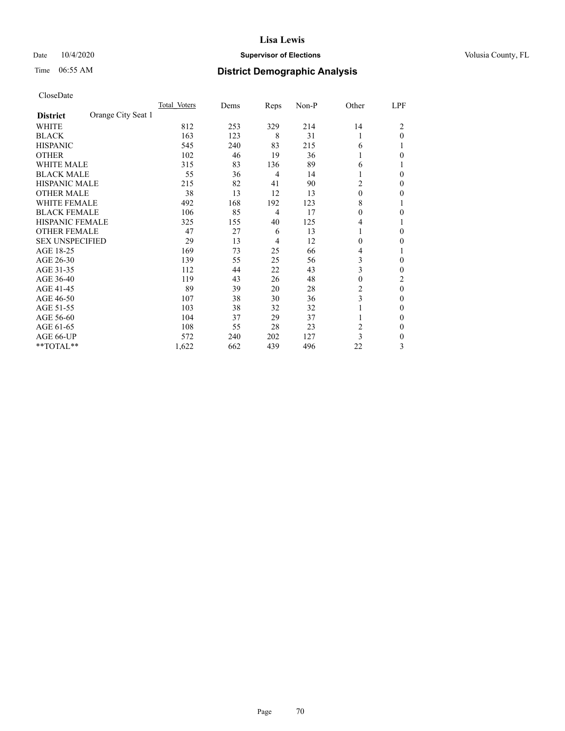# Lisa Lewis

Date 10/4/2020 **Supervisor of Elections** Volusia County, FL

Time 06:55 AM **District Demographic Analysis**

CloseDate

| | Total Voters | Dems | Reps | Non-P | Other | LPF |
|---|---|---|---|---|---|---|
| **District** Orange City Seat 1 | | | | | | |
| WHITE | 812 | 253 | 329 | 214 | 14 | 2 |
| BLACK | 163 | 123 | 8 | 31 | 1 | 0 |
| HISPANIC | 545 | 240 | 83 | 215 | 6 | 1 |
| OTHER | 102 | 46 | 19 | 36 | 1 | 0 |
| WHITE MALE | 315 | 83 | 136 | 89 | 6 | 1 |
| BLACK MALE | 55 | 36 | 4 | 14 | 1 | 0 |
| HISPANIC MALE | 215 | 82 | 41 | 90 | 2 | 0 |
| OTHER MALE | 38 | 13 | 12 | 13 | 0 | 0 |
| WHITE FEMALE | 492 | 168 | 192 | 123 | 8 | 1 |
| BLACK FEMALE | 106 | 85 | 4 | 17 | 0 | 0 |
| HISPANIC FEMALE | 325 | 155 | 40 | 125 | 4 | 1 |
| OTHER FEMALE | 47 | 27 | 6 | 13 | 1 | 0 |
| SEX UNSPECIFIED | 29 | 13 | 4 | 12 | 0 | 0 |
| AGE 18-25 | 169 | 73 | 25 | 66 | 4 | 1 |
| AGE 26-30 | 139 | 55 | 25 | 56 | 3 | 0 |
| AGE 31-35 | 112 | 44 | 22 | 43 | 3 | 0 |
| AGE 36-40 | 119 | 43 | 26 | 48 | 0 | 2 |
| AGE 41-45 | 89 | 39 | 20 | 28 | 2 | 0 |
| AGE 46-50 | 107 | 38 | 30 | 36 | 3 | 0 |
| AGE 51-55 | 103 | 38 | 32 | 32 | 1 | 0 |
| AGE 56-60 | 104 | 37 | 29 | 37 | 1 | 0 |
| AGE 61-65 | 108 | 55 | 28 | 23 | 2 | 0 |
| AGE 66-UP | 572 | 240 | 202 | 127 | 3 | 0 |
| **TOTAL** | 1,622 | 662 | 439 | 496 | 22 | 3 |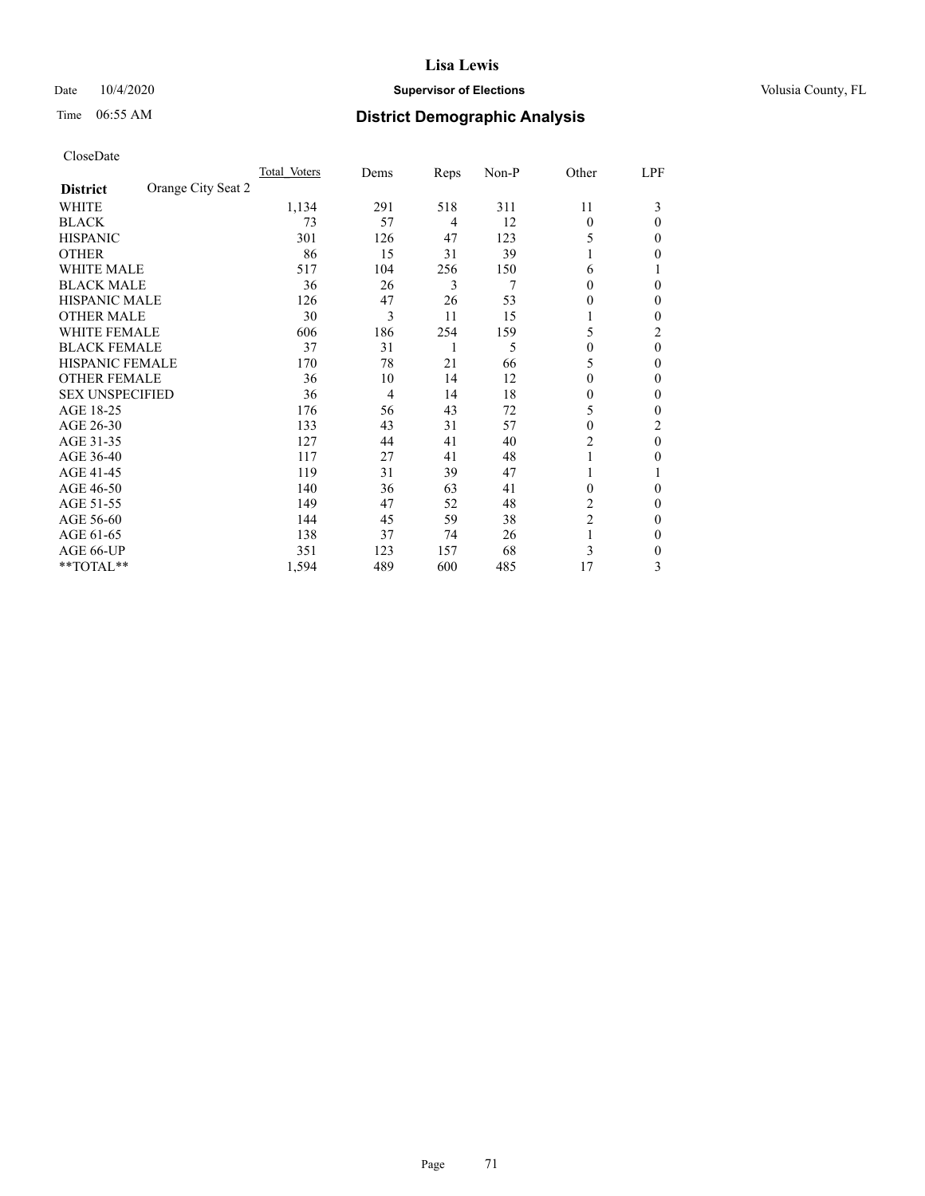# Lisa Lewis

Date 10/4/2020 **Supervisor of Elections** Volusia County, FL

Time 06:55 AM **District Demographic Analysis**

CloseDate

| **District** Orange City Seat 2 | Total Voters | Dems | Reps | Non-P | Other | LPF |
|---|---|---|---|---|---|---|
| WHITE | 1,134 | 291 | 518 | 311 | 11 | 3 |
| BLACK | 73 | 57 | 4 | 12 | 0 | 0 |
| HISPANIC | 301 | 126 | 47 | 123 | 5 | 0 |
| OTHER | 86 | 15 | 31 | 39 | 1 | 0 |
| WHITE MALE | 517 | 104 | 256 | 150 | 6 | 1 |
| BLACK MALE | 36 | 26 | 3 | 7 | 0 | 0 |
| HISPANIC MALE | 126 | 47 | 26 | 53 | 0 | 0 |
| OTHER MALE | 30 | 3 | 11 | 15 | 1 | 0 |
| WHITE FEMALE | 606 | 186 | 254 | 159 | 5 | 2 |
| BLACK FEMALE | 37 | 31 | 1 | 5 | 0 | 0 |
| HISPANIC FEMALE | 170 | 78 | 21 | 66 | 5 | 0 |
| OTHER FEMALE | 36 | 10 | 14 | 12 | 0 | 0 |
| SEX UNSPECIFIED | 36 | 4 | 14 | 18 | 0 | 0 |
| AGE 18-25 | 176 | 56 | 43 | 72 | 5 | 0 |
| AGE 26-30 | 133 | 43 | 31 | 57 | 0 | 2 |
| AGE 31-35 | 127 | 44 | 41 | 40 | 2 | 0 |
| AGE 36-40 | 117 | 27 | 41 | 48 | 1 | 0 |
| AGE 41-45 | 119 | 31 | 39 | 47 | 1 | 1 |
| AGE 46-50 | 140 | 36 | 63 | 41 | 0 | 0 |
| AGE 51-55 | 149 | 47 | 52 | 48 | 2 | 0 |
| AGE 56-60 | 144 | 45 | 59 | 38 | 2 | 0 |
| AGE 61-65 | 138 | 37 | 74 | 26 | 1 | 0 |
| AGE 66-UP | 351 | 123 | 157 | 68 | 3 | 0 |
| **TOTAL** | 1,594 | 489 | 600 | 485 | 17 | 3 |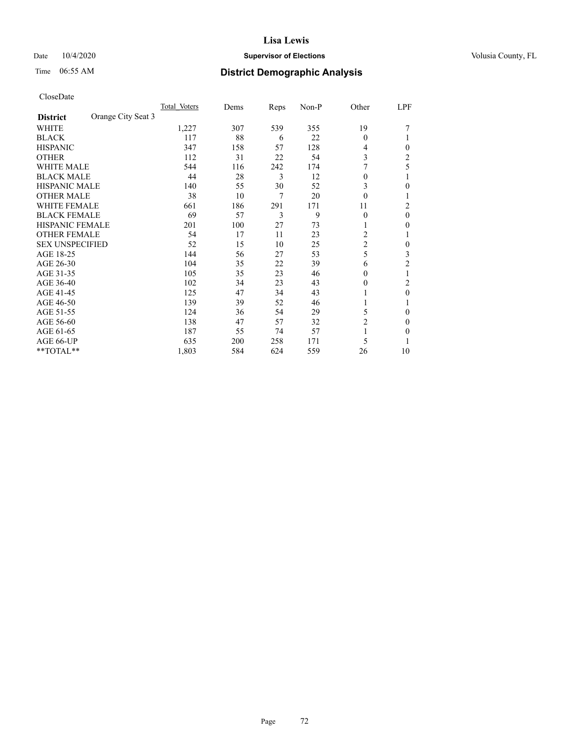**Lisa Lewis**

Date 10/4/2020 **Supervisor of Elections** Volusia County, FL

Time 06:55 AM **District Demographic Analysis**

CloseDate

| District | Orange City Seat 3 | Total Voters | Dems | Reps | Non-P | Other | LPF |
|---|---|---|---|---|---|---|---|
| WHITE | | 1,227 | 307 | 539 | 355 | 19 | 7 |
| BLACK | | 117 | 88 | 6 | 22 | 0 | 1 |
| HISPANIC | | 347 | 158 | 57 | 128 | 4 | 0 |
| OTHER | | 112 | 31 | 22 | 54 | 3 | 2 |
| WHITE MALE | | 544 | 116 | 242 | 174 | 7 | 5 |
| BLACK MALE | | 44 | 28 | 3 | 12 | 0 | 1 |
| HISPANIC MALE | | 140 | 55 | 30 | 52 | 3 | 0 |
| OTHER MALE | | 38 | 10 | 7 | 20 | 0 | 1 |
| WHITE FEMALE | | 661 | 186 | 291 | 171 | 11 | 2 |
| BLACK FEMALE | | 69 | 57 | 3 | 9 | 0 | 0 |
| HISPANIC FEMALE | | 201 | 100 | 27 | 73 | 1 | 0 |
| OTHER FEMALE | | 54 | 17 | 11 | 23 | 2 | 1 |
| SEX UNSPECIFIED | | 52 | 15 | 10 | 25 | 2 | 0 |
| AGE 18-25 | | 144 | 56 | 27 | 53 | 5 | 3 |
| AGE 26-30 | | 104 | 35 | 22 | 39 | 6 | 2 |
| AGE 31-35 | | 105 | 35 | 23 | 46 | 0 | 1 |
| AGE 36-40 | | 102 | 34 | 23 | 43 | 0 | 2 |
| AGE 41-45 | | 125 | 47 | 34 | 43 | 1 | 0 |
| AGE 46-50 | | 139 | 39 | 52 | 46 | 1 | 1 |
| AGE 51-55 | | 124 | 36 | 54 | 29 | 5 | 0 |
| AGE 56-60 | | 138 | 47 | 57 | 32 | 2 | 0 |
| AGE 61-65 | | 187 | 55 | 74 | 57 | 1 | 0 |
| AGE 66-UP | | 635 | 200 | 258 | 171 | 5 | 1 |
| **TOTAL** | | 1,803 | 584 | 624 | 559 | 26 | 10 |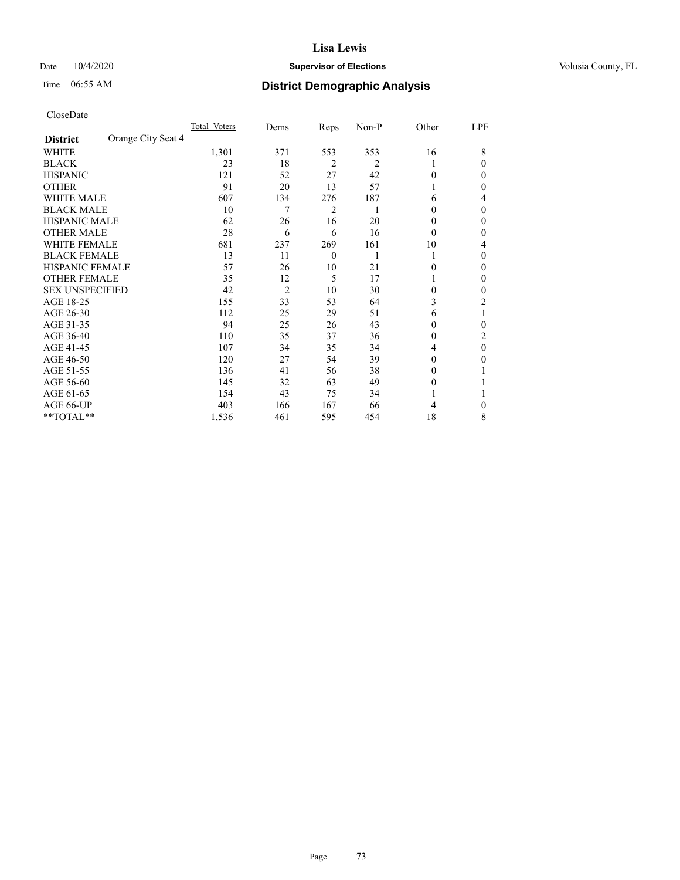# Lisa Lewis

Date 10/4/2020 **Supervisor of Elections** Volusia County, FL

Time 06:55 AM **District Demographic Analysis**

CloseDate

| District | Orange City Seat 4 | Total Voters | Dems | Reps | Non-P | Other | LPF |
|---|---|---|---|---|---|---|---|
| WHITE | | 1,301 | 371 | 553 | 353 | 16 | 8 |
| BLACK | | 23 | 18 | 2 | 2 | 1 | 0 |
| HISPANIC | | 121 | 52 | 27 | 42 | 0 | 0 |
| OTHER | | 91 | 20 | 13 | 57 | 1 | 0 |
| WHITE MALE | | 607 | 134 | 276 | 187 | 6 | 4 |
| BLACK MALE | | 10 | 7 | 2 | 1 | 0 | 0 |
| HISPANIC MALE | | 62 | 26 | 16 | 20 | 0 | 0 |
| OTHER MALE | | 28 | 6 | 6 | 16 | 0 | 0 |
| WHITE FEMALE | | 681 | 237 | 269 | 161 | 10 | 4 |
| BLACK FEMALE | | 13 | 11 | 0 | 1 | 1 | 0 |
| HISPANIC FEMALE | | 57 | 26 | 10 | 21 | 0 | 0 |
| OTHER FEMALE | | 35 | 12 | 5 | 17 | 1 | 0 |
| SEX UNSPECIFIED | | 42 | 2 | 10 | 30 | 0 | 0 |
| AGE 18-25 | | 155 | 33 | 53 | 64 | 3 | 2 |
| AGE 26-30 | | 112 | 25 | 29 | 51 | 6 | 1 |
| AGE 31-35 | | 94 | 25 | 26 | 43 | 0 | 0 |
| AGE 36-40 | | 110 | 35 | 37 | 36 | 0 | 2 |
| AGE 41-45 | | 107 | 34 | 35 | 34 | 4 | 0 |
| AGE 46-50 | | 120 | 27 | 54 | 39 | 0 | 0 |
| AGE 51-55 | | 136 | 41 | 56 | 38 | 0 | 1 |
| AGE 56-60 | | 145 | 32 | 63 | 49 | 0 | 1 |
| AGE 61-65 | | 154 | 43 | 75 | 34 | 1 | 1 |
| AGE 66-UP | | 403 | 166 | 167 | 66 | 4 | 0 |
| **TOTAL** | | 1,536 | 461 | 595 | 454 | 18 | 8 |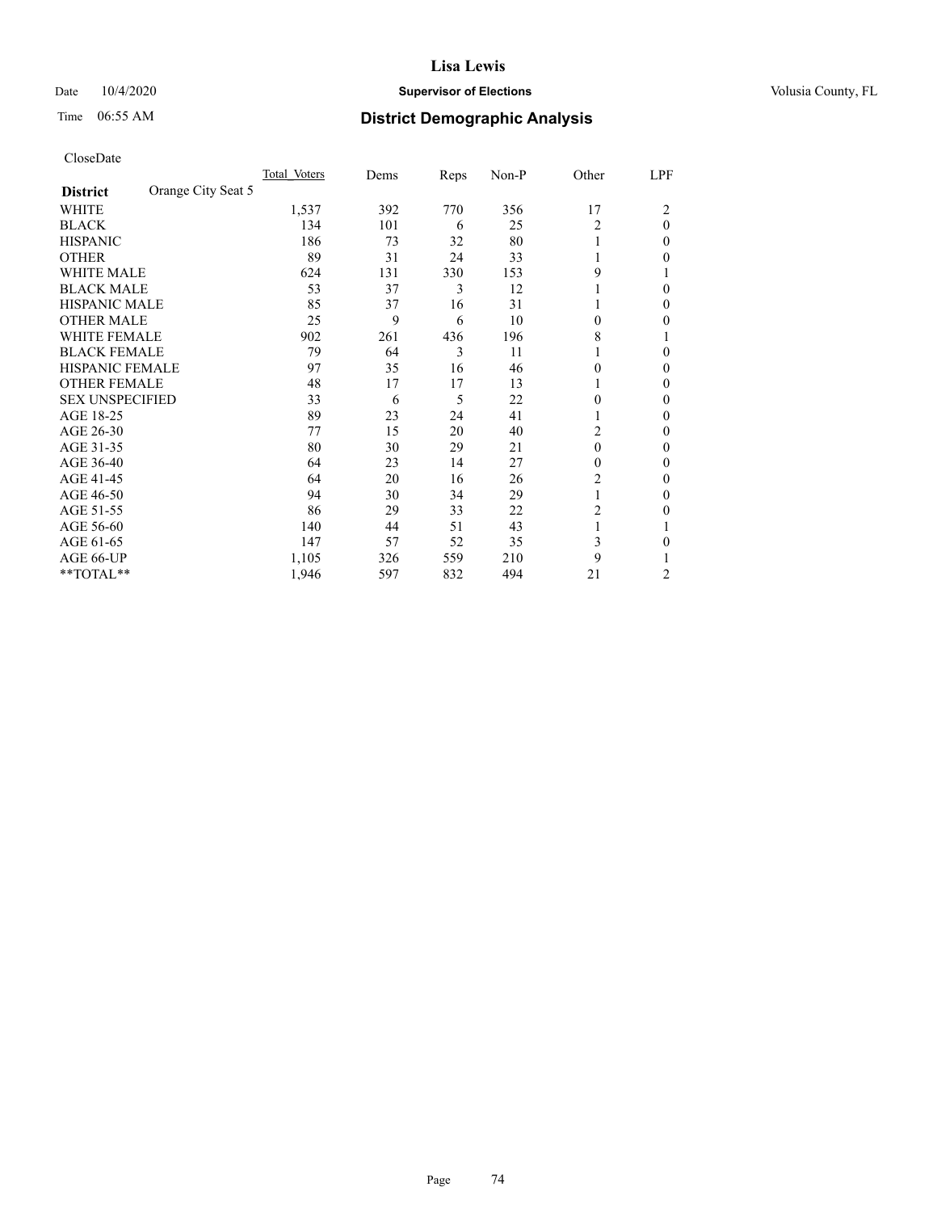# Lisa Lewis

Date 10/4/2020 **Supervisor of Elections** Volusia County, FL

Time 06:55 AM **District Demographic Analysis**

CloseDate

| **District** Orange City Seat 5 | Total Voters | Dems | Reps | Non-P | Other | LPF |
|---|---|---|---|---|---|---|
| WHITE | 1,537 | 392 | 770 | 356 | 17 | 2 |
| BLACK | 134 | 101 | 6 | 25 | 2 | 0 |
| HISPANIC | 186 | 73 | 32 | 80 | 1 | 0 |
| OTHER | 89 | 31 | 24 | 33 | 1 | 0 |
| WHITE MALE | 624 | 131 | 330 | 153 | 9 | 1 |
| BLACK MALE | 53 | 37 | 3 | 12 | 1 | 0 |
| HISPANIC MALE | 85 | 37 | 16 | 31 | 1 | 0 |
| OTHER MALE | 25 | 9 | 6 | 10 | 0 | 0 |
| WHITE FEMALE | 902 | 261 | 436 | 196 | 8 | 1 |
| BLACK FEMALE | 79 | 64 | 3 | 11 | 1 | 0 |
| HISPANIC FEMALE | 97 | 35 | 16 | 46 | 0 | 0 |
| OTHER FEMALE | 48 | 17 | 17 | 13 | 1 | 0 |
| SEX UNSPECIFIED | 33 | 6 | 5 | 22 | 0 | 0 |
| AGE 18-25 | 89 | 23 | 24 | 41 | 1 | 0 |
| AGE 26-30 | 77 | 15 | 20 | 40 | 2 | 0 |
| AGE 31-35 | 80 | 30 | 29 | 21 | 0 | 0 |
| AGE 36-40 | 64 | 23 | 14 | 27 | 0 | 0 |
| AGE 41-45 | 64 | 20 | 16 | 26 | 2 | 0 |
| AGE 46-50 | 94 | 30 | 34 | 29 | 1 | 0 |
| AGE 51-55 | 86 | 29 | 33 | 22 | 2 | 0 |
| AGE 56-60 | 140 | 44 | 51 | 43 | 1 | 1 |
| AGE 61-65 | 147 | 57 | 52 | 35 | 3 | 0 |
| AGE 66-UP | 1,105 | 326 | 559 | 210 | 9 | 1 |
| **TOTAL** | 1,946 | 597 | 832 | 494 | 21 | 2 |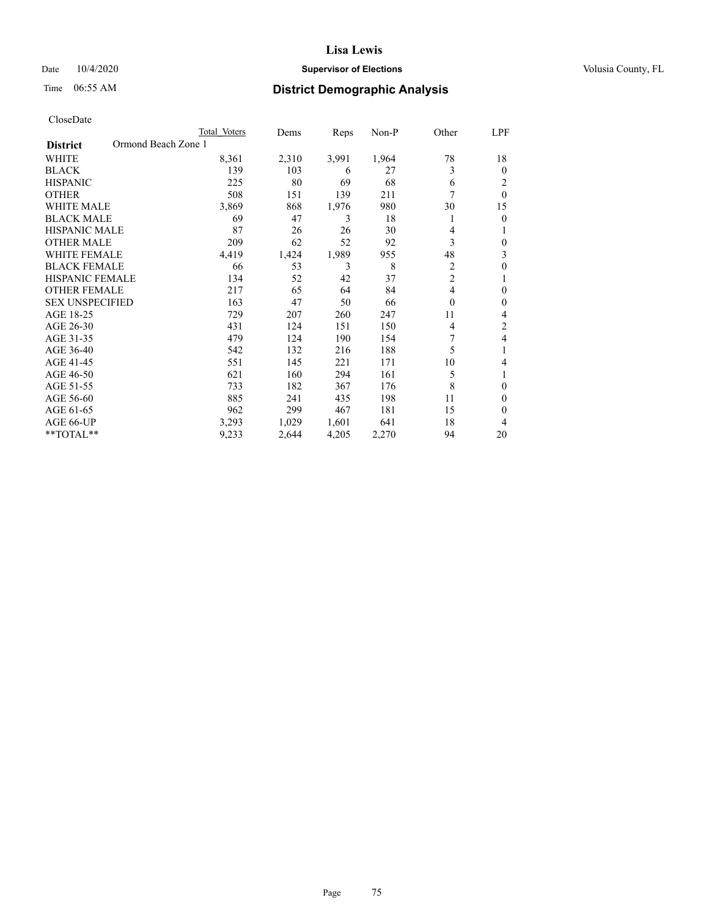# Lisa Lewis

Date 10/4/2020 **Supervisor of Elections** Volusia County, FL

Time 06:55 AM **District Demographic Analysis**

CloseDate

| | Total Voters | Dems | Reps | Non-P | Other | LPF |
|---|---|---|---|---|---|---|
| **District** Ormond Beach Zone 1 | | | | | | |
| WHITE | 8,361 | 2,310 | 3,991 | 1,964 | 78 | 18 |
| BLACK | 139 | 103 | 6 | 27 | 3 | 0 |
| HISPANIC | 225 | 80 | 69 | 68 | 6 | 2 |
| OTHER | 508 | 151 | 139 | 211 | 7 | 0 |
| WHITE MALE | 3,869 | 868 | 1,976 | 980 | 30 | 15 |
| BLACK MALE | 69 | 47 | 3 | 18 | 1 | 0 |
| HISPANIC MALE | 87 | 26 | 26 | 30 | 4 | 1 |
| OTHER MALE | 209 | 62 | 52 | 92 | 3 | 0 |
| WHITE FEMALE | 4,419 | 1,424 | 1,989 | 955 | 48 | 3 |
| BLACK FEMALE | 66 | 53 | 3 | 8 | 2 | 0 |
| HISPANIC FEMALE | 134 | 52 | 42 | 37 | 2 | 1 |
| OTHER FEMALE | 217 | 65 | 64 | 84 | 4 | 0 |
| SEX UNSPECIFIED | 163 | 47 | 50 | 66 | 0 | 0 |
| AGE 18-25 | 729 | 207 | 260 | 247 | 11 | 4 |
| AGE 26-30 | 431 | 124 | 151 | 150 | 4 | 2 |
| AGE 31-35 | 479 | 124 | 190 | 154 | 7 | 4 |
| AGE 36-40 | 542 | 132 | 216 | 188 | 5 | 1 |
| AGE 41-45 | 551 | 145 | 221 | 171 | 10 | 4 |
| AGE 46-50 | 621 | 160 | 294 | 161 | 5 | 1 |
| AGE 51-55 | 733 | 182 | 367 | 176 | 8 | 0 |
| AGE 56-60 | 885 | 241 | 435 | 198 | 11 | 0 |
| AGE 61-65 | 962 | 299 | 467 | 181 | 15 | 0 |
| AGE 66-UP | 3,293 | 1,029 | 1,601 | 641 | 18 | 4 |
| **TOTAL** | 9,233 | 2,644 | 4,205 | 2,270 | 94 | 20 |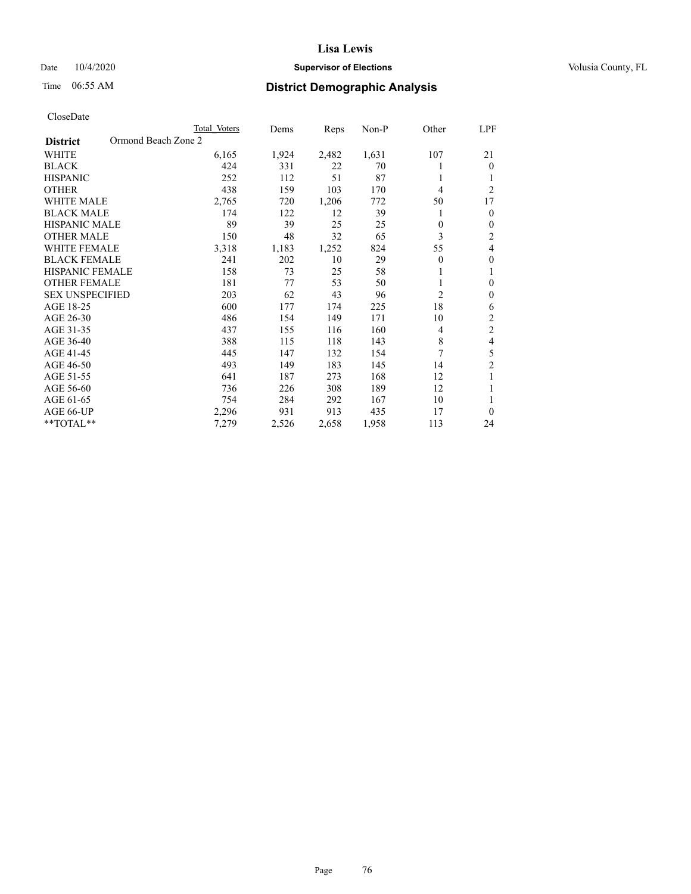# Lisa Lewis

Date 10/4/2020 **Supervisor of Elections** Volusia County, FL

Time 06:55 AM **District Demographic Analysis**

CloseDate

| District | Total Voters | Dems | Reps | Non-P | Other | LPF |
|---|---|---|---|---|---|---|
| Ormond Beach Zone 2 | | | | | | |
| WHITE | 6,165 | 1,924 | 2,482 | 1,631 | 107 | 21 |
| BLACK | 424 | 331 | 22 | 70 | 1 | 0 |
| HISPANIC | 252 | 112 | 51 | 87 | 1 | 1 |
| OTHER | 438 | 159 | 103 | 170 | 4 | 2 |
| WHITE MALE | 2,765 | 720 | 1,206 | 772 | 50 | 17 |
| BLACK MALE | 174 | 122 | 12 | 39 | 1 | 0 |
| HISPANIC MALE | 89 | 39 | 25 | 25 | 0 | 0 |
| OTHER MALE | 150 | 48 | 32 | 65 | 3 | 2 |
| WHITE FEMALE | 3,318 | 1,183 | 1,252 | 824 | 55 | 4 |
| BLACK FEMALE | 241 | 202 | 10 | 29 | 0 | 0 |
| HISPANIC FEMALE | 158 | 73 | 25 | 58 | 1 | 1 |
| OTHER FEMALE | 181 | 77 | 53 | 50 | 1 | 0 |
| SEX UNSPECIFIED | 203 | 62 | 43 | 96 | 2 | 0 |
| AGE 18-25 | 600 | 177 | 174 | 225 | 18 | 6 |
| AGE 26-30 | 486 | 154 | 149 | 171 | 10 | 2 |
| AGE 31-35 | 437 | 155 | 116 | 160 | 4 | 2 |
| AGE 36-40 | 388 | 115 | 118 | 143 | 8 | 4 |
| AGE 41-45 | 445 | 147 | 132 | 154 | 7 | 5 |
| AGE 46-50 | 493 | 149 | 183 | 145 | 14 | 2 |
| AGE 51-55 | 641 | 187 | 273 | 168 | 12 | 1 |
| AGE 56-60 | 736 | 226 | 308 | 189 | 12 | 1 |
| AGE 61-65 | 754 | 284 | 292 | 167 | 10 | 1 |
| AGE 66-UP | 2,296 | 931 | 913 | 435 | 17 | 0 |
| **TOTAL** | 7,279 | 2,526 | 2,658 | 1,958 | 113 | 24 |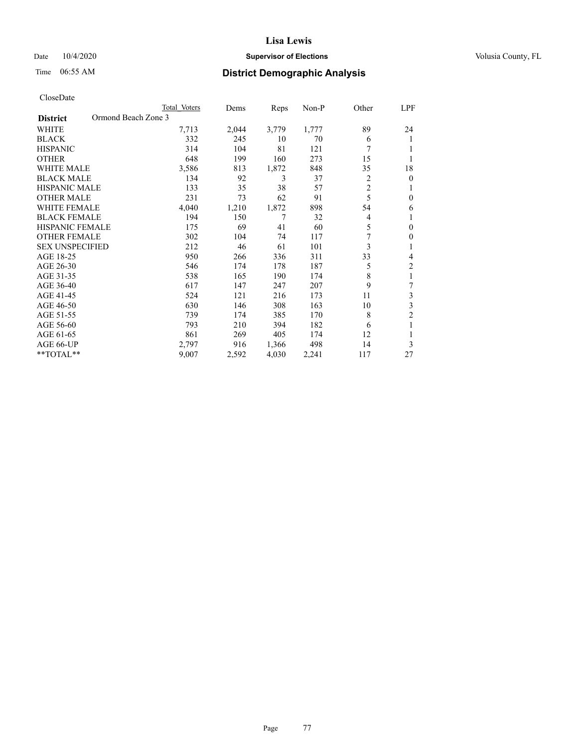# Lisa Lewis

Date 10/4/2020 **Supervisor of Elections** Volusia County, FL

Time 06:55 AM **District Demographic Analysis**

CloseDate

| **District** Ormond Beach Zone 3 | Total Voters | Dems | Reps | Non-P | Other | LPF |
|---|---|---|---|---|---|---|
| WHITE | 7,713 | 2,044 | 3,779 | 1,777 | 89 | 24 |
| BLACK | 332 | 245 | 10 | 70 | 6 | 1 |
| HISPANIC | 314 | 104 | 81 | 121 | 7 | 1 |
| OTHER | 648 | 199 | 160 | 273 | 15 | 1 |
| WHITE MALE | 3,586 | 813 | 1,872 | 848 | 35 | 18 |
| BLACK MALE | 134 | 92 | 3 | 37 | 2 | 0 |
| HISPANIC MALE | 133 | 35 | 38 | 57 | 2 | 1 |
| OTHER MALE | 231 | 73 | 62 | 91 | 5 | 0 |
| WHITE FEMALE | 4,040 | 1,210 | 1,872 | 898 | 54 | 6 |
| BLACK FEMALE | 194 | 150 | 7 | 32 | 4 | 1 |
| HISPANIC FEMALE | 175 | 69 | 41 | 60 | 5 | 0 |
| OTHER FEMALE | 302 | 104 | 74 | 117 | 7 | 0 |
| SEX UNSPECIFIED | 212 | 46 | 61 | 101 | 3 | 1 |
| AGE 18-25 | 950 | 266 | 336 | 311 | 33 | 4 |
| AGE 26-30 | 546 | 174 | 178 | 187 | 5 | 2 |
| AGE 31-35 | 538 | 165 | 190 | 174 | 8 | 1 |
| AGE 36-40 | 617 | 147 | 247 | 207 | 9 | 7 |
| AGE 41-45 | 524 | 121 | 216 | 173 | 11 | 3 |
| AGE 46-50 | 630 | 146 | 308 | 163 | 10 | 3 |
| AGE 51-55 | 739 | 174 | 385 | 170 | 8 | 2 |
| AGE 56-60 | 793 | 210 | 394 | 182 | 6 | 1 |
| AGE 61-65 | 861 | 269 | 405 | 174 | 12 | 1 |
| AGE 66-UP | 2,797 | 916 | 1,366 | 498 | 14 | 3 |
| **TOTAL** | 9,007 | 2,592 | 4,030 | 2,241 | 117 | 27 |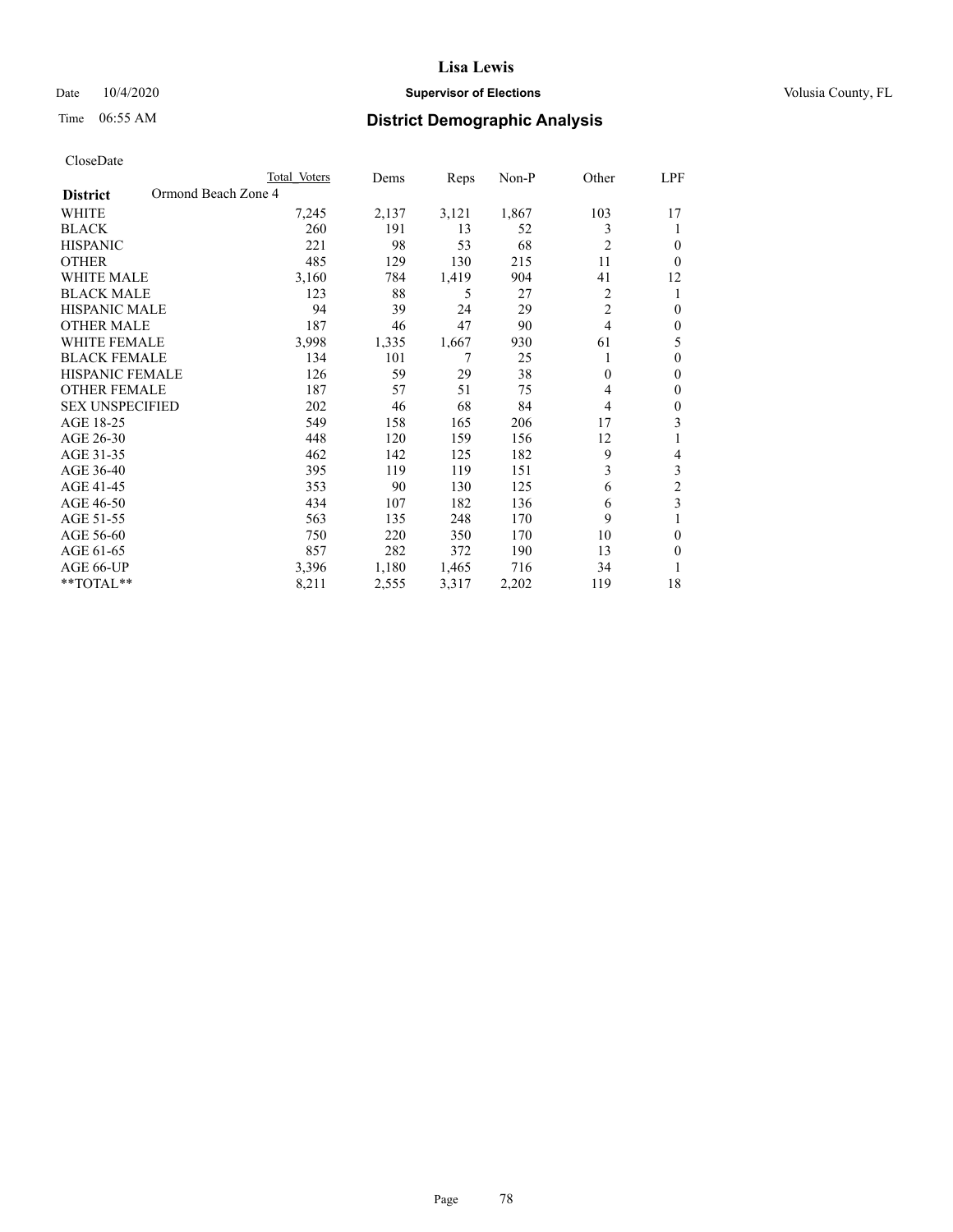# Lisa Lewis

Date 10/4/2020 **Supervisor of Elections** Volusia County, FL

Time 06:55 AM **District Demographic Analysis**

CloseDate

| District | Ormond Beach Zone 4 | Total Voters | Dems | Reps | Non-P | Other | LPF |
|---|---|---|---|---|---|---|---|
| WHITE | | 7,245 | 2,137 | 3,121 | 1,867 | 103 | 17 |
| BLACK | | 260 | 191 | 13 | 52 | 3 | 1 |
| HISPANIC | | 221 | 98 | 53 | 68 | 2 | 0 |
| OTHER | | 485 | 129 | 130 | 215 | 11 | 0 |
| WHITE MALE | | 3,160 | 784 | 1,419 | 904 | 41 | 12 |
| BLACK MALE | | 123 | 88 | 5 | 27 | 2 | 1 |
| HISPANIC MALE | | 94 | 39 | 24 | 29 | 2 | 0 |
| OTHER MALE | | 187 | 46 | 47 | 90 | 4 | 0 |
| WHITE FEMALE | | 3,998 | 1,335 | 1,667 | 930 | 61 | 5 |
| BLACK FEMALE | | 134 | 101 | 7 | 25 | 1 | 0 |
| HISPANIC FEMALE | | 126 | 59 | 29 | 38 | 0 | 0 |
| OTHER FEMALE | | 187 | 57 | 51 | 75 | 4 | 0 |
| SEX UNSPECIFIED | | 202 | 46 | 68 | 84 | 4 | 0 |
| AGE 18-25 | | 549 | 158 | 165 | 206 | 17 | 3 |
| AGE 26-30 | | 448 | 120 | 159 | 156 | 12 | 1 |
| AGE 31-35 | | 462 | 142 | 125 | 182 | 9 | 4 |
| AGE 36-40 | | 395 | 119 | 119 | 151 | 3 | 3 |
| AGE 41-45 | | 353 | 90 | 130 | 125 | 6 | 2 |
| AGE 46-50 | | 434 | 107 | 182 | 136 | 6 | 3 |
| AGE 51-55 | | 563 | 135 | 248 | 170 | 9 | 1 |
| AGE 56-60 | | 750 | 220 | 350 | 170 | 10 | 0 |
| AGE 61-65 | | 857 | 282 | 372 | 190 | 13 | 0 |
| AGE 66-UP | | 3,396 | 1,180 | 1,465 | 716 | 34 | 1 |
| **TOTAL** | | 8,211 | 2,555 | 3,317 | 2,202 | 119 | 18 |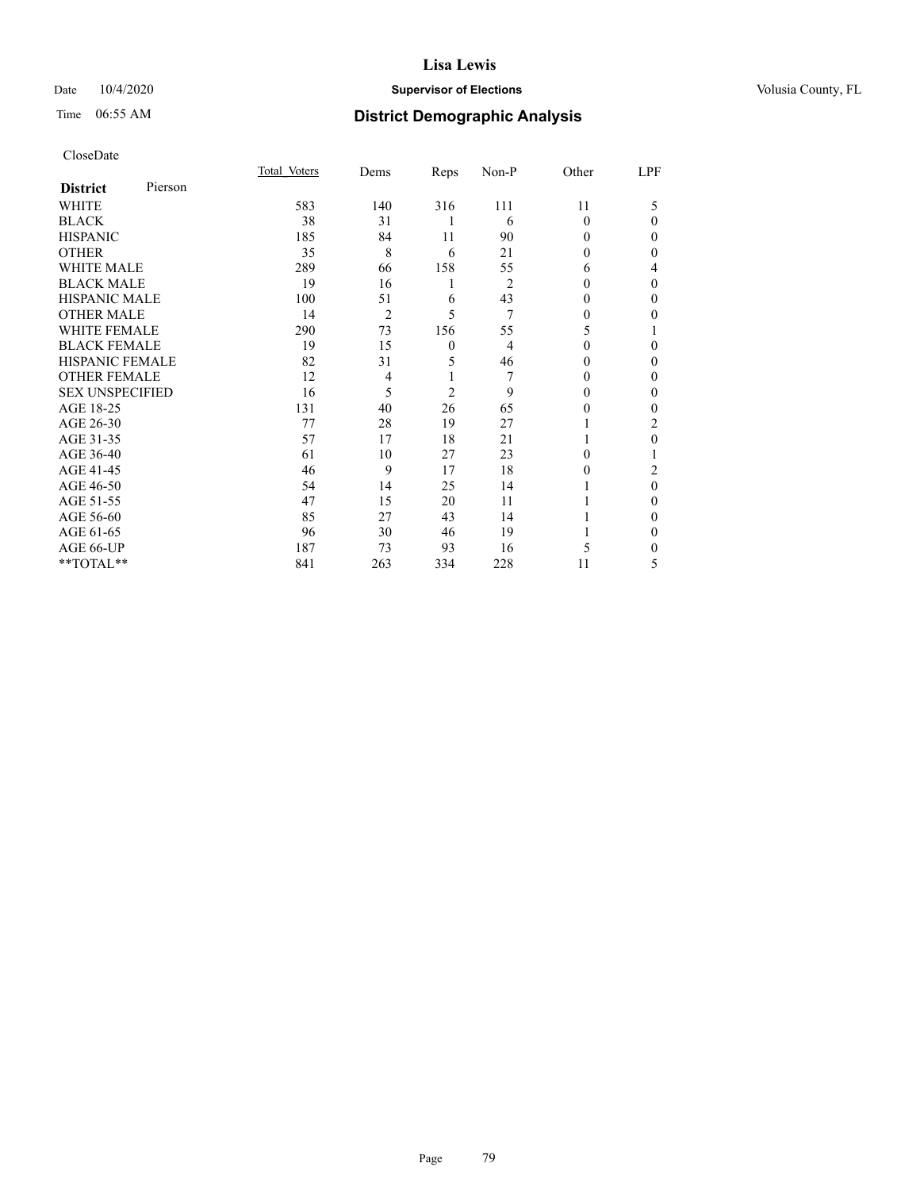Lisa Lewis

Date 10/4/2020 **Supervisor of Elections** Volusia County, FL

Time 06:55 AM **District Demographic Analysis**

CloseDate

| **District** Pierson | Total Voters | Dems | Reps | Non-P | Other | LPF |
|---|---|---|---|---|---|---|
| WHITE | 583 | 140 | 316 | 111 | 11 | 5 |
| BLACK | 38 | 31 | 1 | 6 | 0 | 0 |
| HISPANIC | 185 | 84 | 11 | 90 | 0 | 0 |
| OTHER | 35 | 8 | 6 | 21 | 0 | 0 |
| WHITE MALE | 289 | 66 | 158 | 55 | 6 | 4 |
| BLACK MALE | 19 | 16 | 1 | 2 | 0 | 0 |
| HISPANIC MALE | 100 | 51 | 6 | 43 | 0 | 0 |
| OTHER MALE | 14 | 2 | 5 | 7 | 0 | 0 |
| WHITE FEMALE | 290 | 73 | 156 | 55 | 5 | 1 |
| BLACK FEMALE | 19 | 15 | 0 | 4 | 0 | 0 |
| HISPANIC FEMALE | 82 | 31 | 5 | 46 | 0 | 0 |
| OTHER FEMALE | 12 | 4 | 1 | 7 | 0 | 0 |
| SEX UNSPECIFIED | 16 | 5 | 2 | 9 | 0 | 0 |
| AGE 18-25 | 131 | 40 | 26 | 65 | 0 | 0 |
| AGE 26-30 | 77 | 28 | 19 | 27 | 1 | 2 |
| AGE 31-35 | 57 | 17 | 18 | 21 | 1 | 0 |
| AGE 36-40 | 61 | 10 | 27 | 23 | 0 | 1 |
| AGE 41-45 | 46 | 9 | 17 | 18 | 0 | 2 |
| AGE 46-50 | 54 | 14 | 25 | 14 | 1 | 0 |
| AGE 51-55 | 47 | 15 | 20 | 11 | 1 | 0 |
| AGE 56-60 | 85 | 27 | 43 | 14 | 1 | 0 |
| AGE 61-65 | 96 | 30 | 46 | 19 | 1 | 0 |
| AGE 66-UP | 187 | 73 | 93 | 16 | 5 | 0 |
| **TOTAL** | 841 | 263 | 334 | 228 | 11 | 5 |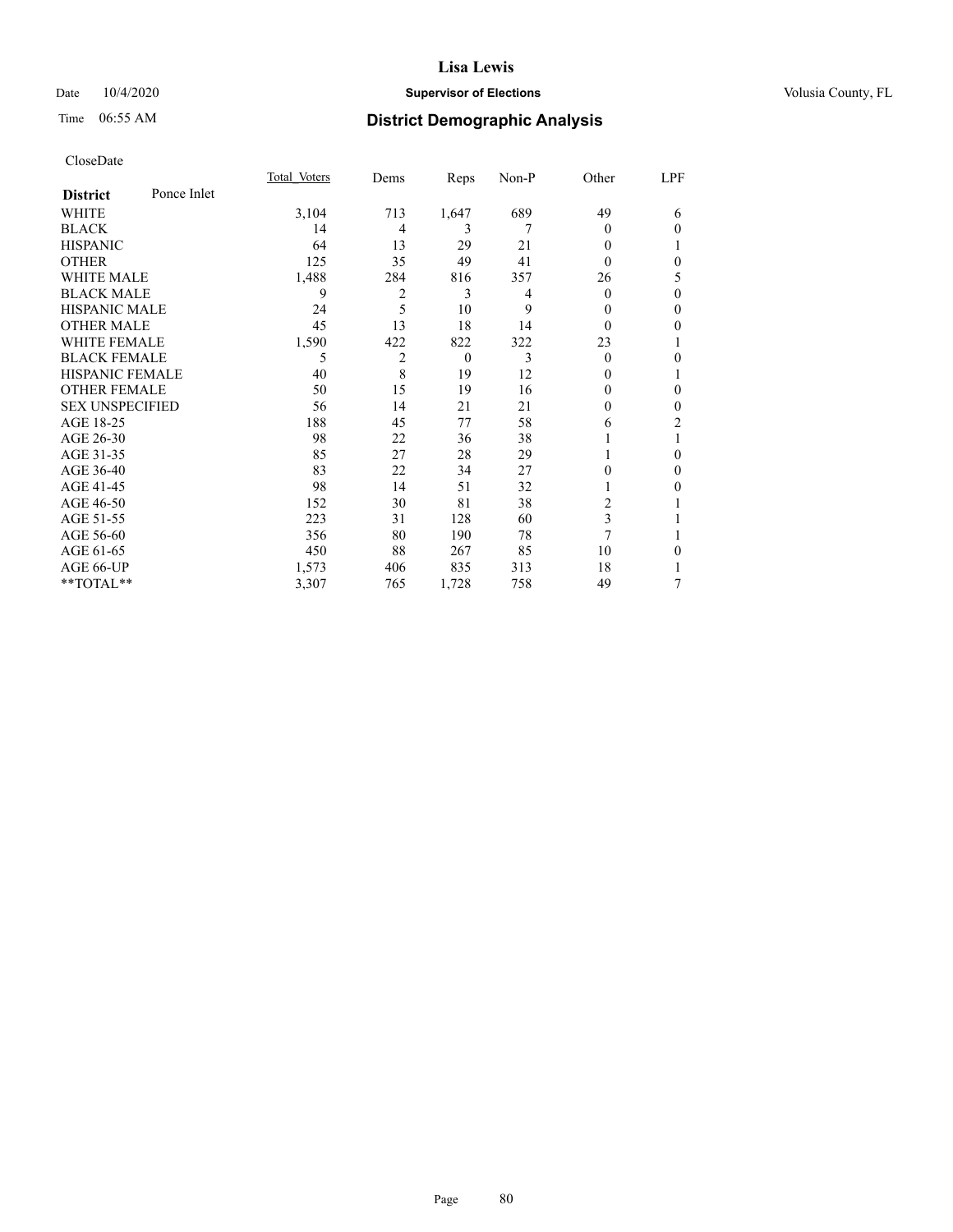# Lisa Lewis

Date 10/4/2020 **Supervisor of Elections** Volusia County, FL

Time 06:55 AM **District Demographic Analysis**

CloseDate

| District: Ponce Inlet | Total_Voters | Dems | Reps | Non-P | Other | LPF |
|---|---|---|---|---|---|---|
| WHITE | 3,104 | 713 | 1,647 | 689 | 49 | 6 |
| BLACK | 14 | 4 | 3 | 7 | 0 | 0 |
| HISPANIC | 64 | 13 | 29 | 21 | 0 | 1 |
| OTHER | 125 | 35 | 49 | 41 | 0 | 0 |
| WHITE MALE | 1,488 | 284 | 816 | 357 | 26 | 5 |
| BLACK MALE | 9 | 2 | 3 | 4 | 0 | 0 |
| HISPANIC MALE | 24 | 5 | 10 | 9 | 0 | 0 |
| OTHER MALE | 45 | 13 | 18 | 14 | 0 | 0 |
| WHITE FEMALE | 1,590 | 422 | 822 | 322 | 23 | 1 |
| BLACK FEMALE | 5 | 2 | 0 | 3 | 0 | 0 |
| HISPANIC FEMALE | 40 | 8 | 19 | 12 | 0 | 1 |
| OTHER FEMALE | 50 | 15 | 19 | 16 | 0 | 0 |
| SEX UNSPECIFIED | 56 | 14 | 21 | 21 | 0 | 0 |
| AGE 18-25 | 188 | 45 | 77 | 58 | 6 | 2 |
| AGE 26-30 | 98 | 22 | 36 | 38 | 1 | 1 |
| AGE 31-35 | 85 | 27 | 28 | 29 | 1 | 0 |
| AGE 36-40 | 83 | 22 | 34 | 27 | 0 | 0 |
| AGE 41-45 | 98 | 14 | 51 | 32 | 1 | 0 |
| AGE 46-50 | 152 | 30 | 81 | 38 | 2 | 1 |
| AGE 51-55 | 223 | 31 | 128 | 60 | 3 | 1 |
| AGE 56-60 | 356 | 80 | 190 | 78 | 7 | 1 |
| AGE 61-65 | 450 | 88 | 267 | 85 | 10 | 0 |
| AGE 66-UP | 1,573 | 406 | 835 | 313 | 18 | 1 |
| **TOTAL** | 3,307 | 765 | 1,728 | 758 | 49 | 7 |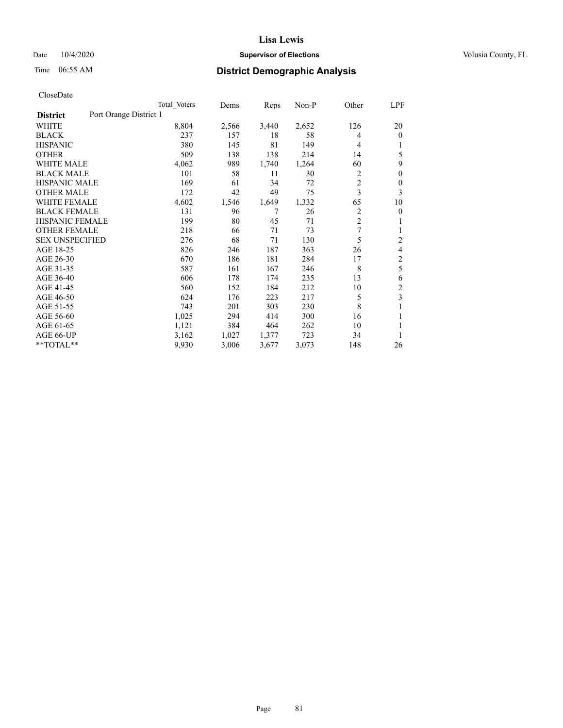# Lisa Lewis

Date 10/4/2020 **Supervisor of Elections** Volusia County, FL

Time 06:55 AM **District Demographic Analysis**

CloseDate

| District | Port Orange District 1 | Total Voters | Dems | Reps | Non-P | Other | LPF |
|---|---|---|---|---|---|---|---|
| WHITE | | 8,804 | 2,566 | 3,440 | 2,652 | 126 | 20 |
| BLACK | | 237 | 157 | 18 | 58 | 4 | 0 |
| HISPANIC | | 380 | 145 | 81 | 149 | 4 | 1 |
| OTHER | | 509 | 138 | 138 | 214 | 14 | 5 |
| WHITE MALE | | 4,062 | 989 | 1,740 | 1,264 | 60 | 9 |
| BLACK MALE | | 101 | 58 | 11 | 30 | 2 | 0 |
| HISPANIC MALE | | 169 | 61 | 34 | 72 | 2 | 0 |
| OTHER MALE | | 172 | 42 | 49 | 75 | 3 | 3 |
| WHITE FEMALE | | 4,602 | 1,546 | 1,649 | 1,332 | 65 | 10 |
| BLACK FEMALE | | 131 | 96 | 7 | 26 | 2 | 0 |
| HISPANIC FEMALE | | 199 | 80 | 45 | 71 | 2 | 1 |
| OTHER FEMALE | | 218 | 66 | 71 | 73 | 7 | 1 |
| SEX UNSPECIFIED | | 276 | 68 | 71 | 130 | 5 | 2 |
| AGE 18-25 | | 826 | 246 | 187 | 363 | 26 | 4 |
| AGE 26-30 | | 670 | 186 | 181 | 284 | 17 | 2 |
| AGE 31-35 | | 587 | 161 | 167 | 246 | 8 | 5 |
| AGE 36-40 | | 606 | 178 | 174 | 235 | 13 | 6 |
| AGE 41-45 | | 560 | 152 | 184 | 212 | 10 | 2 |
| AGE 46-50 | | 624 | 176 | 223 | 217 | 5 | 3 |
| AGE 51-55 | | 743 | 201 | 303 | 230 | 8 | 1 |
| AGE 56-60 | | 1,025 | 294 | 414 | 300 | 16 | 1 |
| AGE 61-65 | | 1,121 | 384 | 464 | 262 | 10 | 1 |
| AGE 66-UP | | 3,162 | 1,027 | 1,377 | 723 | 34 | 1 |
| **TOTAL** | | 9,930 | 3,006 | 3,677 | 3,073 | 148 | 26 |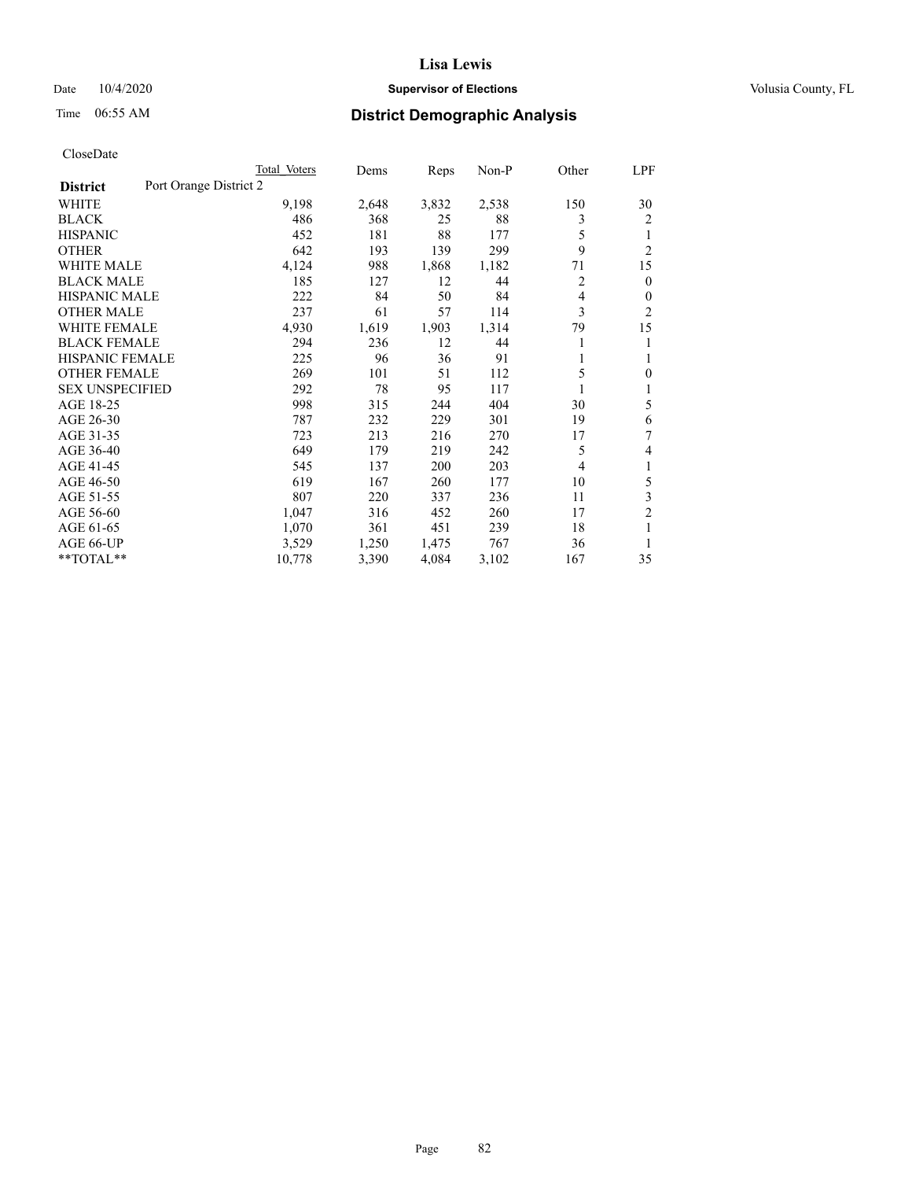# Lisa Lewis

Date 10/4/2020 **Supervisor of Elections** Volusia County, FL

Time 06:55 AM **District Demographic Analysis**

CloseDate

| District | Port Orange District 2 | Total Voters | Dems | Reps | Non-P | Other | LPF |
|---|---|---|---|---|---|---|---|
| WHITE | | 9,198 | 2,648 | 3,832 | 2,538 | 150 | 30 |
| BLACK | | 486 | 368 | 25 | 88 | 3 | 2 |
| HISPANIC | | 452 | 181 | 88 | 177 | 5 | 1 |
| OTHER | | 642 | 193 | 139 | 299 | 9 | 2 |
| WHITE MALE | | 4,124 | 988 | 1,868 | 1,182 | 71 | 15 |
| BLACK MALE | | 185 | 127 | 12 | 44 | 2 | 0 |
| HISPANIC MALE | | 222 | 84 | 50 | 84 | 4 | 0 |
| OTHER MALE | | 237 | 61 | 57 | 114 | 3 | 2 |
| WHITE FEMALE | | 4,930 | 1,619 | 1,903 | 1,314 | 79 | 15 |
| BLACK FEMALE | | 294 | 236 | 12 | 44 | 1 | 1 |
| HISPANIC FEMALE | | 225 | 96 | 36 | 91 | 1 | 1 |
| OTHER FEMALE | | 269 | 101 | 51 | 112 | 5 | 0 |
| SEX UNSPECIFIED | | 292 | 78 | 95 | 117 | 1 | 1 |
| AGE 18-25 | | 998 | 315 | 244 | 404 | 30 | 5 |
| AGE 26-30 | | 787 | 232 | 229 | 301 | 19 | 6 |
| AGE 31-35 | | 723 | 213 | 216 | 270 | 17 | 7 |
| AGE 36-40 | | 649 | 179 | 219 | 242 | 5 | 4 |
| AGE 41-45 | | 545 | 137 | 200 | 203 | 4 | 1 |
| AGE 46-50 | | 619 | 167 | 260 | 177 | 10 | 5 |
| AGE 51-55 | | 807 | 220 | 337 | 236 | 11 | 3 |
| AGE 56-60 | | 1,047 | 316 | 452 | 260 | 17 | 2 |
| AGE 61-65 | | 1,070 | 361 | 451 | 239 | 18 | 1 |
| AGE 66-UP | | 3,529 | 1,250 | 1,475 | 767 | 36 | 1 |
| **TOTAL** | | 10,778 | 3,390 | 4,084 | 3,102 | 167 | 35 |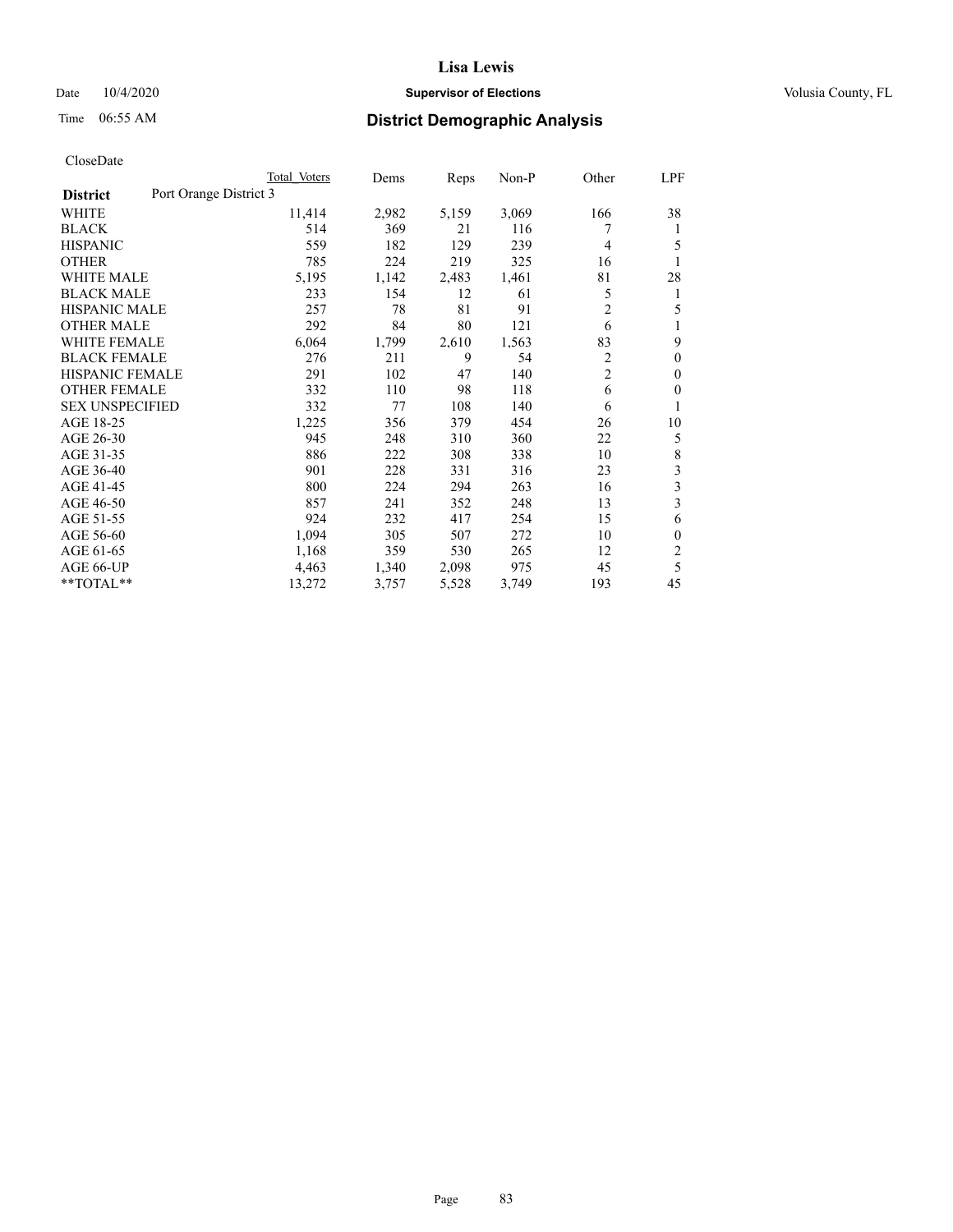# Lisa Lewis

Date 10/4/2020 **Supervisor of Elections** Volusia County, FL

Time 06:55 AM **District Demographic Analysis**

CloseDate

| | Total Voters | Dems | Reps | Non-P | Other | LPF |
|---|---|---|---|---|---|---|
| **District** Port Orange District 3 | | | | | | |
| WHITE | 11,414 | 2,982 | 5,159 | 3,069 | 166 | 38 |
| BLACK | 514 | 369 | 21 | 116 | 7 | 1 |
| HISPANIC | 559 | 182 | 129 | 239 | 4 | 5 |
| OTHER | 785 | 224 | 219 | 325 | 16 | 1 |
| WHITE MALE | 5,195 | 1,142 | 2,483 | 1,461 | 81 | 28 |
| BLACK MALE | 233 | 154 | 12 | 61 | 5 | 1 |
| HISPANIC MALE | 257 | 78 | 81 | 91 | 2 | 5 |
| OTHER MALE | 292 | 84 | 80 | 121 | 6 | 1 |
| WHITE FEMALE | 6,064 | 1,799 | 2,610 | 1,563 | 83 | 9 |
| BLACK FEMALE | 276 | 211 | 9 | 54 | 2 | 0 |
| HISPANIC FEMALE | 291 | 102 | 47 | 140 | 2 | 0 |
| OTHER FEMALE | 332 | 110 | 98 | 118 | 6 | 0 |
| SEX UNSPECIFIED | 332 | 77 | 108 | 140 | 6 | 1 |
| AGE 18-25 | 1,225 | 356 | 379 | 454 | 26 | 10 |
| AGE 26-30 | 945 | 248 | 310 | 360 | 22 | 5 |
| AGE 31-35 | 886 | 222 | 308 | 338 | 10 | 8 |
| AGE 36-40 | 901 | 228 | 331 | 316 | 23 | 3 |
| AGE 41-45 | 800 | 224 | 294 | 263 | 16 | 3 |
| AGE 46-50 | 857 | 241 | 352 | 248 | 13 | 3 |
| AGE 51-55 | 924 | 232 | 417 | 254 | 15 | 6 |
| AGE 56-60 | 1,094 | 305 | 507 | 272 | 10 | 0 |
| AGE 61-65 | 1,168 | 359 | 530 | 265 | 12 | 2 |
| AGE 66-UP | 4,463 | 1,340 | 2,098 | 975 | 45 | 5 |
| **TOTAL** | 13,272 | 3,757 | 5,528 | 3,749 | 193 | 45 |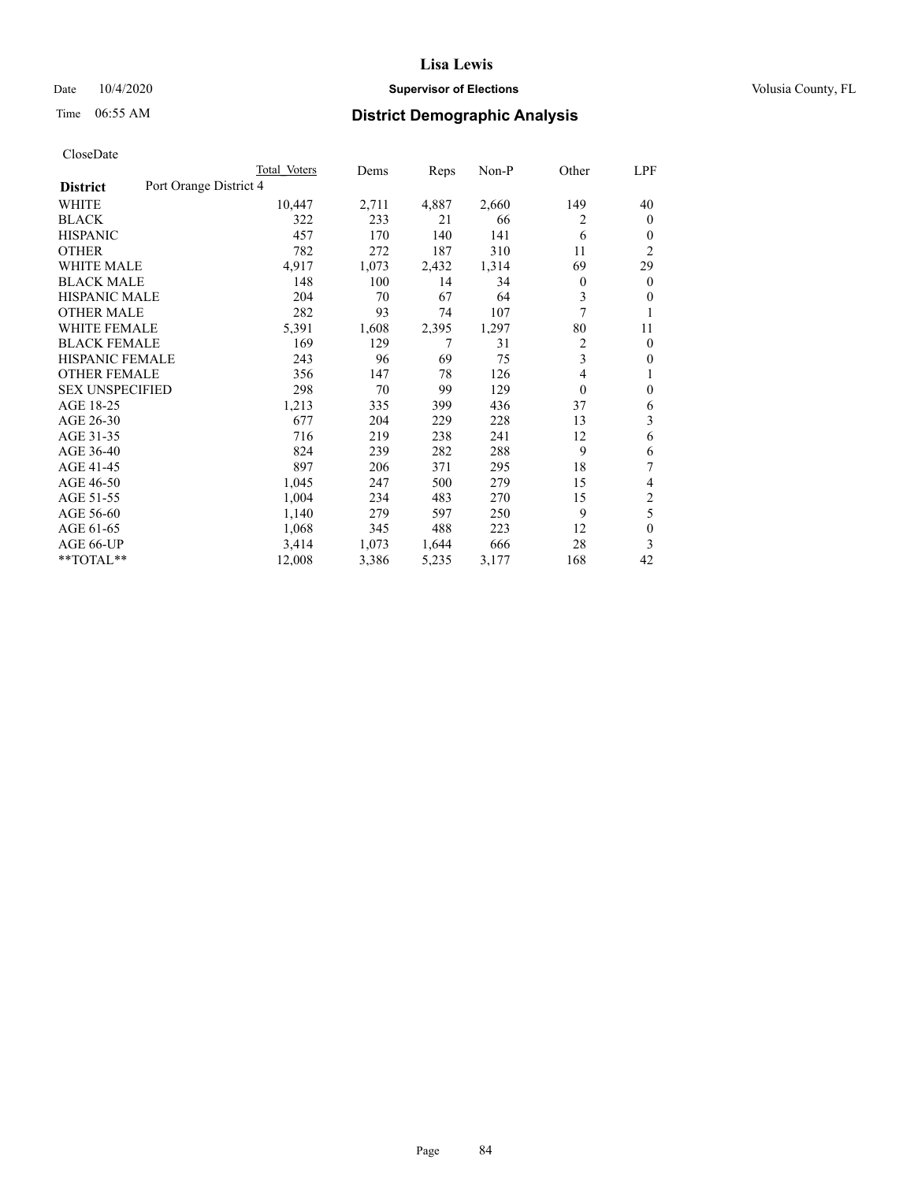# Lisa Lewis

Date 10/4/2020 **Supervisor of Elections** Volusia County, FL

Time 06:55 AM **District Demographic Analysis**

CloseDate

| District | Port Orange District 4 | Total Voters | Dems | Reps | Non-P | Other | LPF |
|---|---|---|---|---|---|---|---|
| WHITE | | 10,447 | 2,711 | 4,887 | 2,660 | 149 | 40 |
| BLACK | | 322 | 233 | 21 | 66 | 2 | 0 |
| HISPANIC | | 457 | 170 | 140 | 141 | 6 | 0 |
| OTHER | | 782 | 272 | 187 | 310 | 11 | 2 |
| WHITE MALE | | 4,917 | 1,073 | 2,432 | 1,314 | 69 | 29 |
| BLACK MALE | | 148 | 100 | 14 | 34 | 0 | 0 |
| HISPANIC MALE | | 204 | 70 | 67 | 64 | 3 | 0 |
| OTHER MALE | | 282 | 93 | 74 | 107 | 7 | 1 |
| WHITE FEMALE | | 5,391 | 1,608 | 2,395 | 1,297 | 80 | 11 |
| BLACK FEMALE | | 169 | 129 | 7 | 31 | 2 | 0 |
| HISPANIC FEMALE | | 243 | 96 | 69 | 75 | 3 | 0 |
| OTHER FEMALE | | 356 | 147 | 78 | 126 | 4 | 1 |
| SEX UNSPECIFIED | | 298 | 70 | 99 | 129 | 0 | 0 |
| AGE 18-25 | | 1,213 | 335 | 399 | 436 | 37 | 6 |
| AGE 26-30 | | 677 | 204 | 229 | 228 | 13 | 3 |
| AGE 31-35 | | 716 | 219 | 238 | 241 | 12 | 6 |
| AGE 36-40 | | 824 | 239 | 282 | 288 | 9 | 6 |
| AGE 41-45 | | 897 | 206 | 371 | 295 | 18 | 7 |
| AGE 46-50 | | 1,045 | 247 | 500 | 279 | 15 | 4 |
| AGE 51-55 | | 1,004 | 234 | 483 | 270 | 15 | 2 |
| AGE 56-60 | | 1,140 | 279 | 597 | 250 | 9 | 5 |
| AGE 61-65 | | 1,068 | 345 | 488 | 223 | 12 | 0 |
| AGE 66-UP | | 3,414 | 1,073 | 1,644 | 666 | 28 | 3 |
| **TOTAL** | | 12,008 | 3,386 | 5,235 | 3,177 | 168 | 42 |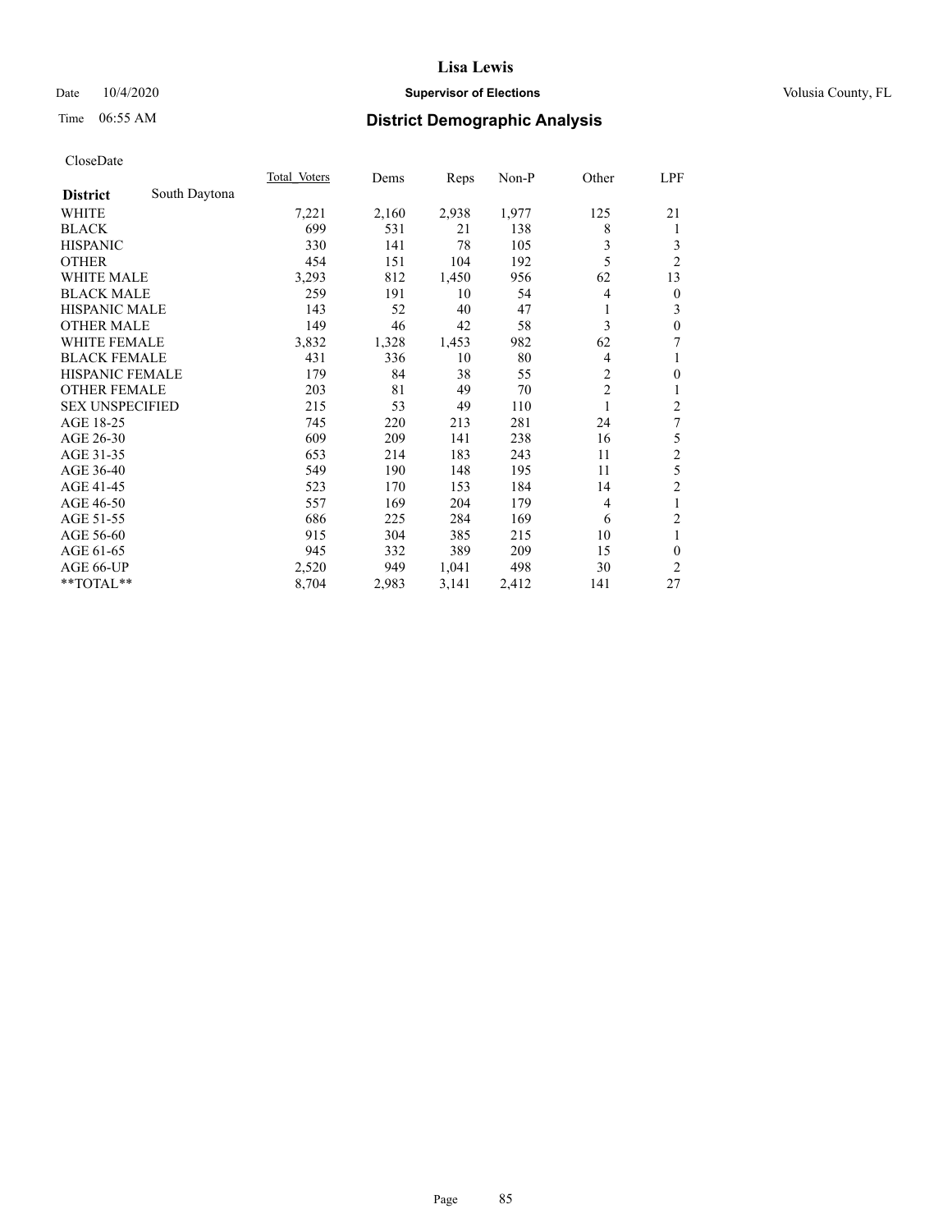# Lisa Lewis

Date 10/4/2020 **Supervisor of Elections** Volusia County, FL

Time 06:55 AM **District Demographic Analysis**

CloseDate

| **District** South Daytona | Total Voters | Dems | Reps | Non-P | Other | LPF |
|---|---|---|---|---|---|---|
| WHITE | 7,221 | 2,160 | 2,938 | 1,977 | 125 | 21 |
| BLACK | 699 | 531 | 21 | 138 | 8 | 1 |
| HISPANIC | 330 | 141 | 78 | 105 | 3 | 3 |
| OTHER | 454 | 151 | 104 | 192 | 5 | 2 |
| WHITE MALE | 3,293 | 812 | 1,450 | 956 | 62 | 13 |
| BLACK MALE | 259 | 191 | 10 | 54 | 4 | 0 |
| HISPANIC MALE | 143 | 52 | 40 | 47 | 1 | 3 |
| OTHER MALE | 149 | 46 | 42 | 58 | 3 | 0 |
| WHITE FEMALE | 3,832 | 1,328 | 1,453 | 982 | 62 | 7 |
| BLACK FEMALE | 431 | 336 | 10 | 80 | 4 | 1 |
| HISPANIC FEMALE | 179 | 84 | 38 | 55 | 2 | 0 |
| OTHER FEMALE | 203 | 81 | 49 | 70 | 2 | 1 |
| SEX UNSPECIFIED | 215 | 53 | 49 | 110 | 1 | 2 |
| AGE 18-25 | 745 | 220 | 213 | 281 | 24 | 7 |
| AGE 26-30 | 609 | 209 | 141 | 238 | 16 | 5 |
| AGE 31-35 | 653 | 214 | 183 | 243 | 11 | 2 |
| AGE 36-40 | 549 | 190 | 148 | 195 | 11 | 5 |
| AGE 41-45 | 523 | 170 | 153 | 184 | 14 | 2 |
| AGE 46-50 | 557 | 169 | 204 | 179 | 4 | 1 |
| AGE 51-55 | 686 | 225 | 284 | 169 | 6 | 2 |
| AGE 56-60 | 915 | 304 | 385 | 215 | 10 | 1 |
| AGE 61-65 | 945 | 332 | 389 | 209 | 15 | 0 |
| AGE 66-UP | 2,520 | 949 | 1,041 | 498 | 30 | 2 |
| **TOTAL** | 8,704 | 2,983 | 3,141 | 2,412 | 141 | 27 |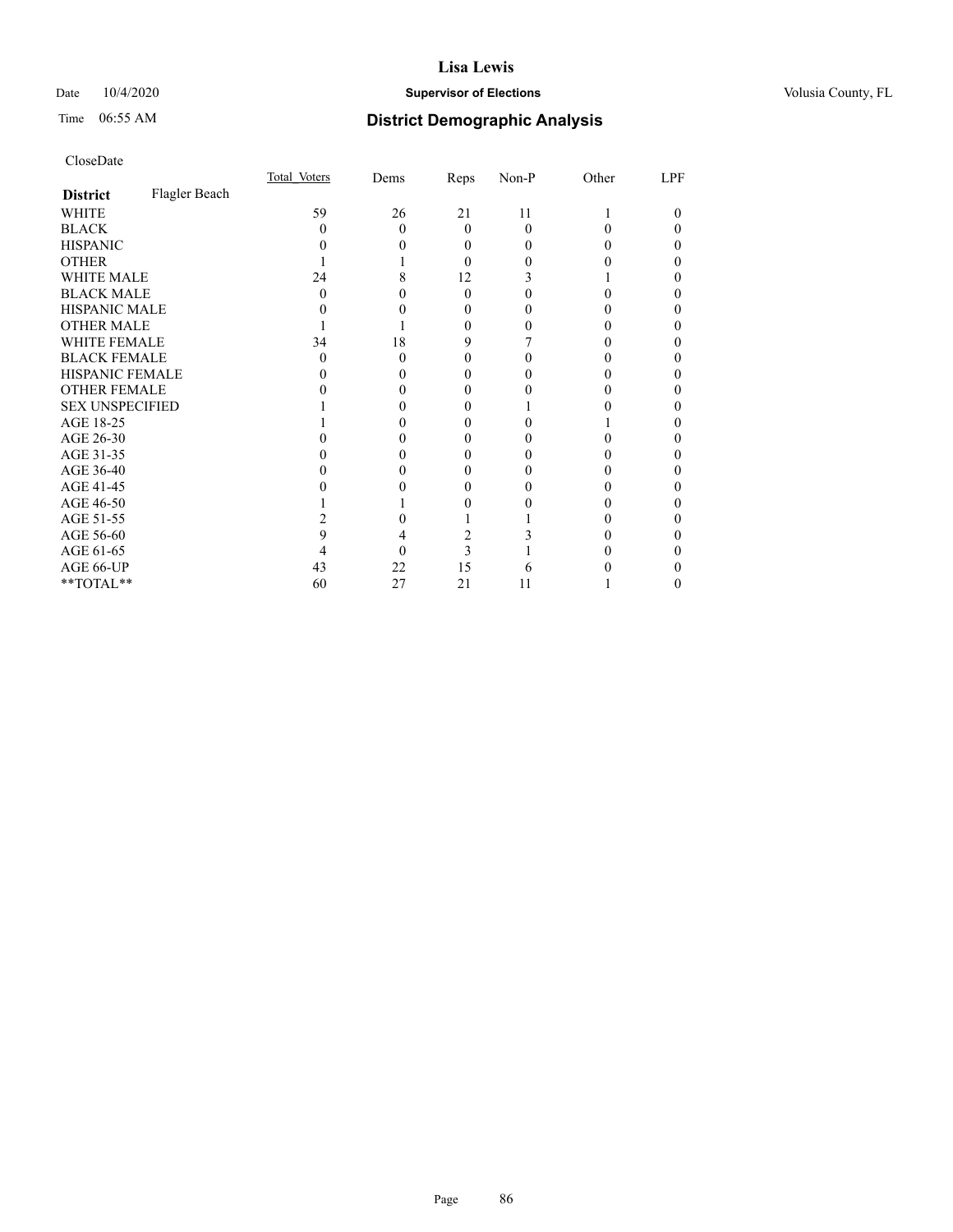# Lisa Lewis

Date 10/4/2020 **Supervisor of Elections** Volusia County, FL

Time 06:55 AM **District Demographic Analysis**

CloseDate

| | Total_Voters | Dems | Reps | Non-P | Other | LPF |
|---|---|---|---|---|---|---|
| **District** Flagler Beach | | | | | | |
| WHITE | 59 | 26 | 21 | 11 | 1 | 0 |
| BLACK | 0 | 0 | 0 | 0 | 0 | 0 |
| HISPANIC | 0 | 0 | 0 | 0 | 0 | 0 |
| OTHER | 1 | 1 | 0 | 0 | 0 | 0 |
| WHITE MALE | 24 | 8 | 12 | 3 | 1 | 0 |
| BLACK MALE | 0 | 0 | 0 | 0 | 0 | 0 |
| HISPANIC MALE | 0 | 0 | 0 | 0 | 0 | 0 |
| OTHER MALE | 1 | 1 | 0 | 0 | 0 | 0 |
| WHITE FEMALE | 34 | 18 | 9 | 7 | 0 | 0 |
| BLACK FEMALE | 0 | 0 | 0 | 0 | 0 | 0 |
| HISPANIC FEMALE | 0 | 0 | 0 | 0 | 0 | 0 |
| OTHER FEMALE | 0 | 0 | 0 | 0 | 0 | 0 |
| SEX UNSPECIFIED | 1 | 0 | 0 | 1 | 0 | 0 |
| AGE 18-25 | 1 | 0 | 0 | 0 | 1 | 0 |
| AGE 26-30 | 0 | 0 | 0 | 0 | 0 | 0 |
| AGE 31-35 | 0 | 0 | 0 | 0 | 0 | 0 |
| AGE 36-40 | 0 | 0 | 0 | 0 | 0 | 0 |
| AGE 41-45 | 0 | 0 | 0 | 0 | 0 | 0 |
| AGE 46-50 | 1 | 1 | 0 | 0 | 0 | 0 |
| AGE 51-55 | 2 | 0 | 1 | 1 | 0 | 0 |
| AGE 56-60 | 9 | 4 | 2 | 3 | 0 | 0 |
| AGE 61-65 | 4 | 0 | 3 | 1 | 0 | 0 |
| AGE 66-UP | 43 | 22 | 15 | 6 | 0 | 0 |
| **TOTAL** | 60 | 27 | 21 | 11 | 1 | 0 |